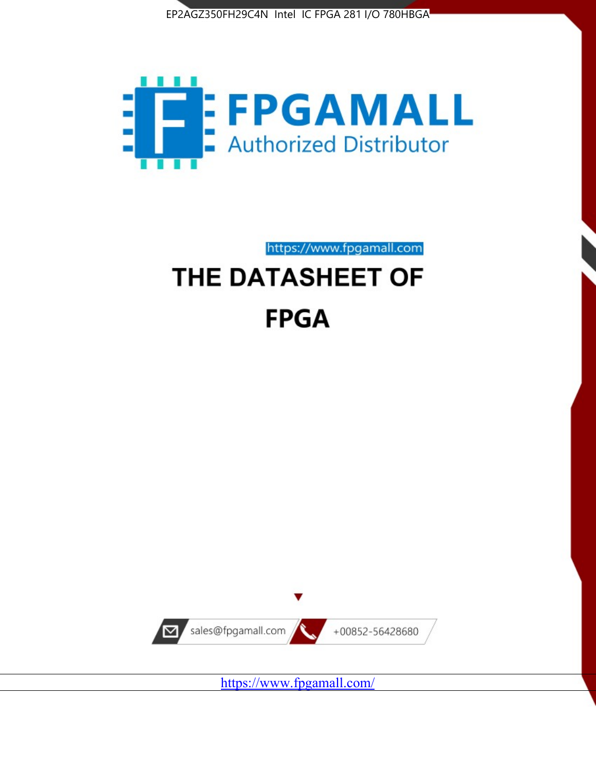EP2AGZ350FH29C4N Intel IC FPGA 281 I/O 780HBGA

FPGAMALL

Authorized Distributor

https://www.fpgamall.com

# THE DATASHEET OF

# FPGA

sales@fpgamall.com

+00852-56428680

https://www.fpgamall.com/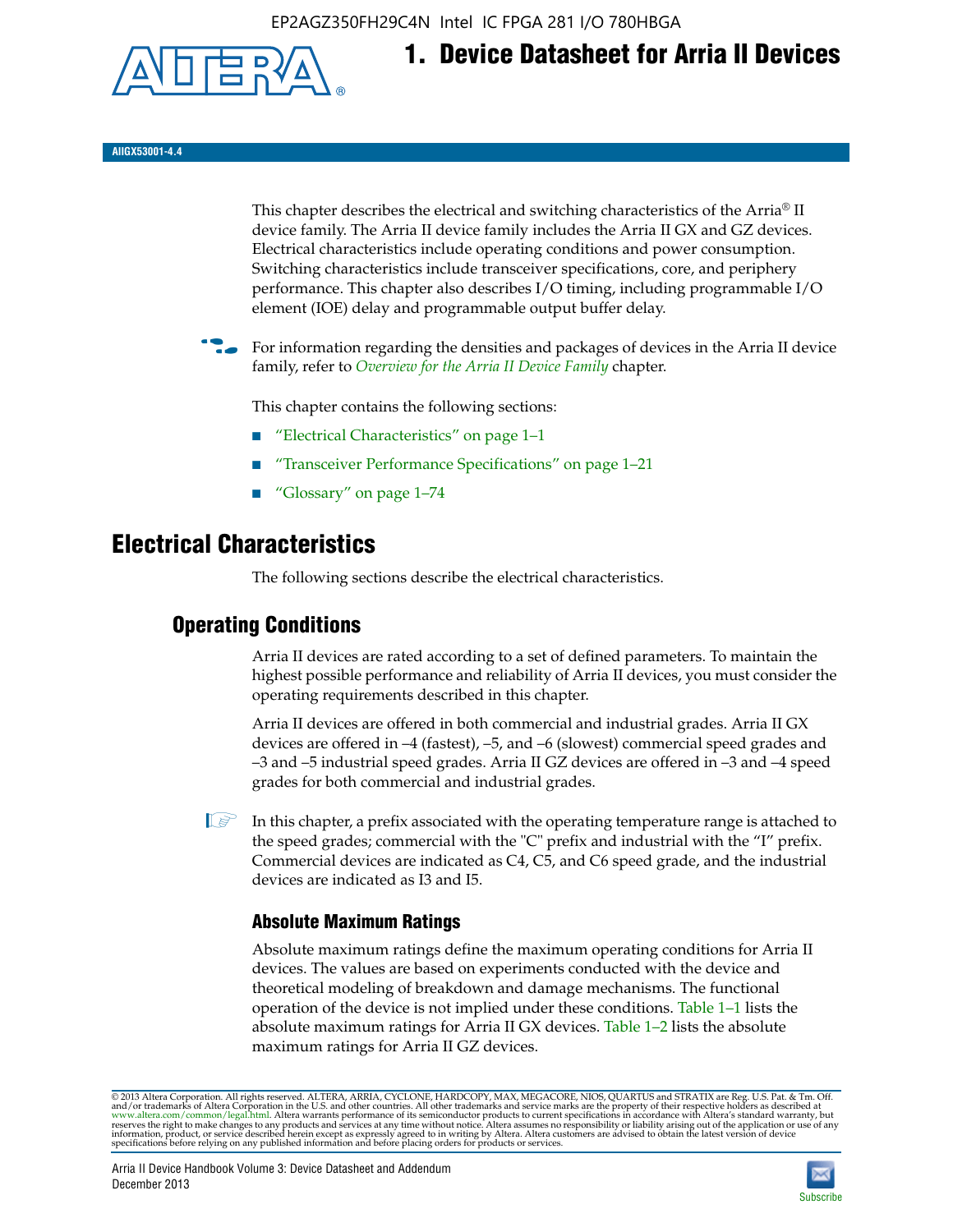# 1. Device Datasheet for Arria II Devices

AIIGX53001-4.4

This chapter describes the electrical and switching characteristics of the Arria® II device family. The Arria II device family includes the Arria II GX and GZ devices. Electrical characteristics include operating conditions and power consumption. Switching characteristics include transceiver specifications, core, and periphery performance. This chapter also describes I/O timing, including programmable I/O element (IOE) delay and programmable output buffer delay.

For information regarding the densities and packages of devices in the Arria II device family, refer to *Overview for the Arria II Device Family* chapter.

This chapter contains the following sections:

- "Electrical Characteristics" on page 1–1
- "Transceiver Performance Specifications" on page 1–21
- "Glossary" on page 1–74

## Electrical Characteristics

The following sections describe the electrical characteristics.

### Operating Conditions

Arria II devices are rated according to a set of defined parameters. To maintain the highest possible performance and reliability of Arria II devices, you must consider the operating requirements described in this chapter.

Arria II devices are offered in both commercial and industrial grades. Arria II GX devices are offered in –4 (fastest), –5, and –6 (slowest) commercial speed grades and –3 and –5 industrial speed grades. Arria II GZ devices are offered in –3 and –4 speed grades for both commercial and industrial grades.

In this chapter, a prefix associated with the operating temperature range is attached to the speed grades; commercial with the "C" prefix and industrial with the "I" prefix. Commercial devices are indicated as C4, C5, and C6 speed grade, and the industrial devices are indicated as I3 and I5.

#### Absolute Maximum Ratings

Absolute maximum ratings define the maximum operating conditions for Arria II devices. The values are based on experiments conducted with the device and theoretical modeling of breakdown and damage mechanisms. The functional operation of the device is not implied under these conditions. Table 1–1 lists the absolute maximum ratings for Arria II GX devices. Table 1–2 lists the absolute maximum ratings for Arria II GZ devices.

© 2013 Altera Corporation. All rights reserved. ALTERA, ARRIA, CYCLONE, HARDCOPY, MAX, MEGACORE, NIOS, QUARTUS and STRATIX are Reg. U.S. Pat. & Tm. Off. and/or trademarks of Altera Corporation in the U.S. and other countries. All other trademarks and service marks are the property of their respective holders as described at www.altera.com/common/legal.html. Altera warrants performance of its semiconductor products to current specifications in accordance with Altera's standard warranty, but reserves the right to make changes to any products and services at any time without notice. Altera assumes no responsibility or liability arising out of the application or use of any information, product, or service described herein except as expressly agreed to in writing by Altera. Altera customers are advised to obtain the latest version of device specifications before relying on any published information and before placing orders for products or services.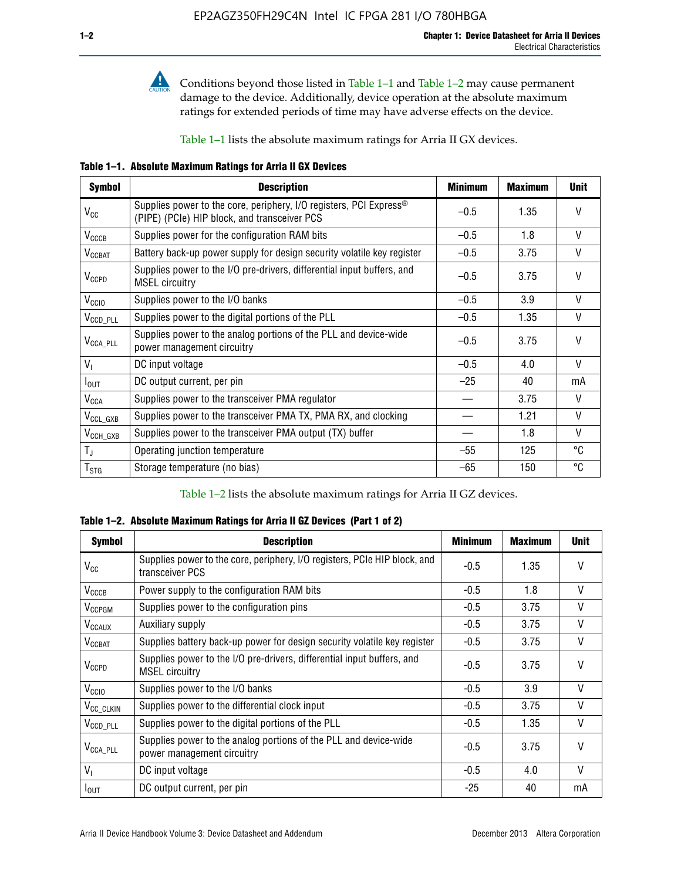Conditions beyond those listed in Table 1–1 and Table 1–2 may cause permanent damage to the device. Additionally, device operation at the absolute maximum ratings for extended periods of time may have adverse effects on the device.

Table 1–1 lists the absolute maximum ratings for Arria II GX devices.

**Table 1–1. Absolute Maximum Ratings for Arria II GX Devices**

| Symbol | Description | Minimum | Maximum | Unit |
|---|---|---|---|---|
| $V_{CC}$ | Supplies power to the core, periphery, I/O registers, PCI Express® (PIPE) (PCIe) HIP block, and transceiver PCS | –0.5 | 1.35 | V |
| $V_{CCCB}$ | Supplies power for the configuration RAM bits | –0.5 | 1.8 | V |
| $V_{CCBAT}$ | Battery back-up power supply for design security volatile key register | –0.5 | 3.75 | V |
| $V_{CCPD}$ | Supplies power to the I/O pre-drivers, differential input buffers, and MSEL circuitry | –0.5 | 3.75 | V |
| $V_{CCIO}$ | Supplies power to the I/O banks | –0.5 | 3.9 | V |
| $V_{CCD\_PLL}$ | Supplies power to the digital portions of the PLL | –0.5 | 1.35 | V |
| $V_{CCA\_PLL}$ | Supplies power to the analog portions of the PLL and device-wide power management circuitry | –0.5 | 3.75 | V |
| $V_I$ | DC input voltage | –0.5 | 4.0 | V |
| $I_{OUT}$ | DC output current, per pin | –25 | 40 | mA |
| $V_{CCA}$ | Supplies power to the transceiver PMA regulator | — | 3.75 | V |
| $V_{CCL\_GXB}$ | Supplies power to the transceiver PMA TX, PMA RX, and clocking | — | 1.21 | V |
| $V_{CCH\_GXB}$ | Supplies power to the transceiver PMA output (TX) buffer | — | 1.8 | V |
| $T_J$ | Operating junction temperature | –55 | 125 | °C |
| $T_{STG}$ | Storage temperature (no bias) | –65 | 150 | °C |

Table 1–2 lists the absolute maximum ratings for Arria II GZ devices.

**Table 1–2. Absolute Maximum Ratings for Arria II GZ Devices (Part 1 of 2)**

| Symbol | Description | Minimum | Maximum | Unit |
|---|---|---|---|---|
| $V_{CC}$ | Supplies power to the core, periphery, I/O registers, PCIe HIP block, and transceiver PCS | -0.5 | 1.35 | V |
| $V_{CCCB}$ | Power supply to the configuration RAM bits | -0.5 | 1.8 | V |
| $V_{CCPGM}$ | Supplies power to the configuration pins | -0.5 | 3.75 | V |
| $V_{CCAUX}$ | Auxiliary supply | -0.5 | 3.75 | V |
| $V_{CCBAT}$ | Supplies battery back-up power for design security volatile key register | -0.5 | 3.75 | V |
| $V_{CCPD}$ | Supplies power to the I/O pre-drivers, differential input buffers, and MSEL circuitry | -0.5 | 3.75 | V |
| $V_{CCIO}$ | Supplies power to the I/O banks | -0.5 | 3.9 | V |
| $V_{CC\_CLKIN}$ | Supplies power to the differential clock input | -0.5 | 3.75 | V |
| $V_{CCD\_PLL}$ | Supplies power to the digital portions of the PLL | -0.5 | 1.35 | V |
| $V_{CCA\_PLL}$ | Supplies power to the analog portions of the PLL and device-wide power management circuitry | -0.5 | 3.75 | V |
| $V_I$ | DC input voltage | -0.5 | 4.0 | V |
| $I_{OUT}$ | DC output current, per pin | -25 | 40 | mA |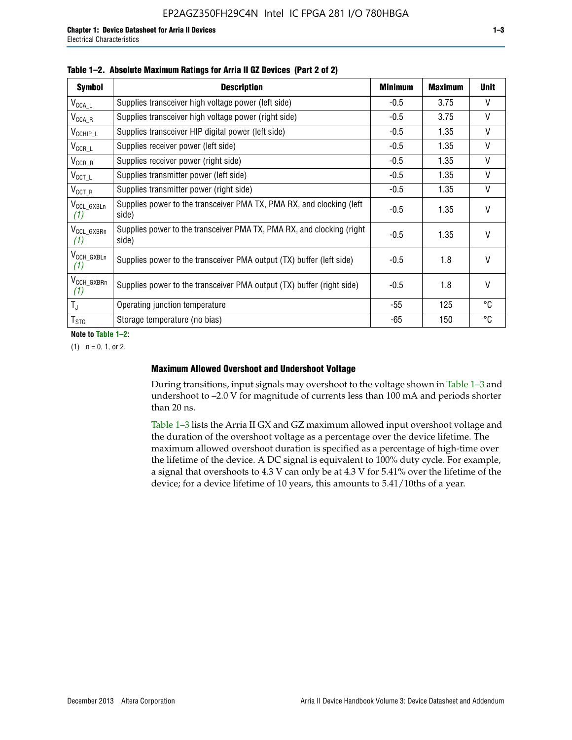**Table 1–2. Absolute Maximum Ratings for Arria II GZ Devices (Part 2 of 2)**

| Symbol | Description | Minimum | Maximum | Unit |
|---|---|---|---|---|
| $V_{CCA\_L}$ | Supplies transceiver high voltage power (left side) | -0.5 | 3.75 | V |
| $V_{CCA\_R}$ | Supplies transceiver high voltage power (right side) | -0.5 | 3.75 | V |
| $V_{CCHIP\_L}$ | Supplies transceiver HIP digital power (left side) | -0.5 | 1.35 | V |
| $V_{CCR\_L}$ | Supplies receiver power (left side) | -0.5 | 1.35 | V |
| $V_{CCR\_R}$ | Supplies receiver power (right side) | -0.5 | 1.35 | V |
| $V_{CCT\_L}$ | Supplies transmitter power (left side) | -0.5 | 1.35 | V |
| $V_{CCT\_R}$ | Supplies transmitter power (right side) | -0.5 | 1.35 | V |
| $V_{CCL\_GXBLn}$ *(1)* | Supplies power to the transceiver PMA TX, PMA RX, and clocking (left side) | -0.5 | 1.35 | V |
| $V_{CCL\_GXBRn}$ *(1)* | Supplies power to the transceiver PMA TX, PMA RX, and clocking (right side) | -0.5 | 1.35 | V |
| $V_{CCH\_GXBLn}$ *(1)* | Supplies power to the transceiver PMA output (TX) buffer (left side) | -0.5 | 1.8 | V |
| $V_{CCH\_GXBRn}$ *(1)* | Supplies power to the transceiver PMA output (TX) buffer (right side) | -0.5 | 1.8 | V |
| $T_J$ | Operating junction temperature | -55 | 125 | °C |
| $T_{STG}$ | Storage temperature (no bias) | -65 | 150 | °C |

**Note to Table 1–2:**

(1) n = 0, 1, or 2.

### Maximum Allowed Overshoot and Undershoot Voltage

During transitions, input signals may overshoot to the voltage shown in Table 1–3 and undershoot to –2.0 V for magnitude of currents less than 100 mA and periods shorter than 20 ns.

Table 1–3 lists the Arria II GX and GZ maximum allowed input overshoot voltage and the duration of the overshoot voltage as a percentage over the device lifetime. The maximum allowed overshoot duration is specified as a percentage of high-time over the lifetime of the device. A DC signal is equivalent to 100% duty cycle. For example, a signal that overshoots to 4.3 V can only be at 4.3 V for 5.41% over the lifetime of the device; for a device lifetime of 10 years, this amounts to 5.41/10ths of a year.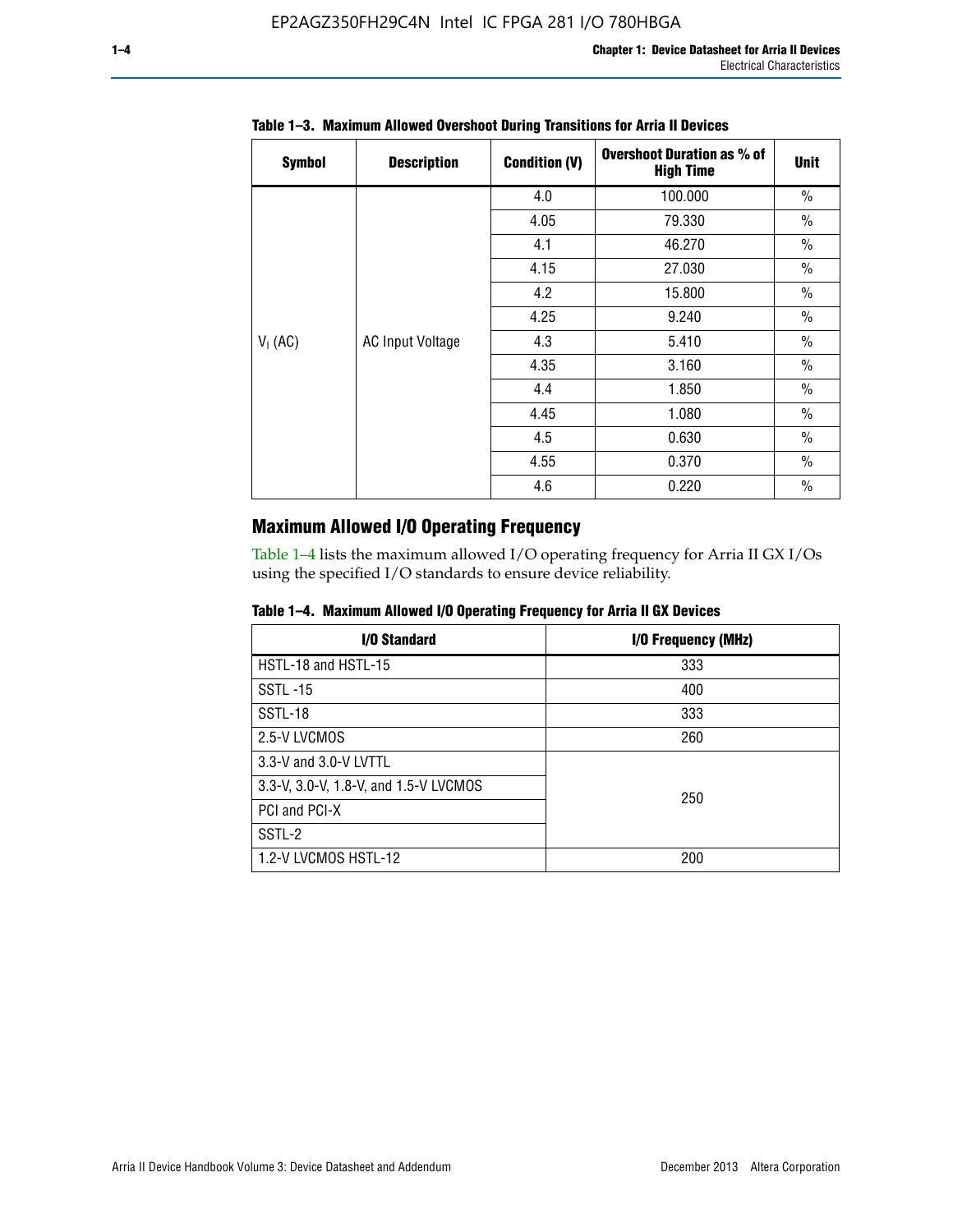**Table 1–3. Maximum Allowed Overshoot During Transitions for Arria II Devices**

| Symbol | Description | Condition (V) | Overshoot Duration as % of High Time | Unit |
|---|---|---|---|---|
| $V_I$ (AC) | AC Input Voltage | 4.0 | 100.000 | % |
| | | 4.05 | 79.330 | % |
| | | 4.1 | 46.270 | % |
| | | 4.15 | 27.030 | % |
| | | 4.2 | 15.800 | % |
| | | 4.25 | 9.240 | % |
| | | 4.3 | 5.410 | % |
| | | 4.35 | 3.160 | % |
| | | 4.4 | 1.850 | % |
| | | 4.45 | 1.080 | % |
| | | 4.5 | 0.630 | % |
| | | 4.55 | 0.370 | % |
| | | 4.6 | 0.220 | % |

## Maximum Allowed I/O Operating Frequency

Table 1–4 lists the maximum allowed I/O operating frequency for Arria II GX I/Os using the specified I/O standards to ensure device reliability.

**Table 1–4. Maximum Allowed I/O Operating Frequency for Arria II GX Devices**

| I/O Standard | I/O Frequency (MHz) |
|---|---|
| HSTL-18 and HSTL-15 | 333 |
| SSTL -15 | 400 |
| SSTL-18 | 333 |
| 2.5-V LVCMOS | 260 |
| 3.3-V and 3.0-V LVTTL | 250 |
| 3.3-V, 3.0-V, 1.8-V, and 1.5-V LVCMOS | |
| PCI and PCI-X | |
| SSTL-2 | |
| 1.2-V LVCMOS HSTL-12 | 200 |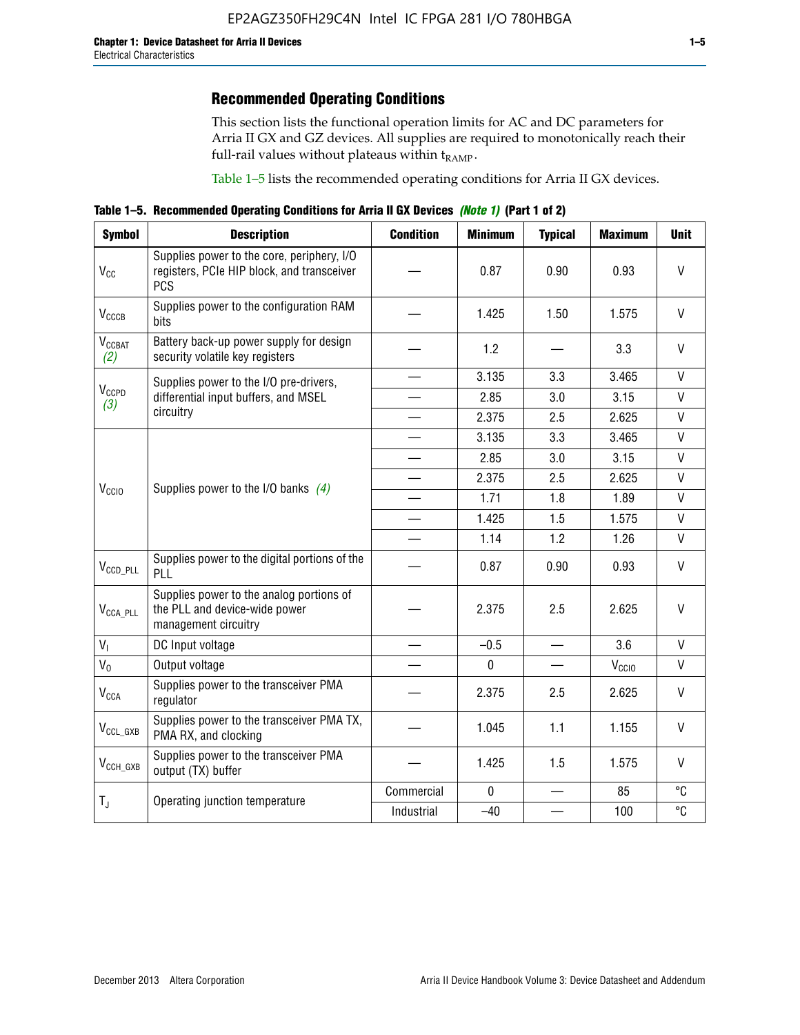## Recommended Operating Conditions

This section lists the functional operation limits for AC and DC parameters for Arria II GX and GZ devices. All supplies are required to monotonically reach their full-rail values without plateaus within $t_{RAMP}$.

Table 1–5 lists the recommended operating conditions for Arria II GX devices.

**Table 1–5. Recommended Operating Conditions for Arria II GX Devices** ***(Note 1)*** **(Part 1 of 2)**

| Symbol | Description | Condition | Minimum | Typical | Maximum | Unit |
|---|---|---|---|---|---|---|
| $V_{CC}$ | Supplies power to the core, periphery, I/O registers, PCIe HIP block, and transceiver PCS | — | 0.87 | 0.90 | 0.93 | V |
| $V_{CCCB}$ | Supplies power to the configuration RAM bits | — | 1.425 | 1.50 | 1.575 | V |
| $V_{CCBAT}$ *(2)* | Battery back-up power supply for design security volatile key registers | — | 1.2 | — | 3.3 | V |
| $V_{CCPD}$ *(3)* | Supplies power to the I/O pre-drivers, differential input buffers, and MSEL circuitry | — | 3.135 | 3.3 | 3.465 | V |
| | | — | 2.85 | 3.0 | 3.15 | V |
| | | — | 2.375 | 2.5 | 2.625 | V |
| $V_{CCIO}$ | Supplies power to the I/O banks *(4)* | — | 3.135 | 3.3 | 3.465 | V |
| | | — | 2.85 | 3.0 | 3.15 | V |
| | | — | 2.375 | 2.5 | 2.625 | V |
| | | — | 1.71 | 1.8 | 1.89 | V |
| | | — | 1.425 | 1.5 | 1.575 | V |
| | | — | 1.14 | 1.2 | 1.26 | V |
| $V_{CCD\_PLL}$ | Supplies power to the digital portions of the PLL | — | 0.87 | 0.90 | 0.93 | V |
| $V_{CCA\_PLL}$ | Supplies power to the analog portions of the PLL and device-wide power management circuitry | — | 2.375 | 2.5 | 2.625 | V |
| $V_I$ | DC Input voltage | — | –0.5 | — | 3.6 | V |
| $V_O$ | Output voltage | — | 0 | — | $V_{CCIO}$ | V |
| $V_{CCA}$ | Supplies power to the transceiver PMA regulator | — | 2.375 | 2.5 | 2.625 | V |
| $V_{CCL\_GXB}$ | Supplies power to the transceiver PMA TX, PMA RX, and clocking | — | 1.045 | 1.1 | 1.155 | V |
| $V_{CCH\_GXB}$ | Supplies power to the transceiver PMA output (TX) buffer | — | 1.425 | 1.5 | 1.575 | V |
| $T_J$ | Operating junction temperature | Commercial | 0 | — | 85 | °C |
| | | Industrial | –40 | — | 100 | °C |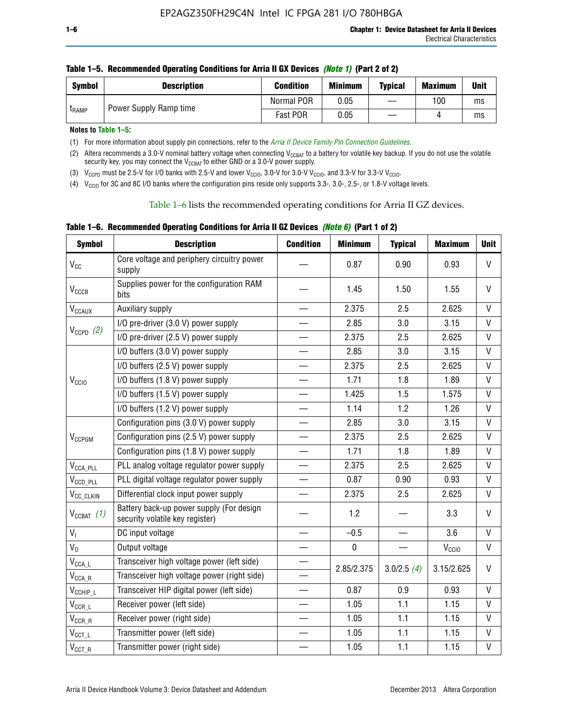**Table 1–5. Recommended Operating Conditions for Arria II GX Devices *(Note 1)* (Part 2 of 2)**

| Symbol | Description | Condition | Minimum | Typical | Maximum | Unit |
|---|---|---|---|---|---|---|
| $t_{RAMP}$ | Power Supply Ramp time | Normal POR | 0.05 | — | 100 | ms |
| | | Fast POR | 0.05 | — | 4 | ms |

**Notes to Table 1–5:**

(1) For more information about supply pin connections, refer to the *Arria II Device Family Pin Connection Guidelines*.

(2) Altera recommends a 3.0-V nominal battery voltage when connecting $V_{CCBAT}$ to a battery for volatile key backup. If you do not use the volatile security key, you may connect the $V_{CCBAT}$ to either GND or a 3.0-V power supply.

(3) $V_{CCPD}$ must be 2.5-V for I/O banks with 2.5-V and lower $V_{CCIO}$, 3.0-V for 3.0-V $V_{CCIO}$, and 3.3-V for 3.3-V $V_{CCIO}$.

(4) $V_{CCIO}$ for 3C and 8C I/O banks where the configuration pins reside only supports 3.3-, 3.0-, 2.5-, or 1.8-V voltage levels.

Table 1–6 lists the recommended operating conditions for Arria II GZ devices.

**Table 1–6. Recommended Operating Conditions for Arria II GZ Devices *(Note 6)* (Part 1 of 2)**

| Symbol | Description | Condition | Minimum | Typical | Maximum | Unit |
|---|---|---|---|---|---|---|
| $V_{CC}$ | Core voltage and periphery circuitry power supply | — | 0.87 | 0.90 | 0.93 | V |
| $V_{CCCB}$ | Supplies power for the configuration RAM bits | — | 1.45 | 1.50 | 1.55 | V |
| $V_{CCAUX}$ | Auxiliary supply | — | 2.375 | 2.5 | 2.625 | V |
| $V_{CCPD}$ *(2)* | I/O pre-driver (3.0 V) power supply | — | 2.85 | 3.0 | 3.15 | V |
| | I/O pre-driver (2.5 V) power supply | — | 2.375 | 2.5 | 2.625 | V |
| $V_{CCIO}$ | I/O buffers (3.0 V) power supply | — | 2.85 | 3.0 | 3.15 | V |
| | I/O buffers (2.5 V) power supply | — | 2.375 | 2.5 | 2.625 | V |
| | I/O buffers (1.8 V) power supply | — | 1.71 | 1.8 | 1.89 | V |
| | I/O buffers (1.5 V) power supply | — | 1.425 | 1.5 | 1.575 | V |
| | I/O buffers (1.2 V) power supply | — | 1.14 | 1.2 | 1.26 | V |
| $V_{CCPGM}$ | Configuration pins (3.0 V) power supply | — | 2.85 | 3.0 | 3.15 | V |
| | Configuration pins (2.5 V) power supply | — | 2.375 | 2.5 | 2.625 | V |
| | Configuration pins (1.8 V) power supply | — | 1.71 | 1.8 | 1.89 | V |
| $V_{CCA\_PLL}$ | PLL analog voltage regulator power supply | — | 2.375 | 2.5 | 2.625 | V |
| $V_{CCD\_PLL}$ | PLL digital voltage regulator power supply | — | 0.87 | 0.90 | 0.93 | V |
| $V_{CC\_CLKIN}$ | Differential clock input power supply | — | 2.375 | 2.5 | 2.625 | V |
| $V_{CCBAT}$ *(1)* | Battery back-up power supply (For design security volatile key register) | — | 1.2 | — | 3.3 | V |
| $V_I$ | DC input voltage | — | –0.5 | — | 3.6 | V |
| $V_O$ | Output voltage | — | 0 | — | $V_{CCIO}$ | V |
| $V_{CCA\_L}$ | Transceiver high voltage power (left side) | — | 2.85/2.375 | 3.0/2.5 *(4)* | 3.15/2.625 | V |
| $V_{CCA\_R}$ | Transceiver high voltage power (right side) | — | | | | |
| $V_{CCHIP\_L}$ | Transceiver HIP digital power (left side) | — | 0.87 | 0.9 | 0.93 | V |
| $V_{CCR\_L}$ | Receiver power (left side) | — | 1.05 | 1.1 | 1.15 | V |
| $V_{CCR\_R}$ | Receiver power (right side) | — | 1.05 | 1.1 | 1.15 | V |
| $V_{CCT\_L}$ | Transmitter power (left side) | — | 1.05 | 1.1 | 1.15 | V |
| $V_{CCT\_R}$ | Transmitter power (right side) | — | 1.05 | 1.1 | 1.15 | V |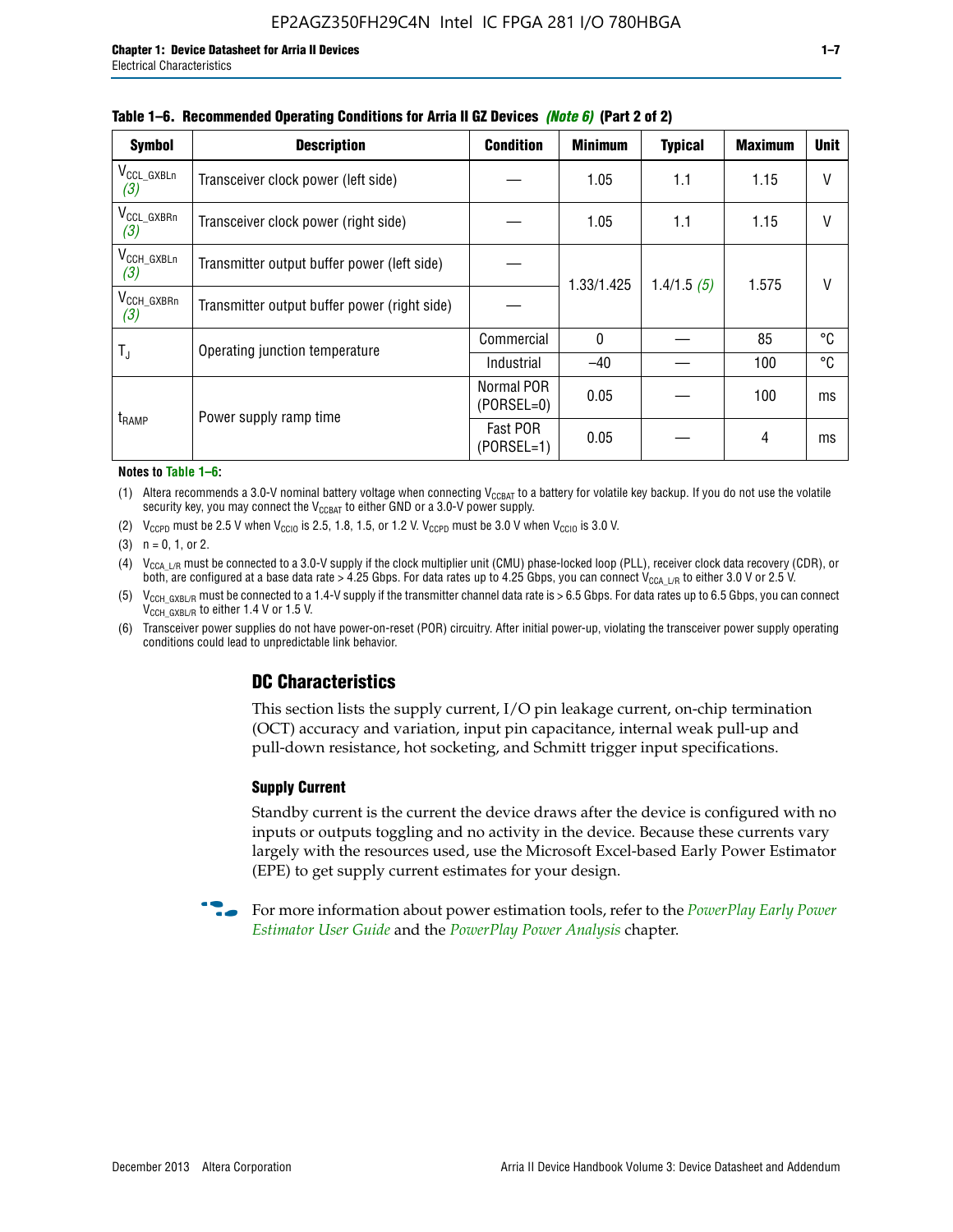**Table 1–6. Recommended Operating Conditions for Arria II GZ Devices *(Note 6)* (Part 2 of 2)**

| Symbol | Description | Condition | Minimum | Typical | Maximum | Unit |
|---|---|---|---|---|---|---|
| $V_{CCL\_GXBLn}$ *(3)* | Transceiver clock power (left side) | — | 1.05 | 1.1 | 1.15 | V |
| $V_{CCL\_GXBRn}$ *(3)* | Transceiver clock power (right side) | — | 1.05 | 1.1 | 1.15 | V |
| $V_{CCH\_GXBLn}$ *(3)* | Transmitter output buffer power (left side) | — | 1.33/1.425 | 1.4/1.5 *(5)* | 1.575 | V |
| $V_{CCH\_GXBRn}$ *(3)* | Transmitter output buffer power (right side) | — | | | | |
| $T_J$ | Operating junction temperature | Commercial | 0 | — | 85 | °C |
| | | Industrial | –40 | — | 100 | °C |
| $t_{RAMP}$ | Power supply ramp time | Normal POR (PORSEL=0) | 0.05 | — | 100 | ms |
| | | Fast POR (PORSEL=1) | 0.05 | — | 4 | ms |

**Notes to Table 1–6:**

(1) Altera recommends a 3.0-V nominal battery voltage when connecting $V_{CCBAT}$ to a battery for volatile key backup. If you do not use the volatile security key, you may connect the $V_{CCBAT}$ to either GND or a 3.0-V power supply.

(2) $V_{CCPD}$ must be 2.5 V when $V_{CCIO}$ is 2.5, 1.8, 1.5, or 1.2 V. $V_{CCPD}$ must be 3.0 V when $V_{CCIO}$ is 3.0 V.

(3) n = 0, 1, or 2.

(4) $V_{CCA\_L/R}$ must be connected to a 3.0-V supply if the clock multiplier unit (CMU) phase-locked loop (PLL), receiver clock data recovery (CDR), or both, are configured at a base data rate > 4.25 Gbps. For data rates up to 4.25 Gbps, you can connect $V_{CCA\_L/R}$ to either 3.0 V or 2.5 V.

(5) $V_{CCH\_GXBL/R}$ must be connected to a 1.4-V supply if the transmitter channel data rate is > 6.5 Gbps. For data rates up to 6.5 Gbps, you can connect $V_{CCH\_GXBL/R}$ to either 1.4 V or 1.5 V.

(6) Transceiver power supplies do not have power-on-reset (POR) circuitry. After initial power-up, violating the transceiver power supply operating conditions could lead to unpredictable link behavior.

## DC Characteristics

This section lists the supply current, I/O pin leakage current, on-chip termination (OCT) accuracy and variation, input pin capacitance, internal weak pull-up and pull-down resistance, hot socketing, and Schmitt trigger input specifications.

### Supply Current

Standby current is the current the device draws after the device is configured with no inputs or outputs toggling and no activity in the device. Because these currents vary largely with the resources used, use the Microsoft Excel-based Early Power Estimator (EPE) to get supply current estimates for your design.

For more information about power estimation tools, refer to the *PowerPlay Early Power Estimator User Guide* and the *PowerPlay Power Analysis* chapter.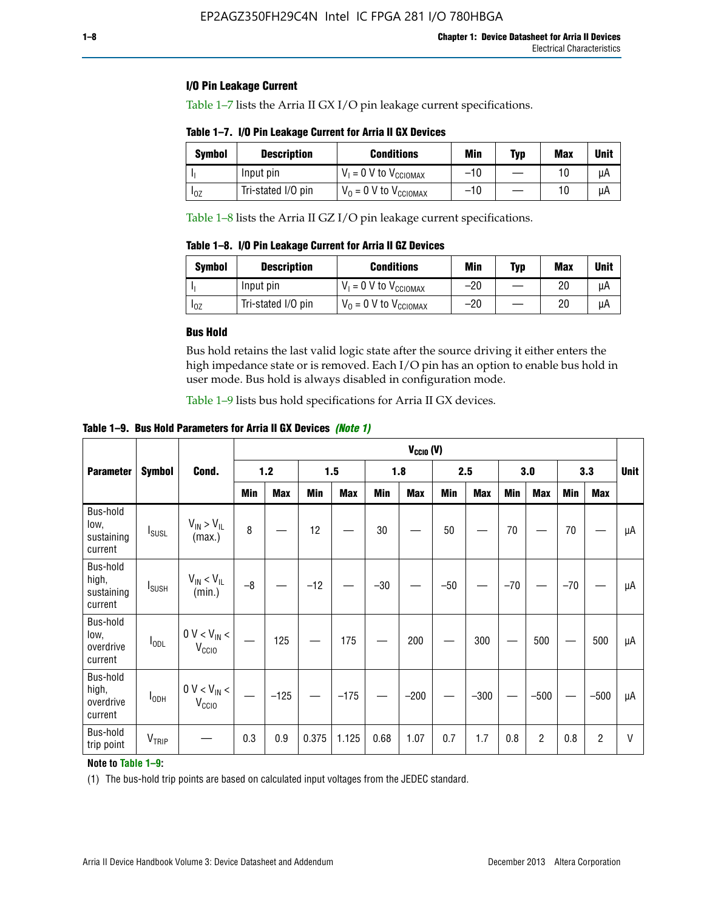### I/O Pin Leakage Current

Table 1–7 lists the Arria II GX I/O pin leakage current specifications.

**Table 1–7. I/O Pin Leakage Current for Arria II GX Devices**

| Symbol | Description | Conditions | Min | Typ | Max | Unit |
|---|---|---|---|---|---|---|
| $I_I$ | Input pin | $V_I$ = 0 V to $V_{CCIOMAX}$ | –10 | — | 10 | µA |
| $I_{OZ}$ | Tri-stated I/O pin | $V_O$ = 0 V to $V_{CCIOMAX}$ | –10 | — | 10 | µA |

Table 1–8 lists the Arria II GZ I/O pin leakage current specifications.

**Table 1–8. I/O Pin Leakage Current for Arria II GZ Devices**

| Symbol | Description | Conditions | Min | Typ | Max | Unit |
|---|---|---|---|---|---|---|
| $I_I$ | Input pin | $V_I$ = 0 V to $V_{CCIOMAX}$ | –20 | — | 20 | µA |
| $I_{OZ}$ | Tri-stated I/O pin | $V_O$ = 0 V to $V_{CCIOMAX}$ | –20 | — | 20 | µA |

### Bus Hold

Bus hold retains the last valid logic state after the source driving it either enters the high impedance state or is removed. Each I/O pin has an option to enable bus hold in user mode. Bus hold is always disabled in configuration mode.

Table 1–9 lists bus hold specifications for Arria II GX devices.

**Table 1–9. Bus Hold Parameters for Arria II GX Devices** *(Note 1)*

| Parameter | Symbol | Cond. | $V_{CCIO}$ (V) | | | | | | | | | | | | Unit |
|---|---|---|---|---|---|---|---|---|---|---|---|---|---|---|---|
| | | | 1.2 | | 1.5 | | 1.8 | | 2.5 | | 3.0 | | 3.3 | | |
| | | | Min | Max | Min | Max | Min | Max | Min | Max | Min | Max | Min | Max | |
| Bus-hold low, sustaining current | $I_{SUSL}$ | $V_{IN} > V_{IL}$ (max.) | 8 | — | 12 | — | 30 | — | 50 | — | 70 | — | 70 | — | µA |
| Bus-hold high, sustaining current | $I_{SUSH}$ | $V_{IN} < V_{IL}$ (min.) | –8 | — | –12 | — | –30 | — | –50 | — | –70 | — | –70 | — | µA |
| Bus-hold low, overdrive current | $I_{ODL}$ | 0 V < $V_{IN}$ < $V_{CCIO}$ | — | 125 | — | 175 | — | 200 | — | 300 | — | 500 | — | 500 | µA |
| Bus-hold high, overdrive current | $I_{ODH}$ | 0 V < $V_{IN}$ < $V_{CCIO}$ | — | –125 | — | –175 | — | –200 | — | –300 | — | –500 | — | –500 | µA |
| Bus-hold trip point | $V_{TRIP}$ | — | 0.3 | 0.9 | 0.375 | 1.125 | 0.68 | 1.07 | 0.7 | 1.7 | 0.8 | 2 | 0.8 | 2 | V |

**Note to Table 1–9:**

(1) The bus-hold trip points are based on calculated input voltages from the JEDEC standard.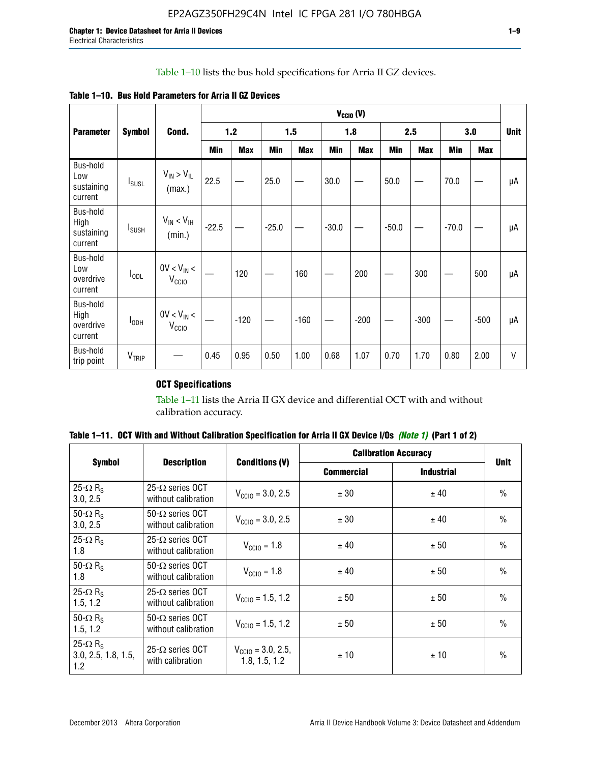Table 1–10 lists the bus hold specifications for Arria II GZ devices.

**Table 1–10. Bus Hold Parameters for Arria II GZ Devices**

| Parameter | Symbol | Cond. | $V_{CCIO}$ (V) | | | | | | | | | | Unit |
|---|---|---|---|---|---|---|---|---|---|---|---|---|---|
| | | | 1.2 | | 1.5 | | 1.8 | | 2.5 | | 3.0 | | |
| | | | Min | Max | Min | Max | Min | Max | Min | Max | Min | Max | |
| Bus-hold Low sustaining current | $I_{SUSL}$ | $V_{IN} > V_{IL}$ (max.) | 22.5 | — | 25.0 | — | 30.0 | — | 50.0 | — | 70.0 | — | µA |
| Bus-hold High sustaining current | $I_{SUSH}$ | $V_{IN} < V_{IH}$ (min.) | -22.5 | — | -25.0 | — | -30.0 | — | -50.0 | — | -70.0 | — | µA |
| Bus-hold Low overdrive current | $I_{ODL}$ | $0V < V_{IN} < V_{CCIO}$ | — | 120 | — | 160 | — | 200 | — | 300 | — | 500 | µA |
| Bus-hold High overdrive current | $I_{ODH}$ | $0V < V_{IN} < V_{CCIO}$ | — | -120 | — | -160 | — | -200 | — | -300 | — | -500 | µA |
| Bus-hold trip point | $V_{TRIP}$ | — | 0.45 | 0.95 | 0.50 | 1.00 | 0.68 | 1.07 | 0.70 | 1.70 | 0.80 | 2.00 | V |

### OCT Specifications

Table 1–11 lists the Arria II GX device and differential OCT with and without calibration accuracy.

**Table 1–11. OCT With and Without Calibration Specification for Arria II GX Device I/Os *(Note 1)* (Part 1 of 2)**

| Symbol | Description | Conditions (V) | Calibration Accuracy | | Unit |
|---|---|---|---|---|---|
| | | | Commercial | Industrial | |
| 25-Ω $R_S$ 3.0, 2.5 | 25-Ω series OCT without calibration | $V_{CCIO}$ = 3.0, 2.5 | ± 30 | ± 40 | % |
| 50-Ω $R_S$ 3.0, 2.5 | 50-Ω series OCT without calibration | $V_{CCIO}$ = 3.0, 2.5 | ± 30 | ± 40 | % |
| 25-Ω $R_S$ 1.8 | 25-Ω series OCT without calibration | $V_{CCIO}$ = 1.8 | ± 40 | ± 50 | % |
| 50-Ω $R_S$ 1.8 | 50-Ω series OCT without calibration | $V_{CCIO}$ = 1.8 | ± 40 | ± 50 | % |
| 25-Ω $R_S$ 1.5, 1.2 | 25-Ω series OCT without calibration | $V_{CCIO}$ = 1.5, 1.2 | ± 50 | ± 50 | % |
| 50-Ω $R_S$ 1.5, 1.2 | 50-Ω series OCT without calibration | $V_{CCIO}$ = 1.5, 1.2 | ± 50 | ± 50 | % |
| 25-Ω $R_S$ 3.0, 2.5, 1.8, 1.5, 1.2 | 25-Ω series OCT with calibration | $V_{CCIO}$ = 3.0, 2.5, 1.8, 1.5, 1.2 | ± 10 | ± 10 | % |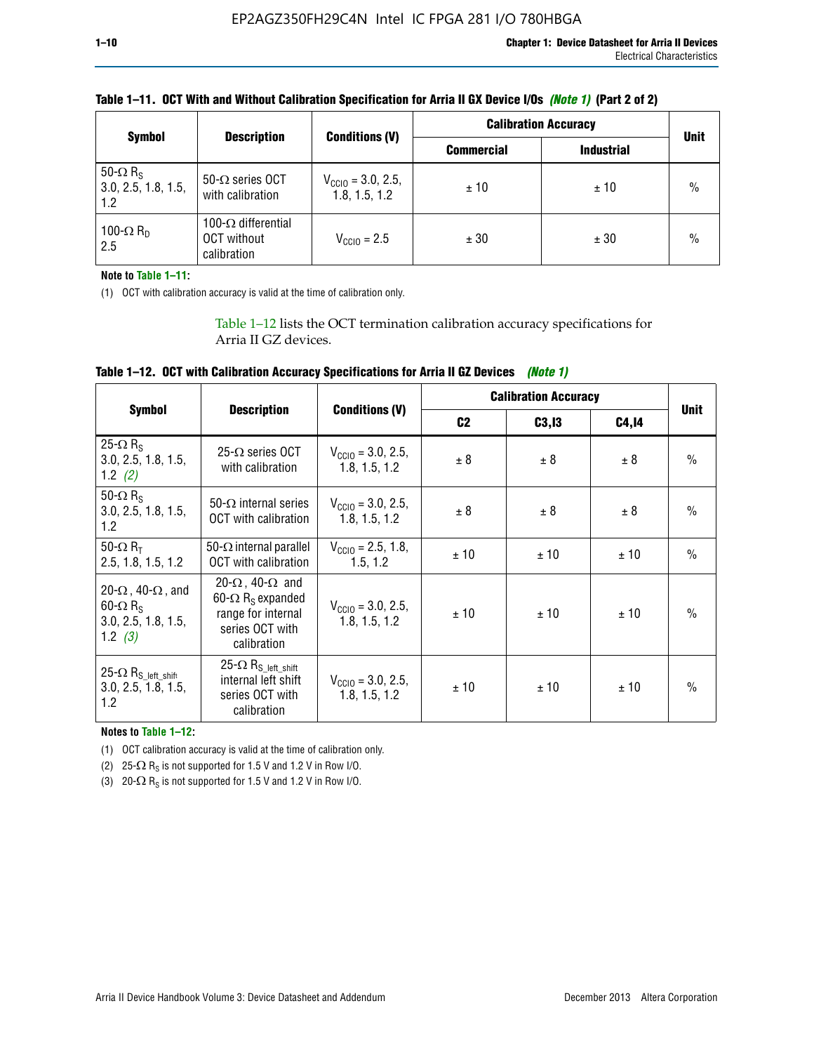**Table 1–11. OCT With and Without Calibration Specification for Arria II GX Device I/Os *(Note 1)* (Part 2 of 2)**

| Symbol | Description | Conditions (V) | Calibration Accuracy | | Unit |
|---|---|---|---|---|---|
| | | | Commercial | Industrial | |
| 50-Ω $R_S$ 3.0, 2.5, 1.8, 1.5, 1.2 | 50-Ω series OCT with calibration | $V_{CCIO}$ = 3.0, 2.5, 1.8, 1.5, 1.2 | ± 10 | ± 10 | % |
| 100-Ω $R_D$ 2.5 | 100-Ω differential OCT without calibration | $V_{CCIO}$ = 2.5 | ± 30 | ± 30 | % |

**Note to Table 1–11:**

(1) OCT with calibration accuracy is valid at the time of calibration only.

Table 1–12 lists the OCT termination calibration accuracy specifications for Arria II GZ devices.

**Table 1–12. OCT with Calibration Accuracy Specifications for Arria II GZ Devices *(Note 1)***

| Symbol | Description | Conditions (V) | Calibration Accuracy | | | Unit |
|---|---|---|---|---|---|---|
| | | | C2 | C3,I3 | C4,I4 | |
| 25-Ω $R_S$ 3.0, 2.5, 1.8, 1.5, 1.2 *(2)* | 25-Ω series OCT with calibration | $V_{CCIO}$ = 3.0, 2.5, 1.8, 1.5, 1.2 | ± 8 | ± 8 | ± 8 | % |
| 50-Ω $R_S$ 3.0, 2.5, 1.8, 1.5, 1.2 | 50-Ω internal series OCT with calibration | $V_{CCIO}$ = 3.0, 2.5, 1.8, 1.5, 1.2 | ± 8 | ± 8 | ± 8 | % |
| 50-Ω $R_T$ 2.5, 1.8, 1.5, 1.2 | 50-Ω internal parallel OCT with calibration | $V_{CCIO}$ = 2.5, 1.8, 1.5, 1.2 | ± 10 | ± 10 | ± 10 | % |
| 20-Ω, 40-Ω, and 60-Ω $R_S$ 3.0, 2.5, 1.8, 1.5, 1.2 *(3)* | 20-Ω, 40-Ω and 60-Ω $R_S$ expanded range for internal series OCT with calibration | $V_{CCIO}$ = 3.0, 2.5, 1.8, 1.5, 1.2 | ± 10 | ± 10 | ± 10 | % |
| 25-Ω $R_{S\_left\_shift}$ 3.0, 2.5, 1.8, 1.5, 1.2 | 25-Ω $R_{S\_left\_shift}$ internal left shift series OCT with calibration | $V_{CCIO}$ = 3.0, 2.5, 1.8, 1.5, 1.2 | ± 10 | ± 10 | ± 10 | % |

**Notes to Table 1–12:**

(1) OCT calibration accuracy is valid at the time of calibration only.

(2) 25-Ω $R_S$ is not supported for 1.5 V and 1.2 V in Row I/O.

(3) 20-Ω $R_S$ is not supported for 1.5 V and 1.2 V in Row I/O.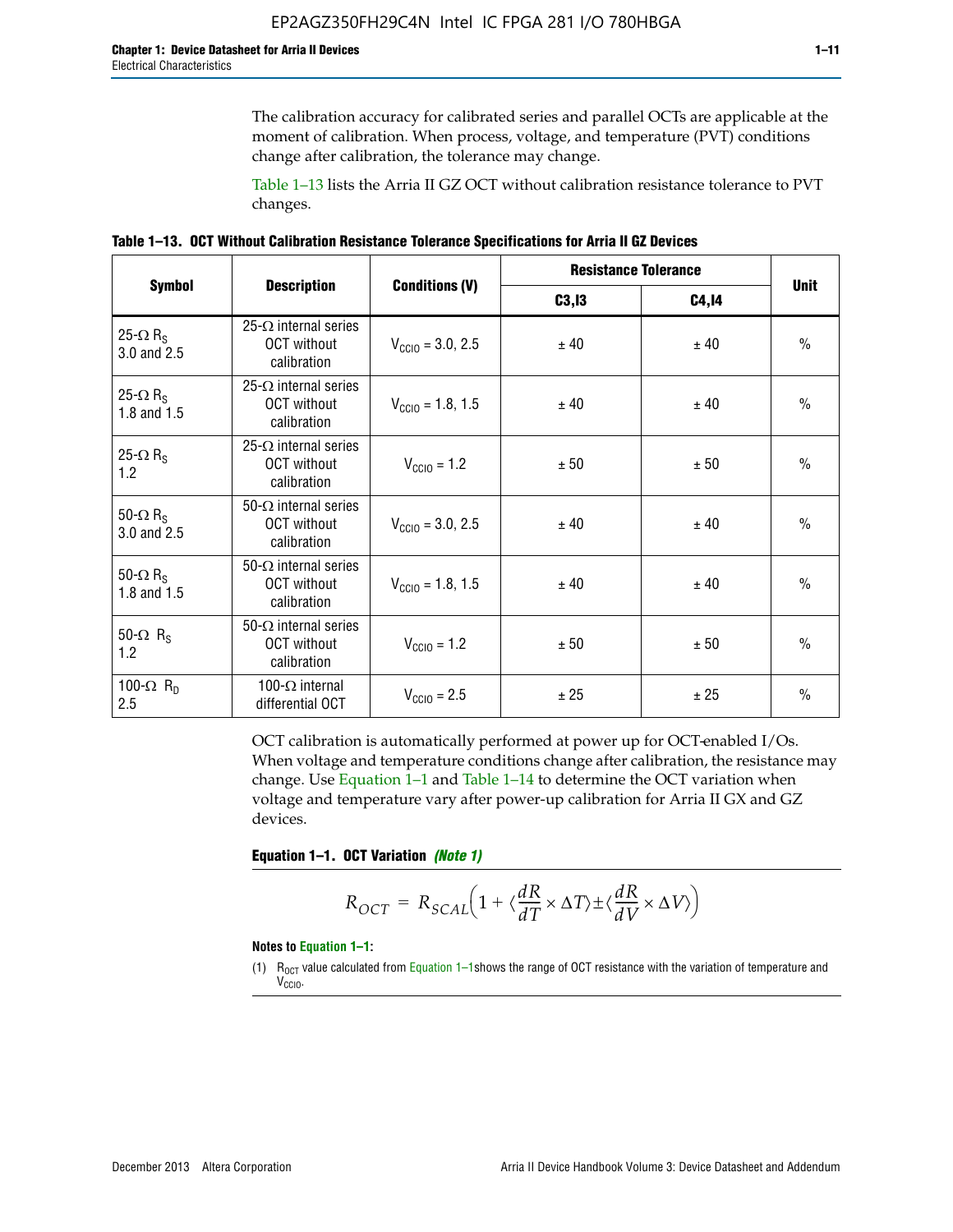The calibration accuracy for calibrated series and parallel OCTs are applicable at the moment of calibration. When process, voltage, and temperature (PVT) conditions change after calibration, the tolerance may change.

Table 1–13 lists the Arria II GZ OCT without calibration resistance tolerance to PVT changes.

**Table 1–13. OCT Without Calibration Resistance Tolerance Specifications for Arria II GZ Devices**

| Symbol | Description | Conditions (V) | Resistance Tolerance | | Unit |
|---|---|---|---|---|---|
| | | | C3,I3 | C4,I4 | |
| 25-Ω $R_S$ 3.0 and 2.5 | 25-Ω internal series OCT without calibration | $V_{CCIO}$ = 3.0, 2.5 | ± 40 | ± 40 | % |
| 25-Ω $R_S$ 1.8 and 1.5 | 25-Ω internal series OCT without calibration | $V_{CCIO}$ = 1.8, 1.5 | ± 40 | ± 40 | % |
| 25-Ω $R_S$ 1.2 | 25-Ω internal series OCT without calibration | $V_{CCIO}$ = 1.2 | ± 50 | ± 50 | % |
| 50-Ω $R_S$ 3.0 and 2.5 | 50-Ω internal series OCT without calibration | $V_{CCIO}$ = 3.0, 2.5 | ± 40 | ± 40 | % |
| 50-Ω $R_S$ 1.8 and 1.5 | 50-Ω internal series OCT without calibration | $V_{CCIO}$ = 1.8, 1.5 | ± 40 | ± 40 | % |
| 50-Ω $R_S$ 1.2 | 50-Ω internal series OCT without calibration | $V_{CCIO}$ = 1.2 | ± 50 | ± 50 | % |
| 100-Ω $R_D$ 2.5 | 100-Ω internal differential OCT | $V_{CCIO}$ = 2.5 | ± 25 | ± 25 | % |

OCT calibration is automatically performed at power up for OCT-enabled I/Os. When voltage and temperature conditions change after calibration, the resistance may change. Use Equation 1–1 and Table 1–14 to determine the OCT variation when voltage and temperature vary after power-up calibration for Arria II GX and GZ devices.

**Equation 1–1. OCT Variation** *(Note 1)*

$$R_{OCT} = R_{SCAL}\left(1 + \langle\frac{dR}{dT} \times \Delta T\rangle \pm \langle\frac{dR}{dV} \times \Delta V\rangle\right)$$

**Notes to Equation 1–1:**

(1) $R_{OCT}$ value calculated from Equation 1–1shows the range of OCT resistance with the variation of temperature and $V_{CCIO}$.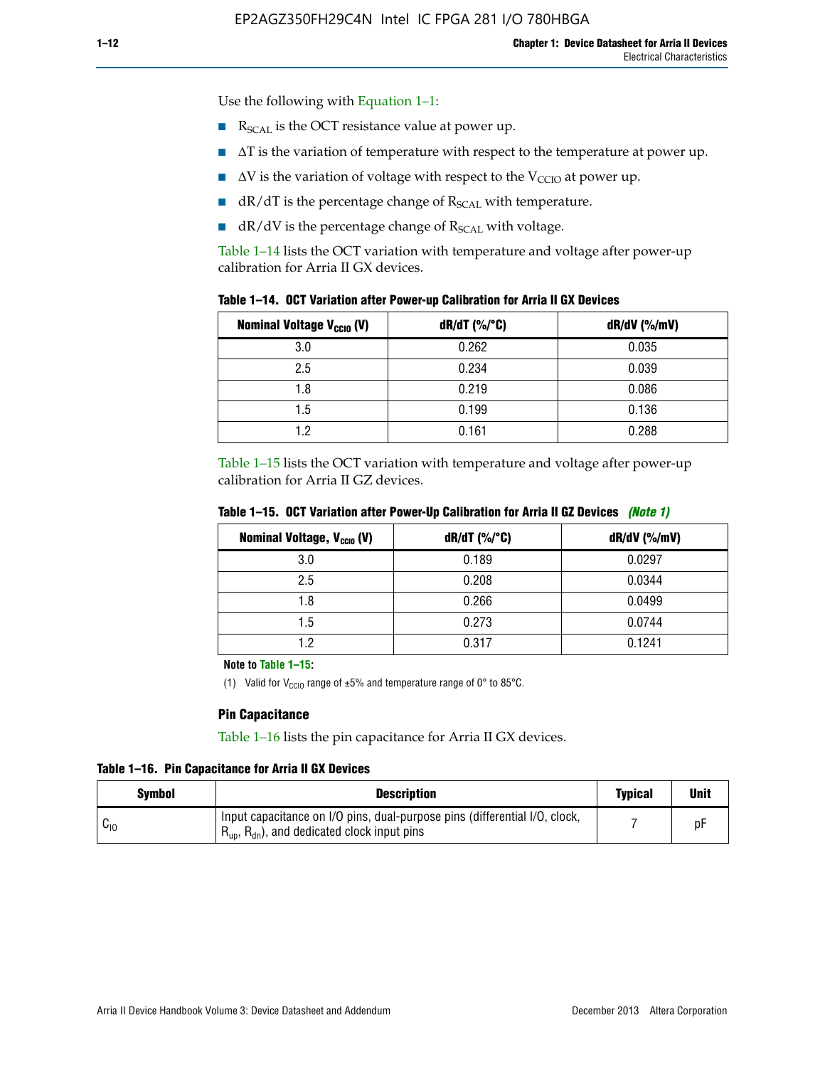Use the following with Equation 1–1:

- $R_{SCAL}$ is the OCT resistance value at power up.
- $\Delta T$ is the variation of temperature with respect to the temperature at power up.
- $\Delta V$ is the variation of voltage with respect to the $V_{CCIO}$ at power up.
- $dR/dT$ is the percentage change of $R_{SCAL}$ with temperature.
- $dR/dV$ is the percentage change of $R_{SCAL}$ with voltage.

Table 1–14 lists the OCT variation with temperature and voltage after power-up calibration for Arria II GX devices.

**Table 1–14. OCT Variation after Power-up Calibration for Arria II GX Devices**

| Nominal Voltage $V_{CCIO}$ (V) | dR/dT (%/°C) | dR/dV (%/mV) |
|---|---|---|
| 3.0 | 0.262 | 0.035 |
| 2.5 | 0.234 | 0.039 |
| 1.8 | 0.219 | 0.086 |
| 1.5 | 0.199 | 0.136 |
| 1.2 | 0.161 | 0.288 |

Table 1–15 lists the OCT variation with temperature and voltage after power-up calibration for Arria II GZ devices.

**Table 1–15. OCT Variation after Power-Up Calibration for Arria II GZ Devices** *(Note 1)*

| Nominal Voltage, $V_{CCIO}$ (V) | dR/dT (%/°C) | dR/dV (%/mV) |
|---|---|---|
| 3.0 | 0.189 | 0.0297 |
| 2.5 | 0.208 | 0.0344 |
| 1.8 | 0.266 | 0.0499 |
| 1.5 | 0.273 | 0.0744 |
| 1.2 | 0.317 | 0.1241 |

**Note to Table 1–15:**

(1) Valid for $V_{CCIO}$ range of ±5% and temperature range of 0° to 85°C.

### Pin Capacitance

Table 1–16 lists the pin capacitance for Arria II GX devices.

**Table 1–16. Pin Capacitance for Arria II GX Devices**

| Symbol | Description | Typical | Unit |
|---|---|---|---|
| $C_{IO}$ | Input capacitance on I/O pins, dual-purpose pins (differential I/O, clock, $R_{up}$, $R_{dn}$), and dedicated clock input pins | 7 | pF |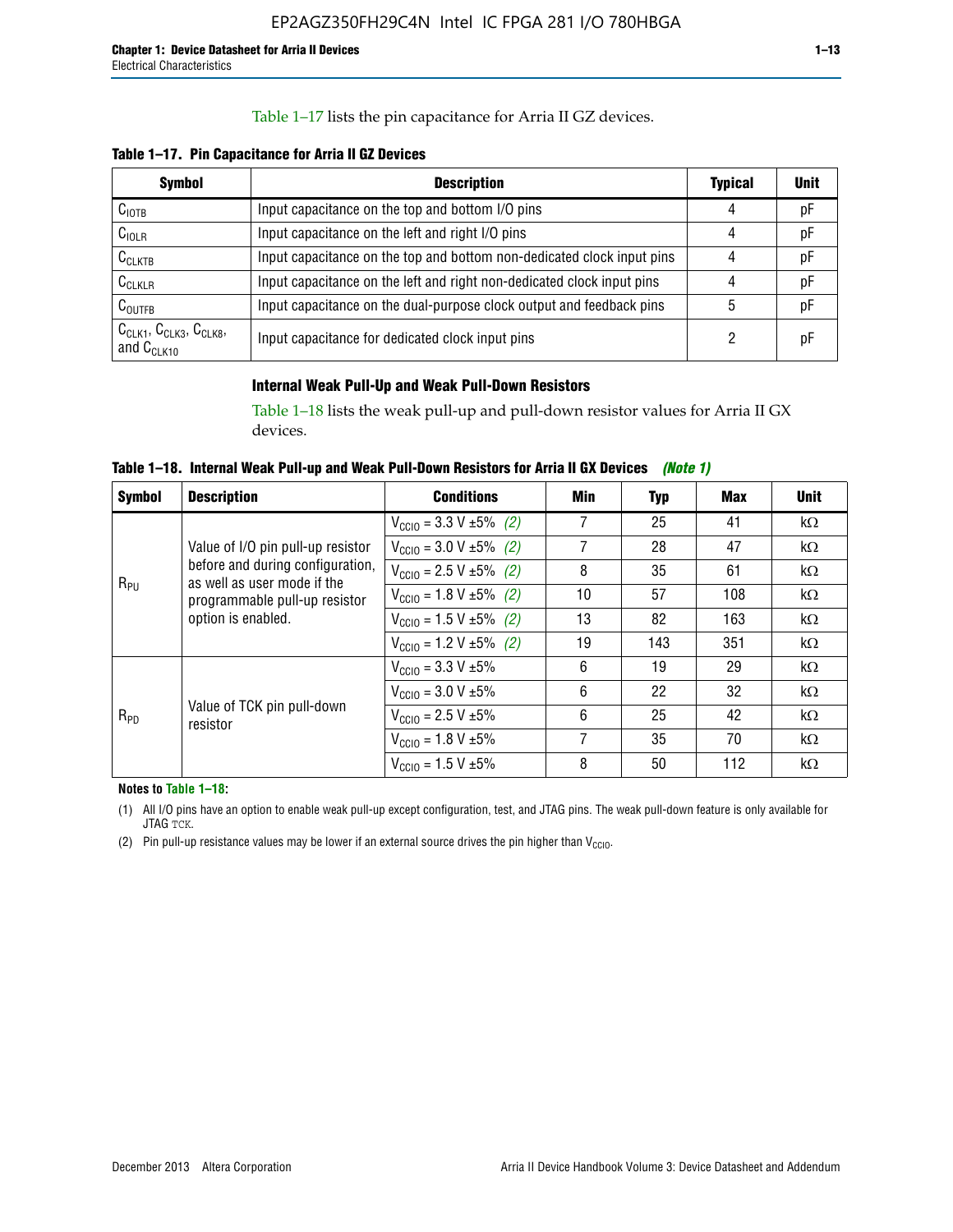Table 1–17 lists the pin capacitance for Arria II GZ devices.

**Table 1–17. Pin Capacitance for Arria II GZ Devices**

| Symbol | Description | Typical | Unit |
|---|---|---|---|
| $C_{IOTB}$ | Input capacitance on the top and bottom I/O pins | 4 | pF |
| $C_{IOLR}$ | Input capacitance on the left and right I/O pins | 4 | pF |
| $C_{CLKTB}$ | Input capacitance on the top and bottom non-dedicated clock input pins | 4 | pF |
| $C_{CLKLR}$ | Input capacitance on the left and right non-dedicated clock input pins | 4 | pF |
| $C_{OUTFB}$ | Input capacitance on the dual-purpose clock output and feedback pins | 5 | pF |
| $C_{CLK1}$, $C_{CLK3}$, $C_{CLK8}$, and $C_{CLK10}$ | Input capacitance for dedicated clock input pins | 2 | pF |

### Internal Weak Pull-Up and Weak Pull-Down Resistors

Table 1–18 lists the weak pull-up and pull-down resistor values for Arria II GX devices.

**Table 1–18. Internal Weak Pull-up and Weak Pull-Down Resistors for Arria II GX Devices** *(Note 1)*

| Symbol | Description | Conditions | Min | Typ | Max | Unit |
|---|---|---|---|---|---|---|
| $R_{PU}$ | Value of I/O pin pull-up resistor before and during configuration, as well as user mode if the programmable pull-up resistor option is enabled. | $V_{CCIO}$ = 3.3 V ±5% *(2)* | 7 | 25 | 41 | kΩ |
| | | $V_{CCIO}$ = 3.0 V ±5% *(2)* | 7 | 28 | 47 | kΩ |
| | | $V_{CCIO}$ = 2.5 V ±5% *(2)* | 8 | 35 | 61 | kΩ |
| | | $V_{CCIO}$ = 1.8 V ±5% *(2)* | 10 | 57 | 108 | kΩ |
| | | $V_{CCIO}$ = 1.5 V ±5% *(2)* | 13 | 82 | 163 | kΩ |
| | | $V_{CCIO}$ = 1.2 V ±5% *(2)* | 19 | 143 | 351 | kΩ |
| $R_{PD}$ | Value of TCK pin pull-down resistor | $V_{CCIO}$ = 3.3 V ±5% | 6 | 19 | 29 | kΩ |
| | | $V_{CCIO}$ = 3.0 V ±5% | 6 | 22 | 32 | kΩ |
| | | $V_{CCIO}$ = 2.5 V ±5% | 6 | 25 | 42 | kΩ |
| | | $V_{CCIO}$ = 1.8 V ±5% | 7 | 35 | 70 | kΩ |
| | | $V_{CCIO}$ = 1.5 V ±5% | 8 | 50 | 112 | kΩ |

**Notes to Table 1–18:**

(1) All I/O pins have an option to enable weak pull-up except configuration, test, and JTAG pins. The weak pull-down feature is only available for JTAG TCK.

(2) Pin pull-up resistance values may be lower if an external source drives the pin higher than $V_{CCIO}$.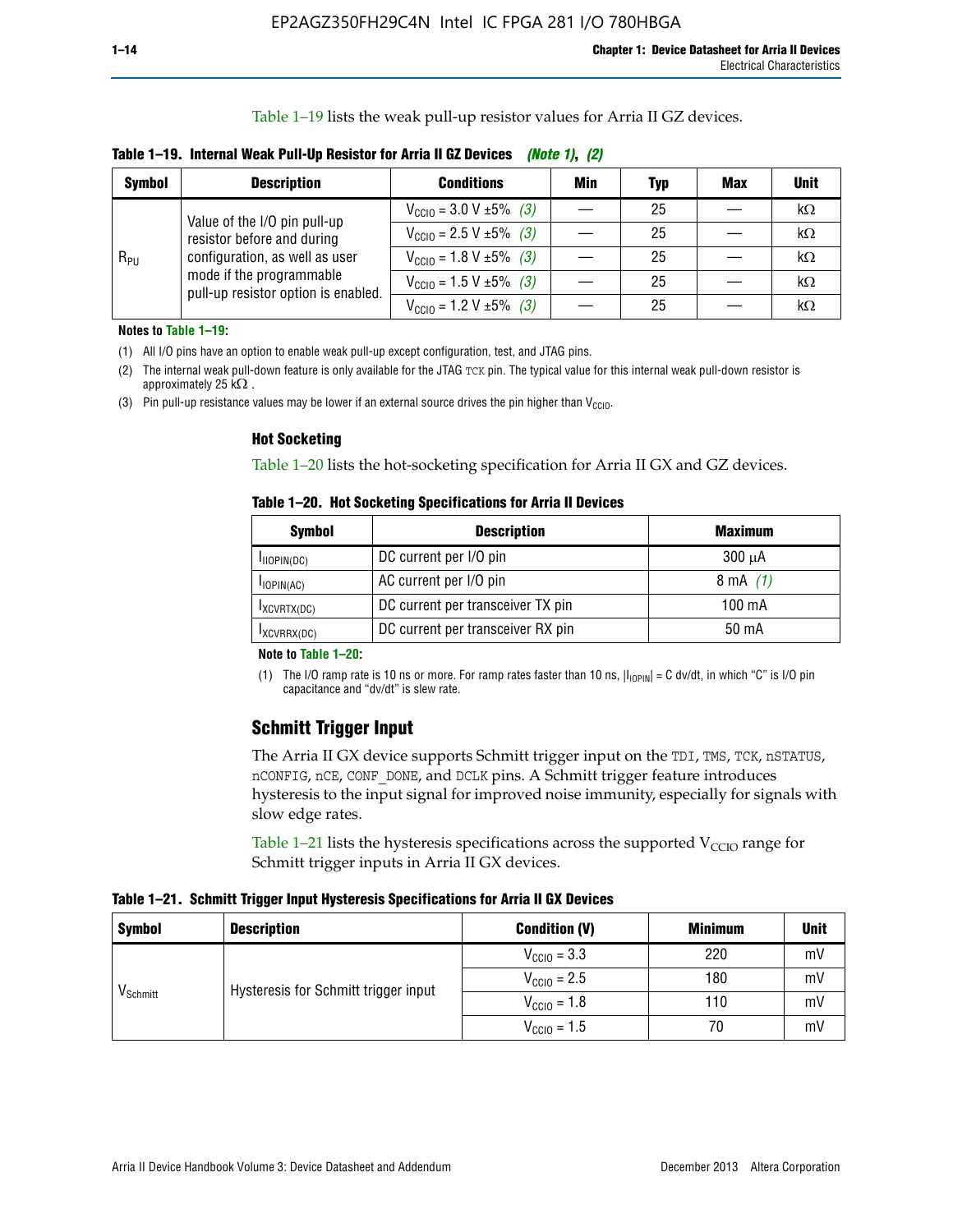Table 1–19 lists the weak pull-up resistor values for Arria II GZ devices.

**Table 1–19. Internal Weak Pull-Up Resistor for Arria II GZ Devices** *(Note 1)*, *(2)*

| Symbol | Description | Conditions | Min | Typ | Max | Unit |
|---|---|---|---|---|---|---|
| $R_{PU}$ | Value of the I/O pin pull-up resistor before and during configuration, as well as user mode if the programmable pull-up resistor option is enabled. | $V_{CCIO}$ = 3.0 V ±5% *(3)* | — | 25 | — | kΩ |
| | | $V_{CCIO}$ = 2.5 V ±5% *(3)* | — | 25 | — | kΩ |
| | | $V_{CCIO}$ = 1.8 V ±5% *(3)* | — | 25 | — | kΩ |
| | | $V_{CCIO}$ = 1.5 V ±5% *(3)* | — | 25 | — | kΩ |
| | | $V_{CCIO}$ = 1.2 V ±5% *(3)* | — | 25 | — | kΩ |

**Notes to Table 1–19:**

(1) All I/O pins have an option to enable weak pull-up except configuration, test, and JTAG pins.

(2) The internal weak pull-down feature is only available for the JTAG TCK pin. The typical value for this internal weak pull-down resistor is approximately 25 kΩ .

(3) Pin pull-up resistance values may be lower if an external source drives the pin higher than $V_{CCIO}$.

### Hot Socketing

Table 1–20 lists the hot-socketing specification for Arria II GX and GZ devices.

**Table 1–20. Hot Socketing Specifications for Arria II Devices**

| Symbol | Description | Maximum |
|---|---|---|
| $I_{IIOPIN(DC)}$ | DC current per I/O pin | 300 μA |
| $I_{IOPIN(AC)}$ | AC current per I/O pin | 8 mA *(1)* |
| $I_{XCVRTX(DC)}$ | DC current per transceiver TX pin | 100 mA |
| $I_{XCVRRX(DC)}$ | DC current per transceiver RX pin | 50 mA |

**Note to Table 1–20:**

(1) The I/O ramp rate is 10 ns or more. For ramp rates faster than 10 ns, $|I_{IOPIN}|$ = C dv/dt, in which "C" is I/O pin capacitance and "dv/dt" is slew rate.

## Schmitt Trigger Input

The Arria II GX device supports Schmitt trigger input on the TDI, TMS, TCK, nSTATUS, nCONFIG, nCE, CONF_DONE, and DCLK pins. A Schmitt trigger feature introduces hysteresis to the input signal for improved noise immunity, especially for signals with slow edge rates.

Table 1–21 lists the hysteresis specifications across the supported $V_{CCIO}$ range for Schmitt trigger inputs in Arria II GX devices.

**Table 1–21. Schmitt Trigger Input Hysteresis Specifications for Arria II GX Devices**

| Symbol | Description | Condition (V) | Minimum | Unit |
|---|---|---|---|---|
| $V_{Schmitt}$ | Hysteresis for Schmitt trigger input | $V_{CCIO}$ = 3.3 | 220 | mV |
| | | $V_{CCIO}$ = 2.5 | 180 | mV |
| | | $V_{CCIO}$ = 1.8 | 110 | mV |
| | | $V_{CCIO}$ = 1.5 | 70 | mV |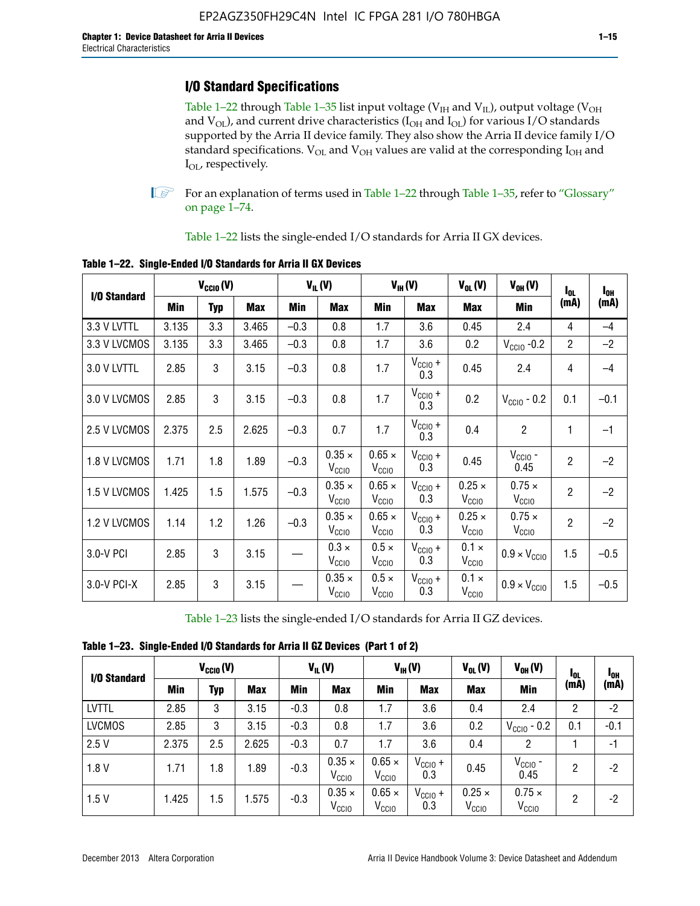## I/O Standard Specifications

Table 1–22 through Table 1–35 list input voltage ($V_{IH}$ and $V_{IL}$), output voltage ($V_{OH}$ and $V_{OL}$), and current drive characteristics ($I_{OH}$ and $I_{OL}$) for various I/O standards supported by the Arria II device family. They also show the Arria II device family I/O standard specifications. $V_{OL}$ and $V_{OH}$ values are valid at the corresponding $I_{OH}$ and $I_{OL}$, respectively.

For an explanation of terms used in Table 1–22 through Table 1–35, refer to "Glossary" on page 1–74.

Table 1–22 lists the single-ended I/O standards for Arria II GX devices.

**Table 1–22. Single-Ended I/O Standards for Arria II GX Devices**

| I/O Standard | $V_{CCIO}$ (V) | | | $V_{IL}$ (V) | | $V_{IH}$ (V) | | $V_{OL}$ (V) | $V_{OH}$ (V) | $I_{OL}$ (mA) | $I_{OH}$ (mA) |
|---|---|---|---|---|---|---|---|---|---|---|---|
| | Min | Typ | Max | Min | Max | Min | Max | Max | Min | | |
| 3.3 V LVTTL | 3.135 | 3.3 | 3.465 | –0.3 | 0.8 | 1.7 | 3.6 | 0.45 | 2.4 | 4 | –4 |
| 3.3 V LVCMOS | 3.135 | 3.3 | 3.465 | –0.3 | 0.8 | 1.7 | 3.6 | 0.2 | $V_{CCIO}$ -0.2 | 2 | –2 |
| 3.0 V LVTTL | 2.85 | 3 | 3.15 | –0.3 | 0.8 | 1.7 | $V_{CCIO}$ + 0.3 | 0.45 | 2.4 | 4 | –4 |
| 3.0 V LVCMOS | 2.85 | 3 | 3.15 | –0.3 | 0.8 | 1.7 | $V_{CCIO}$ + 0.3 | 0.2 | $V_{CCIO}$ - 0.2 | 0.1 | –0.1 |
| 2.5 V LVCMOS | 2.375 | 2.5 | 2.625 | –0.3 | 0.7 | 1.7 | $V_{CCIO}$ + 0.3 | 0.4 | 2 | 1 | –1 |
| 1.8 V LVCMOS | 1.71 | 1.8 | 1.89 | –0.3 | 0.35 × $V_{CCIO}$ | 0.65 × $V_{CCIO}$ | $V_{CCIO}$ + 0.3 | 0.45 | $V_{CCIO}$ - 0.45 | 2 | –2 |
| 1.5 V LVCMOS | 1.425 | 1.5 | 1.575 | –0.3 | 0.35 × $V_{CCIO}$ | 0.65 × $V_{CCIO}$ | $V_{CCIO}$ + 0.3 | 0.25 × $V_{CCIO}$ | 0.75 × $V_{CCIO}$ | 2 | –2 |
| 1.2 V LVCMOS | 1.14 | 1.2 | 1.26 | –0.3 | 0.35 × $V_{CCIO}$ | 0.65 × $V_{CCIO}$ | $V_{CCIO}$ + 0.3 | 0.25 × $V_{CCIO}$ | 0.75 × $V_{CCIO}$ | 2 | –2 |
| 3.0-V PCI | 2.85 | 3 | 3.15 | — | 0.3 × $V_{CCIO}$ | 0.5 × $V_{CCIO}$ | $V_{CCIO}$ + 0.3 | 0.1 × $V_{CCIO}$ | 0.9 × $V_{CCIO}$ | 1.5 | –0.5 |
| 3.0-V PCI-X | 2.85 | 3 | 3.15 | — | 0.35 × $V_{CCIO}$ | 0.5 × $V_{CCIO}$ | $V_{CCIO}$ + 0.3 | 0.1 × $V_{CCIO}$ | 0.9 × $V_{CCIO}$ | 1.5 | –0.5 |

Table 1–23 lists the single-ended I/O standards for Arria II GZ devices.

**Table 1–23. Single-Ended I/O Standards for Arria II GZ Devices (Part 1 of 2)**

| I/O Standard | $V_{CCIO}$ (V) | | | $V_{IL}$ (V) | | $V_{IH}$ (V) | | $V_{OL}$ (V) | $V_{OH}$ (V) | $I_{OL}$ (mA) | $I_{OH}$ (mA) |
|---|---|---|---|---|---|---|---|---|---|---|---|
| | Min | Typ | Max | Min | Max | Min | Max | Max | Min | | |
| LVTTL | 2.85 | 3 | 3.15 | -0.3 | 0.8 | 1.7 | 3.6 | 0.4 | 2.4 | 2 | -2 |
| LVCMOS | 2.85 | 3 | 3.15 | -0.3 | 0.8 | 1.7 | 3.6 | 0.2 | $V_{CCIO}$ - 0.2 | 0.1 | -0.1 |
| 2.5 V | 2.375 | 2.5 | 2.625 | -0.3 | 0.7 | 1.7 | 3.6 | 0.4 | 2 | 1 | -1 |
| 1.8 V | 1.71 | 1.8 | 1.89 | -0.3 | 0.35 × $V_{CCIO}$ | 0.65 × $V_{CCIO}$ | $V_{CCIO}$ + 0.3 | 0.45 | $V_{CCIO}$ - 0.45 | 2 | -2 |
| 1.5 V | 1.425 | 1.5 | 1.575 | -0.3 | 0.35 × $V_{CCIO}$ | 0.65 × $V_{CCIO}$ | $V_{CCIO}$ + 0.3 | 0.25 × $V_{CCIO}$ | 0.75 × $V_{CCIO}$ | 2 | -2 |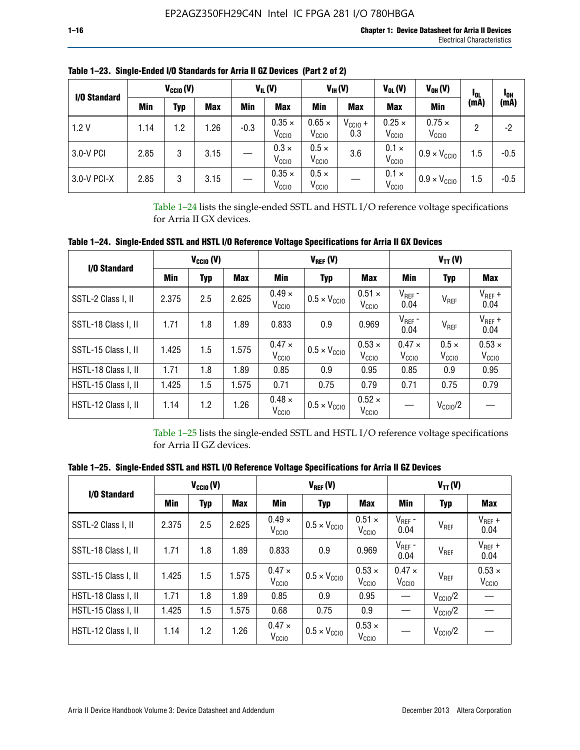**Table 1–23. Single-Ended I/O Standards for Arria II GZ Devices (Part 2 of 2)**

| I/O Standard | $V_{CCIO}$ (V) | | | $V_{IL}$ (V) | | $V_{IH}$ (V) | | $V_{OL}$ (V) | $V_{OH}$ (V) | $I_{OL}$ (mA) | $I_{OH}$ (mA) |
|---|---|---|---|---|---|---|---|---|---|---|---|
| | Min | Typ | Max | Min | Max | Min | Max | Max | Min | | |
| 1.2 V | 1.14 | 1.2 | 1.26 | -0.3 | $0.35 \times V_{CCIO}$ | $0.65 \times V_{CCIO}$ | $V_{CCIO} + 0.3$ | $0.25 \times V_{CCIO}$ | $0.75 \times V_{CCIO}$ | 2 | -2 |
| 3.0-V PCI | 2.85 | 3 | 3.15 | — | $0.3 \times V_{CCIO}$ | $0.5 \times V_{CCIO}$ | 3.6 | $0.1 \times V_{CCIO}$ | $0.9 \times V_{CCIO}$ | 1.5 | -0.5 |
| 3.0-V PCI-X | 2.85 | 3 | 3.15 | — | $0.35 \times V_{CCIO}$ | $0.5 \times V_{CCIO}$ | — | $0.1 \times V_{CCIO}$ | $0.9 \times V_{CCIO}$ | 1.5 | -0.5 |

Table 1–24 lists the single-ended SSTL and HSTL I/O reference voltage specifications for Arria II GX devices.

**Table 1–24. Single-Ended SSTL and HSTL I/O Reference Voltage Specifications for Arria II GX Devices**

| I/O Standard | $V_{CCIO}$ (V) | | | $V_{REF}$ (V) | | | $V_{TT}$ (V) | | |
|---|---|---|---|---|---|---|---|---|---|
| | Min | Typ | Max | Min | Typ | Max | Min | Typ | Max |
| SSTL-2 Class I, II | 2.375 | 2.5 | 2.625 | $0.49 \times V_{CCIO}$ | $0.5 \times V_{CCIO}$ | $0.51 \times V_{CCIO}$ | $V_{REF}$ - 0.04 | $V_{REF}$ | $V_{REF}$ + 0.04 |
| SSTL-18 Class I, II | 1.71 | 1.8 | 1.89 | 0.833 | 0.9 | 0.969 | $V_{REF}$ - 0.04 | $V_{REF}$ | $V_{REF}$ + 0.04 |
| SSTL-15 Class I, II | 1.425 | 1.5 | 1.575 | $0.47 \times V_{CCIO}$ | $0.5 \times V_{CCIO}$ | $0.53 \times V_{CCIO}$ | $0.47 \times V_{CCIO}$ | $0.5 \times V_{CCIO}$ | $0.53 \times V_{CCIO}$ |
| HSTL-18 Class I, II | 1.71 | 1.8 | 1.89 | 0.85 | 0.9 | 0.95 | 0.85 | 0.9 | 0.95 |
| HSTL-15 Class I, II | 1.425 | 1.5 | 1.575 | 0.71 | 0.75 | 0.79 | 0.71 | 0.75 | 0.79 |
| HSTL-12 Class I, II | 1.14 | 1.2 | 1.26 | $0.48 \times V_{CCIO}$ | $0.5 \times V_{CCIO}$ | $0.52 \times V_{CCIO}$ | — | $V_{CCIO}/2$ | — |

Table 1–25 lists the single-ended SSTL and HSTL I/O reference voltage specifications for Arria II GZ devices.

**Table 1–25. Single-Ended SSTL and HSTL I/O Reference Voltage Specifications for Arria II GZ Devices**

| I/O Standard | $V_{CCIO}$ (V) | | | $V_{REF}$ (V) | | | $V_{TT}$ (V) | | |
|---|---|---|---|---|---|---|---|---|---|
| | Min | Typ | Max | Min | Typ | Max | Min | Typ | Max |
| SSTL-2 Class I, II | 2.375 | 2.5 | 2.625 | $0.49 \times V_{CCIO}$ | $0.5 \times V_{CCIO}$ | $0.51 \times V_{CCIO}$ | $V_{REF}$ - 0.04 | $V_{REF}$ | $V_{REF}$ + 0.04 |
| SSTL-18 Class I, II | 1.71 | 1.8 | 1.89 | 0.833 | 0.9 | 0.969 | $V_{REF}$ - 0.04 | $V_{REF}$ | $V_{REF}$ + 0.04 |
| SSTL-15 Class I, II | 1.425 | 1.5 | 1.575 | $0.47 \times V_{CCIO}$ | $0.5 \times V_{CCIO}$ | $0.53 \times V_{CCIO}$ | $0.47 \times V_{CCIO}$ | $V_{REF}$ | $0.53 \times V_{CCIO}$ |
| HSTL-18 Class I, II | 1.71 | 1.8 | 1.89 | 0.85 | 0.9 | 0.95 | — | $V_{CCIO}/2$ | — |
| HSTL-15 Class I, II | 1.425 | 1.5 | 1.575 | 0.68 | 0.75 | 0.9 | — | $V_{CCIO}/2$ | — |
| HSTL-12 Class I, II | 1.14 | 1.2 | 1.26 | $0.47 \times V_{CCIO}$ | $0.5 \times V_{CCIO}$ | $0.53 \times V_{CCIO}$ | — | $V_{CCIO}/2$ | — |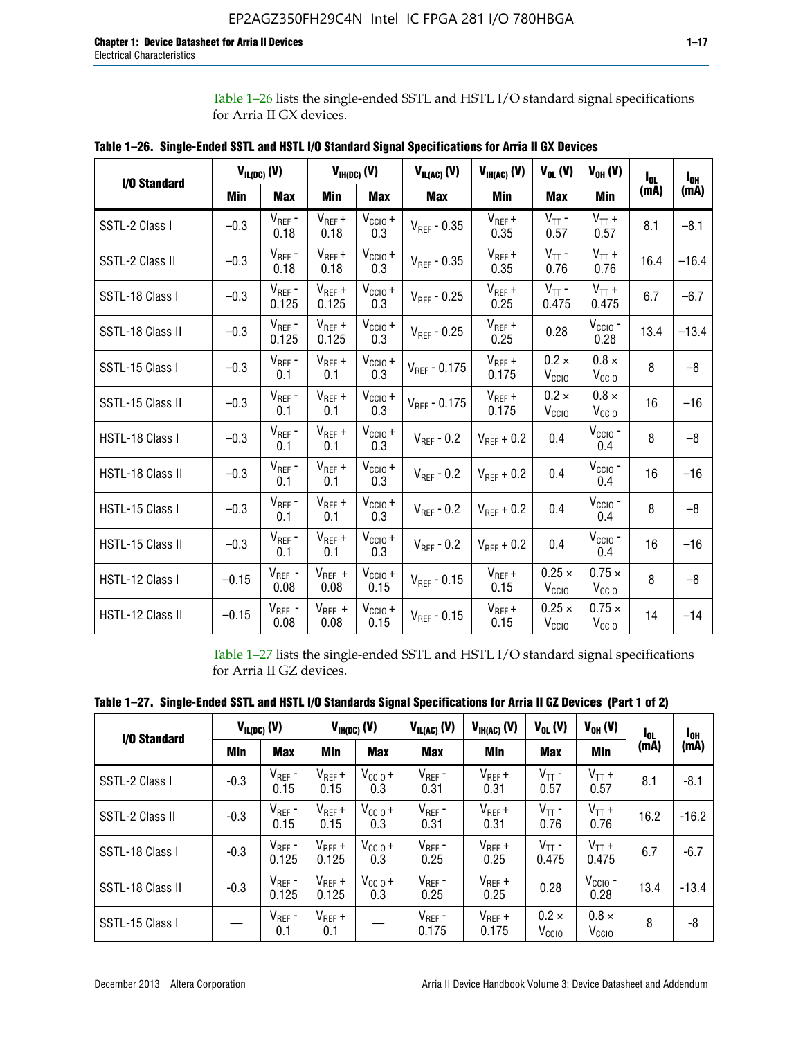Table 1–26 lists the single-ended SSTL and HSTL I/O standard signal specifications for Arria II GX devices.

**Table 1–26. Single-Ended SSTL and HSTL I/O Standard Signal Specifications for Arria II GX Devices**

| I/O Standard | $V_{IL(DC)}$ (V) | | $V_{IH(DC)}$ (V) | | $V_{IL(AC)}$ (V) | $V_{IH(AC)}$ (V) | $V_{OL}$ (V) | $V_{OH}$ (V) | $I_{OL}$ (mA) | $I_{OH}$ (mA) |
|---|---|---|---|---|---|---|---|---|---|---|
| | Min | Max | Min | Max | Max | Min | Max | Min | | |
| SSTL-2 Class I | –0.3 | $V_{REF}$ - 0.18 | $V_{REF}$ + 0.18 | $V_{CCIO}$ + 0.3 | $V_{REF}$ - 0.35 | $V_{REF}$ + 0.35 | $V_{TT}$ - 0.57 | $V_{TT}$ + 0.57 | 8.1 | –8.1 |
| SSTL-2 Class II | –0.3 | $V_{REF}$ - 0.18 | $V_{REF}$ + 0.18 | $V_{CCIO}$ + 0.3 | $V_{REF}$ - 0.35 | $V_{REF}$ + 0.35 | $V_{TT}$ - 0.76 | $V_{TT}$ + 0.76 | 16.4 | –16.4 |
| SSTL-18 Class I | –0.3 | $V_{REF}$ - 0.125 | $V_{REF}$ + 0.125 | $V_{CCIO}$ + 0.3 | $V_{REF}$ - 0.25 | $V_{REF}$ + 0.25 | $V_{TT}$ - 0.475 | $V_{TT}$ + 0.475 | 6.7 | –6.7 |
| SSTL-18 Class II | –0.3 | $V_{REF}$ - 0.125 | $V_{REF}$ + 0.125 | $V_{CCIO}$ + 0.3 | $V_{REF}$ - 0.25 | $V_{REF}$ + 0.25 | 0.28 | $V_{CCIO}$ - 0.28 | 13.4 | –13.4 |
| SSTL-15 Class I | –0.3 | $V_{REF}$ - 0.1 | $V_{REF}$ + 0.1 | $V_{CCIO}$ + 0.3 | $V_{REF}$ - 0.175 | $V_{REF}$ + 0.175 | 0.2 × $V_{CCIO}$ | 0.8 × $V_{CCIO}$ | 8 | –8 |
| SSTL-15 Class II | –0.3 | $V_{REF}$ - 0.1 | $V_{REF}$ + 0.1 | $V_{CCIO}$ + 0.3 | $V_{REF}$ - 0.175 | $V_{REF}$ + 0.175 | 0.2 × $V_{CCIO}$ | 0.8 × $V_{CCIO}$ | 16 | –16 |
| HSTL-18 Class I | –0.3 | $V_{REF}$ - 0.1 | $V_{REF}$ + 0.1 | $V_{CCIO}$ + 0.3 | $V_{REF}$ - 0.2 | $V_{REF}$ + 0.2 | 0.4 | $V_{CCIO}$ - 0.4 | 8 | –8 |
| HSTL-18 Class II | –0.3 | $V_{REF}$ - 0.1 | $V_{REF}$ + 0.1 | $V_{CCIO}$ + 0.3 | $V_{REF}$ - 0.2 | $V_{REF}$ + 0.2 | 0.4 | $V_{CCIO}$ - 0.4 | 16 | –16 |
| HSTL-15 Class I | –0.3 | $V_{REF}$ - 0.1 | $V_{REF}$ + 0.1 | $V_{CCIO}$ + 0.3 | $V_{REF}$ - 0.2 | $V_{REF}$ + 0.2 | 0.4 | $V_{CCIO}$ - 0.4 | 8 | –8 |
| HSTL-15 Class II | –0.3 | $V_{REF}$ - 0.1 | $V_{REF}$ + 0.1 | $V_{CCIO}$ + 0.3 | $V_{REF}$ - 0.2 | $V_{REF}$ + 0.2 | 0.4 | $V_{CCIO}$ - 0.4 | 16 | –16 |
| HSTL-12 Class I | –0.15 | $V_{REF}$ - 0.08 | $V_{REF}$ + 0.08 | $V_{CCIO}$ + 0.15 | $V_{REF}$ - 0.15 | $V_{REF}$ + 0.15 | 0.25 × $V_{CCIO}$ | 0.75 × $V_{CCIO}$ | 8 | –8 |
| HSTL-12 Class II | –0.15 | $V_{REF}$ - 0.08 | $V_{REF}$ + 0.08 | $V_{CCIO}$ + 0.15 | $V_{REF}$ - 0.15 | $V_{REF}$ + 0.15 | 0.25 × $V_{CCIO}$ | 0.75 × $V_{CCIO}$ | 14 | –14 |

Table 1–27 lists the single-ended SSTL and HSTL I/O standard signal specifications for Arria II GZ devices.

**Table 1–27. Single-Ended SSTL and HSTL I/O Standards Signal Specifications for Arria II GZ Devices (Part 1 of 2)**

| I/O Standard | $V_{IL(DC)}$ (V) | | $V_{IH(DC)}$ (V) | | $V_{IL(AC)}$ (V) | $V_{IH(AC)}$ (V) | $V_{OL}$ (V) | $V_{OH}$ (V) | $I_{OL}$ (mA) | $I_{OH}$ (mA) |
|---|---|---|---|---|---|---|---|---|---|---|
| | Min | Max | Min | Max | Max | Min | Max | Min | | |
| SSTL-2 Class I | -0.3 | $V_{REF}$ - 0.15 | $V_{REF}$ + 0.15 | $V_{CCIO}$ + 0.3 | $V_{REF}$ - 0.31 | $V_{REF}$ + 0.31 | $V_{TT}$ - 0.57 | $V_{TT}$ + 0.57 | 8.1 | -8.1 |
| SSTL-2 Class II | -0.3 | $V_{REF}$ - 0.15 | $V_{REF}$ + 0.15 | $V_{CCIO}$ + 0.3 | $V_{REF}$ - 0.31 | $V_{REF}$ + 0.31 | $V_{TT}$ - 0.76 | $V_{TT}$ + 0.76 | 16.2 | -16.2 |
| SSTL-18 Class I | -0.3 | $V_{REF}$ - 0.125 | $V_{REF}$ + 0.125 | $V_{CCIO}$ + 0.3 | $V_{REF}$ - 0.25 | $V_{REF}$ + 0.25 | $V_{TT}$ - 0.475 | $V_{TT}$ + 0.475 | 6.7 | -6.7 |
| SSTL-18 Class II | -0.3 | $V_{REF}$ - 0.125 | $V_{REF}$ + 0.125 | $V_{CCIO}$ + 0.3 | $V_{REF}$ - 0.25 | $V_{REF}$ + 0.25 | 0.28 | $V_{CCIO}$ - 0.28 | 13.4 | -13.4 |
| SSTL-15 Class I | — | $V_{REF}$ - 0.1 | $V_{REF}$ + 0.1 | — | $V_{REF}$ - 0.175 | $V_{REF}$ + 0.175 | 0.2 × $V_{CCIO}$ | 0.8 × $V_{CCIO}$ | 8 | -8 |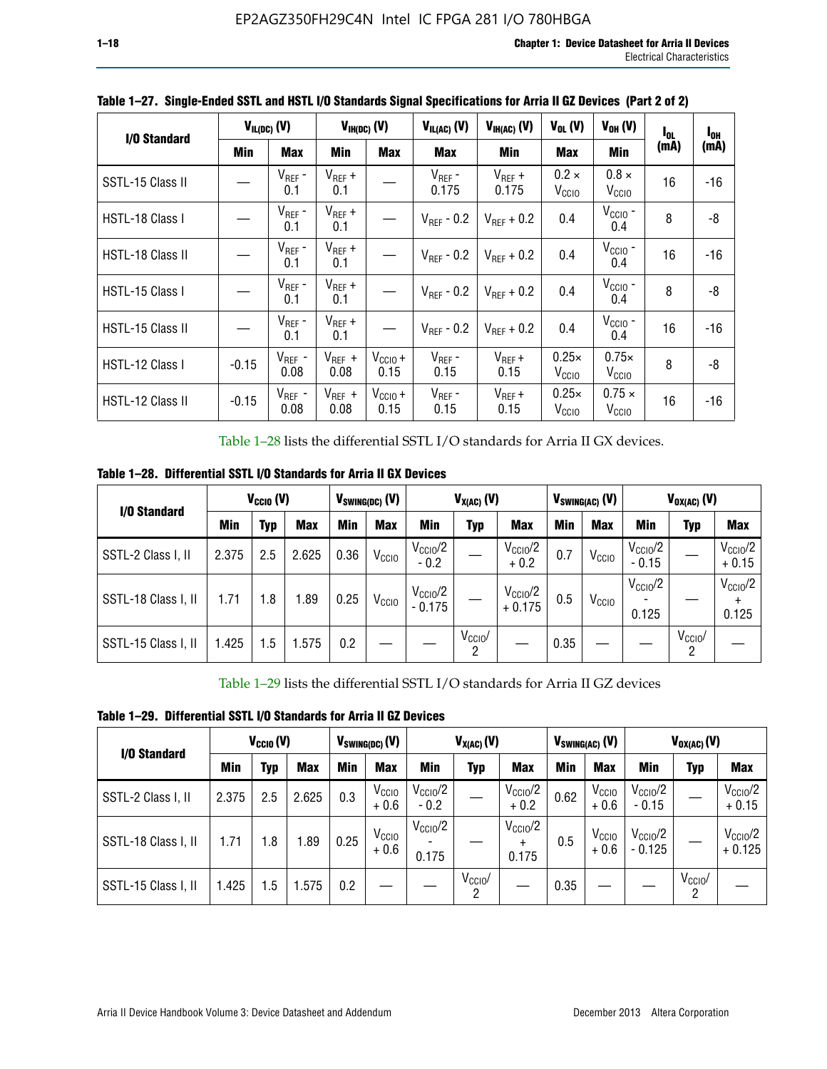**Table 1–27. Single-Ended SSTL and HSTL I/O Standards Signal Specifications for Arria II GZ Devices (Part 2 of 2)**

| I/O Standard | $V_{IL(DC)}$ (V) | | $V_{IH(DC)}$ (V) | | $V_{IL(AC)}$ (V) | $V_{IH(AC)}$ (V) | $V_{OL}$ (V) | $V_{OH}$ (V) | $I_{OL}$ (mA) | $I_{OH}$ (mA) |
|---|---|---|---|---|---|---|---|---|---|---|
| | Min | Max | Min | Max | Max | Min | Max | Min | | |
| SSTL-15 Class II | — | $V_{REF}$ - 0.1 | $V_{REF}$ + 0.1 | — | $V_{REF}$ - 0.175 | $V_{REF}$ + 0.175 | 0.2 × $V_{CCIO}$ | 0.8 × $V_{CCIO}$ | 16 | -16 |
| HSTL-18 Class I | — | $V_{REF}$ - 0.1 | $V_{REF}$ + 0.1 | — | $V_{REF}$ - 0.2 | $V_{REF}$ + 0.2 | 0.4 | $V_{CCIO}$ - 0.4 | 8 | -8 |
| HSTL-18 Class II | — | $V_{REF}$ - 0.1 | $V_{REF}$ + 0.1 | — | $V_{REF}$ - 0.2 | $V_{REF}$ + 0.2 | 0.4 | $V_{CCIO}$ - 0.4 | 16 | -16 |
| HSTL-15 Class I | — | $V_{REF}$ - 0.1 | $V_{REF}$ + 0.1 | — | $V_{REF}$ - 0.2 | $V_{REF}$ + 0.2 | 0.4 | $V_{CCIO}$ - 0.4 | 8 | -8 |
| HSTL-15 Class II | — | $V_{REF}$ - 0.1 | $V_{REF}$ + 0.1 | — | $V_{REF}$ - 0.2 | $V_{REF}$ + 0.2 | 0.4 | $V_{CCIO}$ - 0.4 | 16 | -16 |
| HSTL-12 Class I | -0.15 | $V_{REF}$ - 0.08 | $V_{REF}$ + 0.08 | $V_{CCIO}$ + 0.15 | $V_{REF}$ - 0.15 | $V_{REF}$ + 0.15 | 0.25× $V_{CCIO}$ | 0.75× $V_{CCIO}$ | 8 | -8 |
| HSTL-12 Class II | -0.15 | $V_{REF}$ - 0.08 | $V_{REF}$ + 0.08 | $V_{CCIO}$ + 0.15 | $V_{REF}$ - 0.15 | $V_{REF}$ + 0.15 | 0.25× $V_{CCIO}$ | 0.75 × $V_{CCIO}$ | 16 | -16 |

Table 1–28 lists the differential SSTL I/O standards for Arria II GX devices.

**Table 1–28. Differential SSTL I/O Standards for Arria II GX Devices**

| I/O Standard | $V_{CCIO}$ (V) | | | $V_{SWING(DC)}$ (V) | | $V_{X(AC)}$ (V) | | | $V_{SWING(AC)}$ (V) | | $V_{OX(AC)}$ (V) | | |
|---|---|---|---|---|---|---|---|---|---|---|---|---|---|
| | Min | Typ | Max | Min | Max | Min | Typ | Max | Min | Max | Min | Typ | Max |
| SSTL-2 Class I, II | 2.375 | 2.5 | 2.625 | 0.36 | $V_{CCIO}$ | $V_{CCIO}$/2 - 0.2 | — | $V_{CCIO}$/2 + 0.2 | 0.7 | $V_{CCIO}$ | $V_{CCIO}$/2 - 0.15 | — | $V_{CCIO}$/2 + 0.15 |
| SSTL-18 Class I, II | 1.71 | 1.8 | 1.89 | 0.25 | $V_{CCIO}$ | $V_{CCIO}$/2 - 0.175 | — | $V_{CCIO}$/2 + 0.175 | 0.5 | $V_{CCIO}$ | $V_{CCIO}$/2 - 0.125 | — | $V_{CCIO}$/2 + 0.125 |
| SSTL-15 Class I, II | 1.425 | 1.5 | 1.575 | 0.2 | — | — | $V_{CCIO}$/2 | — | 0.35 | — | — | $V_{CCIO}$/2 | — |

Table 1–29 lists the differential SSTL I/O standards for Arria II GZ devices

**Table 1–29. Differential SSTL I/O Standards for Arria II GZ Devices**

| I/O Standard | $V_{CCIO}$ (V) | | | $V_{SWING(DC)}$ (V) | | $V_{X(AC)}$ (V) | | | $V_{SWING(AC)}$ (V) | | $V_{OX(AC)}$ (V) | | |
|---|---|---|---|---|---|---|---|---|---|---|---|---|---|
| | Min | Typ | Max | Min | Max | Min | Typ | Max | Min | Max | Min | Typ | Max |
| SSTL-2 Class I, II | 2.375 | 2.5 | 2.625 | 0.3 | $V_{CCIO}$ + 0.6 | $V_{CCIO}$/2 - 0.2 | — | $V_{CCIO}$/2 + 0.2 | 0.62 | $V_{CCIO}$ + 0.6 | $V_{CCIO}$/2 - 0.15 | — | $V_{CCIO}$/2 + 0.15 |
| SSTL-18 Class I, II | 1.71 | 1.8 | 1.89 | 0.25 | $V_{CCIO}$ + 0.6 | $V_{CCIO}$/2 - 0.175 | — | $V_{CCIO}$/2 + 0.175 | 0.5 | $V_{CCIO}$ + 0.6 | $V_{CCIO}$/2 - 0.125 | — | $V_{CCIO}$/2 + 0.125 |
| SSTL-15 Class I, II | 1.425 | 1.5 | 1.575 | 0.2 | — | — | $V_{CCIO}$/2 | — | 0.35 | — | — | $V_{CCIO}$/2 | — |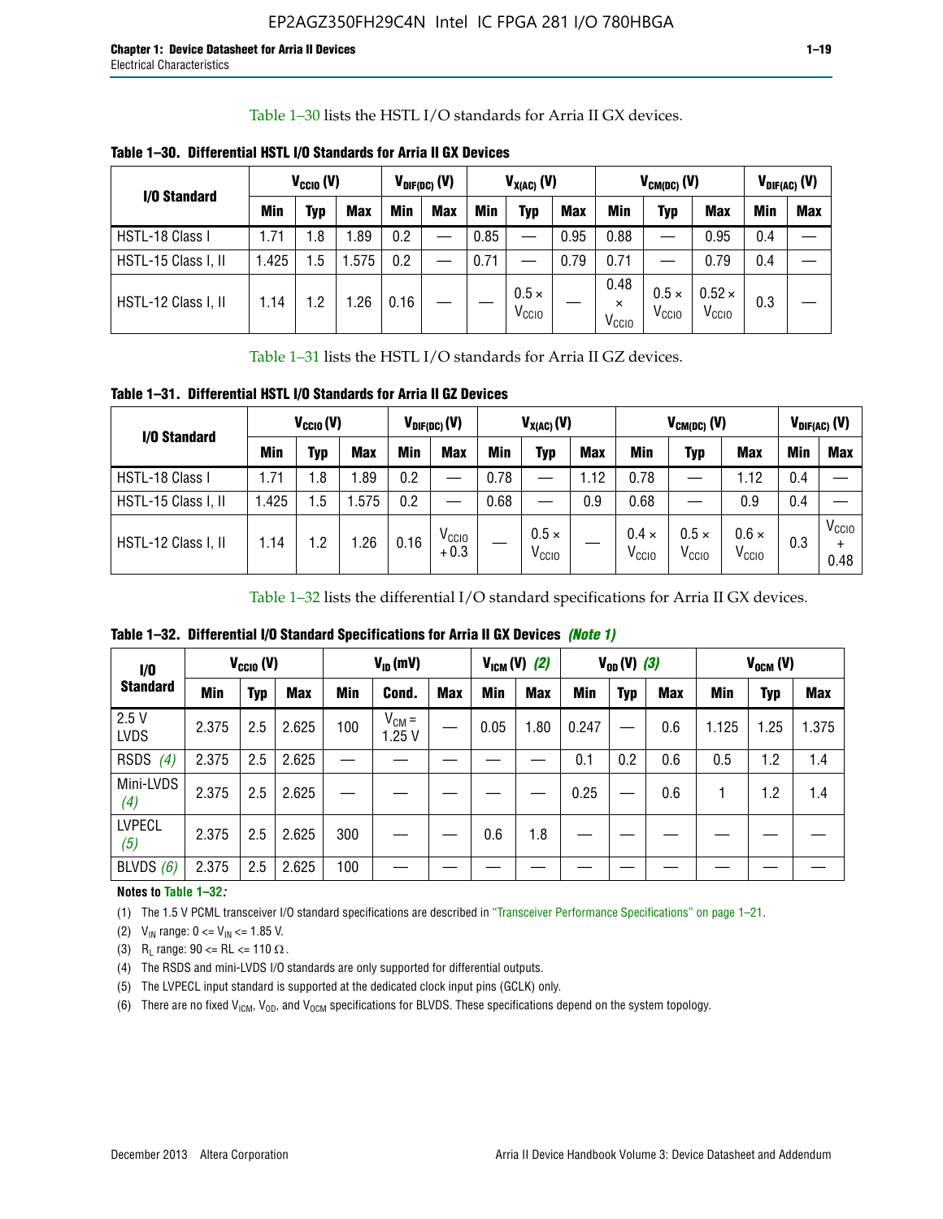Table 1–30 lists the HSTL I/O standards for Arria II GX devices.

**Table 1–30. Differential HSTL I/O Standards for Arria II GX Devices**

| I/O Standard | $V_{CCIO}$ (V) | | | $V_{DIF(DC)}$ (V) | | $V_{X(AC)}$ (V) | | | $V_{CM(DC)}$ (V) | | | $V_{DIF(AC)}$ (V) | |
|---|---|---|---|---|---|---|---|---|---|---|---|---|---|
| | Min | Typ | Max | Min | Max | Min | Typ | Max | Min | Typ | Max | Min | Max |
| HSTL-18 Class I | 1.71 | 1.8 | 1.89 | 0.2 | — | 0.85 | — | 0.95 | 0.88 | — | 0.95 | 0.4 | — |
| HSTL-15 Class I, II | 1.425 | 1.5 | 1.575 | 0.2 | — | 0.71 | — | 0.79 | 0.71 | — | 0.79 | 0.4 | — |
| HSTL-12 Class I, II | 1.14 | 1.2 | 1.26 | 0.16 | — | — | $0.5 \times V_{CCIO}$ | — | $0.48 \times V_{CCIO}$ | $0.5 \times V_{CCIO}$ | $0.52 \times V_{CCIO}$ | 0.3 | — |

Table 1–31 lists the HSTL I/O standards for Arria II GZ devices.

**Table 1–31. Differential HSTL I/O Standards for Arria II GZ Devices**

| I/O Standard | $V_{CCIO}$ (V) | | | $V_{DIF(DC)}$ (V) | | $V_{X(AC)}$ (V) | | | $V_{CM(DC)}$ (V) | | | $V_{DIF(AC)}$ (V) | |
|---|---|---|---|---|---|---|---|---|---|---|---|---|---|
| | Min | Typ | Max | Min | Max | Min | Typ | Max | Min | Typ | Max | Min | Max |
| HSTL-18 Class I | 1.71 | 1.8 | 1.89 | 0.2 | — | 0.78 | — | 1.12 | 0.78 | — | 1.12 | 0.4 | — |
| HSTL-15 Class I, II | 1.425 | 1.5 | 1.575 | 0.2 | — | 0.68 | — | 0.9 | 0.68 | — | 0.9 | 0.4 | — |
| HSTL-12 Class I, II | 1.14 | 1.2 | 1.26 | 0.16 | $V_{CCIO} + 0.3$ | — | $0.5 \times V_{CCIO}$ | — | $0.4 \times V_{CCIO}$ | $0.5 \times V_{CCIO}$ | $0.6 \times V_{CCIO}$ | 0.3 | $V_{CCIO} + 0.48$ |

Table 1–32 lists the differential I/O standard specifications for Arria II GX devices.

**Table 1–32. Differential I/O Standard Specifications for Arria II GX Devices** *(Note 1)*

| I/O Standard | $V_{CCIO}$ (V) | | | $V_{ID}$ (mV) | | | $V_{ICM}$ (V) *(2)* | | $V_{OD}$ (V) *(3)* | | | $V_{OCM}$ (V) | | |
|---|---|---|---|---|---|---|---|---|---|---|---|---|---|---|
| | Min | Typ | Max | Min | Cond. | Max | Min | Max | Min | Typ | Max | Min | Typ | Max |
| 2.5 V LVDS | 2.375 | 2.5 | 2.625 | 100 | $V_{CM}$ = 1.25 V | — | 0.05 | 1.80 | 0.247 | — | 0.6 | 1.125 | 1.25 | 1.375 |
| RSDS *(4)* | 2.375 | 2.5 | 2.625 | — | — | — | — | — | 0.1 | 0.2 | 0.6 | 0.5 | 1.2 | 1.4 |
| Mini-LVDS *(4)* | 2.375 | 2.5 | 2.625 | — | — | — | — | — | 0.25 | — | 0.6 | 1 | 1.2 | 1.4 |
| LVPECL *(5)* | 2.375 | 2.5 | 2.625 | 300 | — | — | 0.6 | 1.8 | — | — | — | — | — | — |
| BLVDS *(6)* | 2.375 | 2.5 | 2.625 | 100 | — | — | — | — | — | — | — | — | — | — |

**Notes to Table 1–32:**

(1) The 1.5 V PCML transceiver I/O standard specifications are described in "Transceiver Performance Specifications" on page 1–21.

(2) $V_{IN}$ range: 0 <= $V_{IN}$ <= 1.85 V.

(3) $R_L$ range: 90 <= RL <= 110 Ω.

(4) The RSDS and mini-LVDS I/O standards are only supported for differential outputs.

(5) The LVPECL input standard is supported at the dedicated clock input pins (GCLK) only.

(6) There are no fixed $V_{ICM}$, $V_{OD}$, and $V_{OCM}$ specifications for BLVDS. These specifications depend on the system topology.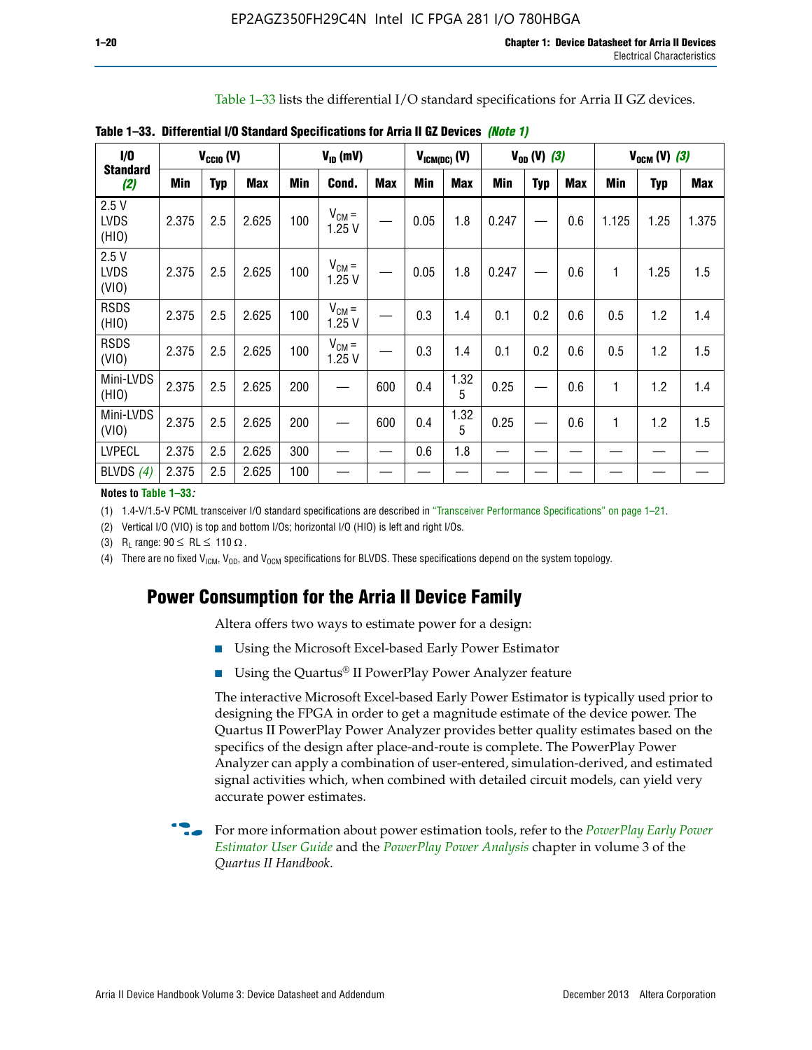Table 1–33 lists the differential I/O standard specifications for Arria II GZ devices.

**Table 1–33. Differential I/O Standard Specifications for Arria II GZ Devices** *(Note 1)*

| I/O Standard (2) | $V_{CCIO}$ (V) | | | $V_{ID}$ (mV) | | | $V_{ICM(DC)}$ (V) | | $V_{OD}$ (V) (3) | | | $V_{OCM}$ (V) (3) | | |
|---|---|---|---|---|---|---|---|---|---|---|---|---|---|---|
| | Min | Typ | Max | Min | Cond. | Max | Min | Max | Min | Typ | Max | Min | Typ | Max |
| 2.5 V LVDS (HIO) | 2.375 | 2.5 | 2.625 | 100 | $V_{CM}$ = 1.25 V | — | 0.05 | 1.8 | 0.247 | — | 0.6 | 1.125 | 1.25 | 1.375 |
| 2.5 V LVDS (VIO) | 2.375 | 2.5 | 2.625 | 100 | $V_{CM}$ = 1.25 V | — | 0.05 | 1.8 | 0.247 | — | 0.6 | 1 | 1.25 | 1.5 |
| RSDS (HIO) | 2.375 | 2.5 | 2.625 | 100 | $V_{CM}$ = 1.25 V | — | 0.3 | 1.4 | 0.1 | 0.2 | 0.6 | 0.5 | 1.2 | 1.4 |
| RSDS (VIO) | 2.375 | 2.5 | 2.625 | 100 | $V_{CM}$ = 1.25 V | — | 0.3 | 1.4 | 0.1 | 0.2 | 0.6 | 0.5 | 1.2 | 1.5 |
| Mini-LVDS (HIO) | 2.375 | 2.5 | 2.625 | 200 | — | 600 | 0.4 | 1.325 | 0.25 | — | 0.6 | 1 | 1.2 | 1.4 |
| Mini-LVDS (VIO) | 2.375 | 2.5 | 2.625 | 200 | — | 600 | 0.4 | 1.325 | 0.25 | — | 0.6 | 1 | 1.2 | 1.5 |
| LVPECL | 2.375 | 2.5 | 2.625 | 300 | — | — | 0.6 | 1.8 | — | — | — | — | — | — |
| BLVDS (4) | 2.375 | 2.5 | 2.625 | 100 | — | — | — | — | — | — | — | — | — | — |

**Notes to Table 1–33:**

(1) 1.4-V/1.5-V PCML transceiver I/O standard specifications are described in "Transceiver Performance Specifications" on page 1–21.

(2) Vertical I/O (VIO) is top and bottom I/Os; horizontal I/O (HIO) is left and right I/Os.

(3) $R_L$ range: $90 \leq RL \leq 110\ \Omega$.

(4) There are no fixed $V_{ICM}$, $V_{OD}$, and $V_{OCM}$ specifications for BLVDS. These specifications depend on the system topology.

## Power Consumption for the Arria II Device Family

Altera offers two ways to estimate power for a design:

- Using the Microsoft Excel-based Early Power Estimator
- Using the Quartus® II PowerPlay Power Analyzer feature

The interactive Microsoft Excel-based Early Power Estimator is typically used prior to designing the FPGA in order to get a magnitude estimate of the device power. The Quartus II PowerPlay Power Analyzer provides better quality estimates based on the specifics of the design after place-and-route is complete. The PowerPlay Power Analyzer can apply a combination of user-entered, simulation-derived, and estimated signal activities which, when combined with detailed circuit models, can yield very accurate power estimates.

For more information about power estimation tools, refer to the *PowerPlay Early Power Estimator User Guide* and the *PowerPlay Power Analysis* chapter in volume 3 of the *Quartus II Handbook*.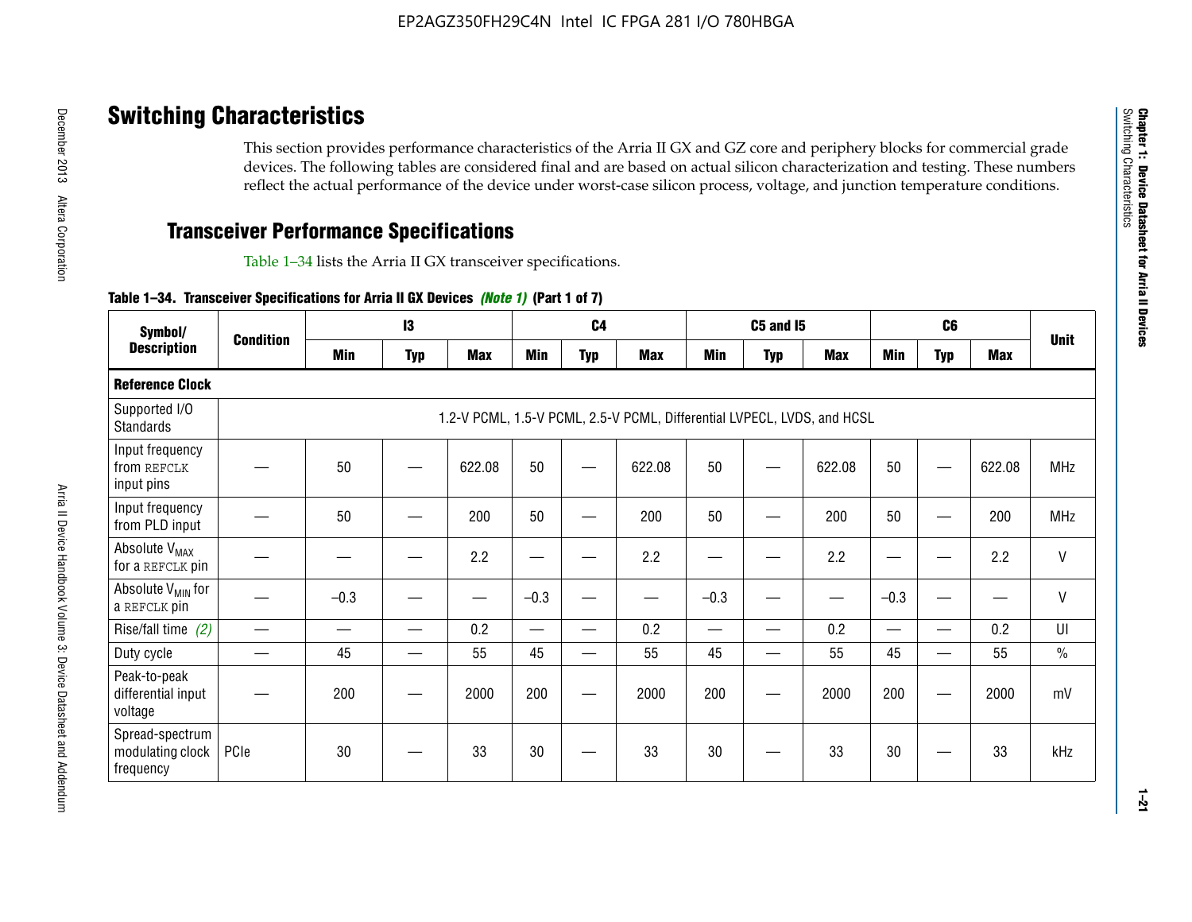## Switching Characteristics

This section provides performance characteristics of the Arria II GX and GZ core and periphery blocks for commercial grade devices. The following tables are considered final and are based on actual silicon characterization and testing. These numbers reflect the actual performance of the device under worst-case silicon process, voltage, and junction temperature conditions.

### Transceiver Performance Specifications

Table 1–34 lists the Arria II GX transceiver specifications.

**Table 1–34. Transceiver Specifications for Arria II GX Devices *(Note 1)* (Part 1 of 7)**

| Symbol/ Description | Condition | I3 | | | C4 | | | C5 and I5 | | | C6 | | | Unit |
|---|---|---|---|---|---|---|---|---|---|---|---|---|---|---|
| | | Min | Typ | Max | Min | Typ | Max | Min | Typ | Max | Min | Typ | Max | |
| **Reference Clock** | | | | | | | | | | | | | | |
| Supported I/O Standards | 1.2-V PCML, 1.5-V PCML, 2.5-V PCML, Differential LVPECL, LVDS, and HCSL | | | | | | | | | | | | | |
| Input frequency from REFCLK input pins | — | 50 | — | 622.08 | 50 | — | 622.08 | 50 | — | 622.08 | 50 | — | 622.08 | MHz |
| Input frequency from PLD input | — | 50 | — | 200 | 50 | — | 200 | 50 | — | 200 | 50 | — | 200 | MHz |
| Absolute $V_{MAX}$ for a REFCLK pin | — | — | — | 2.2 | — | — | 2.2 | — | — | 2.2 | — | — | 2.2 | V |
| Absolute $V_{MIN}$ for a REFCLK pin | — | –0.3 | — | — | –0.3 | — | — | –0.3 | — | — | –0.3 | — | — | V |
| Rise/fall time *(2)* | — | — | — | 0.2 | — | — | 0.2 | — | — | 0.2 | — | — | 0.2 | UI |
| Duty cycle | — | 45 | — | 55 | 45 | — | 55 | 45 | — | 55 | 45 | — | 55 | % |
| Peak-to-peak differential input voltage | — | 200 | — | 2000 | 200 | — | 2000 | 200 | — | 2000 | 200 | — | 2000 | mV |
| Spread-spectrum modulating clock frequency | PCIe | 30 | — | 33 | 30 | — | 33 | 30 | — | 33 | 30 | — | 33 | kHz |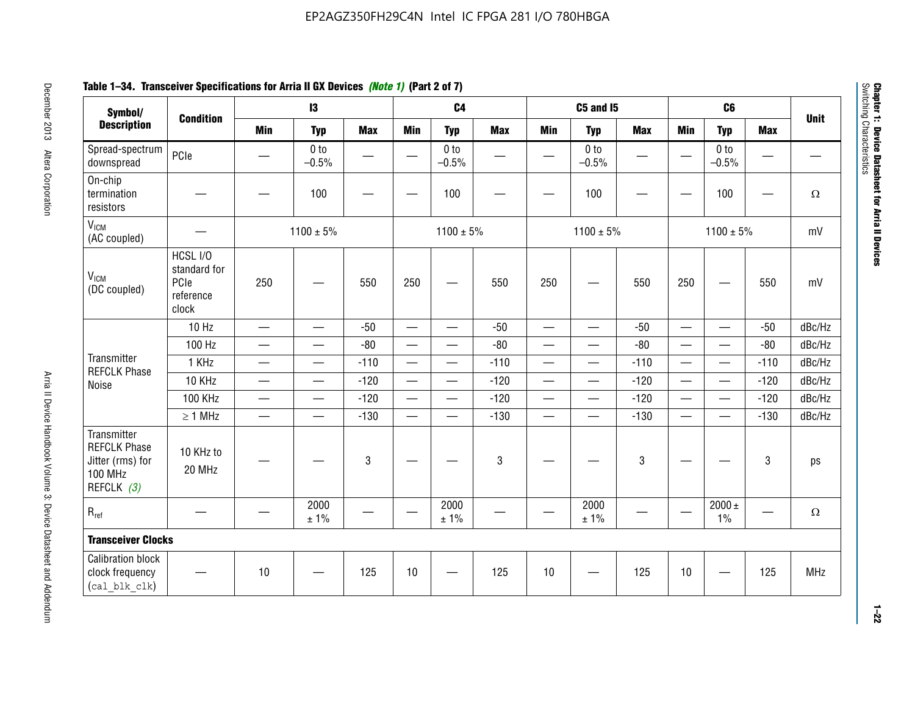**Table 1–34. Transceiver Specifications for Arria II GX Devices *(Note 1)* (Part 2 of 7)**

| Symbol/ Description | Condition | I3 | | | C4 | | | C5 and I5 | | | C6 | | | Unit |
|---|---|---|---|---|---|---|---|---|---|---|---|---|---|---|
| | | Min | Typ | Max | Min | Typ | Max | Min | Typ | Max | Min | Typ | Max | |
| Spread-spectrum downspread | PCIe | — | 0 to –0.5% | — | — | 0 to –0.5% | — | — | 0 to –0.5% | — | — | 0 to –0.5% | — | — |
| On-chip termination resistors | — | — | 100 | — | — | 100 | — | — | 100 | — | — | 100 | — | Ω |
| $V_{ICM}$ (AC coupled) | — | 1100 ± 5% | | | 1100 ± 5% | | | 1100 ± 5% | | | 1100 ± 5% | | | mV |
| $V_{ICM}$ (DC coupled) | HCSL I/O standard for PCIe reference clock | 250 | — | 550 | 250 | — | 550 | 250 | — | 550 | 250 | — | 550 | mV |
| Transmitter REFCLK Phase Noise | 10 Hz | — | — | -50 | — | — | -50 | — | — | -50 | — | — | -50 | dBc/Hz |
| | 100 Hz | — | — | -80 | — | — | -80 | — | — | -80 | — | — | -80 | dBc/Hz |
| | 1 KHz | — | — | -110 | — | — | -110 | — | — | -110 | — | — | -110 | dBc/Hz |
| | 10 KHz | — | — | -120 | — | — | -120 | — | — | -120 | — | — | -120 | dBc/Hz |
| | 100 KHz | — | — | -120 | — | — | -120 | — | — | -120 | — | — | -120 | dBc/Hz |
| | ≥ 1 MHz | — | — | -130 | — | — | -130 | — | — | -130 | — | — | -130 | dBc/Hz |
| Transmitter REFCLK Phase Jitter (rms) for 100 MHz REFCLK *(3)* | 10 KHz to 20 MHz | — | — | 3 | — | — | 3 | — | — | 3 | — | — | 3 | ps |
| $R_{ref}$ | — | — | 2000 ± 1% | — | — | 2000 ± 1% | — | — | 2000 ± 1% | — | — | 2000 ± 1% | — | Ω |
| **Transceiver Clocks** | | | | | | | | | | | | | | |
| Calibration block clock frequency (cal_blk_clk) | — | 10 | — | 125 | 10 | — | 125 | 10 | — | 125 | 10 | — | 125 | MHz |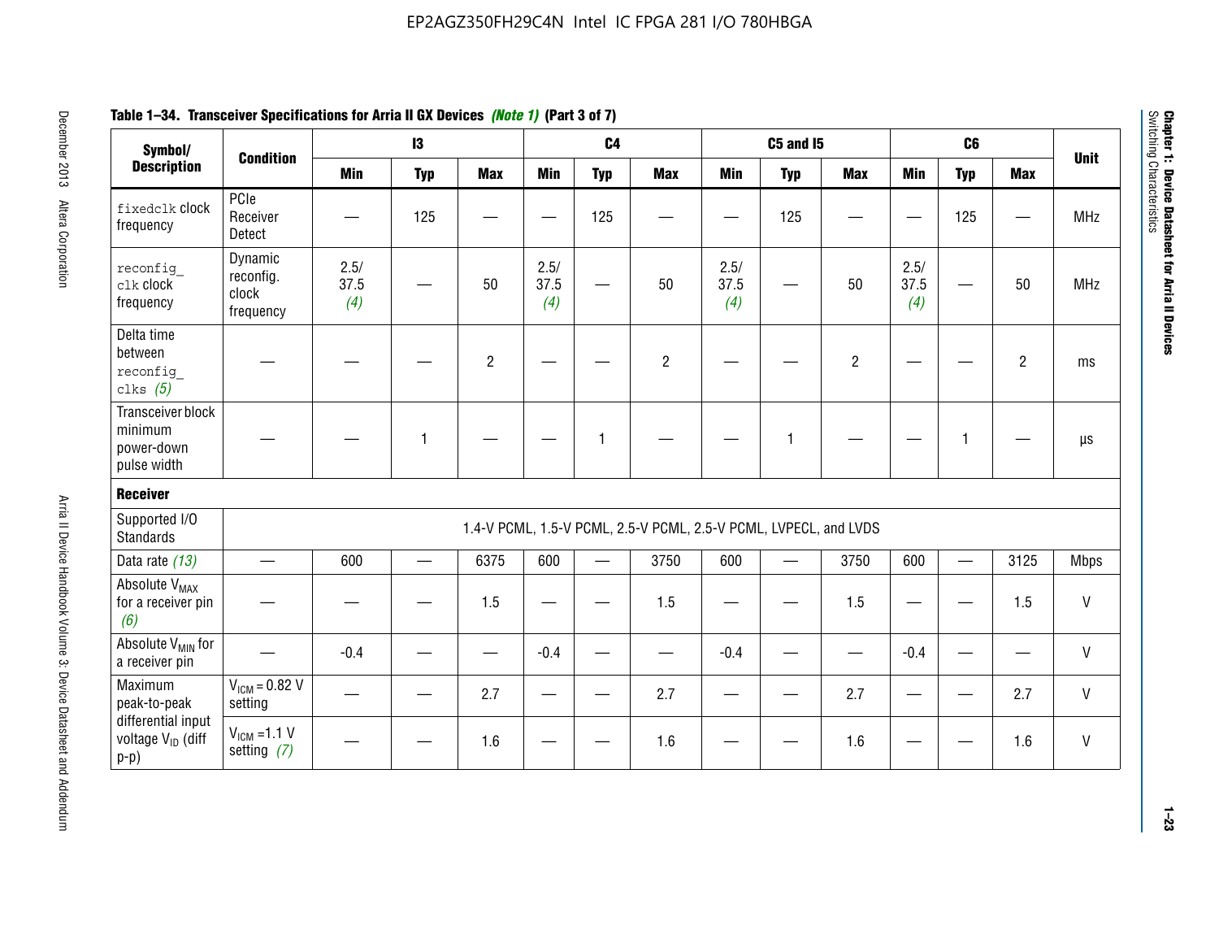**Table 1–34. Transceiver Specifications for Arria II GX Devices *(Note 1)* (Part 3 of 7)**

| Symbol/ Description | Condition | I3 | | | C4 | | | C5 and I5 | | | C6 | | | Unit |
|---|---|---|---|---|---|---|---|---|---|---|---|---|---|---|
| | | Min | Typ | Max | Min | Typ | Max | Min | Typ | Max | Min | Typ | Max | |
| `fixedclk` clock frequency | PCIe Receiver Detect | — | 125 | — | — | 125 | — | — | 125 | — | — | 125 | — | MHz |
| `reconfig_clk` clock frequency | Dynamic reconfig. clock frequency | 2.5/ 37.5 *(4)* | — | 50 | 2.5/ 37.5 *(4)* | — | 50 | 2.5/ 37.5 *(4)* | — | 50 | 2.5/ 37.5 *(4)* | — | 50 | MHz |
| Delta time between `reconfig_clks` *(5)* | — | — | — | 2 | — | — | 2 | — | — | 2 | — | — | 2 | ms |
| Transceiver block minimum power-down pulse width | — | — | 1 | — | — | 1 | — | — | 1 | — | — | 1 | — | µs |
| **Receiver** | | | | | | | | | | | | | | |
| Supported I/O Standards | 1.4-V PCML, 1.5-V PCML, 2.5-V PCML, 2.5-V PCML, LVPECL, and LVDS | | | | | | | | | | | | | |
| Data rate *(13)* | — | 600 | — | 6375 | 600 | — | 3750 | 600 | — | 3750 | 600 | — | 3125 | Mbps |
| Absolute $V_{MAX}$ for a receiver pin *(6)* | — | — | — | 1.5 | — | — | 1.5 | — | — | 1.5 | — | — | 1.5 | V |
| Absolute $V_{MIN}$ for a receiver pin | — | -0.4 | — | — | -0.4 | — | — | -0.4 | — | — | -0.4 | — | — | V |
| Maximum peak-to-peak differential input voltage $V_{ID}$ (diff p-p) | $V_{ICM}$ = 0.82 V setting | — | — | 2.7 | — | — | 2.7 | — | — | 2.7 | — | — | 2.7 | V |
| | $V_{ICM}$ =1.1 V setting *(7)* | — | — | 1.6 | — | — | 1.6 | — | — | 1.6 | — | — | 1.6 | V |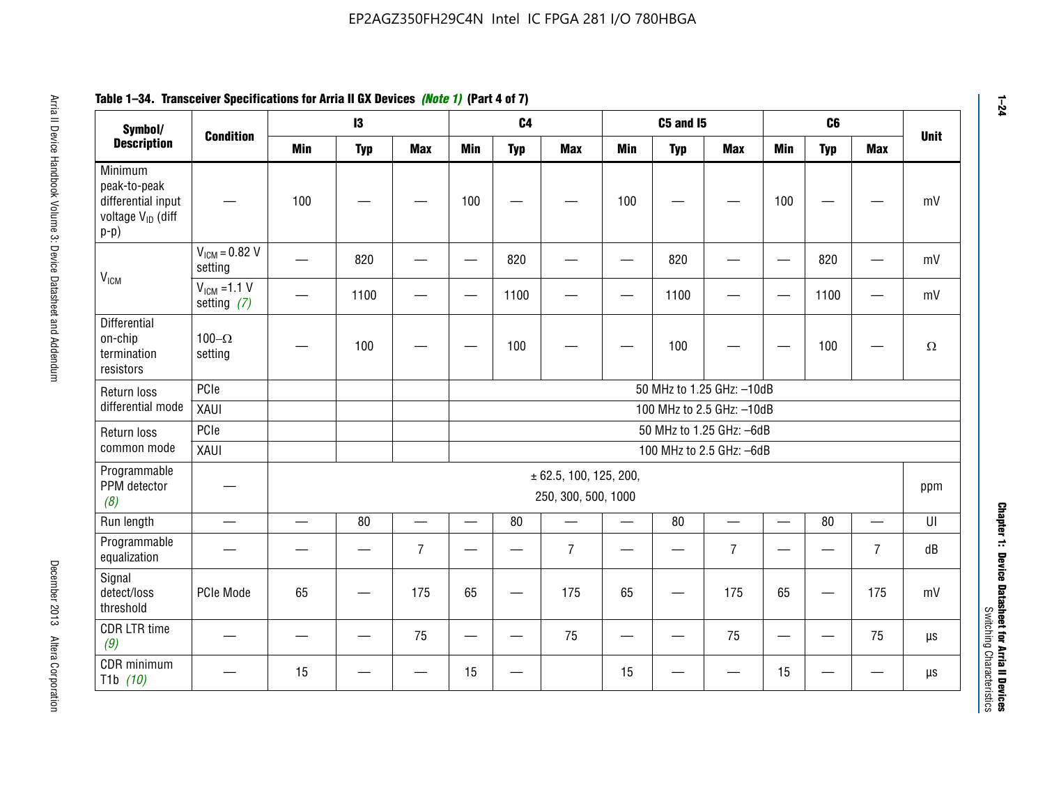**Table 1–34. Transceiver Specifications for Arria II GX Devices *(Note 1)* (Part 4 of 7)**

| Symbol/ Description | Condition | I3 | | | C4 | | | C5 and I5 | | | C6 | | | Unit |
|---|---|---|---|---|---|---|---|---|---|---|---|---|---|---|
| | | Min | Typ | Max | Min | Typ | Max | Min | Typ | Max | Min | Typ | Max | |
| Minimum peak-to-peak differential input voltage $V_{ID}$ (diff p-p) | — | 100 | — | — | 100 | — | — | 100 | — | — | 100 | — | — | mV |
| $V_{ICM}$ | $V_{ICM}$ = 0.82 V setting | — | 820 | — | — | 820 | — | — | 820 | — | — | 820 | — | mV |
| | $V_{ICM}$ =1.1 V setting *(7)* | — | 1100 | — | — | 1100 | — | — | 1100 | — | — | 1100 | — | mV |
| Differential on-chip termination resistors | 100–Ω setting | — | 100 | — | — | 100 | — | — | 100 | — | — | 100 | — | Ω |
| Return loss differential mode | PCIe | | | | 50 MHz to 1.25 GHz: –10dB | | | | | | | | | |
| | XAUI | | | | 100 MHz to 2.5 GHz: –10dB | | | | | | | | | |
| Return loss common mode | PCIe | | | | 50 MHz to 1.25 GHz: –6dB | | | | | | | | | |
| | XAUI | | | | 100 MHz to 2.5 GHz: –6dB | | | | | | | | | |
| Programmable PPM detector *(8)* | — | ± 62.5, 100, 125, 200, 250, 300, 500, 1000 | | | | | | | | | | | | ppm |
| Run length | — | — | 80 | — | — | 80 | — | — | 80 | — | — | 80 | — | UI |
| Programmable equalization | — | — | — | 7 | — | — | 7 | — | — | 7 | — | — | 7 | dB |
| Signal detect/loss threshold | PCIe Mode | 65 | — | 175 | 65 | — | 175 | 65 | — | 175 | 65 | — | 175 | mV |
| CDR LTR time *(9)* | — | — | — | 75 | — | — | 75 | — | — | 75 | — | — | 75 | µs |
| CDR minimum T1b *(10)* | — | 15 | — | — | 15 | — | | 15 | — | — | 15 | — | — | µs |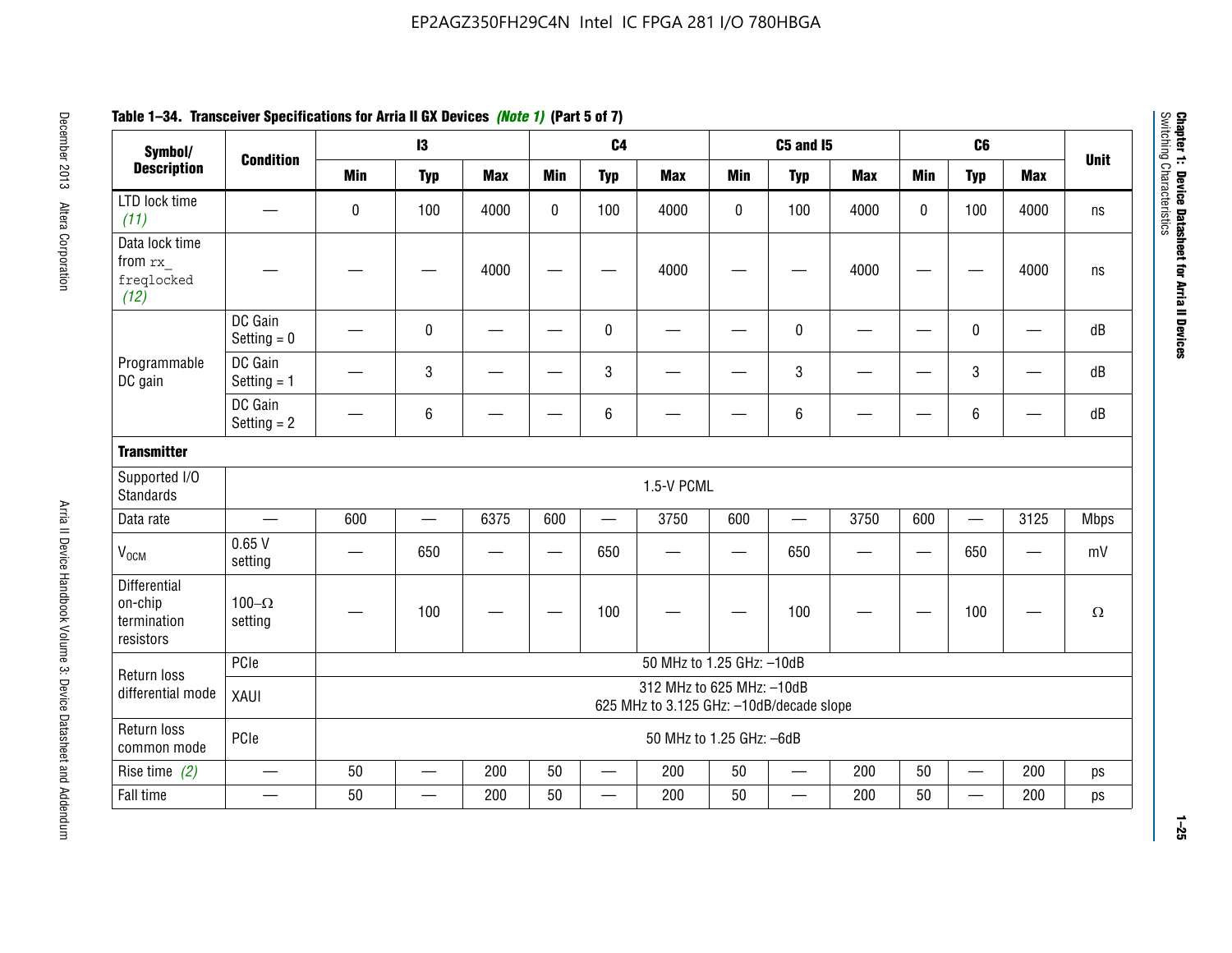**Table 1–34. Transceiver Specifications for Arria II GX Devices *(Note 1)* (Part 5 of 7)**

| Symbol/ Description | Condition | I3 | | | C4 | | | C5 and I5 | | | C6 | | | Unit |
|---|---|---|---|---|---|---|---|---|---|---|---|---|---|---|
| | | Min | Typ | Max | Min | Typ | Max | Min | Typ | Max | Min | Typ | Max | |
| LTD lock time *(11)* | — | 0 | 100 | 4000 | 0 | 100 | 4000 | 0 | 100 | 4000 | 0 | 100 | 4000 | ns |
| Data lock time from `rx_freqlocked` *(12)* | — | — | — | 4000 | — | — | 4000 | — | — | 4000 | — | — | 4000 | ns |
| Programmable DC gain | DC Gain Setting = 0 | — | 0 | — | — | 0 | — | — | 0 | — | — | 0 | — | dB |
| | DC Gain Setting = 1 | — | 3 | — | — | 3 | — | — | 3 | — | — | 3 | — | dB |
| | DC Gain Setting = 2 | — | 6 | — | — | 6 | — | — | 6 | — | — | 6 | — | dB |
| **Transmitter** | | | | | | | | | | | | | | |
| Supported I/O Standards | 1.5-V PCML | | | | | | | | | | | | | |
| Data rate | — | 600 | — | 6375 | 600 | — | 3750 | 600 | — | 3750 | 600 | — | 3125 | Mbps |
| $V_{OCM}$ | 0.65 V setting | — | 650 | — | — | 650 | — | — | 650 | — | — | 650 | — | mV |
| Differential on-chip termination resistors | 100–Ω setting | — | 100 | — | — | 100 | — | — | 100 | — | — | 100 | — | Ω |
| Return loss differential mode | PCIe | 50 MHz to 1.25 GHz: –10dB | | | | | | | | | | | | |
| | XAUI | 312 MHz to 625 MHz: –10dB<br>625 MHz to 3.125 GHz: –10dB/decade slope | | | | | | | | | | | | |
| Return loss common mode | PCIe | 50 MHz to 1.25 GHz: –6dB | | | | | | | | | | | | |
| Rise time *(2)* | — | 50 | — | 200 | 50 | — | 200 | 50 | — | 200 | 50 | — | 200 | ps |
| Fall time | — | 50 | — | 200 | 50 | — | 200 | 50 | — | 200 | 50 | — | 200 | ps |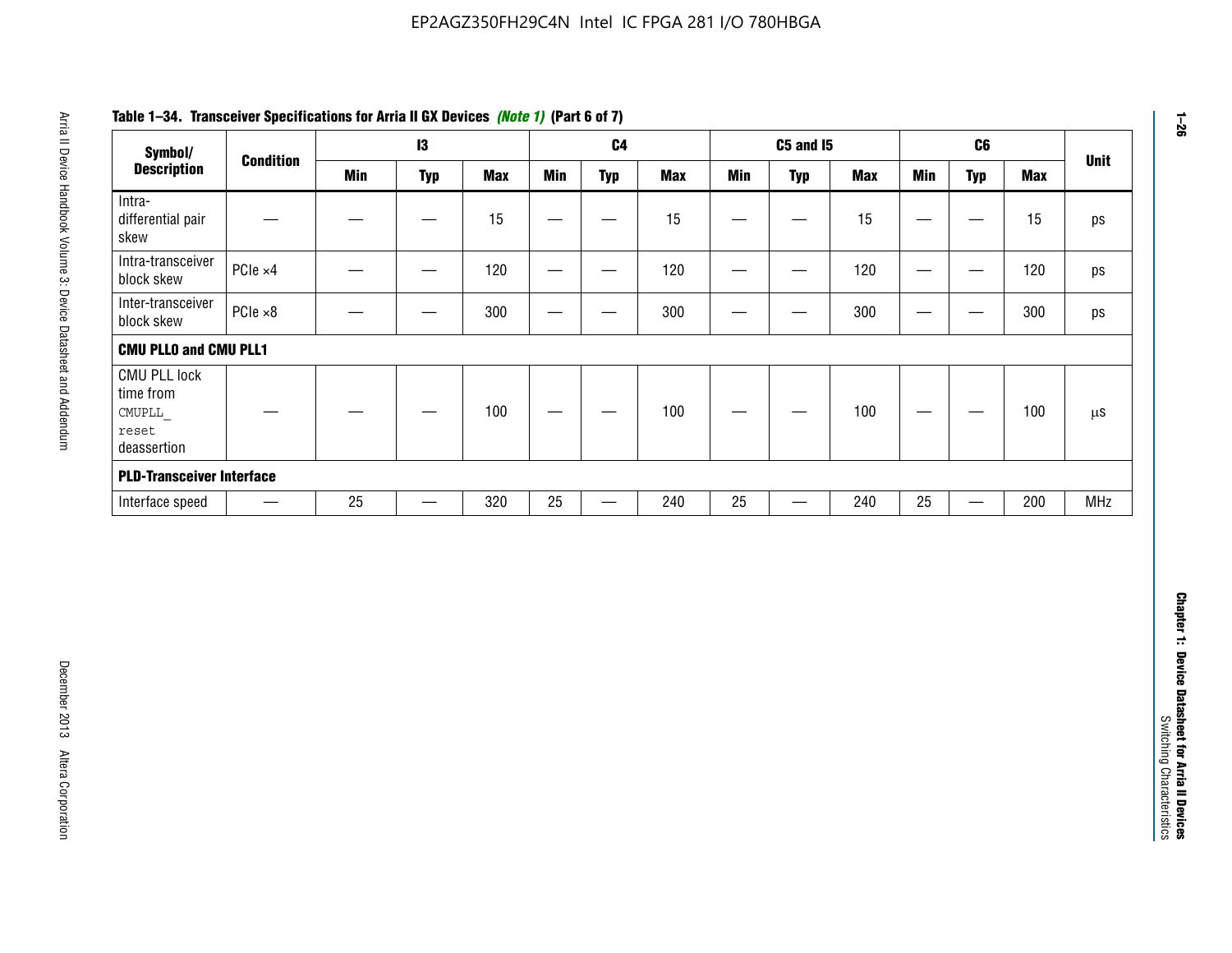**Table 1–34. Transceiver Specifications for Arria II GX Devices *(Note 1)* (Part 6 of 7)**

| Symbol/ Description | Condition | I3 | | | C4 | | | C5 and I5 | | | C6 | | | Unit |
|---|---|---|---|---|---|---|---|---|---|---|---|---|---|---|
| | | Min | Typ | Max | Min | Typ | Max | Min | Typ | Max | Min | Typ | Max | |
| Intra-differential pair skew | — | — | — | 15 | — | — | 15 | — | — | 15 | — | — | 15 | ps |
| Intra-transceiver block skew | PCIe ×4 | — | — | 120 | — | — | 120 | — | — | 120 | — | — | 120 | ps |
| Inter-transceiver block skew | PCIe ×8 | — | — | 300 | — | — | 300 | — | — | 300 | — | — | 300 | ps |
| **CMU PLL0 and CMU PLL1** | | | | | | | | | | | | | | |
| CMU PLL lock time from `CMUPLL_reset` deassertion | — | — | — | 100 | — | — | 100 | — | — | 100 | — | — | 100 | µs |
| **PLD-Transceiver Interface** | | | | | | | | | | | | | | |
| Interface speed | — | 25 | — | 320 | 25 | — | 240 | 25 | — | 240 | 25 | — | 200 | MHz |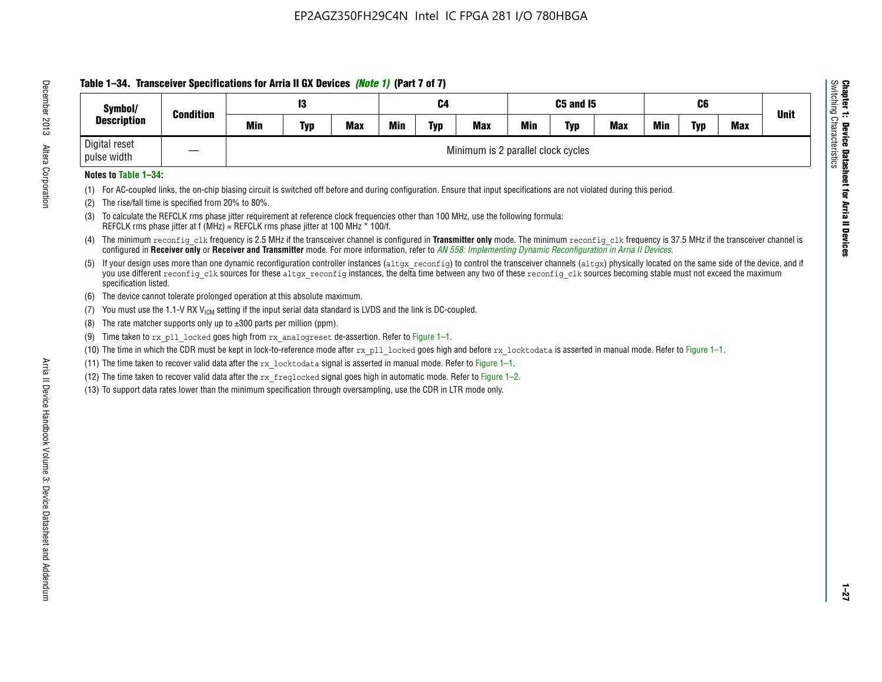**Table 1–34. Transceiver Specifications for Arria II GX Devices *(Note 1)* (Part 7 of 7)**

| Symbol/ Description | Condition | I3 | | | C4 | | | C5 and I5 | | | C6 | | | Unit |
|---|---|---|---|---|---|---|---|---|---|---|---|---|---|---|
| | | Min | Typ | Max | Min | Typ | Max | Min | Typ | Max | Min | Typ | Max | |
| Digital reset pulse width | — | Minimum is 2 parallel clock cycles | | | | | | | | | | | | |

**Notes to Table 1–34:**

(1) For AC-coupled links, the on-chip biasing circuit is switched off before and during configuration. Ensure that input specifications are not violated during this period.

(2) The rise/fall time is specified from 20% to 80%.

(3) To calculate the REFCLK rms phase jitter requirement at reference clock frequencies other than 100 MHz, use the following formula:
REFCLK rms phase jitter at f (MHz) = REFCLK rms phase jitter at 100 MHz * 100/f.

(4) The minimum `reconfig_clk` frequency is 2.5 MHz if the transceiver channel is configured in **Transmitter only** mode. The minimum `reconfig_clk` frequency is 37.5 MHz if the transceiver channel is configured in **Receiver only** or **Receiver and Transmitter** mode. For more information, refer to *AN 558: Implementing Dynamic Reconfiguration in Arria II Devices*.

(5) If your design uses more than one dynamic reconfiguration controller instances (`altgx_reconfig`) to control the transceiver channels (`altgx`) physically located on the same side of the device, and if you use different `reconfig_clk` sources for these `altgx_reconfig` instances, the delta time between any two of these `reconfig_clk` sources becoming stable must not exceed the maximum specification listed.

(6) The device cannot tolerate prolonged operation at this absolute maximum.

(7) You must use the 1.1-V RX $V_{ICM}$ setting if the input serial data standard is LVDS and the link is DC-coupled.

(8) The rate matcher supports only up to ±300 parts per million (ppm).

(9) Time taken to `rx_pll_locked` goes high from `rx_analogreset` de-assertion. Refer to Figure 1–1.

(10) The time in which the CDR must be kept in lock-to-reference mode after `rx_pll_locked` goes high and before `rx_locktodata` is asserted in manual mode. Refer to Figure 1–1.

(11) The time taken to recover valid data after the `rx_locktodata` signal is asserted in manual mode. Refer to Figure 1–1.

(12) The time taken to recover valid data after the `rx_freqlocked` signal goes high in automatic mode. Refer to Figure 1–2.

(13) To support data rates lower than the minimum specification through oversampling, use the CDR in LTR mode only.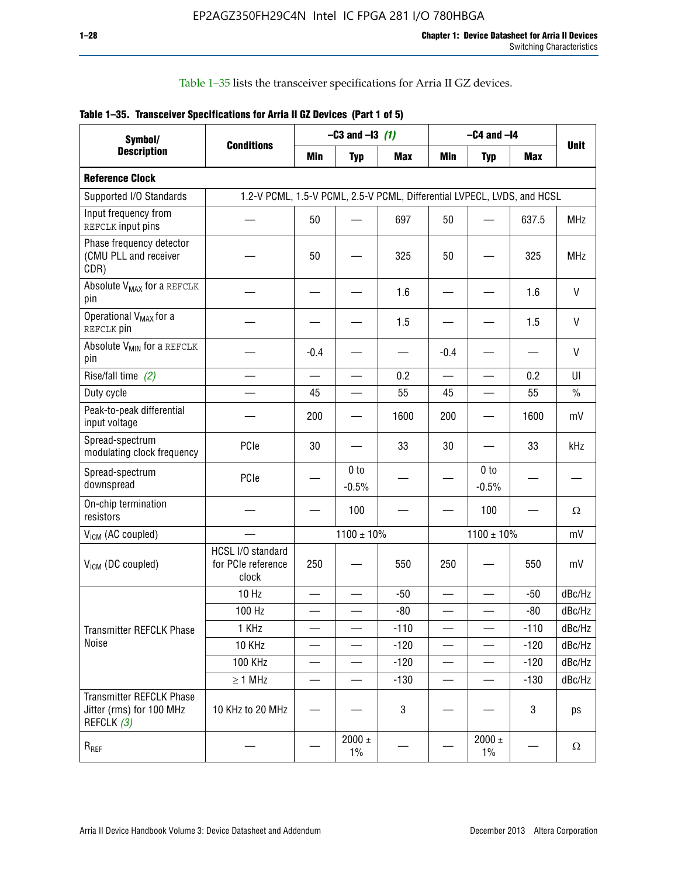Table 1–35 lists the transceiver specifications for Arria II GZ devices.

**Table 1–35. Transceiver Specifications for Arria II GZ Devices (Part 1 of 5)**

| Symbol/ Description | Conditions | –C3 and –I3 *(1)* | | | –C4 and –I4 | | | Unit |
|---|---|---|---|---|---|---|---|---|
| | | Min | Typ | Max | Min | Typ | Max | |
| **Reference Clock** | | | | | | | | |
| Supported I/O Standards | 1.2-V PCML, 1.5-V PCML, 2.5-V PCML, Differential LVPECL, LVDS, and HCSL | | | | | | | |
| Input frequency from REFCLK input pins | — | 50 | — | 697 | 50 | — | 637.5 | MHz |
| Phase frequency detector (CMU PLL and receiver CDR) | — | 50 | — | 325 | 50 | — | 325 | MHz |
| Absolute $V_{MAX}$ for a REFCLK pin | — | — | — | 1.6 | — | — | 1.6 | V |
| Operational $V_{MAX}$ for a REFCLK pin | — | — | — | 1.5 | — | — | 1.5 | V |
| Absolute $V_{MIN}$ for a REFCLK pin | — | -0.4 | — | — | -0.4 | — | — | V |
| Rise/fall time *(2)* | — | — | — | 0.2 | — | — | 0.2 | UI |
| Duty cycle | — | 45 | — | 55 | 45 | — | 55 | % |
| Peak-to-peak differential input voltage | — | 200 | — | 1600 | 200 | — | 1600 | mV |
| Spread-spectrum modulating clock frequency | PCIe | 30 | — | 33 | 30 | — | 33 | kHz |
| Spread-spectrum downspread | PCIe | — | 0 to -0.5% | — | — | 0 to -0.5% | — | — |
| On-chip termination resistors | — | — | 100 | — | — | 100 | — | Ω |
| $V_{ICM}$ (AC coupled) | — | 1100 ± 10% | | | 1100 ± 10% | | | mV |
| $V_{ICM}$ (DC coupled) | HCSL I/O standard for PCIe reference clock | 250 | — | 550 | 250 | — | 550 | mV |
| Transmitter REFCLK Phase Noise | 10 Hz | — | — | -50 | — | — | -50 | dBc/Hz |
| | 100 Hz | — | — | -80 | — | — | -80 | dBc/Hz |
| | 1 KHz | — | — | -110 | — | — | -110 | dBc/Hz |
| | 10 KHz | — | — | -120 | — | — | -120 | dBc/Hz |
| | 100 KHz | — | — | -120 | — | — | -120 | dBc/Hz |
| | ≥ 1 MHz | — | — | -130 | — | — | -130 | dBc/Hz |
| Transmitter REFCLK Phase Jitter (rms) for 100 MHz REFCLK *(3)* | 10 KHz to 20 MHz | — | — | 3 | — | — | 3 | ps |
| $R_{REF}$ | — | — | 2000 ± 1% | — | — | 2000 ± 1% | — | Ω |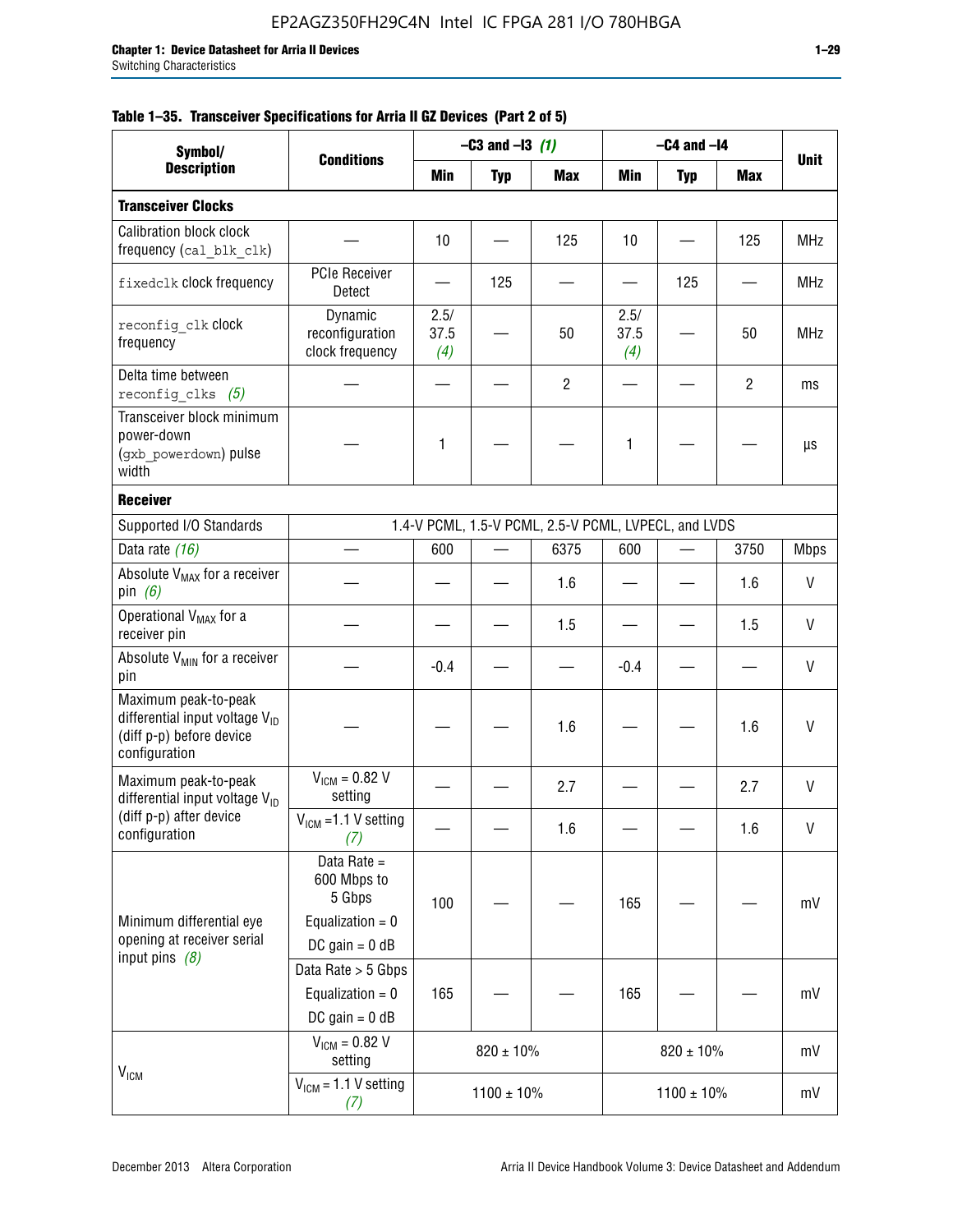**Table 1–35. Transceiver Specifications for Arria II GZ Devices (Part 2 of 5)**

| Symbol/ Description | Conditions | –C3 and –I3 *(1)* | | | –C4 and –I4 | | | Unit |
|---|---|---|---|---|---|---|---|---|
| | | Min | Typ | Max | Min | Typ | Max | |
| **Transceiver Clocks** | | | | | | | | |
| Calibration block clock frequency (`cal_blk_clk`) | — | 10 | — | 125 | 10 | — | 125 | MHz |
| `fixedclk` clock frequency | PCIe Receiver Detect | — | 125 | — | — | 125 | — | MHz |
| `reconfig_clk` clock frequency | Dynamic reconfiguration clock frequency | 2.5/ 37.5 *(4)* | — | 50 | 2.5/ 37.5 *(4)* | — | 50 | MHz |
| Delta time between `reconfig_clks` *(5)* | — | — | — | 2 | — | — | 2 | ms |
| Transceiver block minimum power-down (`gxb_powerdown`) pulse width | — | 1 | — | — | 1 | — | — | µs |
| **Receiver** | | | | | | | | |
| Supported I/O Standards | 1.4-V PCML, 1.5-V PCML, 2.5-V PCML, LVPECL, and LVDS | | | | | | | |
| Data rate *(16)* | — | 600 | — | 6375 | 600 | — | 3750 | Mbps |
| Absolute $V_{MAX}$ for a receiver pin *(6)* | — | — | — | 1.6 | — | — | 1.6 | V |
| Operational $V_{MAX}$ for a receiver pin | — | — | — | 1.5 | — | — | 1.5 | V |
| Absolute $V_{MIN}$ for a receiver pin | — | -0.4 | — | — | -0.4 | — | — | V |
| Maximum peak-to-peak differential input voltage $V_{ID}$ (diff p-p) before device configuration | — | — | — | 1.6 | — | — | 1.6 | V |
| Maximum peak-to-peak differential input voltage $V_{ID}$ (diff p-p) after device configuration | $V_{ICM}$ = 0.82 V setting | — | — | 2.7 | — | — | 2.7 | V |
| | $V_{ICM}$ =1.1 V setting *(7)* | — | — | 1.6 | — | — | 1.6 | V |
| Minimum differential eye opening at receiver serial input pins *(8)* | Data Rate = 600 Mbps to 5 Gbps<br>Equalization = 0<br>DC gain = 0 dB | 100 | — | — | 165 | — | — | mV |
| | Data Rate > 5 Gbps<br>Equalization = 0<br>DC gain = 0 dB | 165 | — | — | 165 | — | — | mV |
| $V_{ICM}$ | $V_{ICM}$ = 0.82 V setting | 820 ± 10% | | | 820 ± 10% | | | mV |
| | $V_{ICM}$ = 1.1 V setting *(7)* | 1100 ± 10% | | | 1100 ± 10% | | | mV |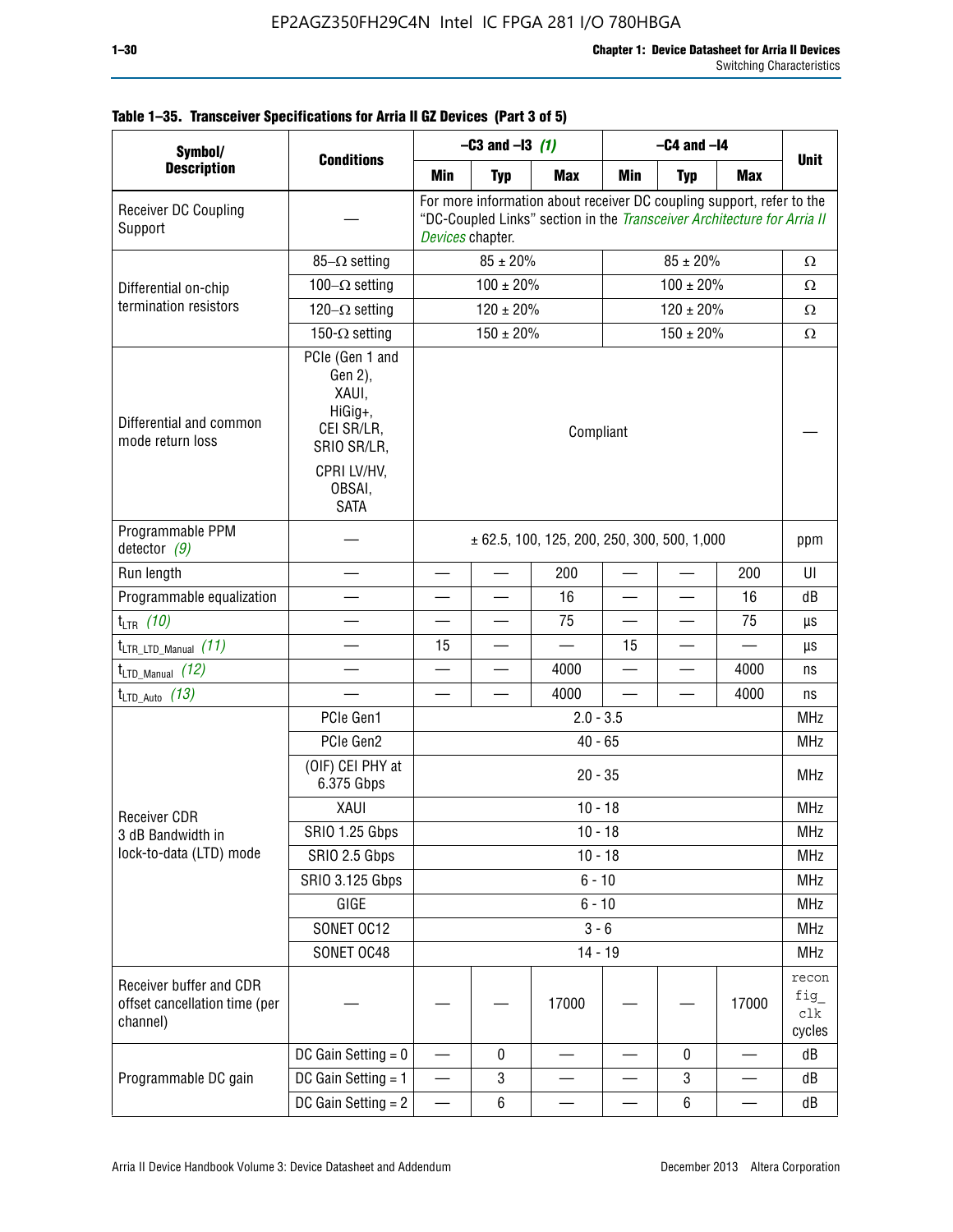**Table 1–35. Transceiver Specifications for Arria II GZ Devices (Part 3 of 5)**

| Symbol/ Description | Conditions | –C3 and –I3 *(1)* | | | –C4 and –I4 | | | Unit |
|---|---|---|---|---|---|---|---|---|
| | | Min | Typ | Max | Min | Typ | Max | |
| Receiver DC Coupling Support | — | For more information about receiver DC coupling support, refer to the "DC-Coupled Links" section in the *Transceiver Architecture for Arria II Devices* chapter. | | | | | | |
| Differential on-chip termination resistors | 85–Ω setting | 85 ± 20% | | | 85 ± 20% | | | Ω |
| | 100–Ω setting | 100 ± 20% | | | 100 ± 20% | | | Ω |
| | 120–Ω setting | 120 ± 20% | | | 120 ± 20% | | | Ω |
| | 150-Ω setting | 150 ± 20% | | | 150 ± 20% | | | Ω |
| Differential and common mode return loss | PCIe (Gen 1 and Gen 2), XAUI, HiGig+, CEI SR/LR, SRIO SR/LR, CPRI LV/HV, OBSAI, SATA | Compliant | | | | | | — |
| Programmable PPM detector *(9)* | — | ± 62.5, 100, 125, 200, 250, 300, 500, 1,000 | | | | | | ppm |
| Run length | — | — | — | 200 | — | — | 200 | UI |
| Programmable equalization | — | — | — | 16 | — | — | 16 | dB |
| $t_{LTR}$ *(10)* | — | — | — | 75 | — | — | 75 | µs |
| $t_{LTR\_LTD\_Manual}$ *(11)* | — | 15 | — | — | 15 | — | — | µs |
| $t_{LTD\_Manual}$ *(12)* | — | — | — | 4000 | — | — | 4000 | ns |
| $t_{LTD\_Auto}$ *(13)* | — | — | — | 4000 | — | — | 4000 | ns |
| Receiver CDR 3 dB Bandwidth in lock-to-data (LTD) mode | PCIe Gen1 | 2.0 - 3.5 | | | | | | MHz |
| | PCIe Gen2 | 40 - 65 | | | | | | MHz |
| | (OIF) CEI PHY at 6.375 Gbps | 20 - 35 | | | | | | MHz |
| | XAUI | 10 - 18 | | | | | | MHz |
| | SRIO 1.25 Gbps | 10 - 18 | | | | | | MHz |
| | SRIO 2.5 Gbps | 10 - 18 | | | | | | MHz |
| | SRIO 3.125 Gbps | 6 - 10 | | | | | | MHz |
| | GIGE | 6 - 10 | | | | | | MHz |
| | SONET OC12 | 3 - 6 | | | | | | MHz |
| | SONET OC48 | 14 - 19 | | | | | | MHz |
| Receiver buffer and CDR offset cancellation time (per channel) | — | — | — | 17000 | — | — | 17000 | reconfig_clk cycles |
| Programmable DC gain | DC Gain Setting = 0 | — | 0 | — | — | 0 | — | dB |
| | DC Gain Setting = 1 | — | 3 | — | — | 3 | — | dB |
| | DC Gain Setting = 2 | — | 6 | — | — | 6 | — | dB |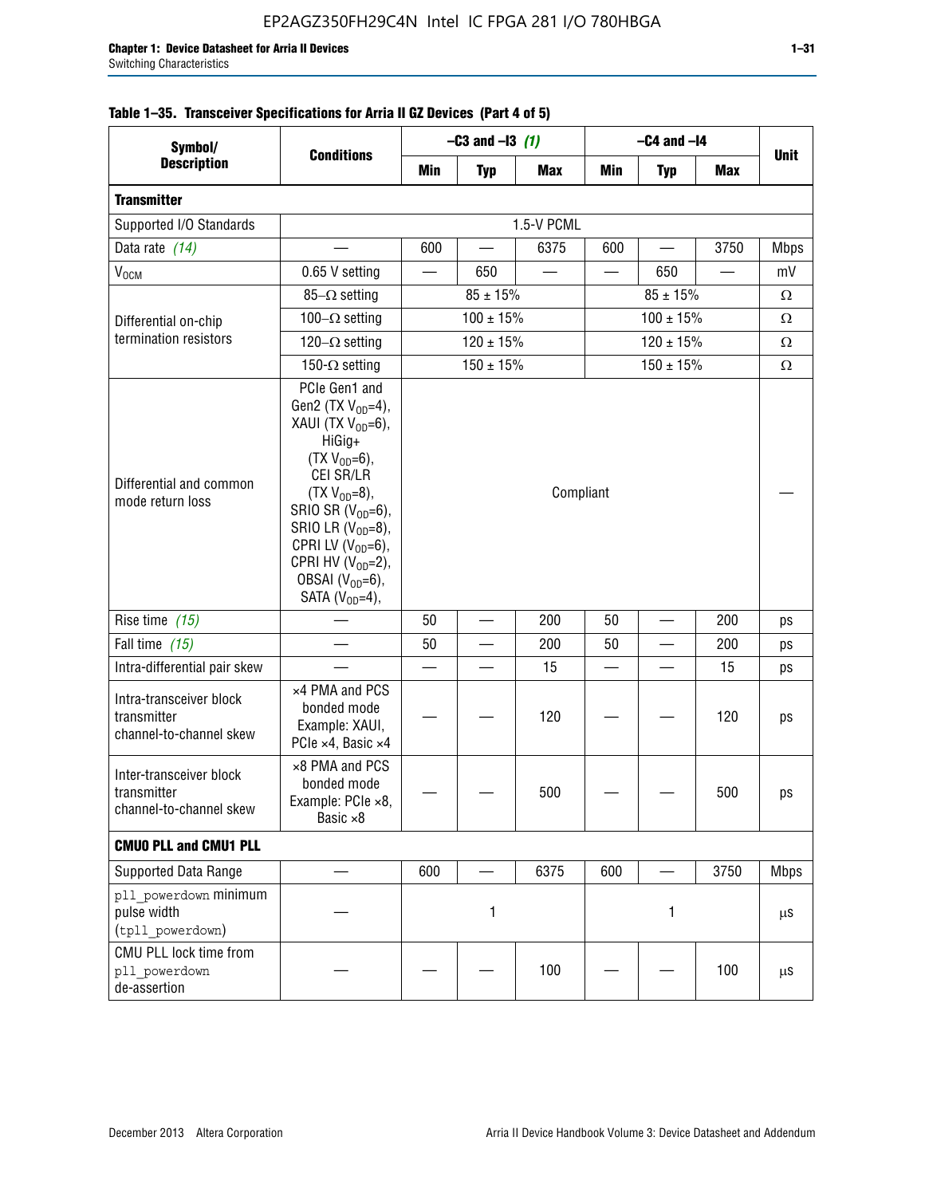**Table 1–35. Transceiver Specifications for Arria II GZ Devices (Part 4 of 5)**

| Symbol/ Description | Conditions | –C3 and –I3 *(1)* | | | –C4 and –I4 | | | Unit |
|---|---|---|---|---|---|---|---|---|
| | | Min | Typ | Max | Min | Typ | Max | |
| **Transmitter** | | | | | | | | |
| Supported I/O Standards | 1.5-V PCML | | | | | | | |
| Data rate *(14)* | — | 600 | — | 6375 | 600 | — | 3750 | Mbps |
| $V_{OCM}$ | 0.65 V setting | — | 650 | — | — | 650 | — | mV |
| Differential on-chip termination resistors | 85–Ω setting | 85 ± 15% | | | 85 ± 15% | | | Ω |
| | 100–Ω setting | 100 ± 15% | | | 100 ± 15% | | | Ω |
| | 120–Ω setting | 120 ± 15% | | | 120 ± 15% | | | Ω |
| | 150-Ω setting | 150 ± 15% | | | 150 ± 15% | | | Ω |
| Differential and common mode return loss | PCIe Gen1 and Gen2 (TX $V_{OD}$=4), XAUI (TX $V_{OD}$=6), HiGig+ (TX $V_{OD}$=6), CEI SR/LR (TX $V_{OD}$=8), SRIO SR ($V_{OD}$=6), SRIO LR ($V_{OD}$=8), CPRI LV ($V_{OD}$=6), CPRI HV ($V_{OD}$=2), OBSAI ($V_{OD}$=6), SATA ($V_{OD}$=4), | Compliant | | | | | | — |
| Rise time *(15)* | — | 50 | — | 200 | 50 | — | 200 | ps |
| Fall time *(15)* | — | 50 | — | 200 | 50 | — | 200 | ps |
| Intra-differential pair skew | — | — | — | 15 | — | — | 15 | ps |
| Intra-transceiver block transmitter channel-to-channel skew | ×4 PMA and PCS bonded mode Example: XAUI, PCIe ×4, Basic ×4 | — | — | 120 | — | — | 120 | ps |
| Inter-transceiver block transmitter channel-to-channel skew | ×8 PMA and PCS bonded mode Example: PCIe ×8, Basic ×8 | — | — | 500 | — | — | 500 | ps |
| **CMU0 PLL and CMU1 PLL** | | | | | | | | |
| Supported Data Range | — | 600 | — | 6375 | 600 | — | 3750 | Mbps |
| `pll_powerdown` minimum pulse width (`tpll_powerdown`) | — | 1 | | | 1 | | | µs |
| CMU PLL lock time from `pll_powerdown` de-assertion | — | — | — | 100 | — | — | 100 | µs |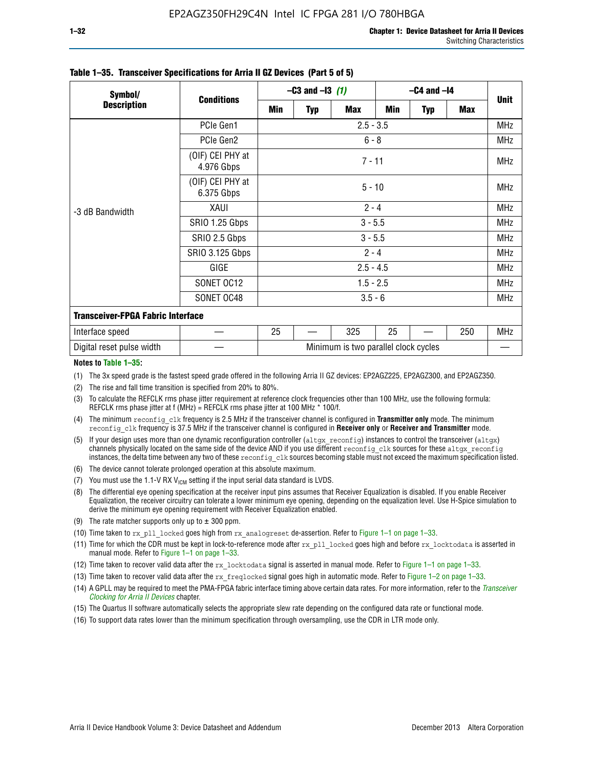**Table 1–35. Transceiver Specifications for Arria II GZ Devices (Part 5 of 5)**

| Symbol/ Description | Conditions | –C3 and –I3 *(1)* | | | –C4 and –I4 | | | Unit |
|---|---|---|---|---|---|---|---|---|
| | | Min | Typ | Max | Min | Typ | Max | |
| -3 dB Bandwidth | PCIe Gen1 | 2.5 - 3.5 | | | | | | MHz |
| | PCIe Gen2 | 6 - 8 | | | | | | MHz |
| | (OIF) CEI PHY at 4.976 Gbps | 7 - 11 | | | | | | MHz |
| | (OIF) CEI PHY at 6.375 Gbps | 5 - 10 | | | | | | MHz |
| | XAUI | 2 - 4 | | | | | | MHz |
| | SRIO 1.25 Gbps | 3 - 5.5 | | | | | | MHz |
| | SRIO 2.5 Gbps | 3 - 5.5 | | | | | | MHz |
| | SRIO 3.125 Gbps | 2 - 4 | | | | | | MHz |
| | GIGE | 2.5 - 4.5 | | | | | | MHz |
| | SONET OC12 | 1.5 - 2.5 | | | | | | MHz |
| | SONET OC48 | 3.5 - 6 | | | | | | MHz |
| **Transceiver-FPGA Fabric Interface** | | | | | | | | |
| Interface speed | — | 25 | — | 325 | 25 | — | 250 | MHz |
| Digital reset pulse width | — | Minimum is two parallel clock cycles | | | | | | — |

**Notes to Table 1–35:**

(1) The 3x speed grade is the fastest speed grade offered in the following Arria II GZ devices: EP2AGZ225, EP2AGZ300, and EP2AGZ350.

(2) The rise and fall time transition is specified from 20% to 80%.

(3) To calculate the REFCLK rms phase jitter requirement at reference clock frequencies other than 100 MHz, use the following formula: REFCLK rms phase jitter at f (MHz) = REFCLK rms phase jitter at 100 MHz * 100/f.

(4) The minimum `reconfig_clk` frequency is 2.5 MHz if the transceiver channel is configured in **Transmitter only** mode. The minimum `reconfig_clk` frequency is 37.5 MHz if the transceiver channel is configured in **Receiver only** or **Receiver and Transmitter** mode.

(5) If your design uses more than one dynamic reconfiguration controller (`altgx_reconfig`) instances to control the transceiver (`altgx`) channels physically located on the same side of the device AND if you use different `reconfig_clk` sources for these `altgx_reconfig` instances, the delta time between any two of these `reconfig_clk` sources becoming stable must not exceed the maximum specification listed.

(6) The device cannot tolerate prolonged operation at this absolute maximum.

(7) You must use the 1.1-V RX $V_{ICM}$ setting if the input serial data standard is LVDS.

(8) The differential eye opening specification at the receiver input pins assumes that Receiver Equalization is disabled. If you enable Receiver Equalization, the receiver circuitry can tolerate a lower minimum eye opening, depending on the equalization level. Use H-Spice simulation to derive the minimum eye opening requirement with Receiver Equalization enabled.

(9) The rate matcher supports only up to ± 300 ppm.

(10) Time taken to `rx_pll_locked` goes high from `rx_analogreset` de-assertion. Refer to Figure 1–1 on page 1–33.

(11) Time for which the CDR must be kept in lock-to-reference mode after `rx_pll_locked` goes high and before `rx_locktodata` is asserted in manual mode. Refer to Figure 1–1 on page 1–33.

(12) Time taken to recover valid data after the `rx_locktodata` signal is asserted in manual mode. Refer to Figure 1–1 on page 1–33.

(13) Time taken to recover valid data after the `rx_freqlocked` signal goes high in automatic mode. Refer to Figure 1–2 on page 1–33.

(14) A GPLL may be required to meet the PMA-FPGA fabric interface timing above certain data rates. For more information, refer to the *Transceiver Clocking for Arria II Devices* chapter.

(15) The Quartus II software automatically selects the appropriate slew rate depending on the configured data rate or functional mode.

(16) To support data rates lower than the minimum specification through oversampling, use the CDR in LTR mode only.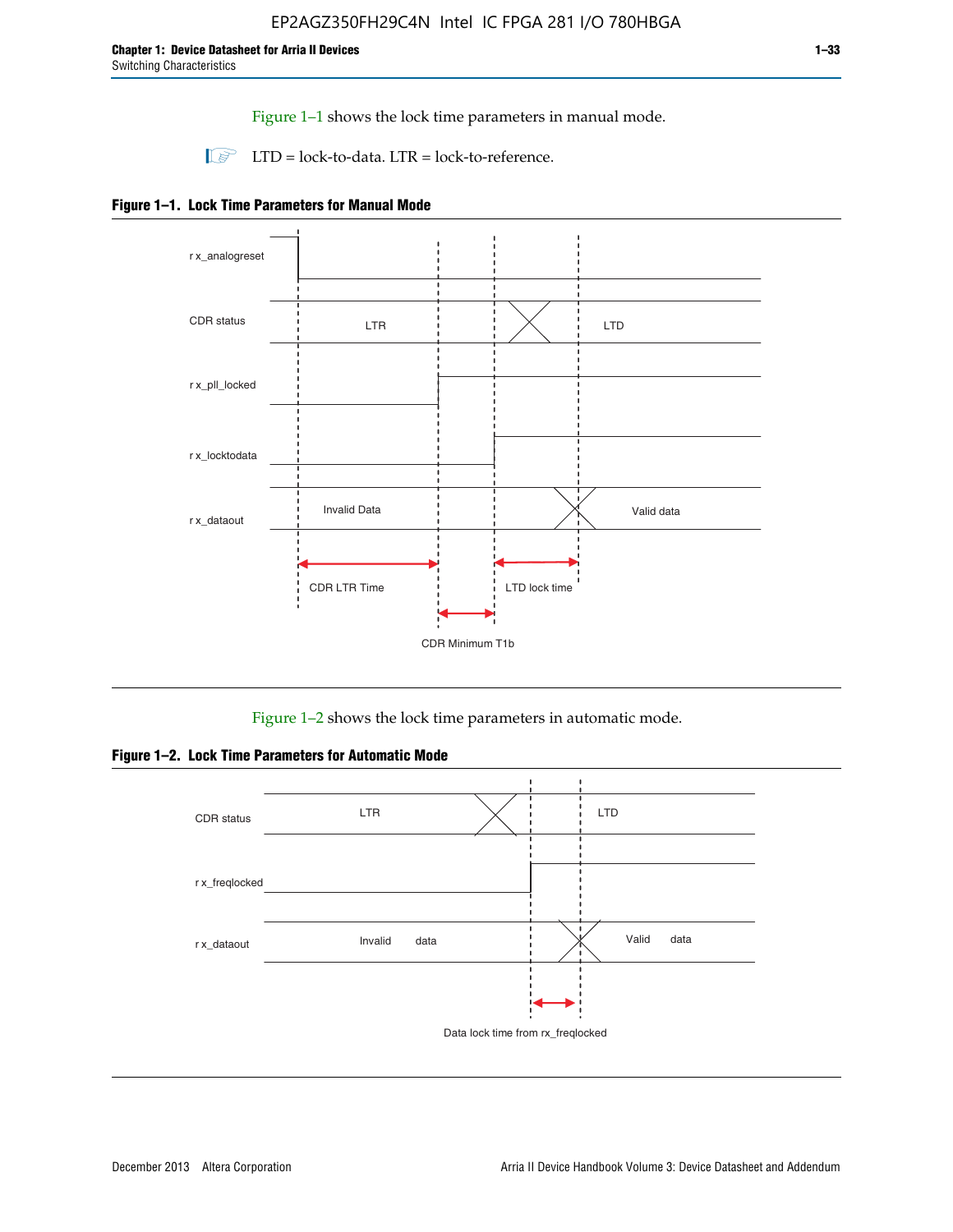Figure 1–1 shows the lock time parameters in manual mode.

LTD = lock-to-data. LTR = lock-to-reference.

**Figure 1–1. Lock Time Parameters for Manual Mode**

r x_analogreset

CDR status — LTR — LTD

r x_pll_locked

r x_locktodata

r x_dataout — Invalid Data — Valid data

CDR LTR Time

LTD lock time

CDR Minimum T1b

Figure 1–2 shows the lock time parameters in automatic mode.

**Figure 1–2. Lock Time Parameters for Automatic Mode**

CDR status — LTR — LTD

r x_freqlocked

r x_dataout — Invalid data — Valid data

Data lock time from rx_freqlocked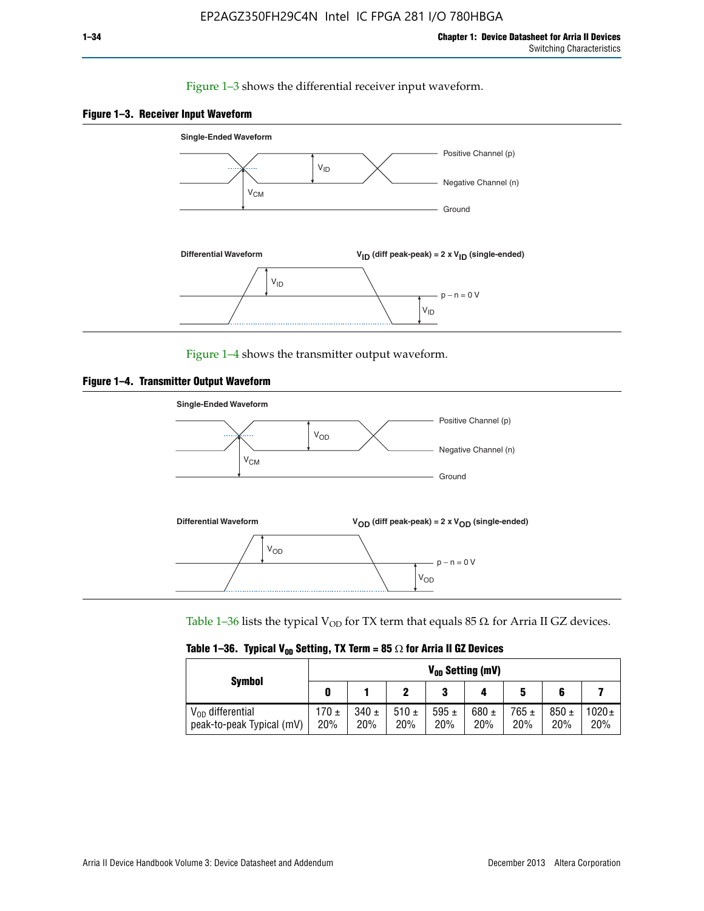Figure 1–3 shows the differential receiver input waveform.

**Figure 1–3. Receiver Input Waveform**

Single-Ended Waveform

Positive Channel (p)

Negative Channel (n)

Ground

$V_{ID}$

$V_{CM}$

Differential Waveform

$V_{ID}$ (diff peak-peak) = 2 x $V_{ID}$ (single-ended)

$V_{ID}$

p − n = 0 V

$V_{ID}$

Figure 1–4 shows the transmitter output waveform.

**Figure 1–4. Transmitter Output Waveform**

Single-Ended Waveform

Positive Channel (p)

Negative Channel (n)

Ground

$V_{OD}$

$V_{CM}$

Differential Waveform

$V_{OD}$ (diff peak-peak) = 2 x $V_{OD}$ (single-ended)

$V_{OD}$

p − n = 0 V

$V_{OD}$

Table 1–36 lists the typical $V_{OD}$ for TX term that equals 85 Ω for Arria II GZ devices.

**Table 1–36. Typical $V_{OD}$ Setting, TX Term = 85 Ω for Arria II GZ Devices**

| Symbol | $V_{OD}$ Setting (mV) | | | | | | | |
|---|---|---|---|---|---|---|---|---|
| | 0 | 1 | 2 | 3 | 4 | 5 | 6 | 7 |
| $V_{OD}$ differential peak-to-peak Typical (mV) | 170 ± 20% | 340 ± 20% | 510 ± 20% | 595 ± 20% | 680 ± 20% | 765 ± 20% | 850 ± 20% | 1020 ± 20% |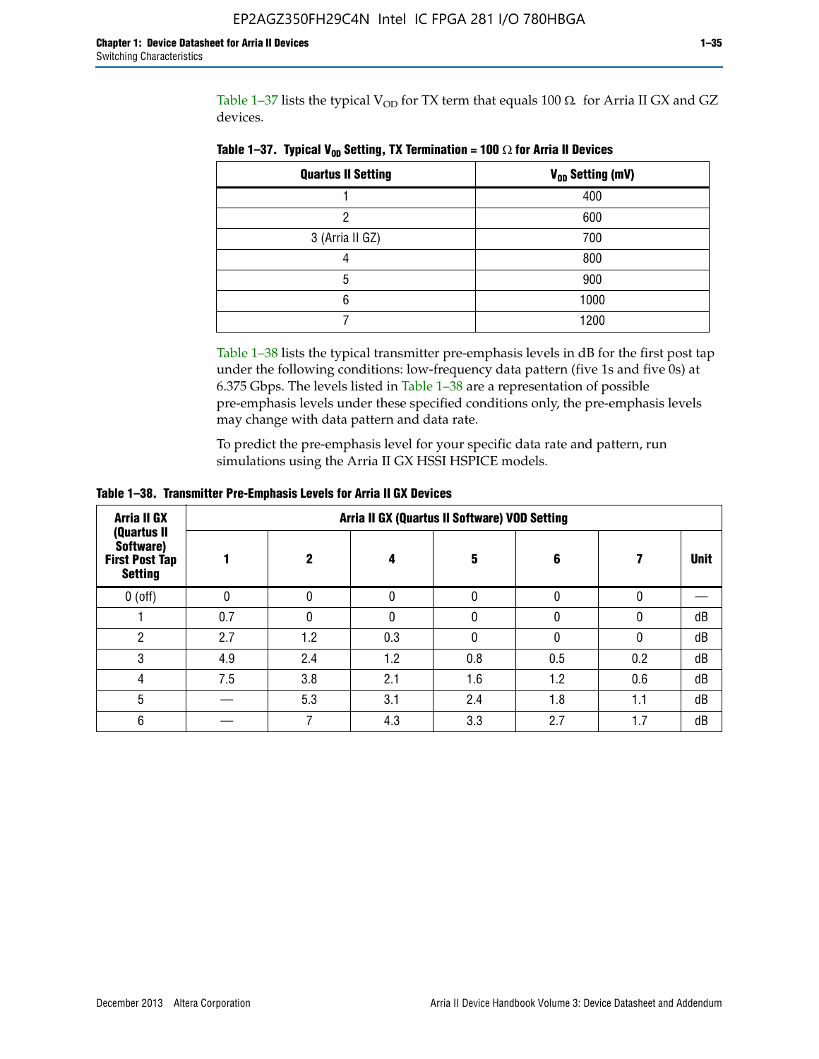Table 1–37 lists the typical $V_{OD}$ for TX term that equals 100 Ω for Arria II GX and GZ devices.

**Table 1–37. Typical $V_{OD}$ Setting, TX Termination = 100 Ω for Arria II Devices**

| Quartus II Setting | $V_{OD}$ Setting (mV) |
|---|---|
| 1 | 400 |
| 2 | 600 |
| 3 (Arria II GZ) | 700 |
| 4 | 800 |
| 5 | 900 |
| 6 | 1000 |
| 7 | 1200 |

Table 1–38 lists the typical transmitter pre-emphasis levels in dB for the first post tap under the following conditions: low-frequency data pattern (five 1s and five 0s) at 6.375 Gbps. The levels listed in Table 1–38 are a representation of possible pre-emphasis levels under these specified conditions only, the pre-emphasis levels may change with data pattern and data rate.

To predict the pre-emphasis level for your specific data rate and pattern, run simulations using the Arria II GX HSSI HSPICE models.

**Table 1–38. Transmitter Pre-Emphasis Levels for Arria II GX Devices**

| Arria II GX (Quartus II Software) First Post Tap Setting | Arria II GX (Quartus II Software) VOD Setting | | | | | | |
|---|---|---|---|---|---|---|---|
| | 1 | 2 | 4 | 5 | 6 | 7 | Unit |
| 0 (off) | 0 | 0 | 0 | 0 | 0 | 0 | — |
| 1 | 0.7 | 0 | 0 | 0 | 0 | 0 | dB |
| 2 | 2.7 | 1.2 | 0.3 | 0 | 0 | 0 | dB |
| 3 | 4.9 | 2.4 | 1.2 | 0.8 | 0.5 | 0.2 | dB |
| 4 | 7.5 | 3.8 | 2.1 | 1.6 | 1.2 | 0.6 | dB |
| 5 | — | 5.3 | 3.1 | 2.4 | 1.8 | 1.1 | dB |
| 6 | — | 7 | 4.3 | 3.3 | 2.7 | 1.7 | dB |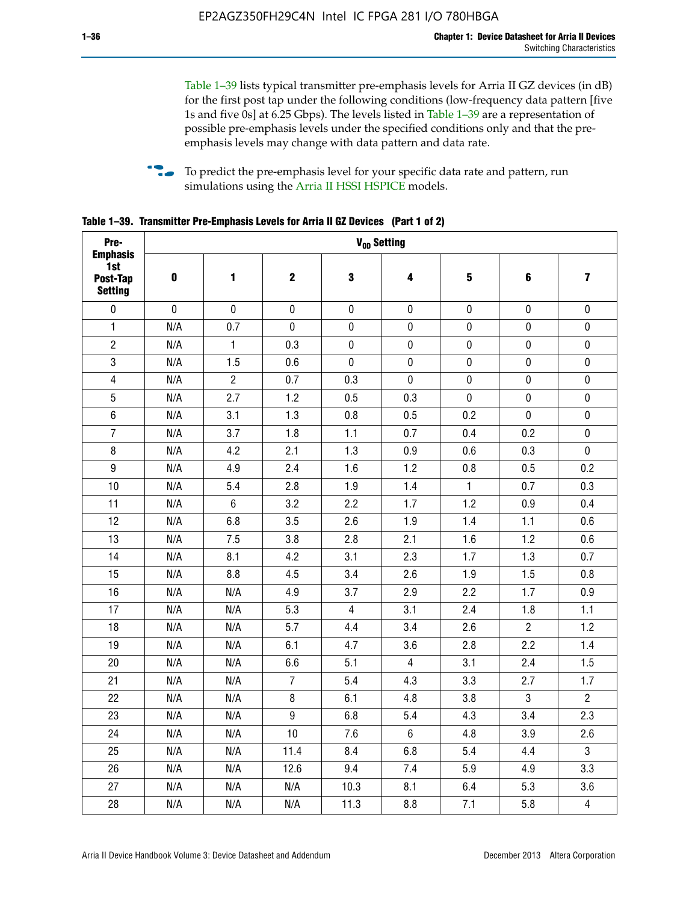Table 1–39 lists typical transmitter pre-emphasis levels for Arria II GZ devices (in dB) for the first post tap under the following conditions (low-frequency data pattern [five 1s and five 0s] at 6.25 Gbps). The levels listed in Table 1–39 are a representation of possible pre-emphasis levels under the specified conditions only and that the pre-emphasis levels may change with data pattern and data rate.

To predict the pre-emphasis level for your specific data rate and pattern, run simulations using the Arria II HSSI HSPICE models.

**Table 1–39. Transmitter Pre-Emphasis Levels for Arria II GZ Devices (Part 1 of 2)**

| Pre-Emphasis 1st Post-Tap Setting | $V_{OD}$ Setting | | | | | | | |
|---|---|---|---|---|---|---|---|---|
| | **0** | **1** | **2** | **3** | **4** | **5** | **6** | **7** |
| 0 | 0 | 0 | 0 | 0 | 0 | 0 | 0 | 0 |
| 1 | N/A | 0.7 | 0 | 0 | 0 | 0 | 0 | 0 |
| 2 | N/A | 1 | 0.3 | 0 | 0 | 0 | 0 | 0 |
| 3 | N/A | 1.5 | 0.6 | 0 | 0 | 0 | 0 | 0 |
| 4 | N/A | 2 | 0.7 | 0.3 | 0 | 0 | 0 | 0 |
| 5 | N/A | 2.7 | 1.2 | 0.5 | 0.3 | 0 | 0 | 0 |
| 6 | N/A | 3.1 | 1.3 | 0.8 | 0.5 | 0.2 | 0 | 0 |
| 7 | N/A | 3.7 | 1.8 | 1.1 | 0.7 | 0.4 | 0.2 | 0 |
| 8 | N/A | 4.2 | 2.1 | 1.3 | 0.9 | 0.6 | 0.3 | 0 |
| 9 | N/A | 4.9 | 2.4 | 1.6 | 1.2 | 0.8 | 0.5 | 0.2 |
| 10 | N/A | 5.4 | 2.8 | 1.9 | 1.4 | 1 | 0.7 | 0.3 |
| 11 | N/A | 6 | 3.2 | 2.2 | 1.7 | 1.2 | 0.9 | 0.4 |
| 12 | N/A | 6.8 | 3.5 | 2.6 | 1.9 | 1.4 | 1.1 | 0.6 |
| 13 | N/A | 7.5 | 3.8 | 2.8 | 2.1 | 1.6 | 1.2 | 0.6 |
| 14 | N/A | 8.1 | 4.2 | 3.1 | 2.3 | 1.7 | 1.3 | 0.7 |
| 15 | N/A | 8.8 | 4.5 | 3.4 | 2.6 | 1.9 | 1.5 | 0.8 |
| 16 | N/A | N/A | 4.9 | 3.7 | 2.9 | 2.2 | 1.7 | 0.9 |
| 17 | N/A | N/A | 5.3 | 4 | 3.1 | 2.4 | 1.8 | 1.1 |
| 18 | N/A | N/A | 5.7 | 4.4 | 3.4 | 2.6 | 2 | 1.2 |
| 19 | N/A | N/A | 6.1 | 4.7 | 3.6 | 2.8 | 2.2 | 1.4 |
| 20 | N/A | N/A | 6.6 | 5.1 | 4 | 3.1 | 2.4 | 1.5 |
| 21 | N/A | N/A | 7 | 5.4 | 4.3 | 3.3 | 2.7 | 1.7 |
| 22 | N/A | N/A | 8 | 6.1 | 4.8 | 3.8 | 3 | 2 |
| 23 | N/A | N/A | 9 | 6.8 | 5.4 | 4.3 | 3.4 | 2.3 |
| 24 | N/A | N/A | 10 | 7.6 | 6 | 4.8 | 3.9 | 2.6 |
| 25 | N/A | N/A | 11.4 | 8.4 | 6.8 | 5.4 | 4.4 | 3 |
| 26 | N/A | N/A | 12.6 | 9.4 | 7.4 | 5.9 | 4.9 | 3.3 |
| 27 | N/A | N/A | N/A | 10.3 | 8.1 | 6.4 | 5.3 | 3.6 |
| 28 | N/A | N/A | N/A | 11.3 | 8.8 | 7.1 | 5.8 | 4 |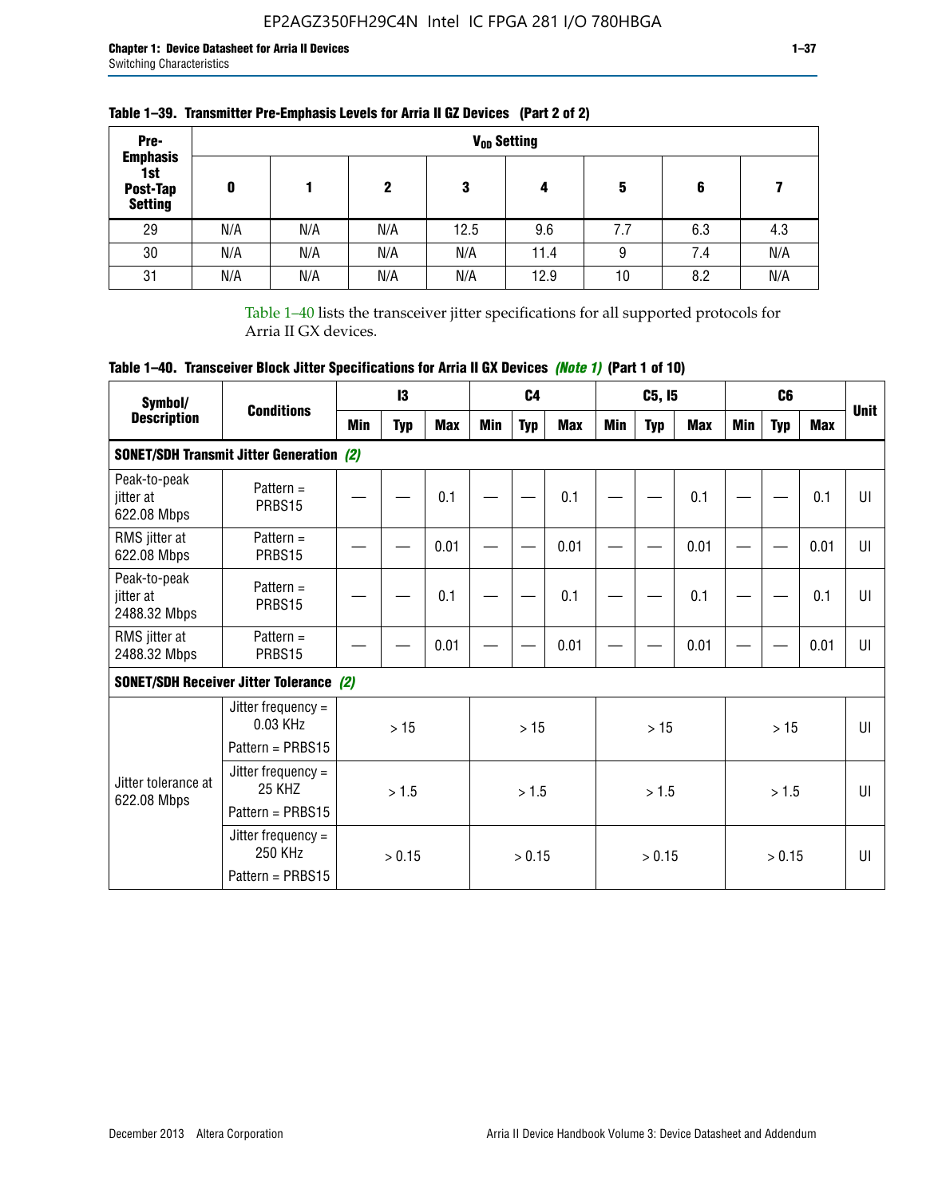**Table 1–39. Transmitter Pre-Emphasis Levels for Arria II GZ Devices (Part 2 of 2)**

| Pre-Emphasis 1st Post-Tap Setting | $V_{OD}$ Setting | | | | | | | |
|---|---|---|---|---|---|---|---|---|
| | 0 | 1 | 2 | 3 | 4 | 5 | 6 | 7 |
| 29 | N/A | N/A | N/A | 12.5 | 9.6 | 7.7 | 6.3 | 4.3 |
| 30 | N/A | N/A | N/A | N/A | 11.4 | 9 | 7.4 | N/A |
| 31 | N/A | N/A | N/A | N/A | 12.9 | 10 | 8.2 | N/A |

Table 1–40 lists the transceiver jitter specifications for all supported protocols for Arria II GX devices.

**Table 1–40. Transceiver Block Jitter Specifications for Arria II GX Devices *(Note 1)* (Part 1 of 10)**

| Symbol/ Description | Conditions | I3 | | | C4 | | | C5, I5 | | | C6 | | | Unit |
|---|---|---|---|---|---|---|---|---|---|---|---|---|---|---|
| | | Min | Typ | Max | Min | Typ | Max | Min | Typ | Max | Min | Typ | Max | |
| **SONET/SDH Transmit Jitter Generation *(2)*** | | | | | | | | | | | | | | |
| Peak-to-peak jitter at 622.08 Mbps | Pattern = PRBS15 | — | — | 0.1 | — | — | 0.1 | — | — | 0.1 | — | — | 0.1 | UI |
| RMS jitter at 622.08 Mbps | Pattern = PRBS15 | — | — | 0.01 | — | — | 0.01 | — | — | 0.01 | — | — | 0.01 | UI |
| Peak-to-peak jitter at 2488.32 Mbps | Pattern = PRBS15 | — | — | 0.1 | — | — | 0.1 | — | — | 0.1 | — | — | 0.1 | UI |
| RMS jitter at 2488.32 Mbps | Pattern = PRBS15 | — | — | 0.01 | — | — | 0.01 | — | — | 0.01 | — | — | 0.01 | UI |
| **SONET/SDH Receiver Jitter Tolerance *(2)*** | | | | | | | | | | | | | | |
| Jitter tolerance at 622.08 Mbps | Jitter frequency = 0.03 KHz Pattern = PRBS15 | > 15 | | | > 15 | | | > 15 | | | > 15 | | | UI |
| | Jitter frequency = 25 KHZ Pattern = PRBS15 | > 1.5 | | | > 1.5 | | | > 1.5 | | | > 1.5 | | | UI |
| | Jitter frequency = 250 KHz Pattern = PRBS15 | > 0.15 | | | > 0.15 | | | > 0.15 | | | > 0.15 | | | UI |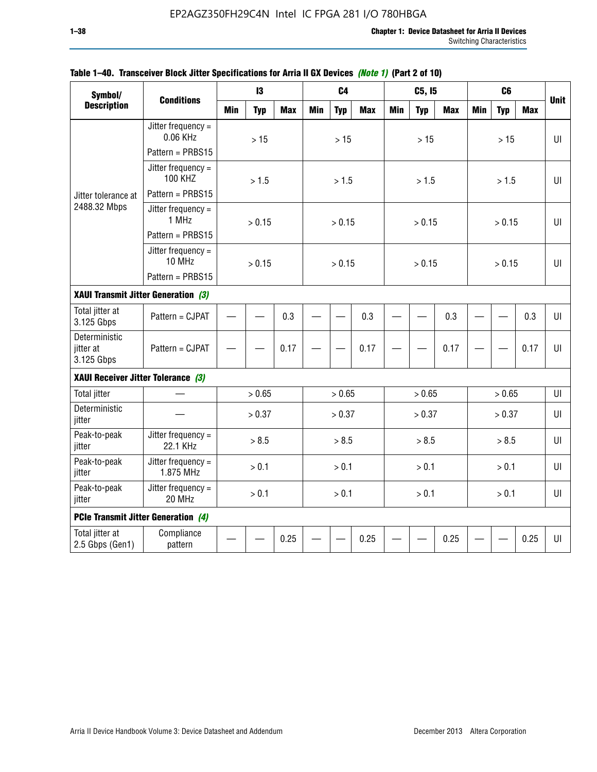**Table 1–40. Transceiver Block Jitter Specifications for Arria II GX Devices *(Note 1)* (Part 2 of 10)**

| Symbol/ Description | Conditions | I3 | | | C4 | | | C5, I5 | | | C6 | | | Unit |
|---|---|---|---|---|---|---|---|---|---|---|---|---|---|---|
| | | Min | Typ | Max | Min | Typ | Max | Min | Typ | Max | Min | Typ | Max | |
| Jitter tolerance at 2488.32 Mbps | Jitter frequency = 0.06 KHz<br>Pattern = PRBS15 | | > 15 | | | > 15 | | | > 15 | | | > 15 | | UI |
| | Jitter frequency = 100 KHZ<br>Pattern = PRBS15 | | > 1.5 | | | > 1.5 | | | > 1.5 | | | > 1.5 | | UI |
| | Jitter frequency = 1 MHz<br>Pattern = PRBS15 | | > 0.15 | | | > 0.15 | | | > 0.15 | | | > 0.15 | | UI |
| | Jitter frequency = 10 MHz<br>Pattern = PRBS15 | | > 0.15 | | | > 0.15 | | | > 0.15 | | | > 0.15 | | UI |
| **XAUI Transmit Jitter Generation *(3)*** | | | | | | | | | | | | | | |
| Total jitter at 3.125 Gbps | Pattern = CJPAT | — | — | 0.3 | — | — | 0.3 | — | — | 0.3 | — | — | 0.3 | UI |
| Deterministic jitter at 3.125 Gbps | Pattern = CJPAT | — | — | 0.17 | — | — | 0.17 | — | — | 0.17 | — | — | 0.17 | UI |
| **XAUI Receiver Jitter Tolerance *(3)*** | | | | | | | | | | | | | | |
| Total jitter | — | | > 0.65 | | | > 0.65 | | | > 0.65 | | | > 0.65 | | UI |
| Deterministic jitter | — | | > 0.37 | | | > 0.37 | | | > 0.37 | | | > 0.37 | | UI |
| Peak-to-peak jitter | Jitter frequency = 22.1 KHz | | > 8.5 | | | > 8.5 | | | > 8.5 | | | > 8.5 | | UI |
| Peak-to-peak jitter | Jitter frequency = 1.875 MHz | | > 0.1 | | | > 0.1 | | | > 0.1 | | | > 0.1 | | UI |
| Peak-to-peak jitter | Jitter frequency = 20 MHz | | > 0.1 | | | > 0.1 | | | > 0.1 | | | > 0.1 | | UI |
| **PCIe Transmit Jitter Generation *(4)*** | | | | | | | | | | | | | | |
| Total jitter at 2.5 Gbps (Gen1) | Compliance pattern | — | — | 0.25 | — | — | 0.25 | — | — | 0.25 | — | — | 0.25 | UI |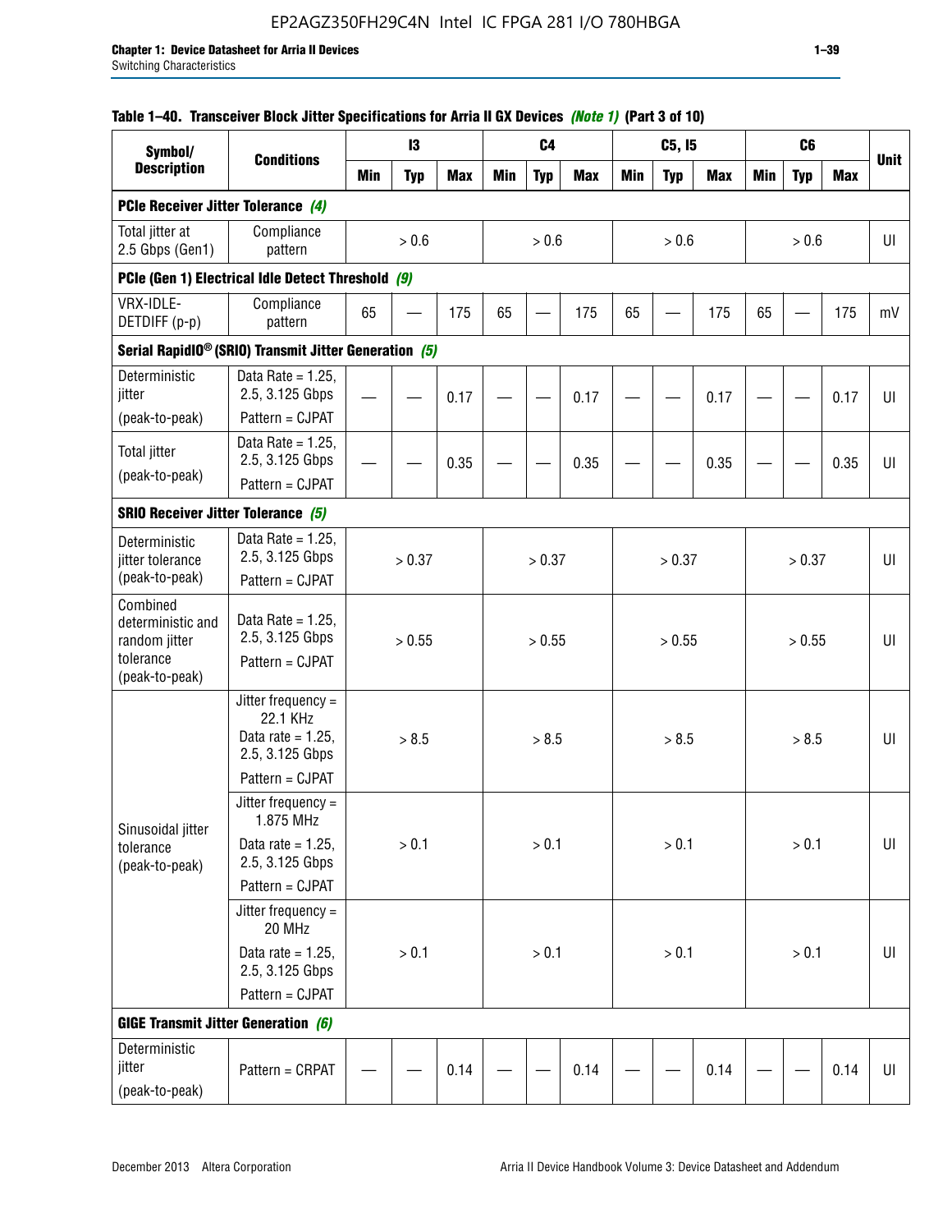#### Table 1–40. Transceiver Block Jitter Specifications for Arria II GX Devices *(Note 1)* (Part 3 of 10)

| Symbol/ Description | Conditions | I3 | | | C4 | | | C5, I5 | | | C6 | | | Unit |
|---|---|---|---|---|---|---|---|---|---|---|---|---|---|---|
| | | Min | Typ | Max | Min | Typ | Max | Min | Typ | Max | Min | Typ | Max | |
| **PCIe Receiver Jitter Tolerance** *(4)* | | | | | | | | | | | | | | |
| Total jitter at 2.5 Gbps (Gen1) | Compliance pattern | > 0.6 | | | > 0.6 | | | > 0.6 | | | > 0.6 | | | UI |
| **PCIe (Gen 1) Electrical Idle Detect Threshold** *(9)* | | | | | | | | | | | | | | |
| VRX-IDLE-DETDIFF (p-p) | Compliance pattern | 65 | — | 175 | 65 | — | 175 | 65 | — | 175 | 65 | — | 175 | mV |
| **Serial RapidIO® (SRIO) Transmit Jitter Generation** *(5)* | | | | | | | | | | | | | | |
| Deterministic jitter (peak-to-peak) | Data Rate = 1.25, 2.5, 3.125 Gbps Pattern = CJPAT | — | — | 0.17 | — | — | 0.17 | — | — | 0.17 | — | — | 0.17 | UI |
| Total jitter (peak-to-peak) | Data Rate = 1.25, 2.5, 3.125 Gbps Pattern = CJPAT | — | — | 0.35 | — | — | 0.35 | — | — | 0.35 | — | — | 0.35 | UI |
| **SRIO Receiver Jitter Tolerance** *(5)* | | | | | | | | | | | | | | |
| Deterministic jitter tolerance (peak-to-peak) | Data Rate = 1.25, 2.5, 3.125 Gbps Pattern = CJPAT | > 0.37 | | | > 0.37 | | | > 0.37 | | | > 0.37 | | | UI |
| Combined deterministic and random jitter tolerance (peak-to-peak) | Data Rate = 1.25, 2.5, 3.125 Gbps Pattern = CJPAT | > 0.55 | | | > 0.55 | | | > 0.55 | | | > 0.55 | | | UI |
| Sinusoidal jitter tolerance (peak-to-peak) | Jitter frequency = 22.1 KHz Data rate = 1.25, 2.5, 3.125 Gbps Pattern = CJPAT | > 8.5 | | | > 8.5 | | | > 8.5 | | | > 8.5 | | | UI |
| | Jitter frequency = 1.875 MHz Data rate = 1.25, 2.5, 3.125 Gbps Pattern = CJPAT | > 0.1 | | | > 0.1 | | | > 0.1 | | | > 0.1 | | | UI |
| | Jitter frequency = 20 MHz Data rate = 1.25, 2.5, 3.125 Gbps Pattern = CJPAT | > 0.1 | | | > 0.1 | | | > 0.1 | | | > 0.1 | | | UI |
| **GIGE Transmit Jitter Generation** *(6)* | | | | | | | | | | | | | | |
| Deterministic jitter (peak-to-peak) | Pattern = CRPAT | — | — | 0.14 | — | — | 0.14 | — | — | 0.14 | — | — | 0.14 | UI |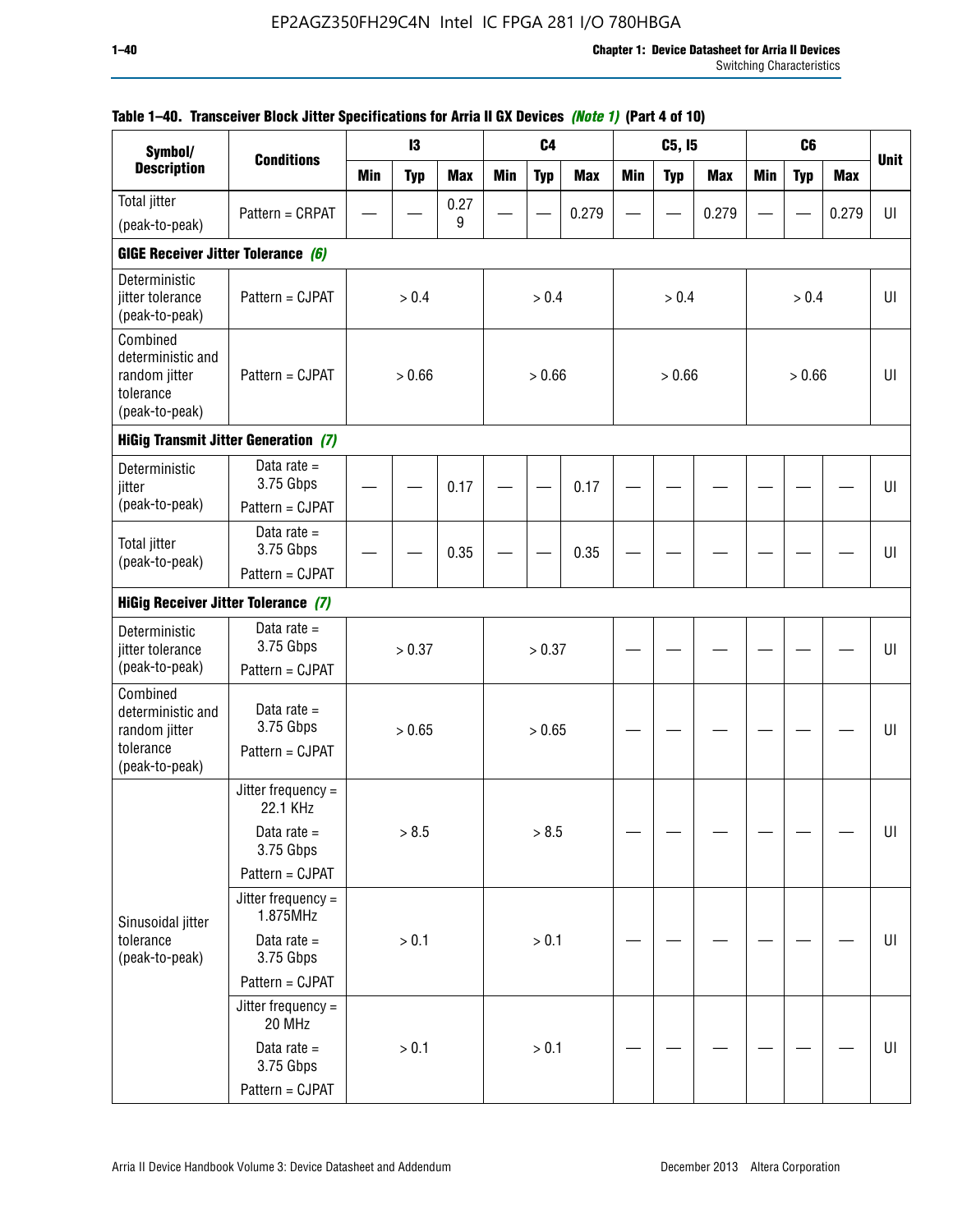**Table 1–40. Transceiver Block Jitter Specifications for Arria II GX Devices *(Note 1)* (Part 4 of 10)**

| Symbol/ Description | Conditions | I3 | | | C4 | | | C5, I5 | | | C6 | | | Unit |
|---|---|---|---|---|---|---|---|---|---|---|---|---|---|---|
| | | Min | Typ | Max | Min | Typ | Max | Min | Typ | Max | Min | Typ | Max | |
| Total jitter (peak-to-peak) | Pattern = CRPAT | — | — | 0.279 | — | — | 0.279 | — | — | 0.279 | — | — | 0.279 | UI |
| **GIGE Receiver Jitter Tolerance *(6)*** | | | | | | | | | | | | | | |
| Deterministic jitter tolerance (peak-to-peak) | Pattern = CJPAT | > 0.4 | | | > 0.4 | | | > 0.4 | | | > 0.4 | | | UI |
| Combined deterministic and random jitter tolerance (peak-to-peak) | Pattern = CJPAT | > 0.66 | | | > 0.66 | | | > 0.66 | | | > 0.66 | | | UI |
| **HiGig Transmit Jitter Generation *(7)*** | | | | | | | | | | | | | | |
| Deterministic jitter (peak-to-peak) | Data rate = 3.75 Gbps Pattern = CJPAT | — | — | 0.17 | — | — | 0.17 | — | — | — | — | — | — | UI |
| Total jitter (peak-to-peak) | Data rate = 3.75 Gbps Pattern = CJPAT | — | — | 0.35 | — | — | 0.35 | — | — | — | — | — | — | UI |
| **HiGig Receiver Jitter Tolerance *(7)*** | | | | | | | | | | | | | | |
| Deterministic jitter tolerance (peak-to-peak) | Data rate = 3.75 Gbps Pattern = CJPAT | > 0.37 | | | > 0.37 | | | — | — | — | — | — | — | UI |
| Combined deterministic and random jitter tolerance (peak-to-peak) | Data rate = 3.75 Gbps Pattern = CJPAT | > 0.65 | | | > 0.65 | | | — | — | — | — | — | — | UI |
| Sinusoidal jitter tolerance (peak-to-peak) | Jitter frequency = 22.1 KHz Data rate = 3.75 Gbps Pattern = CJPAT | > 8.5 | | | > 8.5 | | | — | — | — | — | — | — | UI |
| | Jitter frequency = 1.875MHz Data rate = 3.75 Gbps Pattern = CJPAT | > 0.1 | | | > 0.1 | | | — | — | — | — | — | — | UI |
| | Jitter frequency = 20 MHz Data rate = 3.75 Gbps Pattern = CJPAT | > 0.1 | | | > 0.1 | | | — | — | — | — | — | — | UI |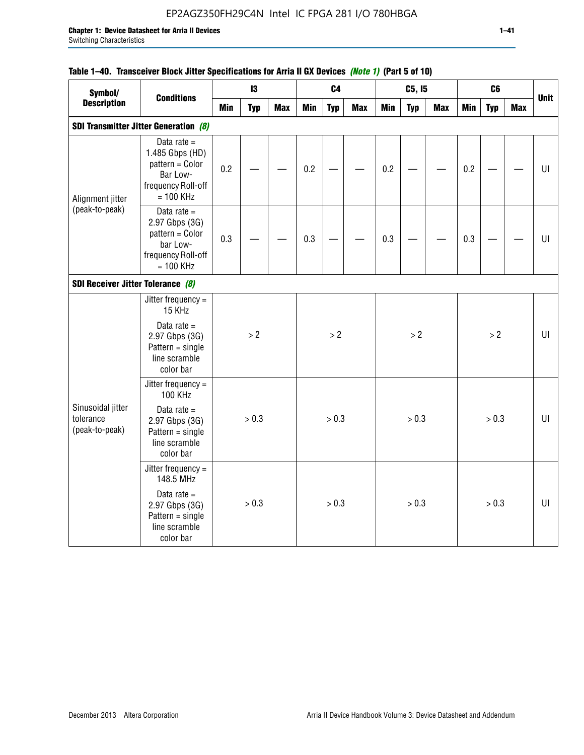### Table 1–40. Transceiver Block Jitter Specifications for Arria II GX Devices *(Note 1)* (Part 5 of 10)

| Symbol/ Description | Conditions | I3 | | | C4 | | | C5, I5 | | | C6 | | | Unit |
|---|---|---|---|---|---|---|---|---|---|---|---|---|---|---|
| | | Min | Typ | Max | Min | Typ | Max | Min | Typ | Max | Min | Typ | Max | |
| **SDI Transmitter Jitter Generation** *(8)* | | | | | | | | | | | | | | |
| Alignment jitter (peak-to-peak) | Data rate = 1.485 Gbps (HD) pattern = Color Bar Low-frequency Roll-off = 100 KHz | 0.2 | — | — | 0.2 | — | — | 0.2 | — | — | 0.2 | — | — | UI |
| | Data rate = 2.97 Gbps (3G) pattern = Color bar Low-frequency Roll-off = 100 KHz | 0.3 | — | — | 0.3 | — | — | 0.3 | — | — | 0.3 | — | — | UI |
| **SDI Receiver Jitter Tolerance** *(8)* | | | | | | | | | | | | | | |
| Sinusoidal jitter tolerance (peak-to-peak) | Jitter frequency = 15 KHz<br>Data rate = 2.97 Gbps (3G) Pattern = single line scramble color bar | > 2 | | | > 2 | | | > 2 | | | > 2 | | | UI |
| | Jitter frequency = 100 KHz<br>Data rate = 2.97 Gbps (3G) Pattern = single line scramble color bar | > 0.3 | | | > 0.3 | | | > 0.3 | | | > 0.3 | | | UI |
| | Jitter frequency = 148.5 MHz<br>Data rate = 2.97 Gbps (3G) Pattern = single line scramble color bar | > 0.3 | | | > 0.3 | | | > 0.3 | | | > 0.3 | | | UI |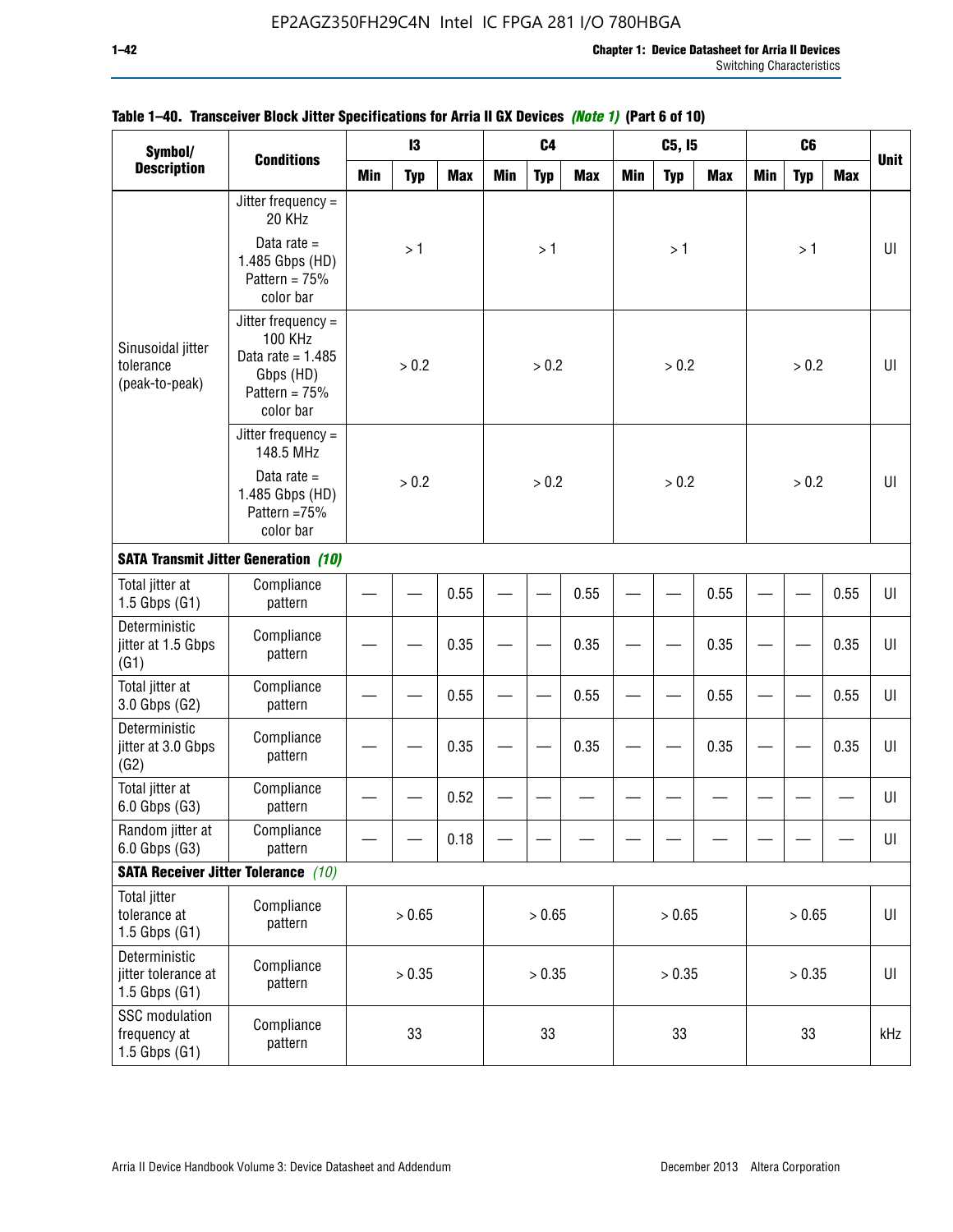**Table 1–40. Transceiver Block Jitter Specifications for Arria II GX Devices *(Note 1)* (Part 6 of 10)**

| Symbol/ Description | Conditions | I3 | | | C4 | | | C5, I5 | | | C6 | | | Unit |
|---|---|---|---|---|---|---|---|---|---|---|---|---|---|---|
| | | Min | Typ | Max | Min | Typ | Max | Min | Typ | Max | Min | Typ | Max | |
| Sinusoidal jitter tolerance (peak-to-peak) | Jitter frequency = 20 KHz Data rate = 1.485 Gbps (HD) Pattern = 75% color bar | > 1 | | | > 1 | | | > 1 | | | > 1 | | | UI |
| | Jitter frequency = 100 KHz Data rate = 1.485 Gbps (HD) Pattern = 75% color bar | > 0.2 | | | > 0.2 | | | > 0.2 | | | > 0.2 | | | UI |
| | Jitter frequency = 148.5 MHz Data rate = 1.485 Gbps (HD) Pattern =75% color bar | > 0.2 | | | > 0.2 | | | > 0.2 | | | > 0.2 | | | UI |
| **SATA Transmit Jitter Generation** *(10)* | | | | | | | | | | | | | | |
| Total jitter at 1.5 Gbps (G1) | Compliance pattern | — | — | 0.55 | — | — | 0.55 | — | — | 0.55 | — | — | 0.55 | UI |
| Deterministic jitter at 1.5 Gbps (G1) | Compliance pattern | — | — | 0.35 | — | — | 0.35 | — | — | 0.35 | — | — | 0.35 | UI |
| Total jitter at 3.0 Gbps (G2) | Compliance pattern | — | — | 0.55 | — | — | 0.55 | — | — | 0.55 | — | — | 0.55 | UI |
| Deterministic jitter at 3.0 Gbps (G2) | Compliance pattern | — | — | 0.35 | — | — | 0.35 | — | — | 0.35 | — | — | 0.35 | UI |
| Total jitter at 6.0 Gbps (G3) | Compliance pattern | — | — | 0.52 | — | — | — | — | — | — | — | — | — | UI |
| Random jitter at 6.0 Gbps (G3) | Compliance pattern | — | — | 0.18 | — | — | — | — | — | — | — | — | — | UI |
| **SATA Receiver Jitter Tolerance** *(10)* | | | | | | | | | | | | | | |
| Total jitter tolerance at 1.5 Gbps (G1) | Compliance pattern | > 0.65 | | | > 0.65 | | | > 0.65 | | | > 0.65 | | | UI |
| Deterministic jitter tolerance at 1.5 Gbps (G1) | Compliance pattern | > 0.35 | | | > 0.35 | | | > 0.35 | | | > 0.35 | | | UI |
| SSC modulation frequency at 1.5 Gbps (G1) | Compliance pattern | 33 | | | 33 | | | 33 | | | 33 | | | kHz |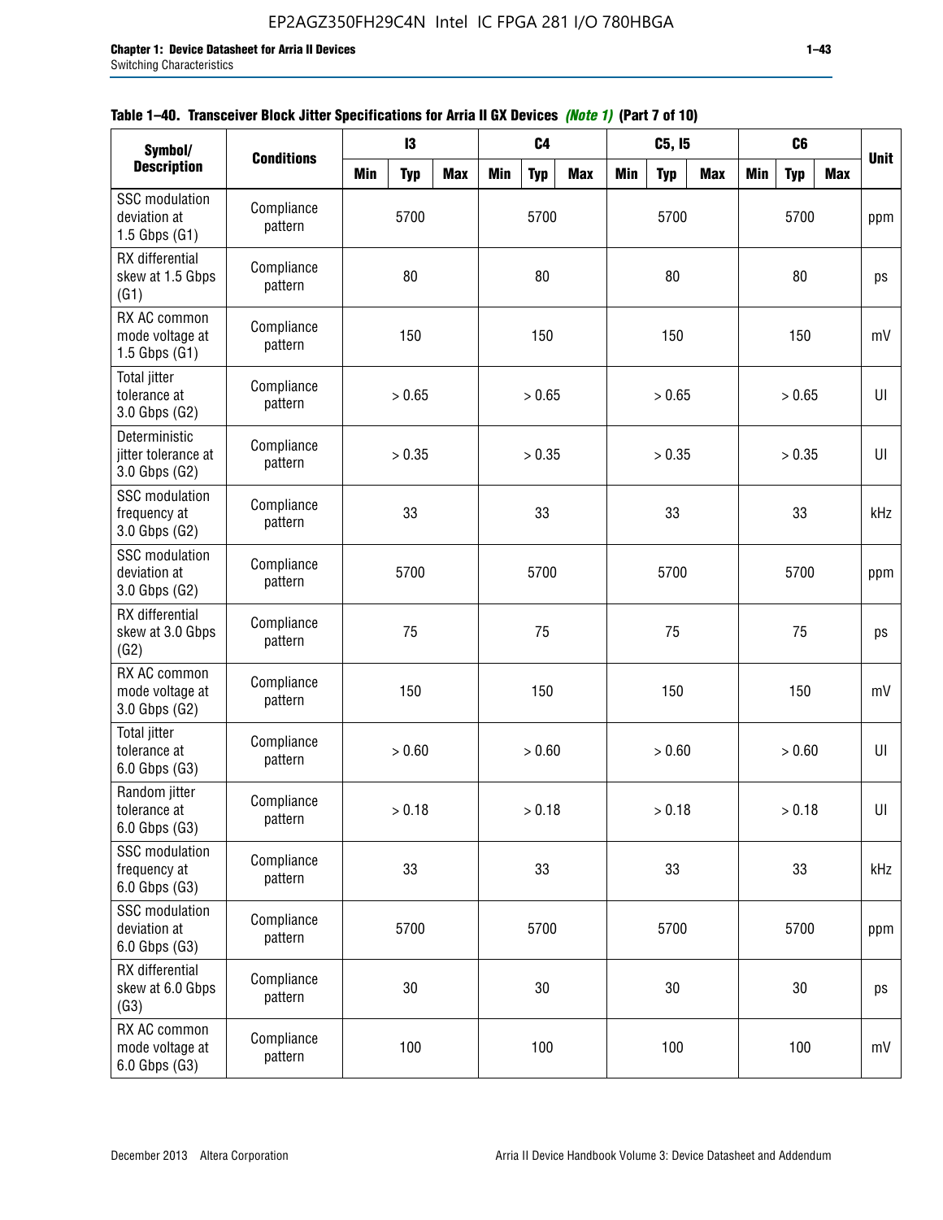**Table 1–40. Transceiver Block Jitter Specifications for Arria II GX Devices** ***(Note 1)*** **(Part 7 of 10)**

| Symbol/ Description | Conditions | I3 | | | C4 | | | C5, I5 | | | C6 | | | Unit |
|---|---|---|---|---|---|---|---|---|---|---|---|---|---|---|
| | | Min | Typ | Max | Min | Typ | Max | Min | Typ | Max | Min | Typ | Max | |
| SSC modulation deviation at 1.5 Gbps (G1) | Compliance pattern | | 5700 | | | 5700 | | | 5700 | | | 5700 | | ppm |
| RX differential skew at 1.5 Gbps (G1) | Compliance pattern | | 80 | | | 80 | | | 80 | | | 80 | | ps |
| RX AC common mode voltage at 1.5 Gbps (G1) | Compliance pattern | | 150 | | | 150 | | | 150 | | | 150 | | mV |
| Total jitter tolerance at 3.0 Gbps (G2) | Compliance pattern | | > 0.65 | | | > 0.65 | | | > 0.65 | | | > 0.65 | | UI |
| Deterministic jitter tolerance at 3.0 Gbps (G2) | Compliance pattern | | > 0.35 | | | > 0.35 | | | > 0.35 | | | > 0.35 | | UI |
| SSC modulation frequency at 3.0 Gbps (G2) | Compliance pattern | | 33 | | | 33 | | | 33 | | | 33 | | kHz |
| SSC modulation deviation at 3.0 Gbps (G2) | Compliance pattern | | 5700 | | | 5700 | | | 5700 | | | 5700 | | ppm |
| RX differential skew at 3.0 Gbps (G2) | Compliance pattern | | 75 | | | 75 | | | 75 | | | 75 | | ps |
| RX AC common mode voltage at 3.0 Gbps (G2) | Compliance pattern | | 150 | | | 150 | | | 150 | | | 150 | | mV |
| Total jitter tolerance at 6.0 Gbps (G3) | Compliance pattern | | > 0.60 | | | > 0.60 | | | > 0.60 | | | > 0.60 | | UI |
| Random jitter tolerance at 6.0 Gbps (G3) | Compliance pattern | | > 0.18 | | | > 0.18 | | | > 0.18 | | | > 0.18 | | UI |
| SSC modulation frequency at 6.0 Gbps (G3) | Compliance pattern | | 33 | | | 33 | | | 33 | | | 33 | | kHz |
| SSC modulation deviation at 6.0 Gbps (G3) | Compliance pattern | | 5700 | | | 5700 | | | 5700 | | | 5700 | | ppm |
| RX differential skew at 6.0 Gbps (G3) | Compliance pattern | | 30 | | | 30 | | | 30 | | | 30 | | ps |
| RX AC common mode voltage at 6.0 Gbps (G3) | Compliance pattern | | 100 | | | 100 | | | 100 | | | 100 | | mV |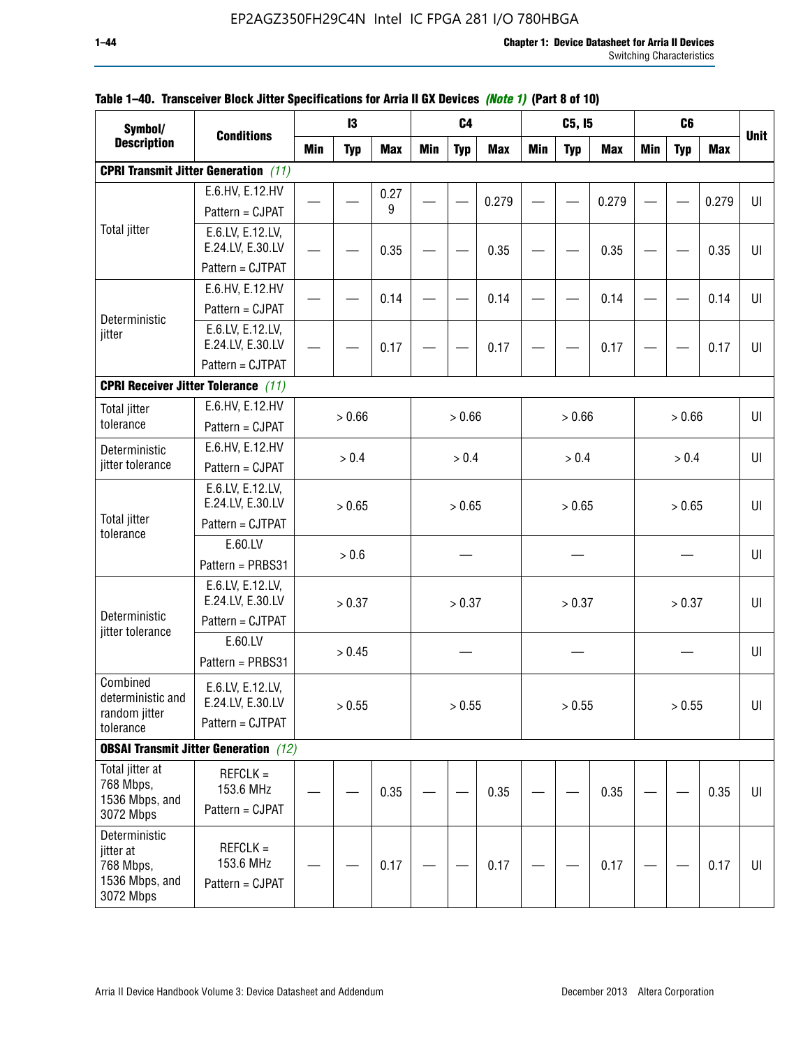**Table 1–40. Transceiver Block Jitter Specifications for Arria II GX Devices *(Note 1)* (Part 8 of 10)**

| Symbol/ Description | Conditions | I3 | | | C4 | | | C5, I5 | | | C6 | | | Unit |
|---|---|---|---|---|---|---|---|---|---|---|---|---|---|---|
| | | Min | Typ | Max | Min | Typ | Max | Min | Typ | Max | Min | Typ | Max | |
| **CPRI Transmit Jitter Generation** *(11)* | | | | | | | | | | | | | | |
| Total jitter | E.6.HV, E.12.HV Pattern = CJPAT | — | — | 0.279 | — | — | 0.279 | — | — | 0.279 | — | — | 0.279 | UI |
| | E.6.LV, E.12.LV, E.24.LV, E.30.LV Pattern = CJTPAT | — | — | 0.35 | — | — | 0.35 | — | — | 0.35 | — | — | 0.35 | UI |
| Deterministic jitter | E.6.HV, E.12.HV Pattern = CJPAT | — | — | 0.14 | — | — | 0.14 | — | — | 0.14 | — | — | 0.14 | UI |
| | E.6.LV, E.12.LV, E.24.LV, E.30.LV Pattern = CJTPAT | — | — | 0.17 | — | — | 0.17 | — | — | 0.17 | — | — | 0.17 | UI |
| **CPRI Receiver Jitter Tolerance** *(11)* | | | | | | | | | | | | | | |
| Total jitter tolerance | E.6.HV, E.12.HV Pattern = CJPAT | > 0.66 | | | > 0.66 | | | > 0.66 | | | > 0.66 | | | UI |
| Deterministic jitter tolerance | E.6.HV, E.12.HV Pattern = CJPAT | > 0.4 | | | > 0.4 | | | > 0.4 | | | > 0.4 | | | UI |
| Total jitter tolerance | E.6.LV, E.12.LV, E.24.LV, E.30.LV Pattern = CJTPAT | > 0.65 | | | > 0.65 | | | > 0.65 | | | > 0.65 | | | UI |
| | E.60.LV Pattern = PRBS31 | > 0.6 | | | — | | | — | | | — | | | UI |
| Deterministic jitter tolerance | E.6.LV, E.12.LV, E.24.LV, E.30.LV Pattern = CJTPAT | > 0.37 | | | > 0.37 | | | > 0.37 | | | > 0.37 | | | UI |
| | E.60.LV Pattern = PRBS31 | > 0.45 | | | — | | | — | | | — | | | UI |
| Combined deterministic and random jitter tolerance | E.6.LV, E.12.LV, E.24.LV, E.30.LV Pattern = CJTPAT | > 0.55 | | | > 0.55 | | | > 0.55 | | | > 0.55 | | | UI |
| **OBSAI Transmit Jitter Generation** *(12)* | | | | | | | | | | | | | | |
| Total jitter at 768 Mbps, 1536 Mbps, and 3072 Mbps | REFCLK = 153.6 MHz Pattern = CJPAT | — | — | 0.35 | — | — | 0.35 | — | — | 0.35 | — | — | 0.35 | UI |
| Deterministic jitter at 768 Mbps, 1536 Mbps, and 3072 Mbps | REFCLK = 153.6 MHz Pattern = CJPAT | — | — | 0.17 | — | — | 0.17 | — | — | 0.17 | — | — | 0.17 | UI |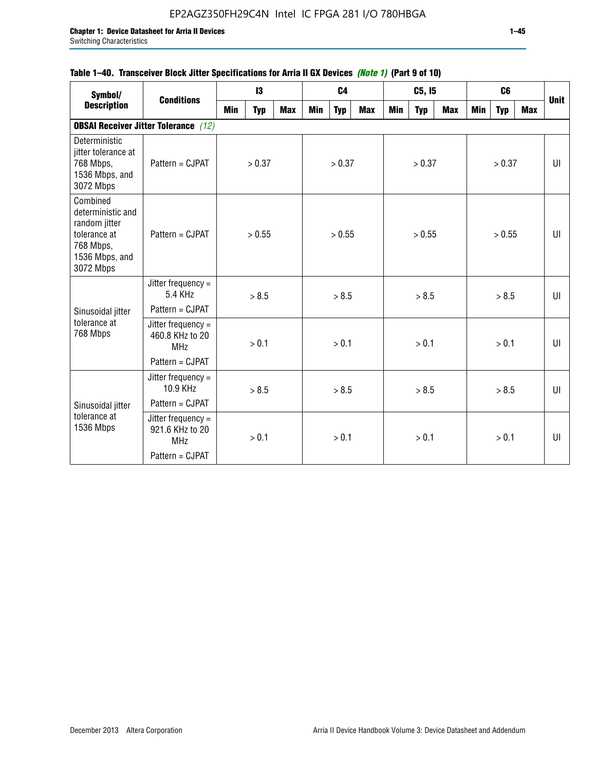**Table 1–40. Transceiver Block Jitter Specifications for Arria II GX Devices *(Note 1)* (Part 9 of 10)**

| Symbol/ Description | Conditions | I3 | | | C4 | | | C5, I5 | | | C6 | | | Unit |
|---|---|---|---|---|---|---|---|---|---|---|---|---|---|---|
| | | Min | Typ | Max | Min | Typ | Max | Min | Typ | Max | Min | Typ | Max | |
| **OBSAI Receiver Jitter Tolerance** *(12)* | | | | | | | | | | | | | | |
| Deterministic jitter tolerance at 768 Mbps, 1536 Mbps, and 3072 Mbps | Pattern = CJPAT | | > 0.37 | | | > 0.37 | | | > 0.37 | | | > 0.37 | | UI |
| Combined deterministic and random jitter tolerance at 768 Mbps, 1536 Mbps, and 3072 Mbps | Pattern = CJPAT | | > 0.55 | | | > 0.55 | | | > 0.55 | | | > 0.55 | | UI |
| Sinusoidal jitter tolerance at 768 Mbps | Jitter frequency = 5.4 KHz Pattern = CJPAT | | > 8.5 | | | > 8.5 | | | > 8.5 | | | > 8.5 | | UI |
| | Jitter frequency = 460.8 KHz to 20 MHz Pattern = CJPAT | | > 0.1 | | | > 0.1 | | | > 0.1 | | | > 0.1 | | UI |
| Sinusoidal jitter tolerance at 1536 Mbps | Jitter frequency = 10.9 KHz Pattern = CJPAT | | > 8.5 | | | > 8.5 | | | > 8.5 | | | > 8.5 | | UI |
| | Jitter frequency = 921.6 KHz to 20 MHz Pattern = CJPAT | | > 0.1 | | | > 0.1 | | | > 0.1 | | | > 0.1 | | UI |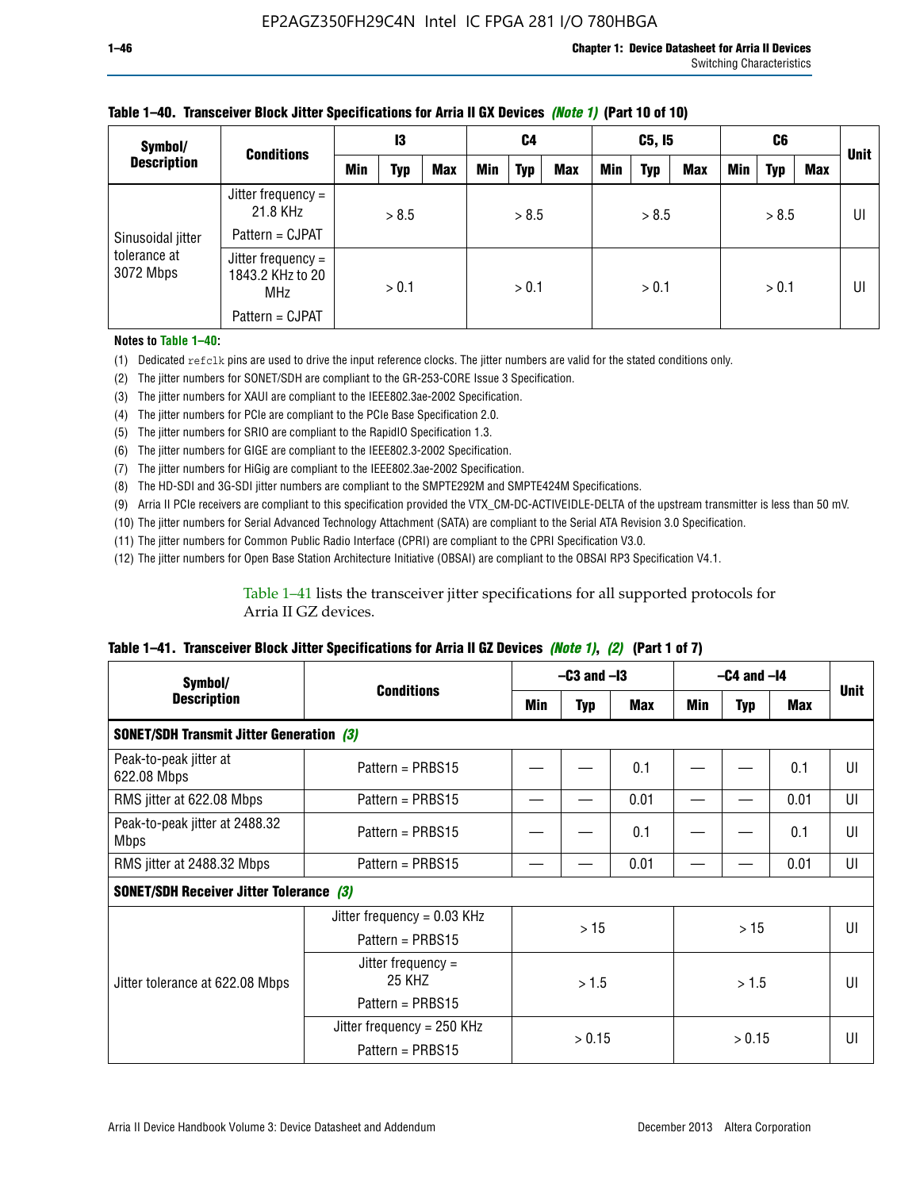**Table 1–40. Transceiver Block Jitter Specifications for Arria II GX Devices** ***(Note 1)*** **(Part 10 of 10)**

| Symbol/ Description | Conditions | I3 | | | C4 | | | C5, I5 | | | C6 | | | Unit |
|---|---|---|---|---|---|---|---|---|---|---|---|---|---|---|
| | | Min | Typ | Max | Min | Typ | Max | Min | Typ | Max | Min | Typ | Max | |
| Sinusoidal jitter tolerance at 3072 Mbps | Jitter frequency = 21.8 KHz<br>Pattern = CJPAT | | > 8.5 | | | > 8.5 | | | > 8.5 | | | > 8.5 | | UI |
| | Jitter frequency = 1843.2 KHz to 20 MHz<br>Pattern = CJPAT | | > 0.1 | | | > 0.1 | | | > 0.1 | | | > 0.1 | | UI |

**Notes to Table 1–40:**

(1) Dedicated `refclk` pins are used to drive the input reference clocks. The jitter numbers are valid for the stated conditions only.

(2) The jitter numbers for SONET/SDH are compliant to the GR-253-CORE Issue 3 Specification.

(3) The jitter numbers for XAUI are compliant to the IEEE802.3ae-2002 Specification.

(4) The jitter numbers for PCIe are compliant to the PCIe Base Specification 2.0.

(5) The jitter numbers for SRIO are compliant to the RapidIO Specification 1.3.

(6) The jitter numbers for GIGE are compliant to the IEEE802.3-2002 Specification.

(7) The jitter numbers for HiGig are compliant to the IEEE802.3ae-2002 Specification.

(8) The HD-SDI and 3G-SDI jitter numbers are compliant to the SMPTE292M and SMPTE424M Specifications.

(9) Arria II PCIe receivers are compliant to this specification provided the VTX_CM-DC-ACTIVEIDLE-DELTA of the upstream transmitter is less than 50 mV.

(10) The jitter numbers for Serial Advanced Technology Attachment (SATA) are compliant to the Serial ATA Revision 3.0 Specification.

(11) The jitter numbers for Common Public Radio Interface (CPRI) are compliant to the CPRI Specification V3.0.

(12) The jitter numbers for Open Base Station Architecture Initiative (OBSAI) are compliant to the OBSAI RP3 Specification V4.1.

Table 1–41 lists the transceiver jitter specifications for all supported protocols for Arria II GZ devices.

**Table 1–41. Transceiver Block Jitter Specifications for Arria II GZ Devices** ***(Note 1), (2)*** **(Part 1 of 7)**

| Symbol/ Description | Conditions | –C3 and –I3 | | | –C4 and –I4 | | | Unit |
|---|---|---|---|---|---|---|---|---|
| | | Min | Typ | Max | Min | Typ | Max | |
| **SONET/SDH Transmit Jitter Generation** ***(3)*** | | | | | | | | |
| Peak-to-peak jitter at 622.08 Mbps | Pattern = PRBS15 | — | — | 0.1 | — | — | 0.1 | UI |
| RMS jitter at 622.08 Mbps | Pattern = PRBS15 | — | — | 0.01 | — | — | 0.01 | UI |
| Peak-to-peak jitter at 2488.32 Mbps | Pattern = PRBS15 | — | — | 0.1 | — | — | 0.1 | UI |
| RMS jitter at 2488.32 Mbps | Pattern = PRBS15 | — | — | 0.01 | — | — | 0.01 | UI |
| **SONET/SDH Receiver Jitter Tolerance** ***(3)*** | | | | | | | | |
| Jitter tolerance at 622.08 Mbps | Jitter frequency = 0.03 KHz<br>Pattern = PRBS15 | | > 15 | | | > 15 | | UI |
| | Jitter frequency = 25 KHZ<br>Pattern = PRBS15 | | > 1.5 | | | > 1.5 | | UI |
| | Jitter frequency = 250 KHz<br>Pattern = PRBS15 | | > 0.15 | | | > 0.15 | | UI |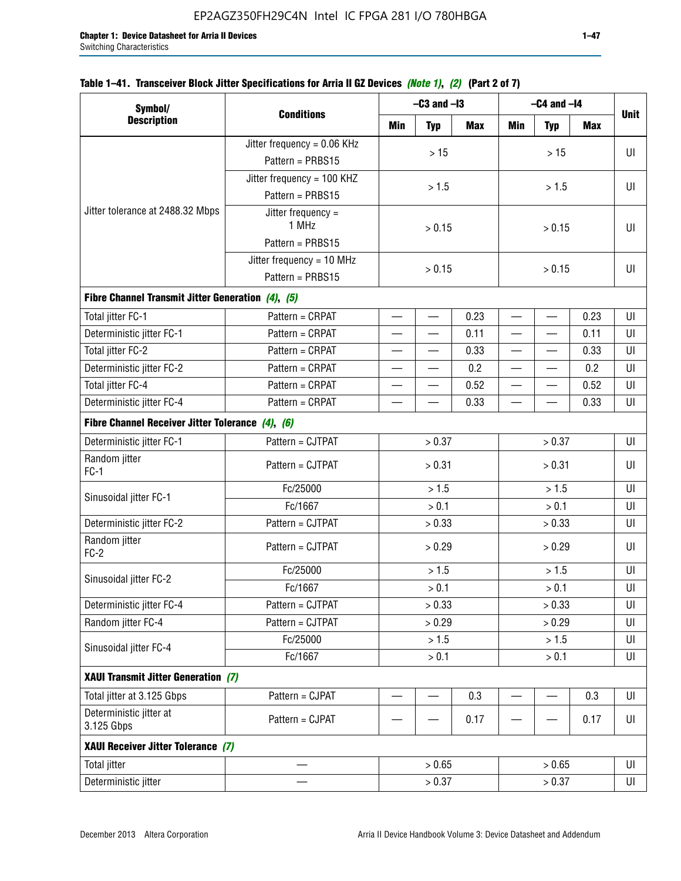**Table 1–41. Transceiver Block Jitter Specifications for Arria II GZ Devices *(Note 1)*, *(2)* (Part 2 of 7)**

| Symbol/ Description | Conditions | –C3 and –I3 | | | –C4 and –I4 | | | Unit |
|---|---|---|---|---|---|---|---|---|
| | | Min | Typ | Max | Min | Typ | Max | |
| Jitter tolerance at 2488.32 Mbps | Jitter frequency = 0.06 KHz Pattern = PRBS15 | > 15 | | | > 15 | | | UI |
| | Jitter frequency = 100 KHZ Pattern = PRBS15 | > 1.5 | | | > 1.5 | | | UI |
| | Jitter frequency = 1 MHz Pattern = PRBS15 | > 0.15 | | | > 0.15 | | | UI |
| | Jitter frequency = 10 MHz Pattern = PRBS15 | > 0.15 | | | > 0.15 | | | UI |
| **Fibre Channel Transmit Jitter Generation *(4)*, *(5)*** | | | | | | | | |
| Total jitter FC-1 | Pattern = CRPAT | — | — | 0.23 | — | — | 0.23 | UI |
| Deterministic jitter FC-1 | Pattern = CRPAT | — | — | 0.11 | — | — | 0.11 | UI |
| Total jitter FC-2 | Pattern = CRPAT | — | — | 0.33 | — | — | 0.33 | UI |
| Deterministic jitter FC-2 | Pattern = CRPAT | — | — | 0.2 | — | — | 0.2 | UI |
| Total jitter FC-4 | Pattern = CRPAT | — | — | 0.52 | — | — | 0.52 | UI |
| Deterministic jitter FC-4 | Pattern = CRPAT | — | — | 0.33 | — | — | 0.33 | UI |
| **Fibre Channel Receiver Jitter Tolerance *(4)*, *(6)*** | | | | | | | | |
| Deterministic jitter FC-1 | Pattern = CJTPAT | > 0.37 | | | > 0.37 | | | UI |
| Random jitter FC-1 | Pattern = CJTPAT | > 0.31 | | | > 0.31 | | | UI |
| Sinusoidal jitter FC-1 | Fc/25000 | > 1.5 | | | > 1.5 | | | UI |
| | Fc/1667 | > 0.1 | | | > 0.1 | | | UI |
| Deterministic jitter FC-2 | Pattern = CJTPAT | > 0.33 | | | > 0.33 | | | UI |
| Random jitter FC-2 | Pattern = CJTPAT | > 0.29 | | | > 0.29 | | | UI |
| Sinusoidal jitter FC-2 | Fc/25000 | > 1.5 | | | > 1.5 | | | UI |
| | Fc/1667 | > 0.1 | | | > 0.1 | | | UI |
| Deterministic jitter FC-4 | Pattern = CJTPAT | > 0.33 | | | > 0.33 | | | UI |
| Random jitter FC-4 | Pattern = CJTPAT | > 0.29 | | | > 0.29 | | | UI |
| Sinusoidal jitter FC-4 | Fc/25000 | > 1.5 | | | > 1.5 | | | UI |
| | Fc/1667 | > 0.1 | | | > 0.1 | | | UI |
| **XAUI Transmit Jitter Generation *(7)*** | | | | | | | | |
| Total jitter at 3.125 Gbps | Pattern = CJPAT | — | — | 0.3 | — | — | 0.3 | UI |
| Deterministic jitter at 3.125 Gbps | Pattern = CJPAT | — | — | 0.17 | — | — | 0.17 | UI |
| **XAUI Receiver Jitter Tolerance *(7)*** | | | | | | | | |
| Total jitter | — | > 0.65 | | | > 0.65 | | | UI |
| Deterministic jitter | — | > 0.37 | | | > 0.37 | | | UI |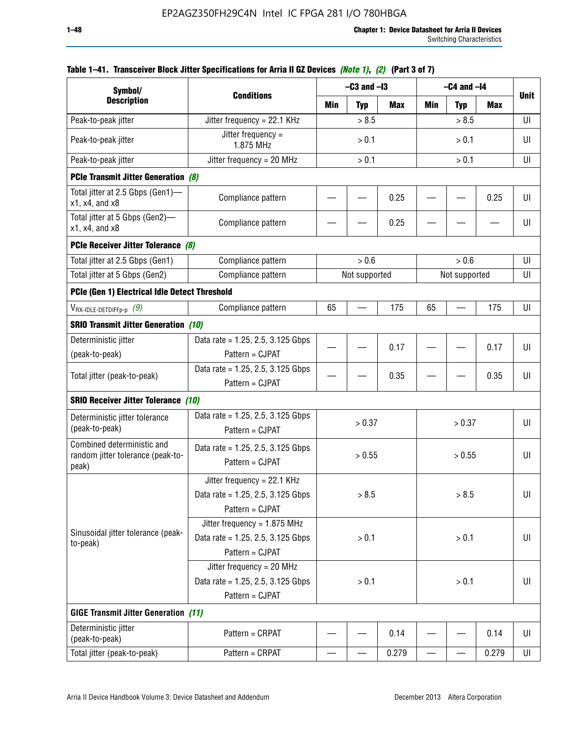**Table 1–41. Transceiver Block Jitter Specifications for Arria II GZ Devices *(Note 1)*, *(2)* (Part 3 of 7)**

| Symbol/ Description | Conditions | –C3 and –I3 | | | –C4 and –I4 | | | Unit |
|---|---|---|---|---|---|---|---|---|
| | | Min | Typ | Max | Min | Typ | Max | |
| Peak-to-peak jitter | Jitter frequency = 22.1 KHz | > 8.5 | | | > 8.5 | | | UI |
| Peak-to-peak jitter | Jitter frequency = 1.875 MHz | > 0.1 | | | > 0.1 | | | UI |
| Peak-to-peak jitter | Jitter frequency = 20 MHz | > 0.1 | | | > 0.1 | | | UI |
| **PCIe Transmit Jitter Generation** *(8)* | | | | | | | | |
| Total jitter at 2.5 Gbps (Gen1)—x1, x4, and x8 | Compliance pattern | — | — | 0.25 | — | — | 0.25 | UI |
| Total jitter at 5 Gbps (Gen2)—x1, x4, and x8 | Compliance pattern | — | — | 0.25 | — | — | — | UI |
| **PCIe Receiver Jitter Tolerance** *(8)* | | | | | | | | |
| Total jitter at 2.5 Gbps (Gen1) | Compliance pattern | > 0.6 | | | > 0.6 | | | UI |
| Total jitter at 5 Gbps (Gen2) | Compliance pattern | Not supported | | | Not supported | | | UI |
| **PCIe (Gen 1) Electrical Idle Detect Threshold** | | | | | | | | |
| $V_{RX\text{-}IDLE\text{-}DETDIFFp\text{-}p}$ *(9)* | Compliance pattern | 65 | — | 175 | 65 | — | 175 | UI |
| **SRIO Transmit Jitter Generation** *(10)* | | | | | | | | |
| Deterministic jitter (peak-to-peak) | Data rate = 1.25, 2.5, 3.125 Gbps Pattern = CJPAT | — | — | 0.17 | — | — | 0.17 | UI |
| Total jitter (peak-to-peak) | Data rate = 1.25, 2.5, 3.125 Gbps Pattern = CJPAT | — | — | 0.35 | — | — | 0.35 | UI |
| **SRIO Receiver Jitter Tolerance** *(10)* | | | | | | | | |
| Deterministic jitter tolerance (peak-to-peak) | Data rate = 1.25, 2.5, 3.125 Gbps Pattern = CJPAT | > 0.37 | | | > 0.37 | | | UI |
| Combined deterministic and random jitter tolerance (peak-to-peak) | Data rate = 1.25, 2.5, 3.125 Gbps Pattern = CJPAT | > 0.55 | | | > 0.55 | | | UI |
| Sinusoidal jitter tolerance (peak-to-peak) | Jitter frequency = 22.1 KHz Data rate = 1.25, 2.5, 3.125 Gbps Pattern = CJPAT | > 8.5 | | | > 8.5 | | | UI |
| | Jitter frequency = 1.875 MHz Data rate = 1.25, 2.5, 3.125 Gbps Pattern = CJPAT | > 0.1 | | | > 0.1 | | | UI |
| | Jitter frequency = 20 MHz Data rate = 1.25, 2.5, 3.125 Gbps Pattern = CJPAT | > 0.1 | | | > 0.1 | | | UI |
| **GIGE Transmit Jitter Generation** *(11)* | | | | | | | | |
| Deterministic jitter (peak-to-peak) | Pattern = CRPAT | — | — | 0.14 | — | — | 0.14 | UI |
| Total jitter (peak-to-peak) | Pattern = CRPAT | — | — | 0.279 | — | — | 0.279 | UI |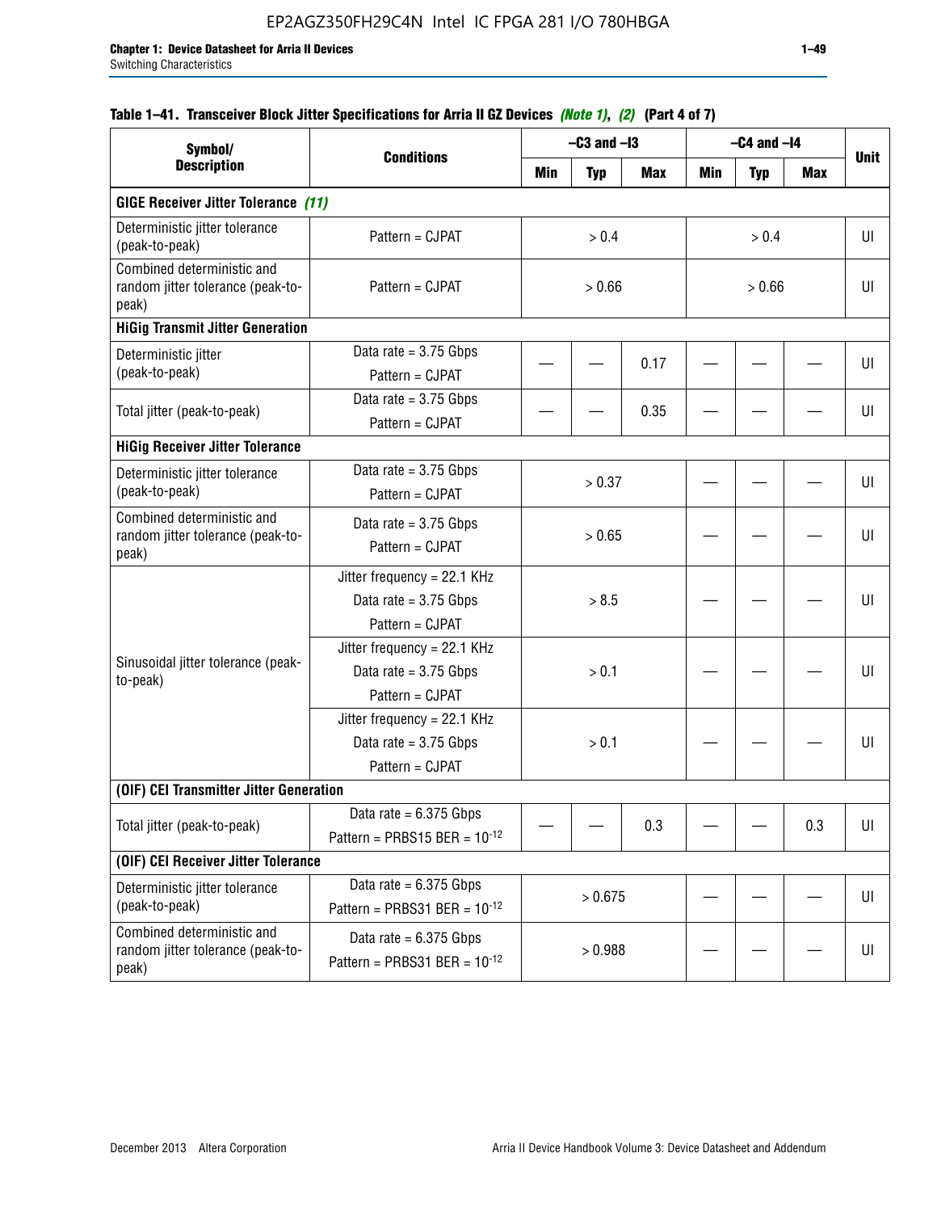#### Table 1–41. Transceiver Block Jitter Specifications for Arria II GZ Devices *(Note 1)*, *(2)* (Part 4 of 7)

| Symbol/ Description | Conditions | –C3 and –I3 | | | –C4 and –I4 | | | Unit |
|---|---|---|---|---|---|---|---|---|
| | | Min | Typ | Max | Min | Typ | Max | |
| **GIGE Receiver Jitter Tolerance** *(11)* | | | | | | | | |
| Deterministic jitter tolerance (peak-to-peak) | Pattern = CJPAT | > 0.4 | | | > 0.4 | | | UI |
| Combined deterministic and random jitter tolerance (peak-to-peak) | Pattern = CJPAT | > 0.66 | | | > 0.66 | | | UI |
| **HiGig Transmit Jitter Generation** | | | | | | | | |
| Deterministic jitter (peak-to-peak) | Data rate = 3.75 Gbps Pattern = CJPAT | — | — | 0.17 | — | — | — | UI |
| Total jitter (peak-to-peak) | Data rate = 3.75 Gbps Pattern = CJPAT | — | — | 0.35 | — | — | — | UI |
| **HiGig Receiver Jitter Tolerance** | | | | | | | | |
| Deterministic jitter tolerance (peak-to-peak) | Data rate = 3.75 Gbps Pattern = CJPAT | > 0.37 | | | — | — | — | UI |
| Combined deterministic and random jitter tolerance (peak-to-peak) | Data rate = 3.75 Gbps Pattern = CJPAT | > 0.65 | | | — | — | — | UI |
| Sinusoidal jitter tolerance (peak-to-peak) | Jitter frequency = 22.1 KHz Data rate = 3.75 Gbps Pattern = CJPAT | > 8.5 | | | — | — | — | UI |
| | Jitter frequency = 22.1 KHz Data rate = 3.75 Gbps Pattern = CJPAT | > 0.1 | | | — | — | — | UI |
| | Jitter frequency = 22.1 KHz Data rate = 3.75 Gbps Pattern = CJPAT | > 0.1 | | | — | — | — | UI |
| **(OIF) CEI Transmitter Jitter Generation** | | | | | | | | |
| Total jitter (peak-to-peak) | Data rate = 6.375 Gbps Pattern = PRBS15 BER = $10^{-12}$ | — | — | 0.3 | — | — | 0.3 | UI |
| **(OIF) CEI Receiver Jitter Tolerance** | | | | | | | | |
| Deterministic jitter tolerance (peak-to-peak) | Data rate = 6.375 Gbps Pattern = PRBS31 BER = $10^{-12}$ | > 0.675 | | | — | — | — | UI |
| Combined deterministic and random jitter tolerance (peak-to-peak) | Data rate = 6.375 Gbps Pattern = PRBS31 BER = $10^{-12}$ | > 0.988 | | | — | — | — | UI |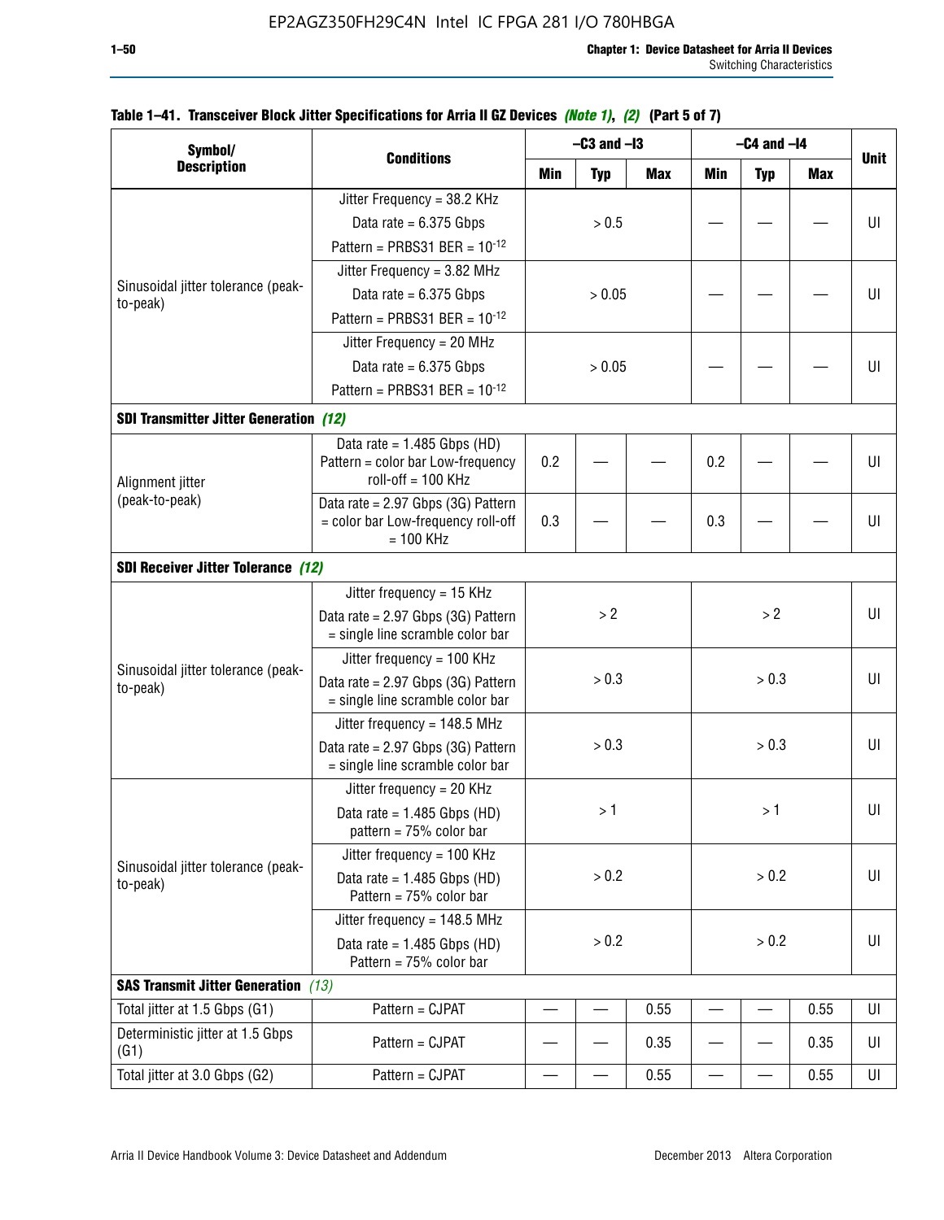**Table 1–41. Transceiver Block Jitter Specifications for Arria II GZ Devices** *(Note 1)*, *(2)* **(Part 5 of 7)**

| Symbol/ Description | Conditions | –C3 and –I3 | | | –C4 and –I4 | | | Unit |
|---|---|---|---|---|---|---|---|---|
| | | Min | Typ | Max | Min | Typ | Max | |
| Sinusoidal jitter tolerance (peak-to-peak) | Jitter Frequency = 38.2 KHz Data rate = 6.375 Gbps Pattern = PRBS31 BER = $10^{-12}$ | | > 0.5 | | — | — | — | UI |
| | Jitter Frequency = 3.82 MHz Data rate = 6.375 Gbps Pattern = PRBS31 BER = $10^{-12}$ | | > 0.05 | | — | — | — | UI |
| | Jitter Frequency = 20 MHz Data rate = 6.375 Gbps Pattern = PRBS31 BER = $10^{-12}$ | | > 0.05 | | — | — | — | UI |
| **SDI Transmitter Jitter Generation** *(12)* | | | | | | | | |
| Alignment jitter (peak-to-peak) | Data rate = 1.485 Gbps (HD) Pattern = color bar Low-frequency roll-off = 100 KHz | 0.2 | — | — | 0.2 | — | — | UI |
| | Data rate = 2.97 Gbps (3G) Pattern = color bar Low-frequency roll-off = 100 KHz | 0.3 | — | — | 0.3 | — | — | UI |
| **SDI Receiver Jitter Tolerance** *(12)* | | | | | | | | |
| Sinusoidal jitter tolerance (peak-to-peak) | Jitter frequency = 15 KHz Data rate = 2.97 Gbps (3G) Pattern = single line scramble color bar | | > 2 | | | > 2 | | UI |
| | Jitter frequency = 100 KHz Data rate = 2.97 Gbps (3G) Pattern = single line scramble color bar | | > 0.3 | | | > 0.3 | | UI |
| | Jitter frequency = 148.5 MHz Data rate = 2.97 Gbps (3G) Pattern = single line scramble color bar | | > 0.3 | | | > 0.3 | | UI |
| Sinusoidal jitter tolerance (peak-to-peak) | Jitter frequency = 20 KHz Data rate = 1.485 Gbps (HD) pattern = 75% color bar | | > 1 | | | > 1 | | UI |
| | Jitter frequency = 100 KHz Data rate = 1.485 Gbps (HD) Pattern = 75% color bar | | > 0.2 | | | > 0.2 | | UI |
| | Jitter frequency = 148.5 MHz Data rate = 1.485 Gbps (HD) Pattern = 75% color bar | | > 0.2 | | | > 0.2 | | UI |
| **SAS Transmit Jitter Generation** *(13)* | | | | | | | | |
| Total jitter at 1.5 Gbps (G1) | Pattern = CJPAT | — | — | 0.55 | — | — | 0.55 | UI |
| Deterministic jitter at 1.5 Gbps (G1) | Pattern = CJPAT | — | — | 0.35 | — | — | 0.35 | UI |
| Total jitter at 3.0 Gbps (G2) | Pattern = CJPAT | — | — | 0.55 | — | — | 0.55 | UI |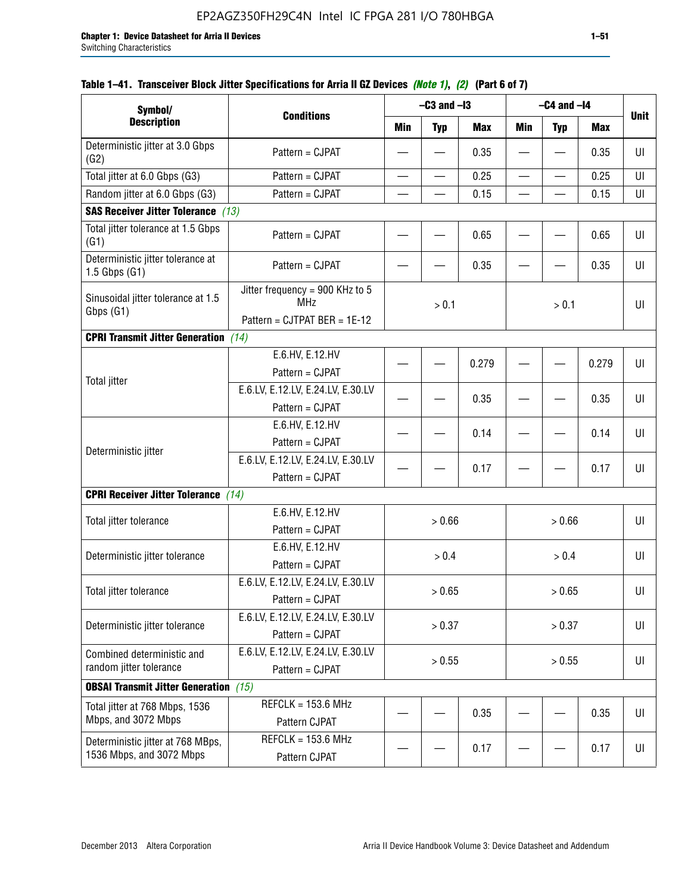**Table 1–41. Transceiver Block Jitter Specifications for Arria II GZ Devices *(Note 1)*, *(2)* (Part 6 of 7)**

| Symbol/ Description | Conditions | –C3 and –I3 | | | –C4 and –I4 | | | Unit |
|---|---|---|---|---|---|---|---|---|
| | | Min | Typ | Max | Min | Typ | Max | |
| Deterministic jitter at 3.0 Gbps (G2) | Pattern = CJPAT | — | — | 0.35 | — | — | 0.35 | UI |
| Total jitter at 6.0 Gbps (G3) | Pattern = CJPAT | — | — | 0.25 | — | — | 0.25 | UI |
| Random jitter at 6.0 Gbps (G3) | Pattern = CJPAT | — | — | 0.15 | — | — | 0.15 | UI |
| **SAS Receiver Jitter Tolerance** *(13)* | | | | | | | | |
| Total jitter tolerance at 1.5 Gbps (G1) | Pattern = CJPAT | — | — | 0.65 | — | — | 0.65 | UI |
| Deterministic jitter tolerance at 1.5 Gbps (G1) | Pattern = CJPAT | — | — | 0.35 | — | — | 0.35 | UI |
| Sinusoidal jitter tolerance at 1.5 Gbps (G1) | Jitter frequency = 900 KHz to 5 MHz Pattern = CJTPAT BER = 1E-12 | > 0.1 | | | > 0.1 | | | UI |
| **CPRI Transmit Jitter Generation** *(14)* | | | | | | | | |
| Total jitter | E.6.HV, E.12.HV Pattern = CJPAT | — | — | 0.279 | — | — | 0.279 | UI |
| | E.6.LV, E.12.LV, E.24.LV, E.30.LV Pattern = CJPAT | — | — | 0.35 | — | — | 0.35 | UI |
| Deterministic jitter | E.6.HV, E.12.HV Pattern = CJPAT | — | — | 0.14 | — | — | 0.14 | UI |
| | E.6.LV, E.12.LV, E.24.LV, E.30.LV Pattern = CJPAT | — | — | 0.17 | — | — | 0.17 | UI |
| **CPRI Receiver Jitter Tolerance** *(14)* | | | | | | | | |
| Total jitter tolerance | E.6.HV, E.12.HV Pattern = CJPAT | > 0.66 | | | > 0.66 | | | UI |
| Deterministic jitter tolerance | E.6.HV, E.12.HV Pattern = CJPAT | > 0.4 | | | > 0.4 | | | UI |
| Total jitter tolerance | E.6.LV, E.12.LV, E.24.LV, E.30.LV Pattern = CJPAT | > 0.65 | | | > 0.65 | | | UI |
| Deterministic jitter tolerance | E.6.LV, E.12.LV, E.24.LV, E.30.LV Pattern = CJPAT | > 0.37 | | | > 0.37 | | | UI |
| Combined deterministic and random jitter tolerance | E.6.LV, E.12.LV, E.24.LV, E.30.LV Pattern = CJPAT | > 0.55 | | | > 0.55 | | | UI |
| **OBSAI Transmit Jitter Generation** *(15)* | | | | | | | | |
| Total jitter at 768 Mbps, 1536 Mbps, and 3072 Mbps | REFCLK = 153.6 MHz Pattern CJPAT | — | — | 0.35 | — | — | 0.35 | UI |
| Deterministic jitter at 768 MBps, 1536 Mbps, and 3072 Mbps | REFCLK = 153.6 MHz Pattern CJPAT | — | — | 0.17 | — | — | 0.17 | UI |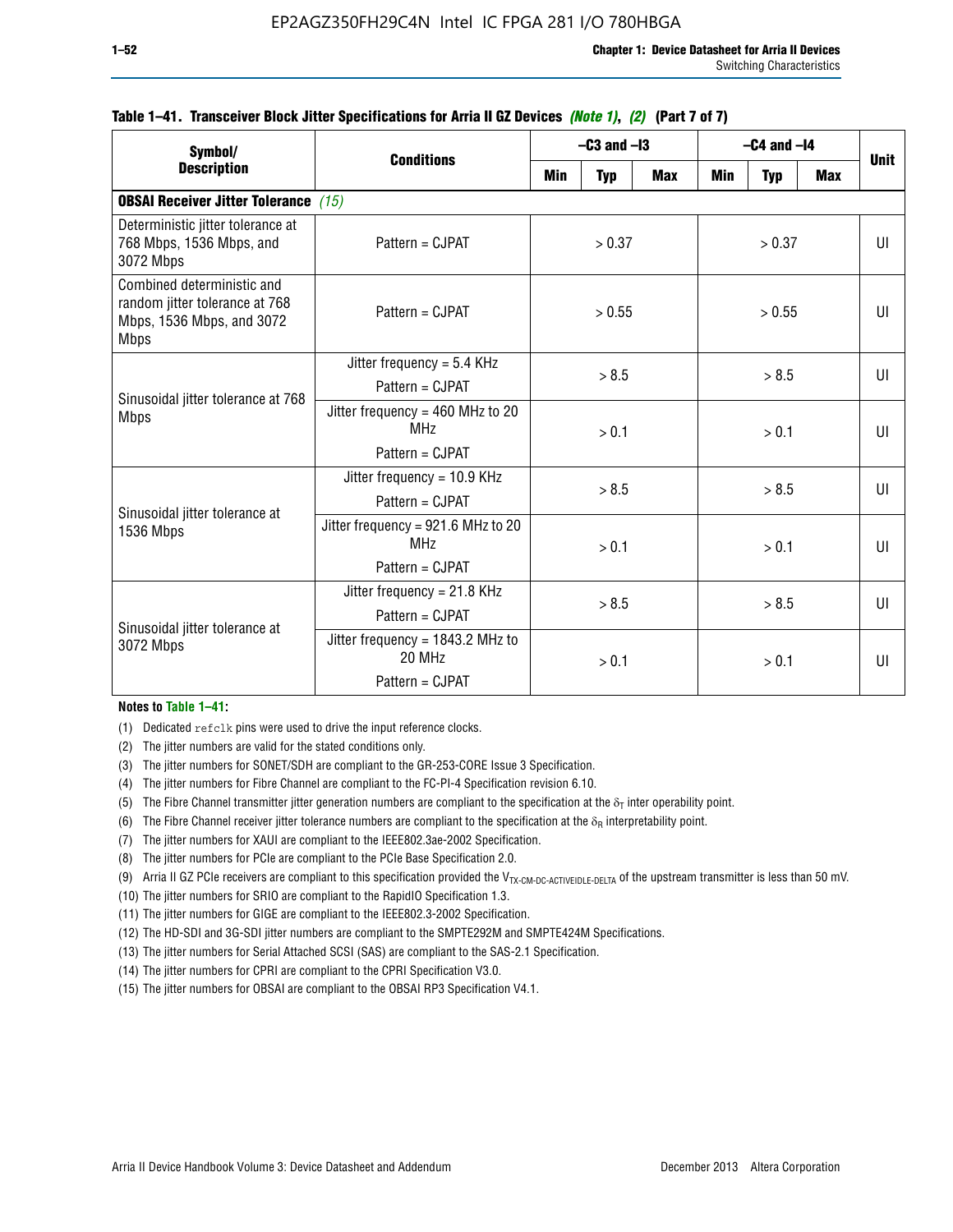**Table 1–41. Transceiver Block Jitter Specifications for Arria II GZ Devices *(Note 1)*, *(2)* (Part 7 of 7)**

| Symbol/ Description | Conditions | –C3 and –I3 | | | –C4 and –I4 | | | Unit |
|---|---|---|---|---|---|---|---|---|
| | | Min | Typ | Max | Min | Typ | Max | |
| **OBSAI Receiver Jitter Tolerance** *(15)* | | | | | | | | |
| Deterministic jitter tolerance at 768 Mbps, 1536 Mbps, and 3072 Mbps | Pattern = CJPAT | > 0.37 | | | > 0.37 | | | UI |
| Combined deterministic and random jitter tolerance at 768 Mbps, 1536 Mbps, and 3072 Mbps | Pattern = CJPAT | > 0.55 | | | > 0.55 | | | UI |
| Sinusoidal jitter tolerance at 768 Mbps | Jitter frequency = 5.4 KHz<br>Pattern = CJPAT | > 8.5 | | | > 8.5 | | | UI |
| | Jitter frequency = 460 MHz to 20 MHz<br>Pattern = CJPAT | > 0.1 | | | > 0.1 | | | UI |
| Sinusoidal jitter tolerance at 1536 Mbps | Jitter frequency = 10.9 KHz<br>Pattern = CJPAT | > 8.5 | | | > 8.5 | | | UI |
| | Jitter frequency = 921.6 MHz to 20 MHz<br>Pattern = CJPAT | > 0.1 | | | > 0.1 | | | UI |
| Sinusoidal jitter tolerance at 3072 Mbps | Jitter frequency = 21.8 KHz<br>Pattern = CJPAT | > 8.5 | | | > 8.5 | | | UI |
| | Jitter frequency = 1843.2 MHz to 20 MHz<br>Pattern = CJPAT | > 0.1 | | | > 0.1 | | | UI |

**Notes to Table 1–41:**

(1) Dedicated `refclk` pins were used to drive the input reference clocks.

(2) The jitter numbers are valid for the stated conditions only.

(3) The jitter numbers for SONET/SDH are compliant to the GR-253-CORE Issue 3 Specification.

(4) The jitter numbers for Fibre Channel are compliant to the FC-PI-4 Specification revision 6.10.

(5) The Fibre Channel transmitter jitter generation numbers are compliant to the specification at the $\delta_T$ inter operability point.

(6) The Fibre Channel receiver jitter tolerance numbers are compliant to the specification at the $\delta_R$ interpretability point.

(7) The jitter numbers for XAUI are compliant to the IEEE802.3ae-2002 Specification.

(8) The jitter numbers for PCIe are compliant to the PCIe Base Specification 2.0.

(9) Arria II GZ PCIe receivers are compliant to this specification provided the $V_{TX\text{-}CM\text{-}DC\text{-}ACTIVEIDLE\text{-}DELTA}$ of the upstream transmitter is less than 50 mV.

(10) The jitter numbers for SRIO are compliant to the RapidIO Specification 1.3.

(11) The jitter numbers for GIGE are compliant to the IEEE802.3-2002 Specification.

(12) The HD-SDI and 3G-SDI jitter numbers are compliant to the SMPTE292M and SMPTE424M Specifications.

(13) The jitter numbers for Serial Attached SCSI (SAS) are compliant to the SAS-2.1 Specification.

(14) The jitter numbers for CPRI are compliant to the CPRI Specification V3.0.

(15) The jitter numbers for OBSAI are compliant to the OBSAI RP3 Specification V4.1.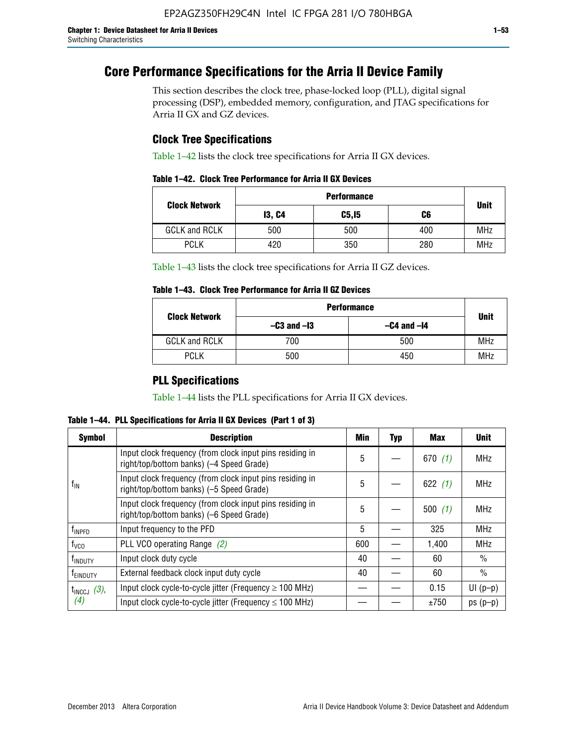# Core Performance Specifications for the Arria II Device Family

This section describes the clock tree, phase-locked loop (PLL), digital signal processing (DSP), embedded memory, configuration, and JTAG specifications for Arria II GX and GZ devices.

## Clock Tree Specifications

Table 1–42 lists the clock tree specifications for Arria II GX devices.

**Table 1–42. Clock Tree Performance for Arria II GX Devices**

| Clock Network | Performance | | | Unit |
|---|---|---|---|---|
| | I3, C4 | C5,I5 | C6 | |
| GCLK and RCLK | 500 | 500 | 400 | MHz |
| PCLK | 420 | 350 | 280 | MHz |

Table 1–43 lists the clock tree specifications for Arria II GZ devices.

**Table 1–43. Clock Tree Performance for Arria II GZ Devices**

| Clock Network | Performance | | Unit |
|---|---|---|---|
| | –C3 and –I3 | –C4 and –I4 | |
| GCLK and RCLK | 700 | 500 | MHz |
| PCLK | 500 | 450 | MHz |

## PLL Specifications

Table 1–44 lists the PLL specifications for Arria II GX devices.

**Table 1–44. PLL Specifications for Arria II GX Devices (Part 1 of 3)**

| Symbol | Description | Min | Typ | Max | Unit |
|---|---|---|---|---|---|
| $f_{IN}$ | Input clock frequency (from clock input pins residing in right/top/bottom banks) (–4 Speed Grade) | 5 | — | 670 *(1)* | MHz |
| | Input clock frequency (from clock input pins residing in right/top/bottom banks) (–5 Speed Grade) | 5 | — | 622 *(1)* | MHz |
| | Input clock frequency (from clock input pins residing in right/top/bottom banks) (–6 Speed Grade) | 5 | — | 500 *(1)* | MHz |
| $f_{INPFD}$ | Input frequency to the PFD | 5 | — | 325 | MHz |
| $f_{VCO}$ | PLL VCO operating Range *(2)* | 600 | — | 1,400 | MHz |
| $f_{INDUTY}$ | Input clock duty cycle | 40 | — | 60 | % |
| $f_{EINDUTY}$ | External feedback clock input duty cycle | 40 | — | 60 | % |
| $t_{INCCJ}$ *(3)*, *(4)* | Input clock cycle-to-cycle jitter (Frequency ≥ 100 MHz) | — | — | 0.15 | UI (p–p) |
| | Input clock cycle-to-cycle jitter (Frequency ≤ 100 MHz) | — | — | ±750 | ps (p–p) |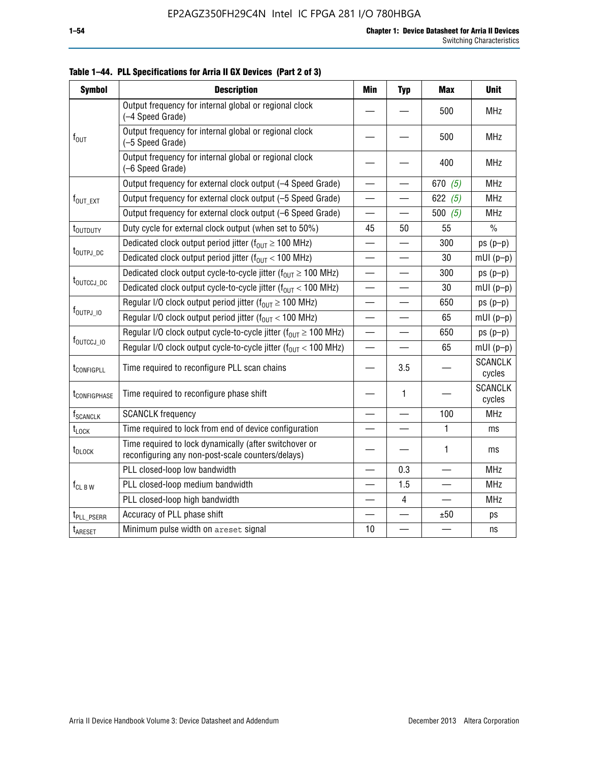**Table 1–44. PLL Specifications for Arria II GX Devices (Part 2 of 3)**

| Symbol | Description | Min | Typ | Max | Unit |
|---|---|---|---|---|---|
| $f_{OUT}$ | Output frequency for internal global or regional clock (–4 Speed Grade) | — | — | 500 | MHz |
| | Output frequency for internal global or regional clock (–5 Speed Grade) | — | — | 500 | MHz |
| | Output frequency for internal global or regional clock (–6 Speed Grade) | — | — | 400 | MHz |
| $f_{OUT\_EXT}$ | Output frequency for external clock output (–4 Speed Grade) | — | — | 670 *(5)* | MHz |
| | Output frequency for external clock output (–5 Speed Grade) | — | — | 622 *(5)* | MHz |
| | Output frequency for external clock output (–6 Speed Grade) | — | — | 500 *(5)* | MHz |
| $t_{OUTDUTY}$ | Duty cycle for external clock output (when set to 50%) | 45 | 50 | 55 | % |
| $t_{OUTPJ\_DC}$ | Dedicated clock output period jitter ($f_{OUT} \geq 100$ MHz) | — | — | 300 | ps (p–p) |
| | Dedicated clock output period jitter ($f_{OUT} < 100$ MHz) | — | — | 30 | mUI (p–p) |
| $t_{OUTCCJ\_DC}$ | Dedicated clock output cycle-to-cycle jitter ($f_{OUT} \geq 100$ MHz) | — | — | 300 | ps (p–p) |
| | Dedicated clock output cycle-to-cycle jitter ($f_{OUT} < 100$ MHz) | — | — | 30 | mUI (p–p) |
| $f_{OUTPJ\_IO}$ | Regular I/O clock output period jitter ($f_{OUT} \geq 100$ MHz) | — | — | 650 | ps (p–p) |
| | Regular I/O clock output period jitter ($f_{OUT} < 100$ MHz) | — | — | 65 | mUI (p–p) |
| $f_{OUTCCJ\_IO}$ | Regular I/O clock output cycle-to-cycle jitter ($f_{OUT} \geq 100$ MHz) | — | — | 650 | ps (p–p) |
| | Regular I/O clock output cycle-to-cycle jitter ($f_{OUT} < 100$ MHz) | — | — | 65 | mUI (p–p) |
| $t_{CONFIGPLL}$ | Time required to reconfigure PLL scan chains | — | 3.5 | — | SCANCLK cycles |
| $t_{CONFIGPHASE}$ | Time required to reconfigure phase shift | — | 1 | — | SCANCLK cycles |
| $f_{SCANCLK}$ | SCANCLK frequency | — | — | 100 | MHz |
| $t_{LOCK}$ | Time required to lock from end of device configuration | — | — | 1 | ms |
| $t_{DLOCK}$ | Time required to lock dynamically (after switchover or reconfiguring any non-post-scale counters/delays) | — | — | 1 | ms |
| $f_{CL\ B\ W}$ | PLL closed-loop low bandwidth | — | 0.3 | — | MHz |
| | PLL closed-loop medium bandwidth | — | 1.5 | — | MHz |
| | PLL closed-loop high bandwidth | — | 4 | — | MHz |
| $t_{PLL\_PSERR}$ | Accuracy of PLL phase shift | — | — | ±50 | ps |
| $t_{ARESET}$ | Minimum pulse width on `areset` signal | 10 | — | — | ns |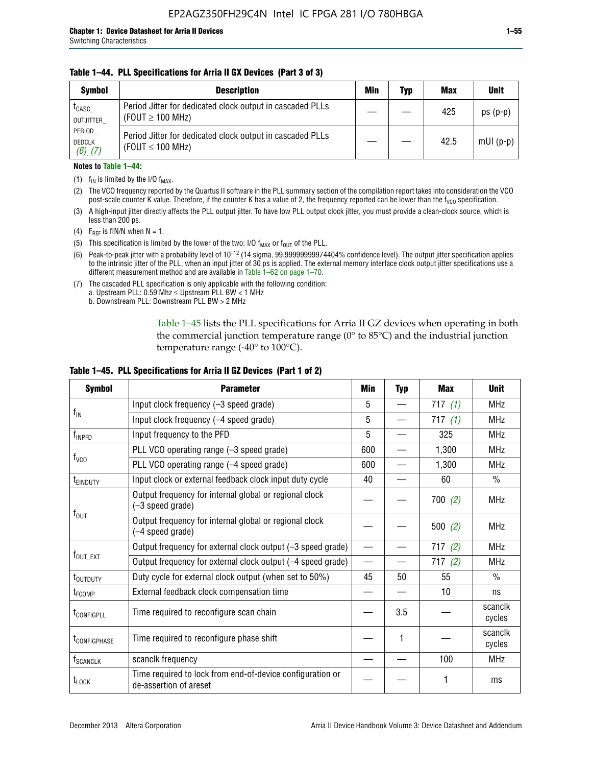**Table 1–44. PLL Specifications for Arria II GX Devices (Part 3 of 3)**

| Symbol | Description | Min | Typ | Max | Unit |
|---|---|---|---|---|---|
| $t_{CASC\_OUTJITTER\_PERIOD\_DEDCLK}$ *(6)*, *(7)* | Period Jitter for dedicated clock output in cascaded PLLs (FOUT ≥ 100 MHz) | — | — | 425 | ps (p-p) |
| | Period Jitter for dedicated clock output in cascaded PLLs (FOUT ≤ 100 MHz) | — | — | 42.5 | mUI (p-p) |

**Notes to Table 1–44:**

(1) $f_{IN}$ is limited by the I/O $f_{MAX}$.

(2) The VCO frequency reported by the Quartus II software in the PLL summary section of the compilation report takes into consideration the VCO post-scale counter K value. Therefore, if the counter K has a value of 2, the frequency reported can be lower than the $f_{VCO}$ specification.

(3) A high-input jitter directly affects the PLL output jitter. To have low PLL output clock jitter, you must provide a clean-clock source, which is less than 200 ps.

(4) $F_{REF}$ is fIN/N when N = 1.

(5) This specification is limited by the lower of the two: I/O $f_{MAX}$ or $f_{OUT}$ of the PLL.

(6) Peak-to-peak jitter with a probability level of $10^{-12}$ (14 sigma, 99.99999999974404% confidence level). The output jitter specification applies to the intrinsic jitter of the PLL, when an input jitter of 30 ps is applied. The external memory interface clock output jitter specifications use a different measurement method and are available in Table 1–62 on page 1–70.

(7) The cascaded PLL specification is only applicable with the following condition:
a. Upstream PLL: 0.59 Mhz ≤ Upstream PLL BW < 1 MHz
b. Downstream PLL: Downstream PLL BW > 2 MHz

Table 1–45 lists the PLL specifications for Arria II GZ devices when operating in both the commercial junction temperature range (0° to 85°C) and the industrial junction temperature range (-40° to 100°C).

**Table 1–45. PLL Specifications for Arria II GZ Devices (Part 1 of 2)**

| Symbol | Parameter | Min | Typ | Max | Unit |
|---|---|---|---|---|---|
| $f_{IN}$ | Input clock frequency (–3 speed grade) | 5 | — | 717 *(1)* | MHz |
| | Input clock frequency (–4 speed grade) | 5 | — | 717 *(1)* | MHz |
| $f_{INPFD}$ | Input frequency to the PFD | 5 | — | 325 | MHz |
| $f_{VCO}$ | PLL VCO operating range (–3 speed grade) | 600 | — | 1,300 | MHz |
| | PLL VCO operating range (–4 speed grade) | 600 | — | 1,300 | MHz |
| $t_{EINDUTY}$ | Input clock or external feedback clock input duty cycle | 40 | — | 60 | % |
| $f_{OUT}$ | Output frequency for internal global or regional clock (–3 speed grade) | — | — | 700 *(2)* | MHz |
| | Output frequency for internal global or regional clock (–4 speed grade) | — | — | 500 *(2)* | MHz |
| $f_{OUT\_EXT}$ | Output frequency for external clock output (–3 speed grade) | — | — | 717 *(2)* | MHz |
| | Output frequency for external clock output (–4 speed grade) | — | — | 717 *(2)* | MHz |
| $t_{OUTDUTY}$ | Duty cycle for external clock output (when set to 50%) | 45 | 50 | 55 | % |
| $t_{FCOMP}$ | External feedback clock compensation time | — | — | 10 | ns |
| $t_{CONFIGPLL}$ | Time required to reconfigure scan chain | — | 3.5 | — | scanclk cycles |
| $t_{CONFIGPHASE}$ | Time required to reconfigure phase shift | — | 1 | — | scanclk cycles |
| $f_{SCANCLK}$ | scanclk frequency | — | — | 100 | MHz |
| $t_{LOCK}$ | Time required to lock from end-of-device configuration or de-assertion of areset | — | — | 1 | ms |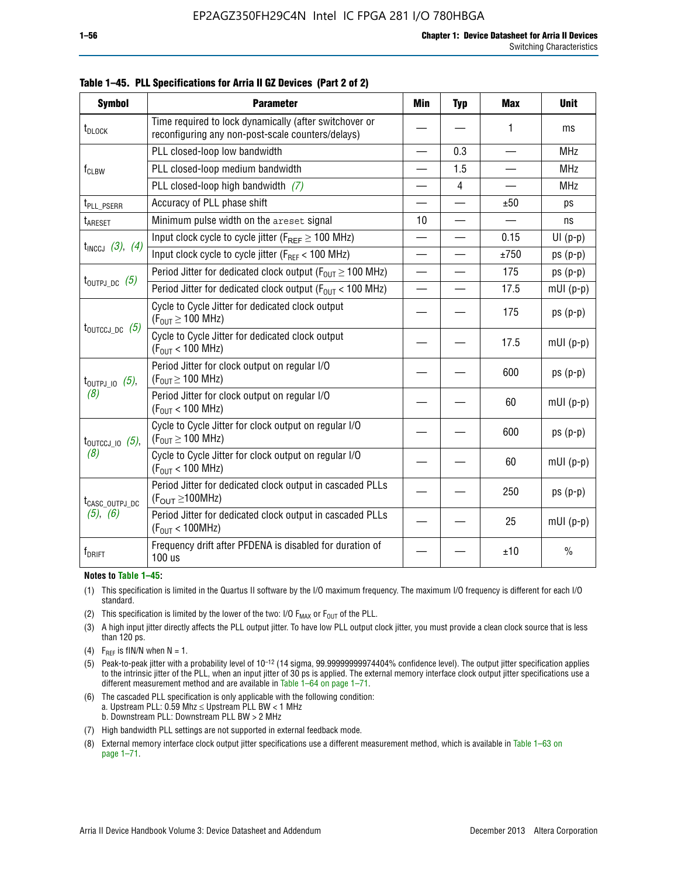**Table 1–45. PLL Specifications for Arria II GZ Devices (Part 2 of 2)**

| Symbol | Parameter | Min | Typ | Max | Unit |
|---|---|---|---|---|---|
| $t_{DLOCK}$ | Time required to lock dynamically (after switchover or reconfiguring any non-post-scale counters/delays) | — | — | 1 | ms |
| $f_{CLBW}$ | PLL closed-loop low bandwidth | — | 0.3 | — | MHz |
| | PLL closed-loop medium bandwidth | — | 1.5 | — | MHz |
| | PLL closed-loop high bandwidth *(7)* | — | 4 | — | MHz |
| $t_{PLL\_PSERR}$ | Accuracy of PLL phase shift | — | — | ±50 | ps |
| $t_{ARESET}$ | Minimum pulse width on the `areset` signal | 10 | — | — | ns |
| $t_{INCCJ}$ *(3)*, *(4)* | Input clock cycle to cycle jitter ($F_{REF} \geq 100$ MHz) | — | — | 0.15 | UI (p-p) |
| | Input clock cycle to cycle jitter ($F_{REF} < 100$ MHz) | — | — | ±750 | ps (p-p) |
| $t_{OUTPJ\_DC}$ *(5)* | Period Jitter for dedicated clock output ($F_{OUT} \geq 100$ MHz) | — | — | 175 | ps (p-p) |
| | Period Jitter for dedicated clock output ($F_{OUT} < 100$ MHz) | — | — | 17.5 | mUI (p-p) |
| $t_{OUTCCJ\_DC}$ *(5)* | Cycle to Cycle Jitter for dedicated clock output ($F_{OUT} \geq 100$ MHz) | — | — | 175 | ps (p-p) |
| | Cycle to Cycle Jitter for dedicated clock output ($F_{OUT} < 100$ MHz) | — | — | 17.5 | mUI (p-p) |
| $t_{OUTPJ\_IO}$ *(5)*, *(8)* | Period Jitter for clock output on regular I/O ($F_{OUT} \geq 100$ MHz) | — | — | 600 | ps (p-p) |
| | Period Jitter for clock output on regular I/O ($F_{OUT} < 100$ MHz) | — | — | 60 | mUI (p-p) |
| $t_{OUTCCJ\_IO}$ *(5)*, *(8)* | Cycle to Cycle Jitter for clock output on regular I/O ($F_{OUT} \geq 100$ MHz) | — | — | 600 | ps (p-p) |
| | Cycle to Cycle Jitter for clock output on regular I/O ($F_{OUT} < 100$ MHz) | — | — | 60 | mUI (p-p) |
| $t_{CASC\_OUTPJ\_DC}$ *(5)*, *(6)* | Period Jitter for dedicated clock output in cascaded PLLs ($F_{OUT} \geq 100$MHz) | — | — | 250 | ps (p-p) |
| | Period Jitter for dedicated clock output in cascaded PLLs ($F_{OUT} < 100$MHz) | — | — | 25 | mUI (p-p) |
| $f_{DRIFT}$ | Frequency drift after PFDENA is disabled for duration of 100 us | — | — | ±10 | % |

**Notes to Table 1–45:**

(1) This specification is limited in the Quartus II software by the I/O maximum frequency. The maximum I/O frequency is different for each I/O standard.

(2) This specification is limited by the lower of the two: I/O $F_{MAX}$ or $F_{OUT}$ of the PLL.

(3) A high input jitter directly affects the PLL output jitter. To have low PLL output clock jitter, you must provide a clean clock source that is less than 120 ps.

(4) $F_{REF}$ is fIN/N when N = 1.

(5) Peak-to-peak jitter with a probability level of $10^{-12}$ (14 sigma, 99.99999999974404% confidence level). The output jitter specification applies to the intrinsic jitter of the PLL, when an input jitter of 30 ps is applied. The external memory interface clock output jitter specifications use a different measurement method and are available in Table 1–64 on page 1–71.

(6) The cascaded PLL specification is only applicable with the following condition:
a. Upstream PLL: 0.59 Mhz ≤ Upstream PLL BW < 1 MHz
b. Downstream PLL: Downstream PLL BW > 2 MHz

(7) High bandwidth PLL settings are not supported in external feedback mode.

(8) External memory interface clock output jitter specifications use a different measurement method, which is available in Table 1–63 on page 1–71.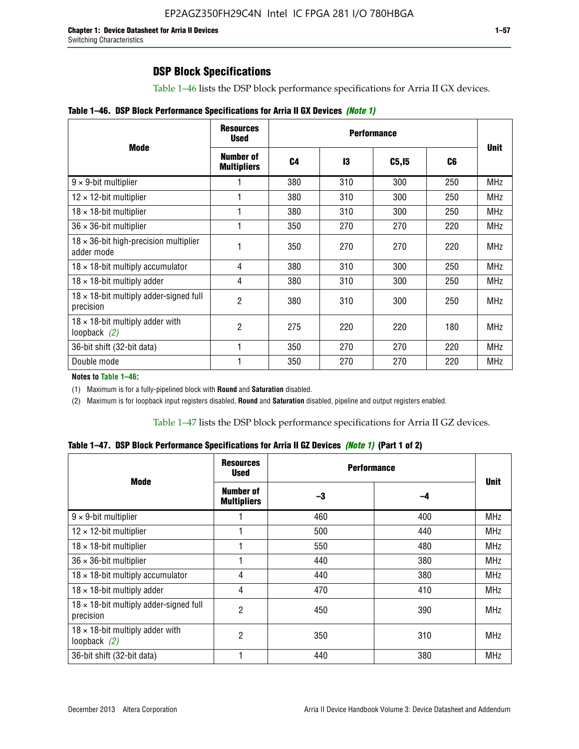## DSP Block Specifications

Table 1–46 lists the DSP block performance specifications for Arria II GX devices.

**Table 1–46. DSP Block Performance Specifications for Arria II GX Devices *(Note 1)***

| Mode | Resources Used | Performance | | | | Unit |
|---|---|---|---|---|---|---|
| | Number of Multipliers | C4 | I3 | C5,I5 | C6 | |
| 9 × 9-bit multiplier | 1 | 380 | 310 | 300 | 250 | MHz |
| 12 × 12-bit multiplier | 1 | 380 | 310 | 300 | 250 | MHz |
| 18 × 18-bit multiplier | 1 | 380 | 310 | 300 | 250 | MHz |
| 36 × 36-bit multiplier | 1 | 350 | 270 | 270 | 220 | MHz |
| 18 × 36-bit high-precision multiplier adder mode | 1 | 350 | 270 | 270 | 220 | MHz |
| 18 × 18-bit multiply accumulator | 4 | 380 | 310 | 300 | 250 | MHz |
| 18 × 18-bit multiply adder | 4 | 380 | 310 | 300 | 250 | MHz |
| 18 × 18-bit multiply adder-signed full precision | 2 | 380 | 310 | 300 | 250 | MHz |
| 18 × 18-bit multiply adder with loopback *(2)* | 2 | 275 | 220 | 220 | 180 | MHz |
| 36-bit shift (32-bit data) | 1 | 350 | 270 | 270 | 220 | MHz |
| Double mode | 1 | 350 | 270 | 270 | 220 | MHz |

**Notes to Table 1–46:**

(1) Maximum is for a fully-pipelined block with **Round** and **Saturation** disabled.

(2) Maximum is for loopback input registers disabled, **Round** and **Saturation** disabled, pipeline and output registers enabled.

Table 1–47 lists the DSP block performance specifications for Arria II GZ devices.

**Table 1–47. DSP Block Performance Specifications for Arria II GZ Devices *(Note 1)* (Part 1 of 2)**

| Mode | Resources Used | Performance | | Unit |
|---|---|---|---|---|
| | Number of Multipliers | –3 | –4 | |
| 9 × 9-bit multiplier | 1 | 460 | 400 | MHz |
| 12 × 12-bit multiplier | 1 | 500 | 440 | MHz |
| 18 × 18-bit multiplier | 1 | 550 | 480 | MHz |
| 36 × 36-bit multiplier | 1 | 440 | 380 | MHz |
| 18 × 18-bit multiply accumulator | 4 | 440 | 380 | MHz |
| 18 × 18-bit multiply adder | 4 | 470 | 410 | MHz |
| 18 × 18-bit multiply adder-signed full precision | 2 | 450 | 390 | MHz |
| 18 × 18-bit multiply adder with loopback *(2)* | 2 | 350 | 310 | MHz |
| 36-bit shift (32-bit data) | 1 | 440 | 380 | MHz |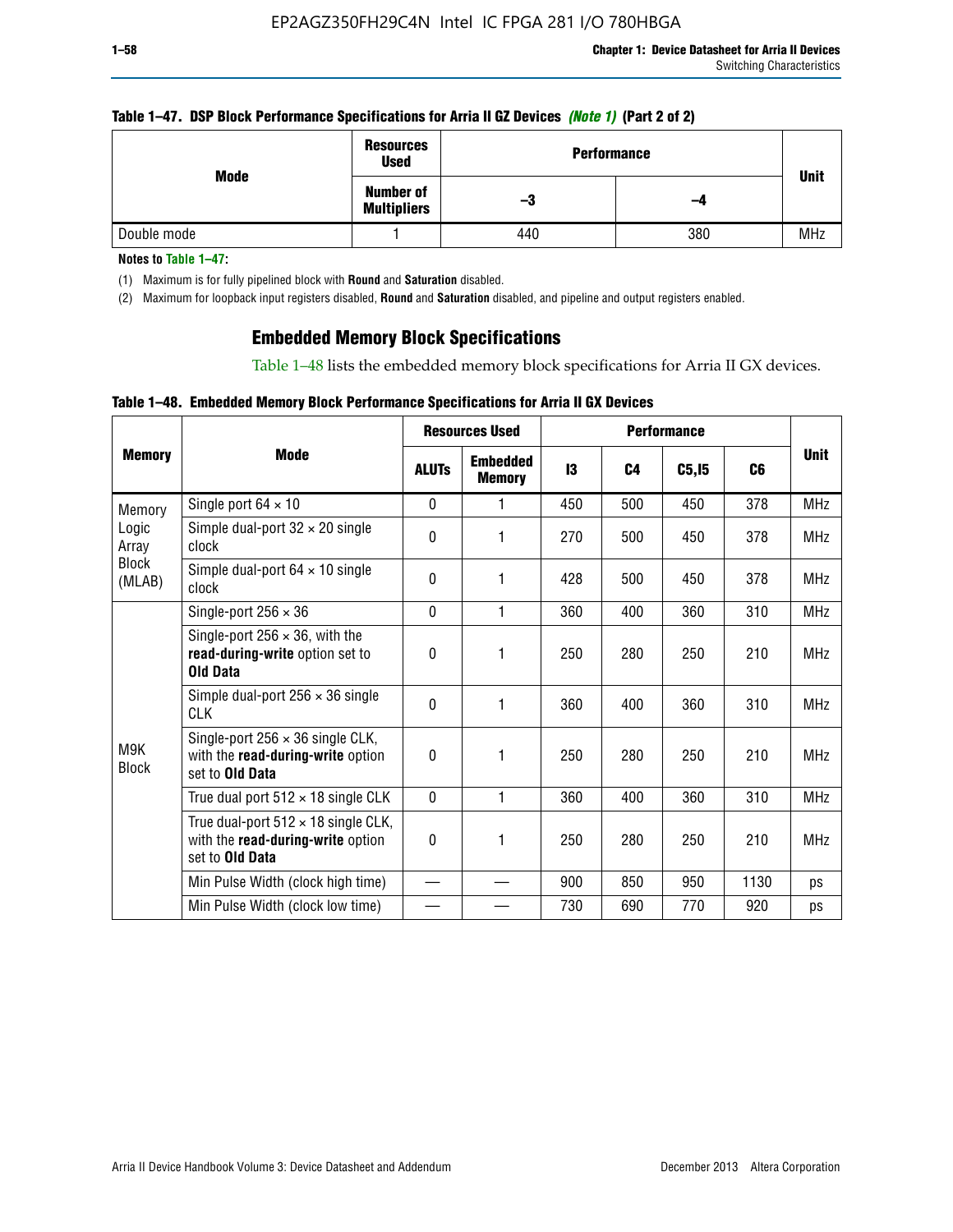**Table 1–47. DSP Block Performance Specifications for Arria II GZ Devices *(Note 1)* (Part 2 of 2)**

| Mode | Resources Used | Performance | | Unit |
|---|---|---|---|---|
| | Number of Multipliers | –3 | –4 | |
| Double mode | 1 | 440 | 380 | MHz |

**Notes to Table 1–47:**

(1) Maximum is for fully pipelined block with **Round** and **Saturation** disabled.

(2) Maximum for loopback input registers disabled, **Round** and **Saturation** disabled, and pipeline and output registers enabled.

## Embedded Memory Block Specifications

Table 1–48 lists the embedded memory block specifications for Arria II GX devices.

**Table 1–48. Embedded Memory Block Performance Specifications for Arria II GX Devices**

| Memory | Mode | Resources Used | | Performance | | | | Unit |
|---|---|---|---|---|---|---|---|---|
| | | ALUTs | Embedded Memory | I3 | C4 | C5,I5 | C6 | |
| Memory Logic Array Block (MLAB) | Single port 64 × 10 | 0 | 1 | 450 | 500 | 450 | 378 | MHz |
| | Simple dual-port 32 × 20 single clock | 0 | 1 | 270 | 500 | 450 | 378 | MHz |
| | Simple dual-port 64 × 10 single clock | 0 | 1 | 428 | 500 | 450 | 378 | MHz |
| M9K Block | Single-port 256 × 36 | 0 | 1 | 360 | 400 | 360 | 310 | MHz |
| | Single-port 256 × 36, with the **read-during-write** option set to **Old Data** | 0 | 1 | 250 | 280 | 250 | 210 | MHz |
| | Simple dual-port 256 × 36 single CLK | 0 | 1 | 360 | 400 | 360 | 310 | MHz |
| | Single-port 256 × 36 single CLK, with the **read-during-write** option set to **Old Data** | 0 | 1 | 250 | 280 | 250 | 210 | MHz |
| | True dual port 512 × 18 single CLK | 0 | 1 | 360 | 400 | 360 | 310 | MHz |
| | True dual-port 512 × 18 single CLK, with the **read-during-write** option set to **Old Data** | 0 | 1 | 250 | 280 | 250 | 210 | MHz |
| | Min Pulse Width (clock high time) | — | — | 900 | 850 | 950 | 1130 | ps |
| | Min Pulse Width (clock low time) | — | — | 730 | 690 | 770 | 920 | ps |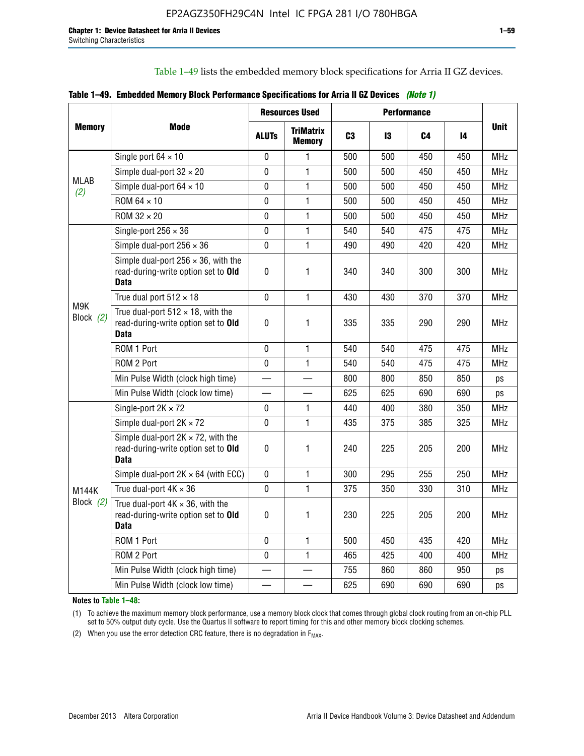Table 1–49 lists the embedded memory block specifications for Arria II GZ devices.

**Table 1–49. Embedded Memory Block Performance Specifications for Arria II GZ Devices** *(Note 1)*

| Memory | Mode | Resources Used | | Performance | | | | Unit |
|---|---|---|---|---|---|---|---|---|
| | | ALUTs | TriMatrix Memory | C3 | I3 | C4 | I4 | |
| MLAB *(2)* | Single port 64 × 10 | 0 | 1 | 500 | 500 | 450 | 450 | MHz |
| | Simple dual-port 32 × 20 | 0 | 1 | 500 | 500 | 450 | 450 | MHz |
| | Simple dual-port 64 × 10 | 0 | 1 | 500 | 500 | 450 | 450 | MHz |
| | ROM 64 × 10 | 0 | 1 | 500 | 500 | 450 | 450 | MHz |
| | ROM 32 × 20 | 0 | 1 | 500 | 500 | 450 | 450 | MHz |
| M9K Block *(2)* | Single-port 256 × 36 | 0 | 1 | 540 | 540 | 475 | 475 | MHz |
| | Simple dual-port 256 × 36 | 0 | 1 | 490 | 490 | 420 | 420 | MHz |
| | Simple dual-port 256 × 36, with the read-during-write option set to **Old Data** | 0 | 1 | 340 | 340 | 300 | 300 | MHz |
| | True dual port 512 × 18 | 0 | 1 | 430 | 430 | 370 | 370 | MHz |
| | True dual-port 512 × 18, with the read-during-write option set to **Old Data** | 0 | 1 | 335 | 335 | 290 | 290 | MHz |
| | ROM 1 Port | 0 | 1 | 540 | 540 | 475 | 475 | MHz |
| | ROM 2 Port | 0 | 1 | 540 | 540 | 475 | 475 | MHz |
| | Min Pulse Width (clock high time) | — | — | 800 | 800 | 850 | 850 | ps |
| | Min Pulse Width (clock low time) | — | — | 625 | 625 | 690 | 690 | ps |
| M144K Block *(2)* | Single-port 2K × 72 | 0 | 1 | 440 | 400 | 380 | 350 | MHz |
| | Simple dual-port 2K × 72 | 0 | 1 | 435 | 375 | 385 | 325 | MHz |
| | Simple dual-port 2K × 72, with the read-during-write option set to **Old Data** | 0 | 1 | 240 | 225 | 205 | 200 | MHz |
| | Simple dual-port 2K × 64 (with ECC) | 0 | 1 | 300 | 295 | 255 | 250 | MHz |
| | True dual-port 4K × 36 | 0 | 1 | 375 | 350 | 330 | 310 | MHz |
| | True dual-port 4K × 36, with the read-during-write option set to **Old Data** | 0 | 1 | 230 | 225 | 205 | 200 | MHz |
| | ROM 1 Port | 0 | 1 | 500 | 450 | 435 | 420 | MHz |
| | ROM 2 Port | 0 | 1 | 465 | 425 | 400 | 400 | MHz |
| | Min Pulse Width (clock high time) | — | — | 755 | 860 | 860 | 950 | ps |
| | Min Pulse Width (clock low time) | — | — | 625 | 690 | 690 | 690 | ps |

**Notes to Table 1–48:**

(1) To achieve the maximum memory block performance, use a memory block clock that comes through global clock routing from an on-chip PLL set to 50% output duty cycle. Use the Quartus II software to report timing for this and other memory block clocking schemes.

(2) When you use the error detection CRC feature, there is no degradation in $F_{MAX}$.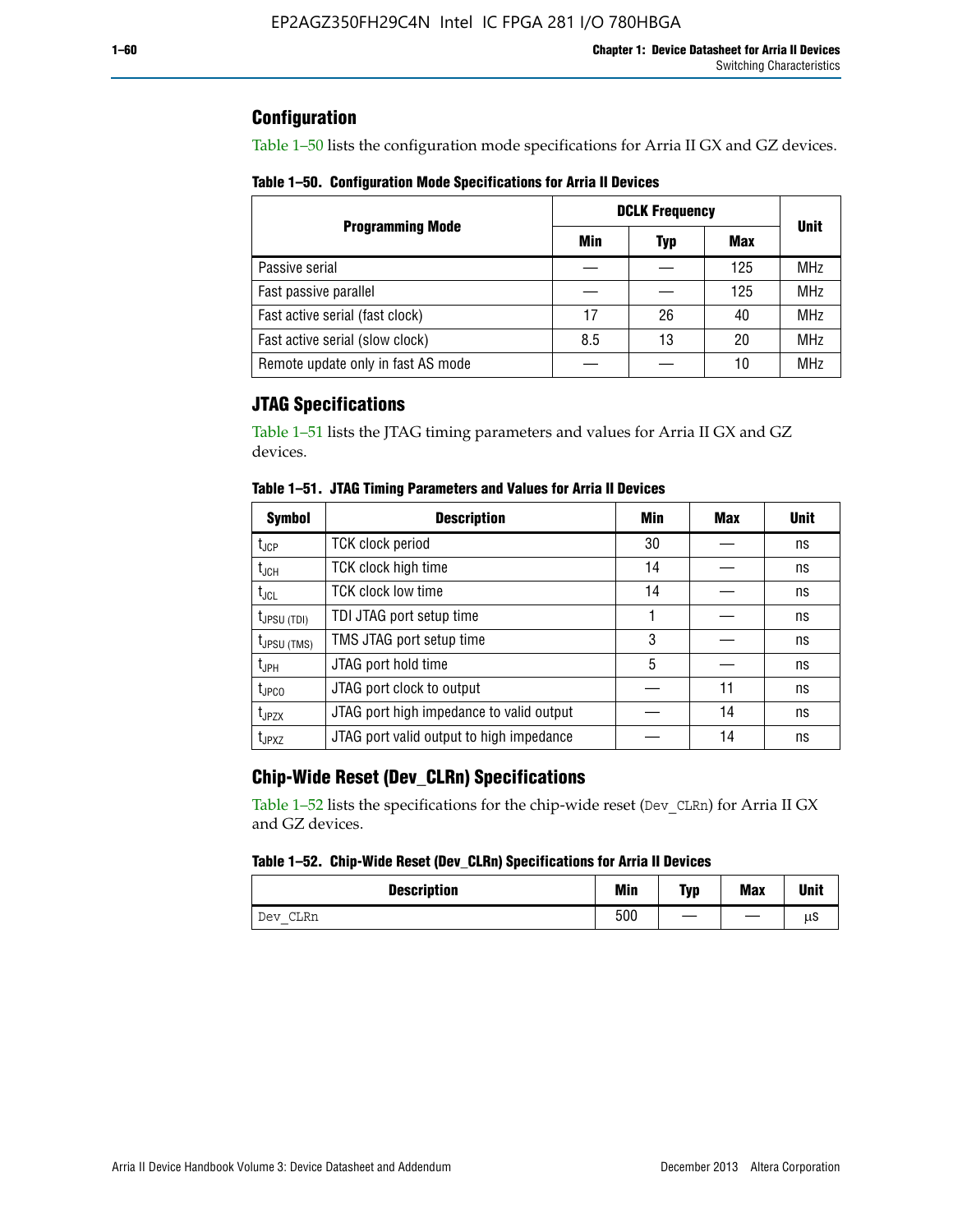## Configuration

Table 1–50 lists the configuration mode specifications for Arria II GX and GZ devices.

**Table 1–50. Configuration Mode Specifications for Arria II Devices**

| Programming Mode | DCLK Frequency | | | Unit |
|---|---|---|---|---|
| | Min | Typ | Max | |
| Passive serial | — | — | 125 | MHz |
| Fast passive parallel | — | — | 125 | MHz |
| Fast active serial (fast clock) | 17 | 26 | 40 | MHz |
| Fast active serial (slow clock) | 8.5 | 13 | 20 | MHz |
| Remote update only in fast AS mode | — | — | 10 | MHz |

## JTAG Specifications

Table 1–51 lists the JTAG timing parameters and values for Arria II GX and GZ devices.

**Table 1–51. JTAG Timing Parameters and Values for Arria II Devices**

| Symbol | Description | Min | Max | Unit |
|---|---|---|---|---|
| $t_{JCP}$ | TCK clock period | 30 | — | ns |
| $t_{JCH}$ | TCK clock high time | 14 | — | ns |
| $t_{JCL}$ | TCK clock low time | 14 | — | ns |
| $t_{JPSU\ (TDI)}$ | TDI JTAG port setup time | 1 | — | ns |
| $t_{JPSU\ (TMS)}$ | TMS JTAG port setup time | 3 | — | ns |
| $t_{JPH}$ | JTAG port hold time | 5 | — | ns |
| $t_{JPCO}$ | JTAG port clock to output | — | 11 | ns |
| $t_{JPZX}$ | JTAG port high impedance to valid output | — | 14 | ns |
| $t_{JPXZ}$ | JTAG port valid output to high impedance | — | 14 | ns |

## Chip-Wide Reset (Dev_CLRn) Specifications

Table 1–52 lists the specifications for the chip-wide reset (`Dev_CLRn`) for Arria II GX and GZ devices.

**Table 1–52. Chip-Wide Reset (Dev_CLRn) Specifications for Arria II Devices**

| Description | Min | Typ | Max | Unit |
|---|---|---|---|---|
| `Dev_CLRn` | 500 | — | — | μs |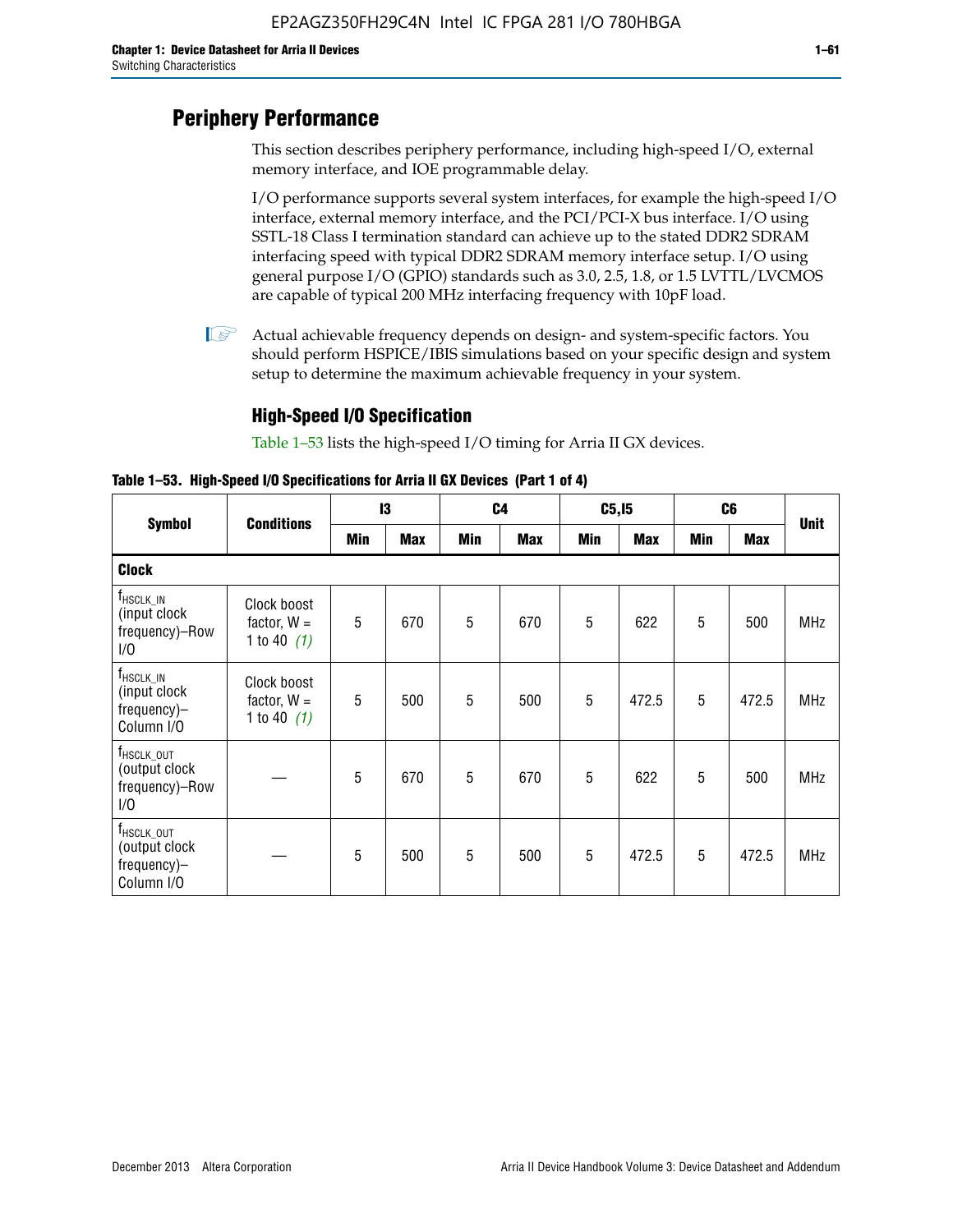## Periphery Performance

This section describes periphery performance, including high-speed I/O, external memory interface, and IOE programmable delay.

I/O performance supports several system interfaces, for example the high-speed I/O interface, external memory interface, and the PCI/PCI-X bus interface. I/O using SSTL-18 Class I termination standard can achieve up to the stated DDR2 SDRAM interfacing speed with typical DDR2 SDRAM memory interface setup. I/O using general purpose I/O (GPIO) standards such as 3.0, 2.5, 1.8, or 1.5 LVTTL/LVCMOS are capable of typical 200 MHz interfacing frequency with 10pF load.

Actual achievable frequency depends on design- and system-specific factors. You should perform HSPICE/IBIS simulations based on your specific design and system setup to determine the maximum achievable frequency in your system.

### High-Speed I/O Specification

Table 1–53 lists the high-speed I/O timing for Arria II GX devices.

**Table 1–53. High-Speed I/O Specifications for Arria II GX Devices (Part 1 of 4)**

| Symbol | Conditions | I3 | | C4 | | C5,I5 | | C6 | | Unit |
|---|---|---|---|---|---|---|---|---|---|---|
| | | Min | Max | Min | Max | Min | Max | Min | Max | |
| **Clock** | | | | | | | | | | |
| $f_{HSCLK\_IN}$ (input clock frequency)–Row I/O | Clock boost factor, W = 1 to 40 *(1)* | 5 | 670 | 5 | 670 | 5 | 622 | 5 | 500 | MHz |
| $f_{HSCLK\_IN}$ (input clock frequency)–Column I/O | Clock boost factor, W = 1 to 40 *(1)* | 5 | 500 | 5 | 500 | 5 | 472.5 | 5 | 472.5 | MHz |
| $f_{HSCLK\_OUT}$ (output clock frequency)–Row I/O | — | 5 | 670 | 5 | 670 | 5 | 622 | 5 | 500 | MHz |
| $f_{HSCLK\_OUT}$ (output clock frequency)–Column I/O | — | 5 | 500 | 5 | 500 | 5 | 472.5 | 5 | 472.5 | MHz |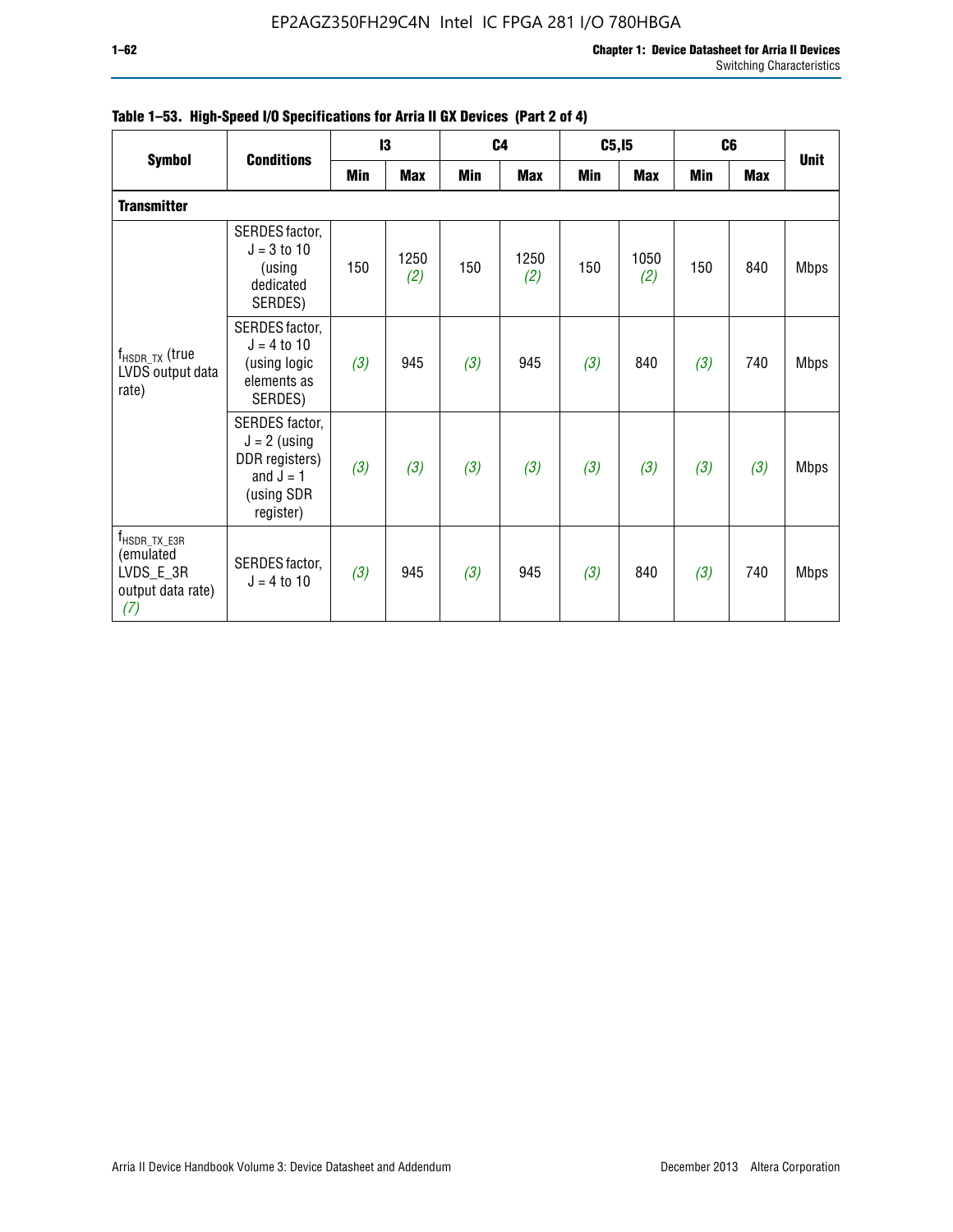**Table 1–53. High-Speed I/O Specifications for Arria II GX Devices (Part 2 of 4)**

| Symbol | Conditions | I3 | | C4 | | C5,I5 | | C6 | | Unit |
|---|---|---|---|---|---|---|---|---|---|---|
| | | Min | Max | Min | Max | Min | Max | Min | Max | |
| **Transmitter** | | | | | | | | | | |
| $f_{HSDR\_TX}$ (true LVDS output data rate) | SERDES factor, J = 3 to 10 (using dedicated SERDES) | 150 | 1250 *(2)* | 150 | 1250 *(2)* | 150 | 1050 *(2)* | 150 | 840 | Mbps |
| | SERDES factor, J = 4 to 10 (using logic elements as SERDES) | *(3)* | 945 | *(3)* | 945 | *(3)* | 840 | *(3)* | 740 | Mbps |
| | SERDES factor, J = 2 (using DDR registers) and J = 1 (using SDR register) | *(3)* | *(3)* | *(3)* | *(3)* | *(3)* | *(3)* | *(3)* | *(3)* | Mbps |
| $f_{HSDR\_TX\_E3R}$ (emulated LVDS_E_3R output data rate) *(7)* | SERDES factor, J = 4 to 10 | *(3)* | 945 | *(3)* | 945 | *(3)* | 840 | *(3)* | 740 | Mbps |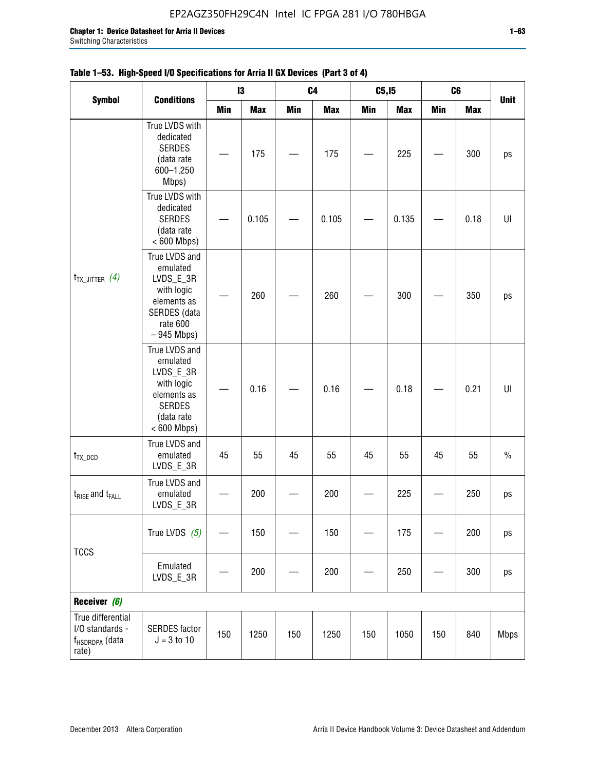**Table 1–53. High-Speed I/O Specifications for Arria II GX Devices (Part 3 of 4)**

| Symbol | Conditions | I3 | | C4 | | C5,I5 | | C6 | | Unit |
|---|---|---|---|---|---|---|---|---|---|---|
| | | Min | Max | Min | Max | Min | Max | Min | Max | |
| $t_{TX\_JITTER}$ *(4)* | True LVDS with dedicated SERDES (data rate 600–1,250 Mbps) | — | 175 | — | 175 | — | 225 | — | 300 | ps |
| | True LVDS with dedicated SERDES (data rate < 600 Mbps) | — | 0.105 | — | 0.105 | — | 0.135 | — | 0.18 | UI |
| | True LVDS and emulated LVDS_E_3R with logic elements as SERDES (data rate 600 – 945 Mbps) | — | 260 | — | 260 | — | 300 | — | 350 | ps |
| | True LVDS and emulated LVDS_E_3R with logic elements as SERDES (data rate < 600 Mbps) | — | 0.16 | — | 0.16 | — | 0.18 | — | 0.21 | UI |
| $t_{TX\_DCD}$ | True LVDS and emulated LVDS_E_3R | 45 | 55 | 45 | 55 | 45 | 55 | 45 | 55 | % |
| $t_{RISE}$ and $t_{FALL}$ | True LVDS and emulated LVDS_E_3R | — | 200 | — | 200 | — | 225 | — | 250 | ps |
| TCCS | True LVDS *(5)* | — | 150 | — | 150 | — | 175 | — | 200 | ps |
| | Emulated LVDS_E_3R | — | 200 | — | 200 | — | 250 | — | 300 | ps |
| **Receiver** *(6)* | | | | | | | | | | |
| True differential I/O standards - $f_{HSDRDPA}$ (data rate) | SERDES factor J = 3 to 10 | 150 | 1250 | 150 | 1250 | 150 | 1050 | 150 | 840 | Mbps |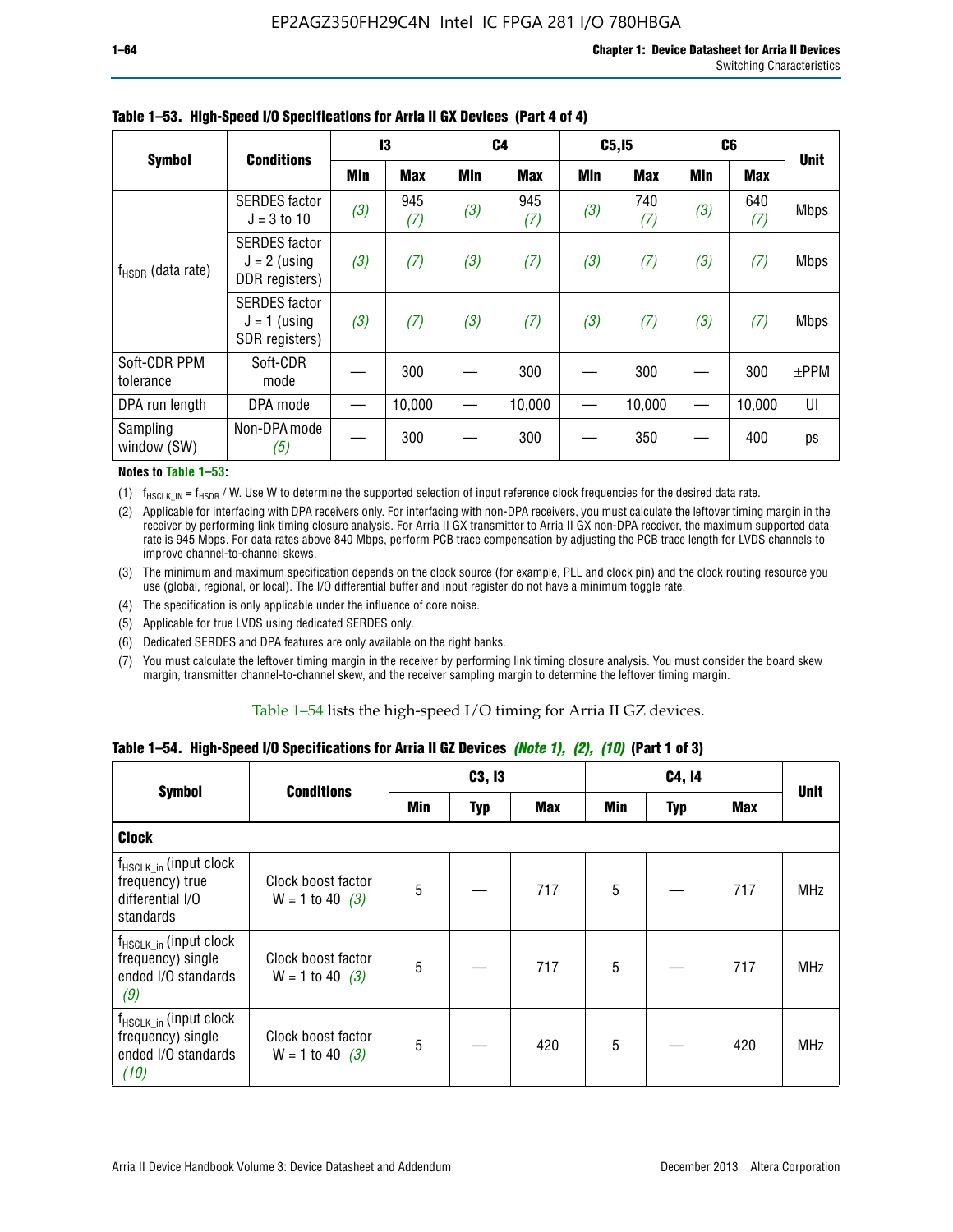**Table 1–53. High-Speed I/O Specifications for Arria II GX Devices (Part 4 of 4)**

| Symbol | Conditions | I3 | | C4 | | C5,I5 | | C6 | | Unit |
|---|---|---|---|---|---|---|---|---|---|---|
| | | Min | Max | Min | Max | Min | Max | Min | Max | |
| $f_{HSDR}$ (data rate) | SERDES factor J = 3 to 10 | (3) | 945 (7) | (3) | 945 (7) | (3) | 740 (7) | (3) | 640 (7) | Mbps |
| | SERDES factor J = 2 (using DDR registers) | (3) | (7) | (3) | (7) | (3) | (7) | (3) | (7) | Mbps |
| | SERDES factor J = 1 (using SDR registers) | (3) | (7) | (3) | (7) | (3) | (7) | (3) | (7) | Mbps |
| Soft-CDR PPM tolerance | Soft-CDR mode | — | 300 | — | 300 | — | 300 | — | 300 | ±PPM |
| DPA run length | DPA mode | — | 10,000 | — | 10,000 | — | 10,000 | — | 10,000 | UI |
| Sampling window (SW) | Non-DPA mode (5) | — | 300 | — | 300 | — | 350 | — | 400 | ps |

**Notes to Table 1–53:**

(1) $f_{HSCLK\_IN} = f_{HSDR} / W$. Use W to determine the supported selection of input reference clock frequencies for the desired data rate.

(2) Applicable for interfacing with DPA receivers only. For interfacing with non-DPA receivers, you must calculate the leftover timing margin in the receiver by performing link timing closure analysis. For Arria II GX transmitter to Arria II GX non-DPA receiver, the maximum supported data rate is 945 Mbps. For data rates above 840 Mbps, perform PCB trace compensation by adjusting the PCB trace length for LVDS channels to improve channel-to-channel skews.

(3) The minimum and maximum specification depends on the clock source (for example, PLL and clock pin) and the clock routing resource you use (global, regional, or local). The I/O differential buffer and input register do not have a minimum toggle rate.

(4) The specification is only applicable under the influence of core noise.

(5) Applicable for true LVDS using dedicated SERDES only.

(6) Dedicated SERDES and DPA features are only available on the right banks.

(7) You must calculate the leftover timing margin in the receiver by performing link timing closure analysis. You must consider the board skew margin, transmitter channel-to-channel skew, and the receiver sampling margin to determine the leftover timing margin.

Table 1–54 lists the high-speed I/O timing for Arria II GZ devices.

**Table 1–54. High-Speed I/O Specifications for Arria II GZ Devices *(Note 1), (2), (10)* (Part 1 of 3)**

| Symbol | Conditions | C3, I3 | | | C4, I4 | | | Unit |
|---|---|---|---|---|---|---|---|---|
| | | Min | Typ | Max | Min | Typ | Max | |
| **Clock** | | | | | | | | |
| $f_{HSCLK\_in}$ (input clock frequency) true differential I/O standards | Clock boost factor W = 1 to 40 (3) | 5 | — | 717 | 5 | — | 717 | MHz |
| $f_{HSCLK\_in}$ (input clock frequency) single ended I/O standards (9) | Clock boost factor W = 1 to 40 (3) | 5 | — | 717 | 5 | — | 717 | MHz |
| $f_{HSCLK\_in}$ (input clock frequency) single ended I/O standards (10) | Clock boost factor W = 1 to 40 (3) | 5 | — | 420 | 5 | — | 420 | MHz |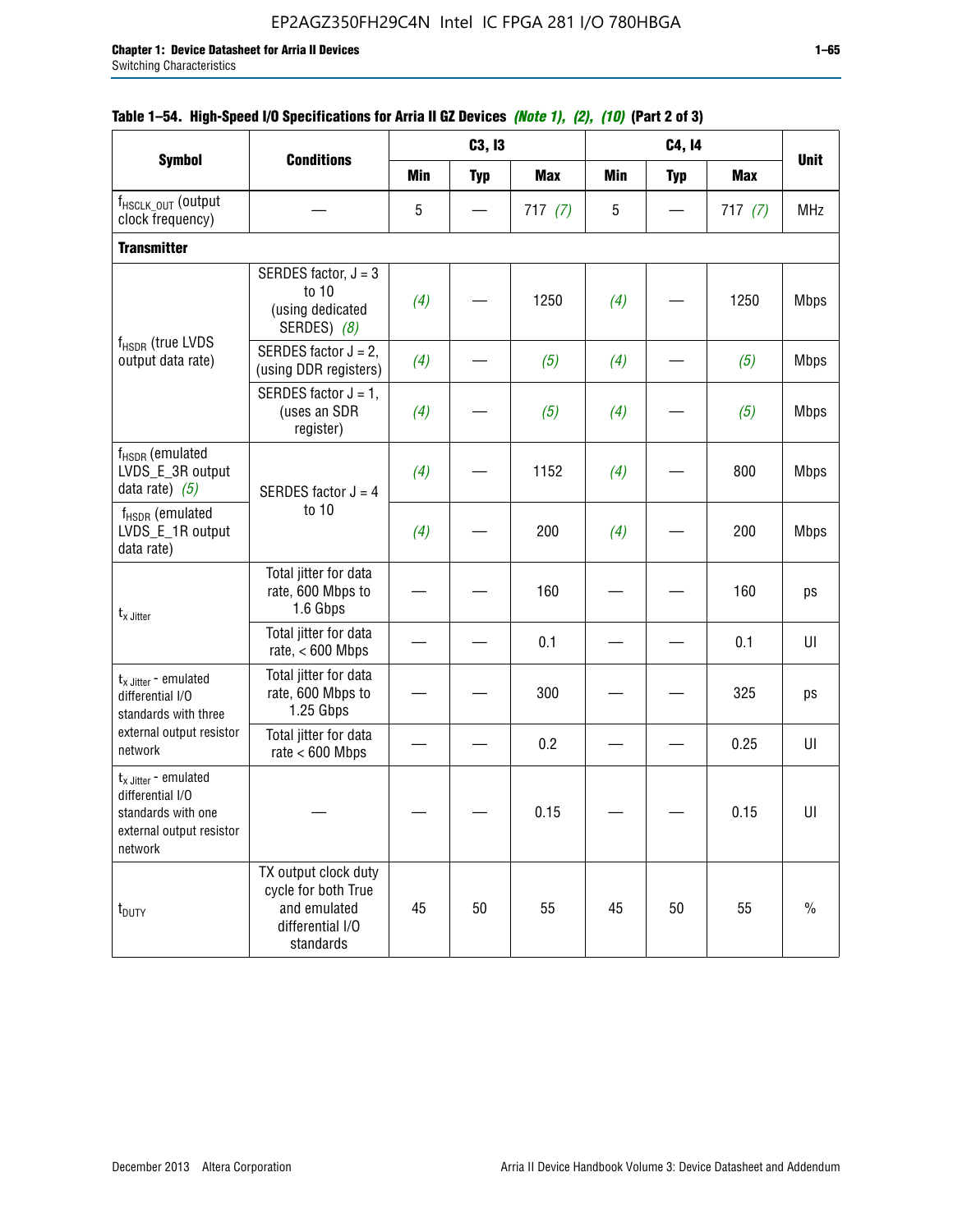**Table 1–54. High-Speed I/O Specifications for Arria II GZ Devices** *(Note 1), (2), (10)* **(Part 2 of 3)**

| Symbol | Conditions | C3, I3 | | | C4, I4 | | | Unit |
|---|---|---|---|---|---|---|---|---|
| | | Min | Typ | Max | Min | Typ | Max | |
| $f_{HSCLK\_OUT}$ (output clock frequency) | — | 5 | — | 717 *(7)* | 5 | — | 717 *(7)* | MHz |
| **Transmitter** | | | | | | | | |
| $f_{HSDR}$ (true LVDS output data rate) | SERDES factor, J = 3 to 10 (using dedicated SERDES) *(8)* | *(4)* | — | 1250 | *(4)* | — | 1250 | Mbps |
| | SERDES factor J = 2, (using DDR registers) | *(4)* | — | *(5)* | *(4)* | — | *(5)* | Mbps |
| | SERDES factor J = 1, (uses an SDR register) | *(4)* | — | *(5)* | *(4)* | — | *(5)* | Mbps |
| $f_{HSDR}$ (emulated LVDS_E_3R output data rate) *(5)* | SERDES factor J = 4 to 10 | *(4)* | — | 1152 | *(4)* | — | 800 | Mbps |
| $f_{HSDR}$ (emulated LVDS_E_1R output data rate) | | *(4)* | — | 200 | *(4)* | — | 200 | Mbps |
| $t_{x\ Jitter}$ | Total jitter for data rate, 600 Mbps to 1.6 Gbps | — | — | 160 | — | — | 160 | ps |
| | Total jitter for data rate, < 600 Mbps | — | — | 0.1 | — | — | 0.1 | UI |
| $t_{x\ Jitter}$ - emulated differential I/O standards with three external output resistor network | Total jitter for data rate, 600 Mbps to 1.25 Gbps | — | — | 300 | — | — | 325 | ps |
| | Total jitter for data rate < 600 Mbps | — | — | 0.2 | — | — | 0.25 | UI |
| $t_{x\ Jitter}$ - emulated differential I/O standards with one external output resistor network | — | — | — | 0.15 | — | — | 0.15 | UI |
| $t_{DUTY}$ | TX output clock duty cycle for both True and emulated differential I/O standards | 45 | 50 | 55 | 45 | 50 | 55 | % |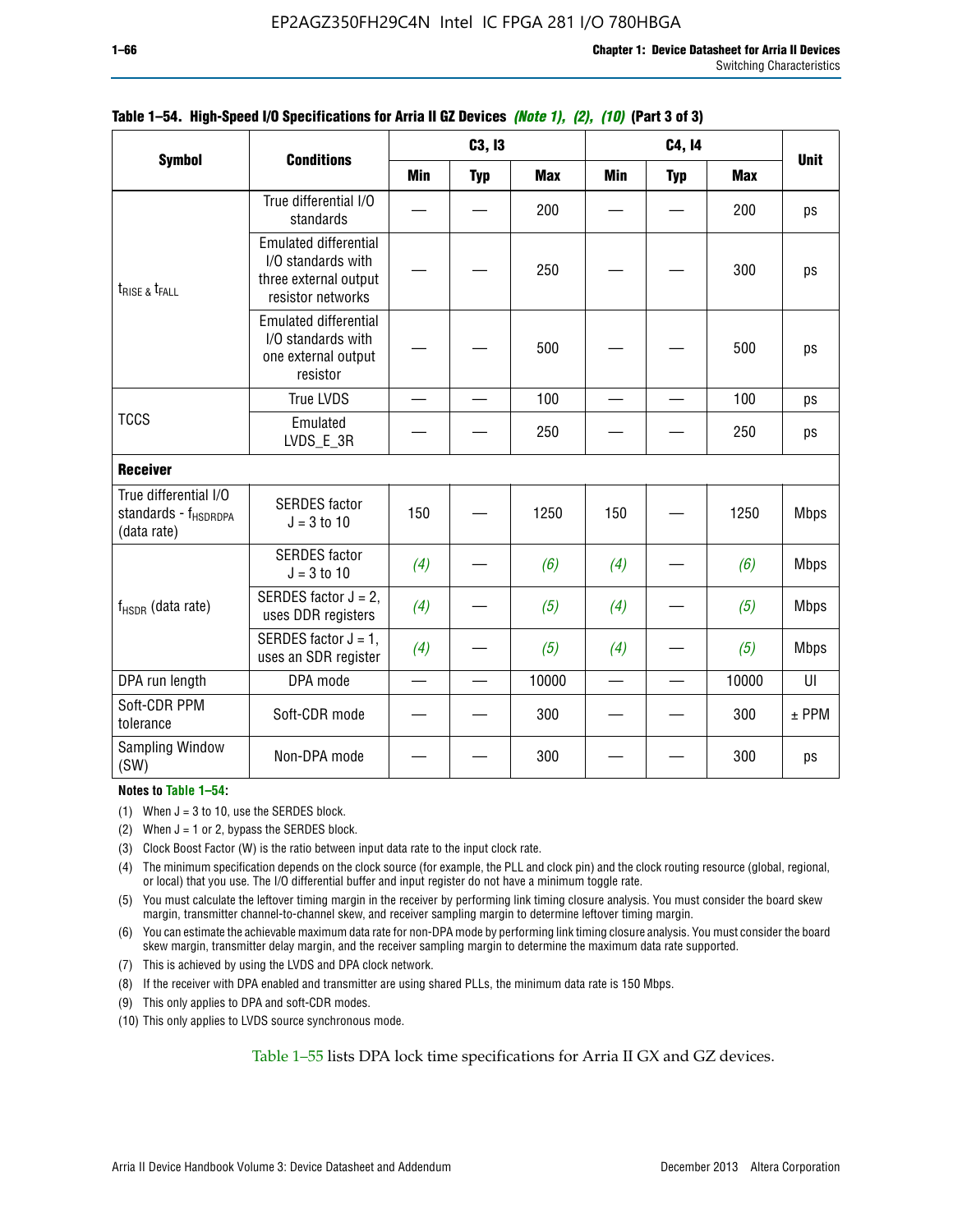**Table 1–54. High-Speed I/O Specifications for Arria II GZ Devices** *(Note 1), (2), (10)* **(Part 3 of 3)**

| Symbol | Conditions | C3, I3 | | | C4, I4 | | | Unit |
|---|---|---|---|---|---|---|---|---|
| | | Min | Typ | Max | Min | Typ | Max | |
| $t_{RISE}$ & $t_{FALL}$ | True differential I/O standards | — | — | 200 | — | — | 200 | ps |
| | Emulated differential I/O standards with three external output resistor networks | — | — | 250 | — | — | 300 | ps |
| | Emulated differential I/O standards with one external output resistor | — | — | 500 | — | — | 500 | ps |
| TCCS | True LVDS | — | — | 100 | — | — | 100 | ps |
| | Emulated LVDS_E_3R | — | — | 250 | — | — | 250 | ps |
| **Receiver** | | | | | | | | |
| True differential I/O standards - $f_{HSDRDPA}$ (data rate) | SERDES factor J = 3 to 10 | 150 | — | 1250 | 150 | — | 1250 | Mbps |
| $f_{HSDR}$ (data rate) | SERDES factor J = 3 to 10 | *(4)* | — | *(6)* | *(4)* | — | *(6)* | Mbps |
| | SERDES factor J = 2, uses DDR registers | *(4)* | — | *(5)* | *(4)* | — | *(5)* | Mbps |
| | SERDES factor J = 1, uses an SDR register | *(4)* | — | *(5)* | *(4)* | — | *(5)* | Mbps |
| DPA run length | DPA mode | — | — | 10000 | — | — | 10000 | UI |
| Soft-CDR PPM tolerance | Soft-CDR mode | — | — | 300 | — | — | 300 | ± PPM |
| Sampling Window (SW) | Non-DPA mode | — | — | 300 | — | — | 300 | ps |

**Notes to Table 1–54:**

(1) When J = 3 to 10, use the SERDES block.

(2) When J = 1 or 2, bypass the SERDES block.

(3) Clock Boost Factor (W) is the ratio between input data rate to the input clock rate.

(4) The minimum specification depends on the clock source (for example, the PLL and clock pin) and the clock routing resource (global, regional, or local) that you use. The I/O differential buffer and input register do not have a minimum toggle rate.

(5) You must calculate the leftover timing margin in the receiver by performing link timing closure analysis. You must consider the board skew margin, transmitter channel-to-channel skew, and receiver sampling margin to determine leftover timing margin.

(6) You can estimate the achievable maximum data rate for non-DPA mode by performing link timing closure analysis. You must consider the board skew margin, transmitter delay margin, and the receiver sampling margin to determine the maximum data rate supported.

(7) This is achieved by using the LVDS and DPA clock network.

(8) If the receiver with DPA enabled and transmitter are using shared PLLs, the minimum data rate is 150 Mbps.

(9) This only applies to DPA and soft-CDR modes.

(10) This only applies to LVDS source synchronous mode.

Table 1–55 lists DPA lock time specifications for Arria II GX and GZ devices.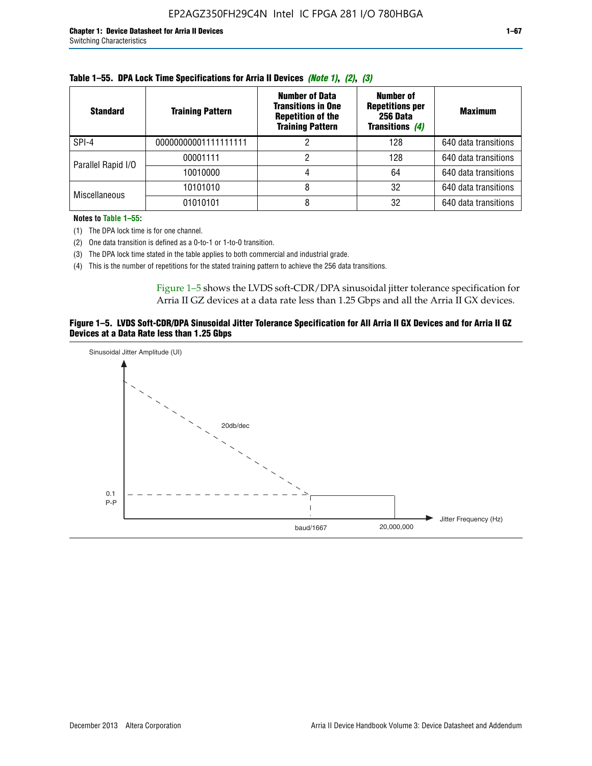**Table 1–55. DPA Lock Time Specifications for Arria II Devices *(Note 1)*, *(2)*, *(3)***

| Standard | Training Pattern | Number of Data Transitions in One Repetition of the Training Pattern | Number of Repetitions per 256 Data Transitions *(4)* | Maximum |
|---|---|---|---|---|
| SPI-4 | 00000000001111111111 | 2 | 128 | 640 data transitions |
| Parallel Rapid I/O | 00001111 | 2 | 128 | 640 data transitions |
| | 10010000 | 4 | 64 | 640 data transitions |
| Miscellaneous | 10101010 | 8 | 32 | 640 data transitions |
| | 01010101 | 8 | 32 | 640 data transitions |

**Notes to Table 1–55:**

(1) The DPA lock time is for one channel.

(2) One data transition is defined as a 0-to-1 or 1-to-0 transition.

(3) The DPA lock time stated in the table applies to both commercial and industrial grade.

(4) This is the number of repetitions for the stated training pattern to achieve the 256 data transitions.

Figure 1–5 shows the LVDS soft-CDR/DPA sinusoidal jitter tolerance specification for Arria II GZ devices at a data rate less than 1.25 Gbps and all the Arria II GX devices.

**Figure 1–5. LVDS Soft-CDR/DPA Sinusoidal Jitter Tolerance Specification for All Arria II GX Devices and for Arria II GZ Devices at a Data Rate less than 1.25 Gbps**

Sinusoidal Jitter Amplitude (UI)

20db/dec

0.1 P-P

baud/1667

20,000,000

Jitter Frequency (Hz)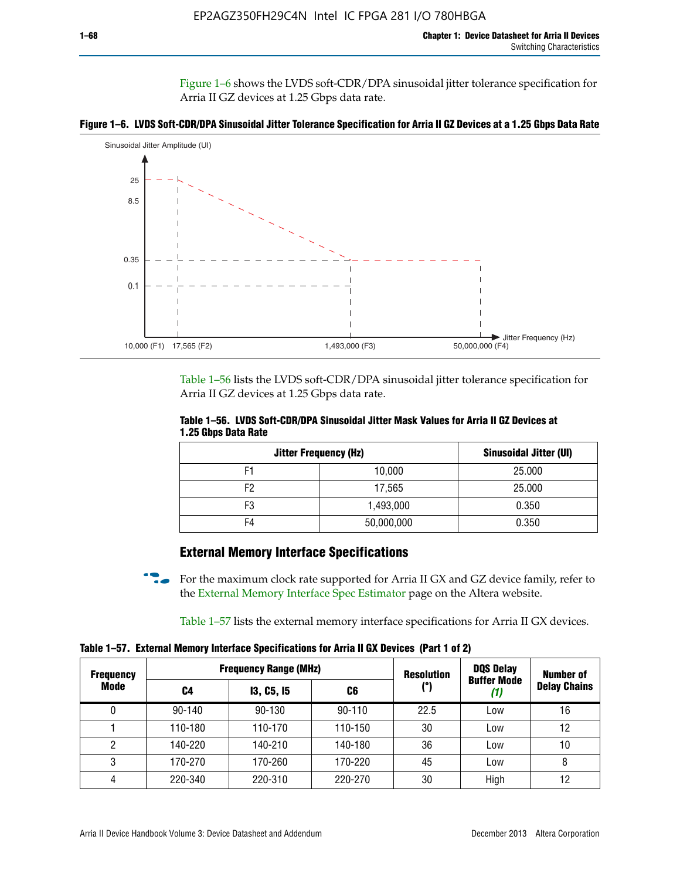Figure 1–6 shows the LVDS soft-CDR/DPA sinusoidal jitter tolerance specification for Arria II GZ devices at 1.25 Gbps data rate.

**Figure 1–6. LVDS Soft-CDR/DPA Sinusoidal Jitter Tolerance Specification for Arria II GZ Devices at a 1.25 Gbps Data Rate**

Table 1–56 lists the LVDS soft-CDR/DPA sinusoidal jitter tolerance specification for Arria II GZ devices at 1.25 Gbps data rate.

**Table 1–56. LVDS Soft-CDR/DPA Sinusoidal Jitter Mask Values for Arria II GZ Devices at 1.25 Gbps Data Rate**

| Jitter Frequency (Hz) | | Sinusoidal Jitter (UI) |
|---|---|---|
| F1 | 10,000 | 25.000 |
| F2 | 17,565 | 25.000 |
| F3 | 1,493,000 | 0.350 |
| F4 | 50,000,000 | 0.350 |

## External Memory Interface Specifications

For the maximum clock rate supported for Arria II GX and GZ device family, refer to the External Memory Interface Spec Estimator page on the Altera website.

Table 1–57 lists the external memory interface specifications for Arria II GX devices.

**Table 1–57. External Memory Interface Specifications for Arria II GX Devices (Part 1 of 2)**

| Frequency Mode | Frequency Range (MHz) | | | Resolution (°) | DQS Delay Buffer Mode *(1)* | Number of Delay Chains |
|---|---|---|---|---|---|---|
| | C4 | I3, C5, I5 | C6 | | | |
| 0 | 90-140 | 90-130 | 90-110 | 22.5 | Low | 16 |
| 1 | 110-180 | 110-170 | 110-150 | 30 | Low | 12 |
| 2 | 140-220 | 140-210 | 140-180 | 36 | Low | 10 |
| 3 | 170-270 | 170-260 | 170-220 | 45 | Low | 8 |
| 4 | 220-340 | 220-310 | 220-270 | 30 | High | 12 |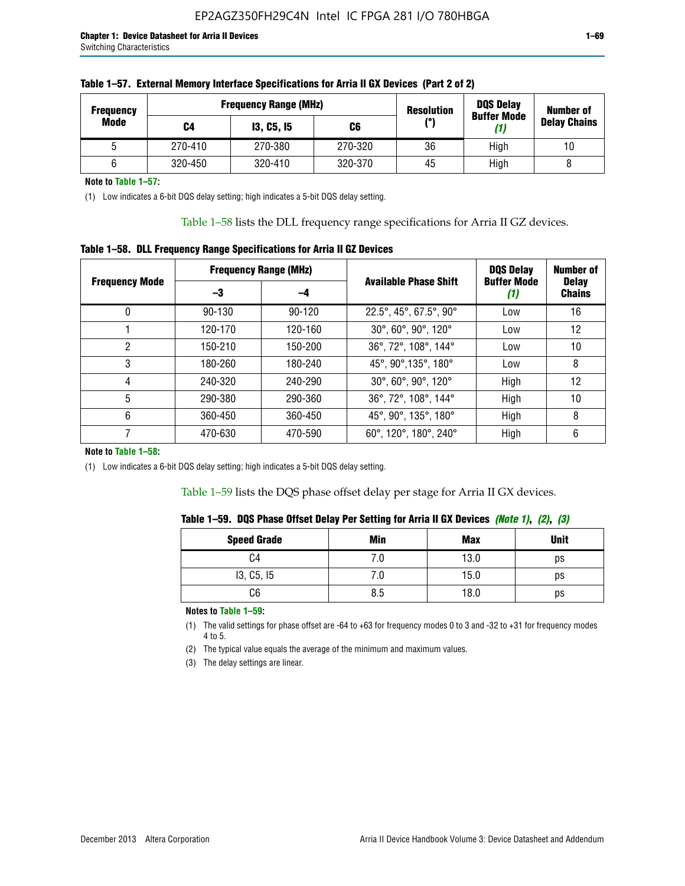**Table 1–57. External Memory Interface Specifications for Arria II GX Devices (Part 2 of 2)**

| Frequency Mode | Frequency Range (MHz) | | | Resolution (°) | DQS Delay Buffer Mode (1) | Number of Delay Chains |
|---|---|---|---|---|---|---|
| | C4 | I3, C5, I5 | C6 | | | |
| 5 | 270-410 | 270-380 | 270-320 | 36 | High | 10 |
| 6 | 320-450 | 320-410 | 320-370 | 45 | High | 8 |

**Note to Table 1–57:**

(1) Low indicates a 6-bit DQS delay setting; high indicates a 5-bit DQS delay setting.

Table 1–58 lists the DLL frequency range specifications for Arria II GZ devices.

**Table 1–58. DLL Frequency Range Specifications for Arria II GZ Devices**

| Frequency Mode | Frequency Range (MHz) | | Available Phase Shift | DQS Delay Buffer Mode (1) | Number of Delay Chains |
|---|---|---|---|---|---|
| | –3 | –4 | | | |
| 0 | 90-130 | 90-120 | 22.5°, 45°, 67.5°, 90° | Low | 16 |
| 1 | 120-170 | 120-160 | 30°, 60°, 90°, 120° | Low | 12 |
| 2 | 150-210 | 150-200 | 36°, 72°, 108°, 144° | Low | 10 |
| 3 | 180-260 | 180-240 | 45°, 90°,135°, 180° | Low | 8 |
| 4 | 240-320 | 240-290 | 30°, 60°, 90°, 120° | High | 12 |
| 5 | 290-380 | 290-360 | 36°, 72°, 108°, 144° | High | 10 |
| 6 | 360-450 | 360-450 | 45°, 90°, 135°, 180° | High | 8 |
| 7 | 470-630 | 470-590 | 60°, 120°, 180°, 240° | High | 6 |

**Note to Table 1–58:**

(1) Low indicates a 6-bit DQS delay setting; high indicates a 5-bit DQS delay setting.

Table 1–59 lists the DQS phase offset delay per stage for Arria II GX devices.

**Table 1–59. DQS Phase Offset Delay Per Setting for Arria II GX Devices** *(Note 1), (2), (3)*

| Speed Grade | Min | Max | Unit |
|---|---|---|---|
| C4 | 7.0 | 13.0 | ps |
| I3, C5, I5 | 7.0 | 15.0 | ps |
| C6 | 8.5 | 18.0 | ps |

**Notes to Table 1–59:**

(1) The valid settings for phase offset are -64 to +63 for frequency modes 0 to 3 and -32 to +31 for frequency modes 4 to 5.

(2) The typical value equals the average of the minimum and maximum values.

(3) The delay settings are linear.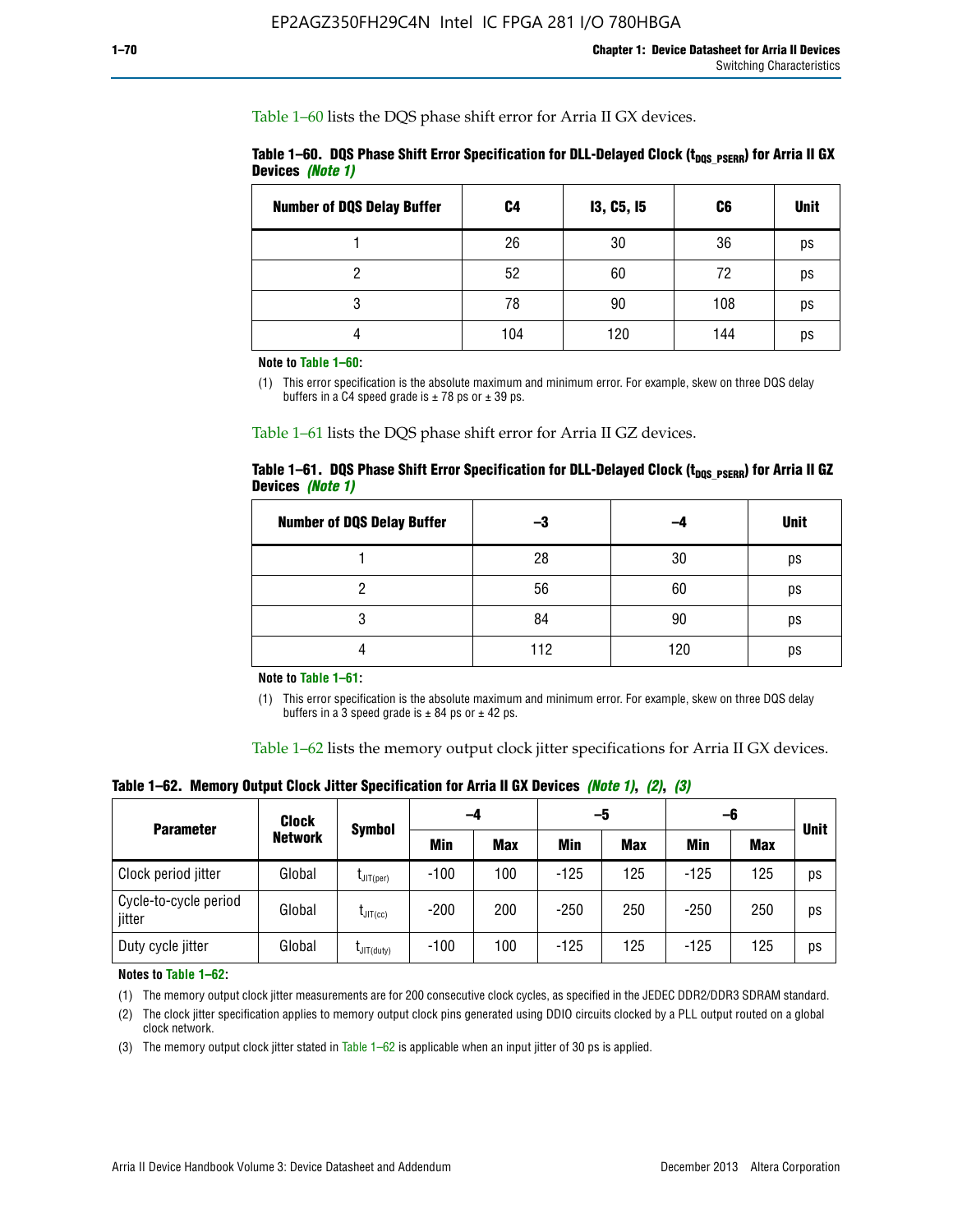Table 1–60 lists the DQS phase shift error for Arria II GX devices.

**Table 1–60. DQS Phase Shift Error Specification for DLL-Delayed Clock ($t_{DQS\_PSERR}$) for Arria II GX Devices *(Note 1)***

| Number of DQS Delay Buffer | C4 | I3, C5, I5 | C6 | Unit |
|---|---|---|---|---|
| 1 | 26 | 30 | 36 | ps |
| 2 | 52 | 60 | 72 | ps |
| 3 | 78 | 90 | 108 | ps |
| 4 | 104 | 120 | 144 | ps |

**Note to Table 1–60:**

(1) This error specification is the absolute maximum and minimum error. For example, skew on three DQS delay buffers in a C4 speed grade is ± 78 ps or ± 39 ps.

Table 1–61 lists the DQS phase shift error for Arria II GZ devices.

**Table 1–61. DQS Phase Shift Error Specification for DLL-Delayed Clock ($t_{DQS\_PSERR}$) for Arria II GZ Devices *(Note 1)***

| Number of DQS Delay Buffer | –3 | –4 | Unit |
|---|---|---|---|
| 1 | 28 | 30 | ps |
| 2 | 56 | 60 | ps |
| 3 | 84 | 90 | ps |
| 4 | 112 | 120 | ps |

**Note to Table 1–61:**

(1) This error specification is the absolute maximum and minimum error. For example, skew on three DQS delay buffers in a 3 speed grade is ± 84 ps or ± 42 ps.

Table 1–62 lists the memory output clock jitter specifications for Arria II GX devices.

**Table 1–62. Memory Output Clock Jitter Specification for Arria II GX Devices *(Note 1)*, *(2)*, *(3)***

| Parameter | Clock Network | Symbol | –4 | | –5 | | –6 | | Unit |
|---|---|---|---|---|---|---|---|---|---|
| | | | Min | Max | Min | Max | Min | Max | |
| Clock period jitter | Global | $t_{JIT(per)}$ | -100 | 100 | -125 | 125 | -125 | 125 | ps |
| Cycle-to-cycle period jitter | Global | $t_{JIT(cc)}$ | -200 | 200 | -250 | 250 | -250 | 250 | ps |
| Duty cycle jitter | Global | $t_{JIT(duty)}$ | -100 | 100 | -125 | 125 | -125 | 125 | ps |

**Notes to Table 1–62:**

(1) The memory output clock jitter measurements are for 200 consecutive clock cycles, as specified in the JEDEC DDR2/DDR3 SDRAM standard.

(2) The clock jitter specification applies to memory output clock pins generated using DDIO circuits clocked by a PLL output routed on a global clock network.

(3) The memory output clock jitter stated in Table 1–62 is applicable when an input jitter of 30 ps is applied.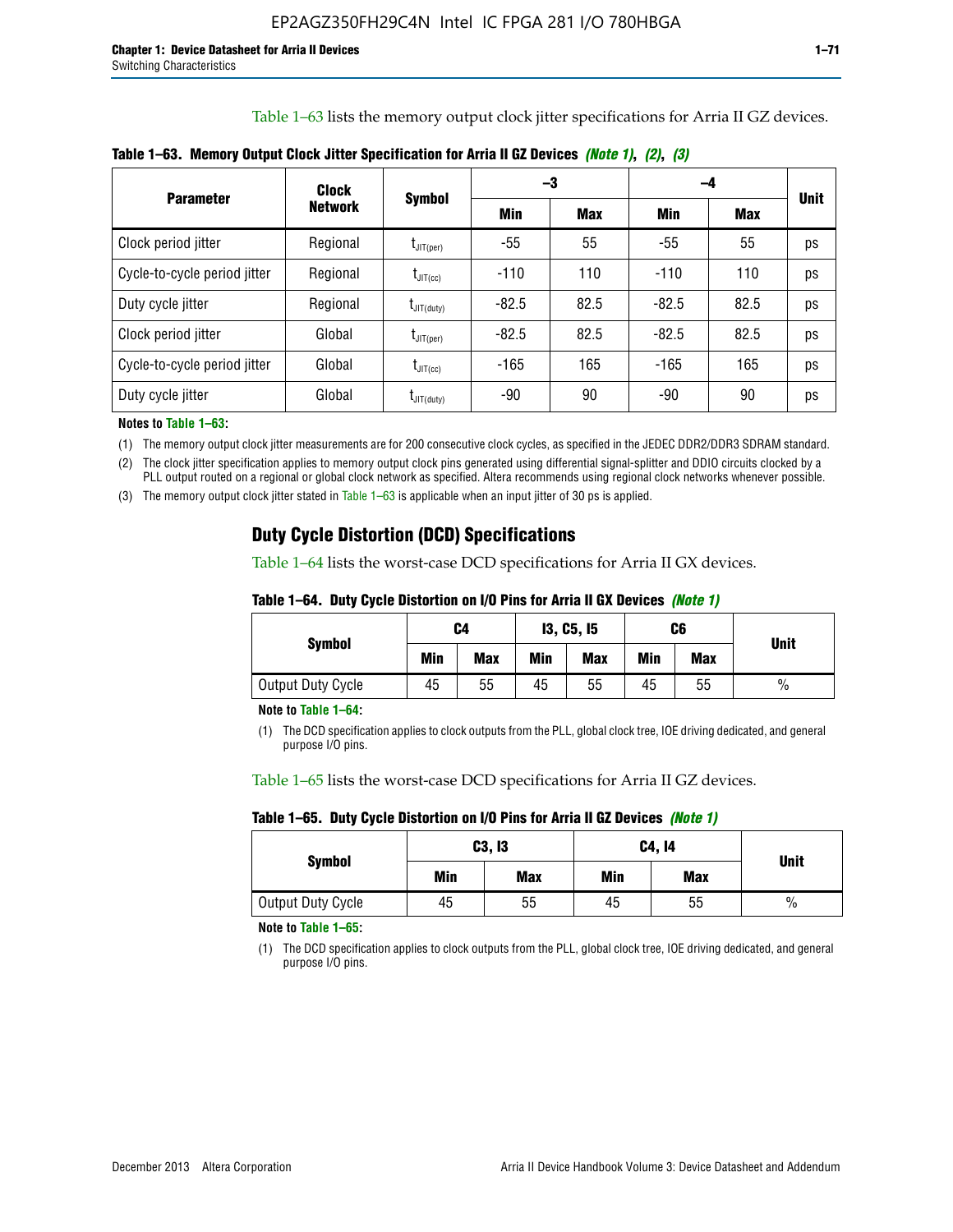Table 1–63 lists the memory output clock jitter specifications for Arria II GZ devices.

**Table 1–63. Memory Output Clock Jitter Specification for Arria II GZ Devices** *(Note 1)*, *(2)*, *(3)*

| Parameter | Clock Network | Symbol | –3 | | –4 | | Unit |
|---|---|---|---|---|---|---|---|
| | | | Min | Max | Min | Max | |
| Clock period jitter | Regional | $t_{JIT(per)}$ | -55 | 55 | -55 | 55 | ps |
| Cycle-to-cycle period jitter | Regional | $t_{JIT(cc)}$ | -110 | 110 | -110 | 110 | ps |
| Duty cycle jitter | Regional | $t_{JIT(duty)}$ | -82.5 | 82.5 | -82.5 | 82.5 | ps |
| Clock period jitter | Global | $t_{JIT(per)}$ | -82.5 | 82.5 | -82.5 | 82.5 | ps |
| Cycle-to-cycle period jitter | Global | $t_{JIT(cc)}$ | -165 | 165 | -165 | 165 | ps |
| Duty cycle jitter | Global | $t_{JIT(duty)}$ | -90 | 90 | -90 | 90 | ps |

**Notes to Table 1–63:**

(1) The memory output clock jitter measurements are for 200 consecutive clock cycles, as specified in the JEDEC DDR2/DDR3 SDRAM standard.

(2) The clock jitter specification applies to memory output clock pins generated using differential signal-splitter and DDIO circuits clocked by a PLL output routed on a regional or global clock network as specified. Altera recommends using regional clock networks whenever possible.

(3) The memory output clock jitter stated in Table 1–63 is applicable when an input jitter of 30 ps is applied.

## Duty Cycle Distortion (DCD) Specifications

Table 1–64 lists the worst-case DCD specifications for Arria II GX devices.

**Table 1–64. Duty Cycle Distortion on I/O Pins for Arria II GX Devices** *(Note 1)*

| Symbol | C4 | | I3, C5, I5 | | C6 | | Unit |
|---|---|---|---|---|---|---|---|
| | Min | Max | Min | Max | Min | Max | |
| Output Duty Cycle | 45 | 55 | 45 | 55 | 45 | 55 | % |

**Note to Table 1–64:**

(1) The DCD specification applies to clock outputs from the PLL, global clock tree, IOE driving dedicated, and general purpose I/O pins.

Table 1–65 lists the worst-case DCD specifications for Arria II GZ devices.

**Table 1–65. Duty Cycle Distortion on I/O Pins for Arria II GZ Devices** *(Note 1)*

| Symbol | C3, I3 | | C4, I4 | | Unit |
|---|---|---|---|---|---|
| | Min | Max | Min | Max | |
| Output Duty Cycle | 45 | 55 | 45 | 55 | % |

**Note to Table 1–65:**

(1) The DCD specification applies to clock outputs from the PLL, global clock tree, IOE driving dedicated, and general purpose I/O pins.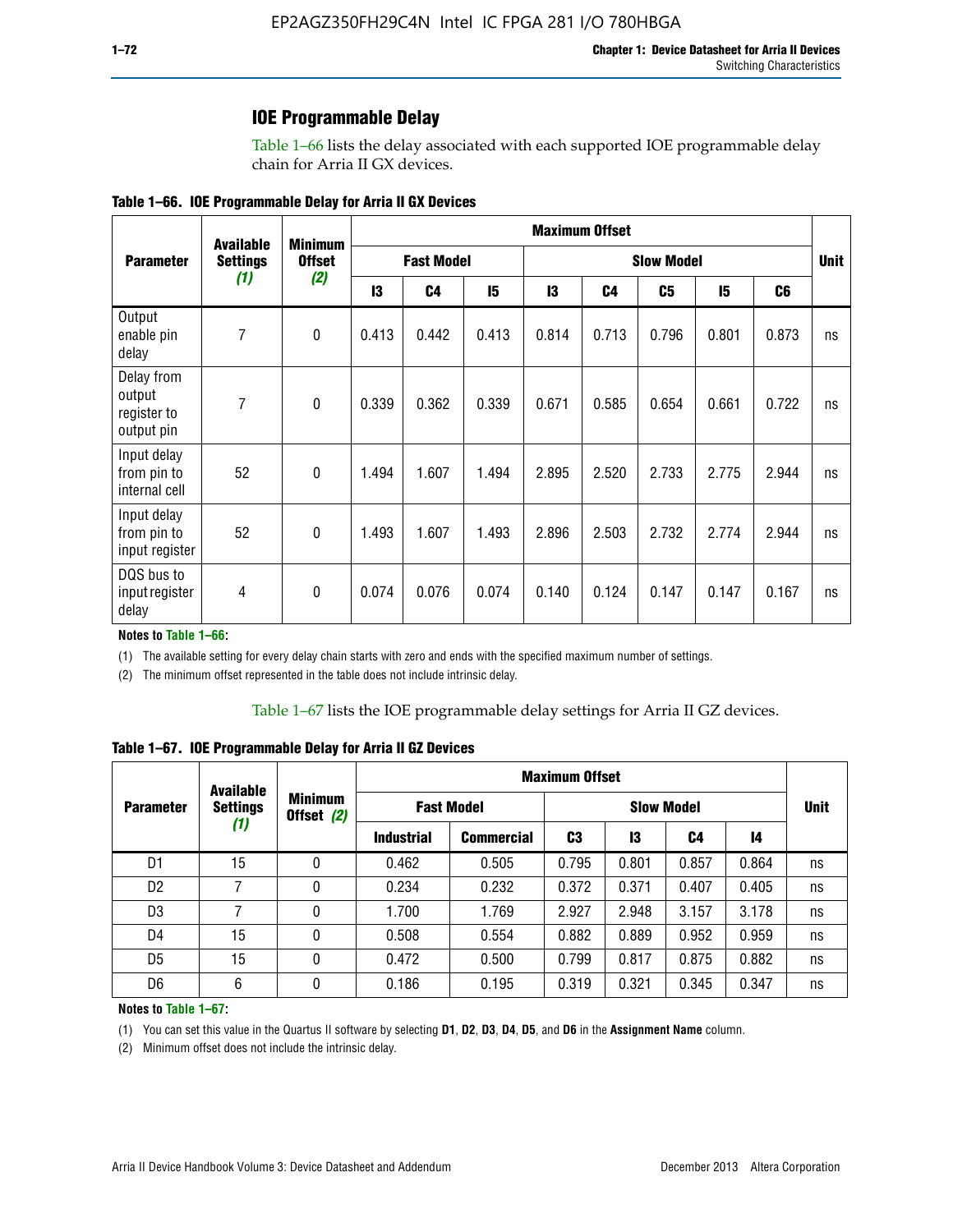## IOE Programmable Delay

Table 1–66 lists the delay associated with each supported IOE programmable delay chain for Arria II GX devices.

**Table 1–66. IOE Programmable Delay for Arria II GX Devices**

| Parameter | Available Settings *(1)* | Minimum Offset *(2)* | Maximum Offset | | | | | | | | Unit |
|---|---|---|---|---|---|---|---|---|---|---|---|
| | | | Fast Model | | | Slow Model | | | | | |
| | | | I3 | C4 | I5 | I3 | C4 | C5 | I5 | C6 | |
| Output enable pin delay | 7 | 0 | 0.413 | 0.442 | 0.413 | 0.814 | 0.713 | 0.796 | 0.801 | 0.873 | ns |
| Delay from output register to output pin | 7 | 0 | 0.339 | 0.362 | 0.339 | 0.671 | 0.585 | 0.654 | 0.661 | 0.722 | ns |
| Input delay from pin to internal cell | 52 | 0 | 1.494 | 1.607 | 1.494 | 2.895 | 2.520 | 2.733 | 2.775 | 2.944 | ns |
| Input delay from pin to input register | 52 | 0 | 1.493 | 1.607 | 1.493 | 2.896 | 2.503 | 2.732 | 2.774 | 2.944 | ns |
| DQS bus to input register delay | 4 | 0 | 0.074 | 0.076 | 0.074 | 0.140 | 0.124 | 0.147 | 0.147 | 0.167 | ns |

**Notes to Table 1–66:**

(1) The available setting for every delay chain starts with zero and ends with the specified maximum number of settings.

(2) The minimum offset represented in the table does not include intrinsic delay.

Table 1–67 lists the IOE programmable delay settings for Arria II GZ devices.

**Table 1–67. IOE Programmable Delay for Arria II GZ Devices**

| Parameter | Available Settings *(1)* | Minimum Offset *(2)* | Maximum Offset | | | | | | Unit |
|---|---|---|---|---|---|---|---|---|---|
| | | | Fast Model | | Slow Model | | | | |
| | | | Industrial | Commercial | C3 | I3 | C4 | I4 | |
| D1 | 15 | 0 | 0.462 | 0.505 | 0.795 | 0.801 | 0.857 | 0.864 | ns |
| D2 | 7 | 0 | 0.234 | 0.232 | 0.372 | 0.371 | 0.407 | 0.405 | ns |
| D3 | 7 | 0 | 1.700 | 1.769 | 2.927 | 2.948 | 3.157 | 3.178 | ns |
| D4 | 15 | 0 | 0.508 | 0.554 | 0.882 | 0.889 | 0.952 | 0.959 | ns |
| D5 | 15 | 0 | 0.472 | 0.500 | 0.799 | 0.817 | 0.875 | 0.882 | ns |
| D6 | 6 | 0 | 0.186 | 0.195 | 0.319 | 0.321 | 0.345 | 0.347 | ns |

**Notes to Table 1–67:**

(1) You can set this value in the Quartus II software by selecting **D1**, **D2**, **D3**, **D4**, **D5**, and **D6** in the **Assignment Name** column.

(2) Minimum offset does not include the intrinsic delay.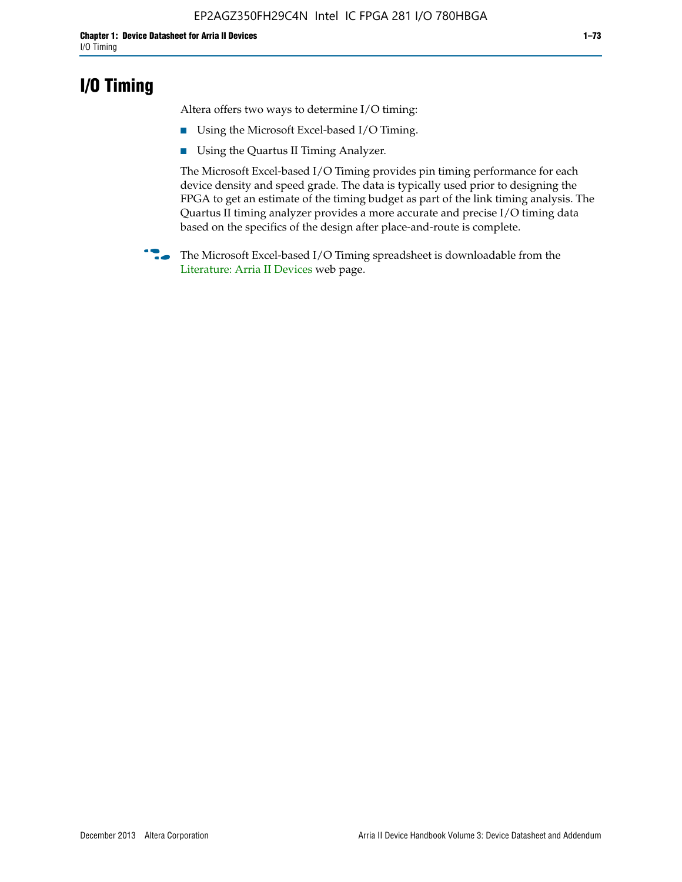# I/O Timing

Altera offers two ways to determine I/O timing:

- Using the Microsoft Excel-based I/O Timing.
- Using the Quartus II Timing Analyzer.

The Microsoft Excel-based I/O Timing provides pin timing performance for each device density and speed grade. The data is typically used prior to designing the FPGA to get an estimate of the timing budget as part of the link timing analysis. The Quartus II timing analyzer provides a more accurate and precise I/O timing data based on the specifics of the design after place-and-route is complete.

The Microsoft Excel-based I/O Timing spreadsheet is downloadable from the Literature: Arria II Devices web page.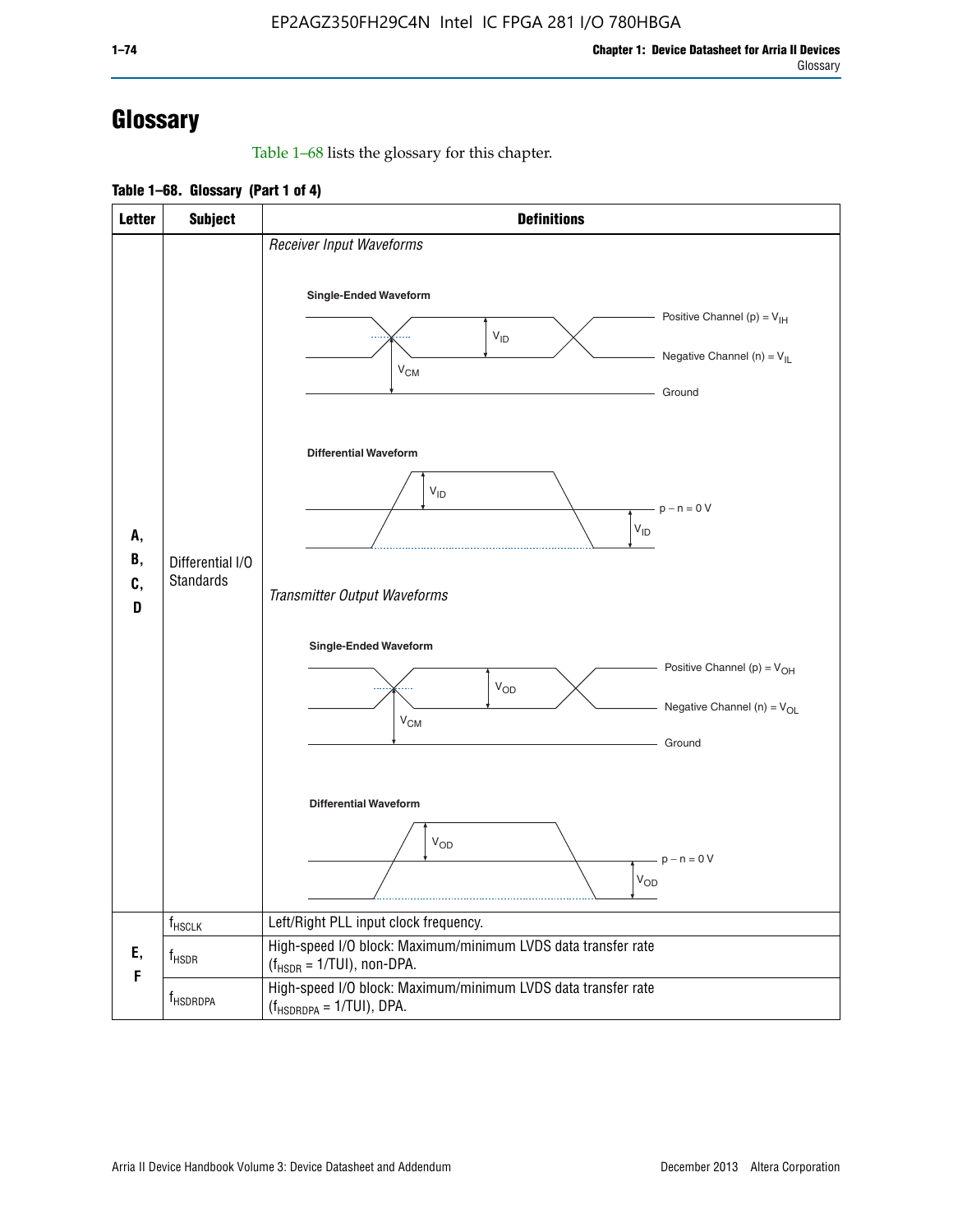# Glossary

Table 1–68 lists the glossary for this chapter.

**Table 1–68. Glossary (Part 1 of 4)**

| Letter | Subject | Definitions |
|---|---|---|
| A, B, C, D | Differential I/O Standards | *Receiver Input Waveforms*<br>**Single-Ended Waveform**: Positive Channel (p) = $V_{IH}$; Negative Channel (n) = $V_{IL}$; Ground; $V_{ID}$; $V_{CM}$<br>**Differential Waveform**: $V_{ID}$; p − n = 0 V; $V_{ID}$<br>*Transmitter Output Waveforms*<br>**Single-Ended Waveform**: Positive Channel (p) = $V_{OH}$; Negative Channel (n) = $V_{OL}$; Ground; $V_{OD}$; $V_{CM}$<br>**Differential Waveform**: $V_{OD}$; p − n = 0 V; $V_{OD}$ |
| E, F | $f_{HSCLK}$ | Left/Right PLL input clock frequency. |
| | $f_{HSDR}$ | High-speed I/O block: Maximum/minimum LVDS data transfer rate ($f_{HSDR}$ = 1/TUI), non-DPA. |
| | $f_{HSDRDPA}$ | High-speed I/O block: Maximum/minimum LVDS data transfer rate ($f_{HSDRDPA}$ = 1/TUI), DPA. |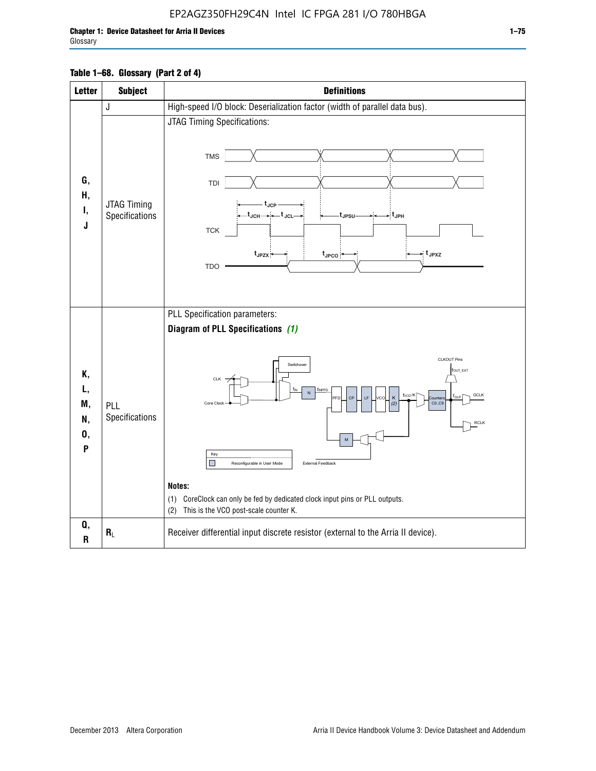**Table 1–68. Glossary (Part 2 of 4)**

| Letter | Subject | Definitions |
|---|---|---|
| G, H, I, J | J | High-speed I/O block: Deserialization factor (width of parallel data bus). |
| | JTAG Timing Specifications | JTAG Timing Specifications: TMS, TDI, TCK, TDO — $t_{JCP}$, $t_{JCH}$, $t_{JCL}$, $t_{JPSU}$, $t_{JPH}$, $t_{JPZX}$, $t_{JPCO}$, $t_{JPXZ}$ |
| K, L, M, N, O, P | PLL Specifications | PLL Specification parameters: **Diagram of PLL Specifications** *(1)* — Switchover, CLK, Core Clock, $f_{IN}$, N, $f_{INPFD}$, PFD, CP, LF, VCO, K *(2)*, $f_{VCO}$/K, Counters C0..C9, $f_{OUT}$, GCLK, RCLK, CLKOUT Pins, $f_{OUT\_EXT}$, M, External Feedback. Key: Reconfigurable in User Mode. **Notes:** (1) CoreClock can only be fed by dedicated clock input pins or PLL outputs. (2) This is the VCO post-scale counter K. |
| Q, R | $R_L$ | Receiver differential input discrete resistor (external to the Arria II device). |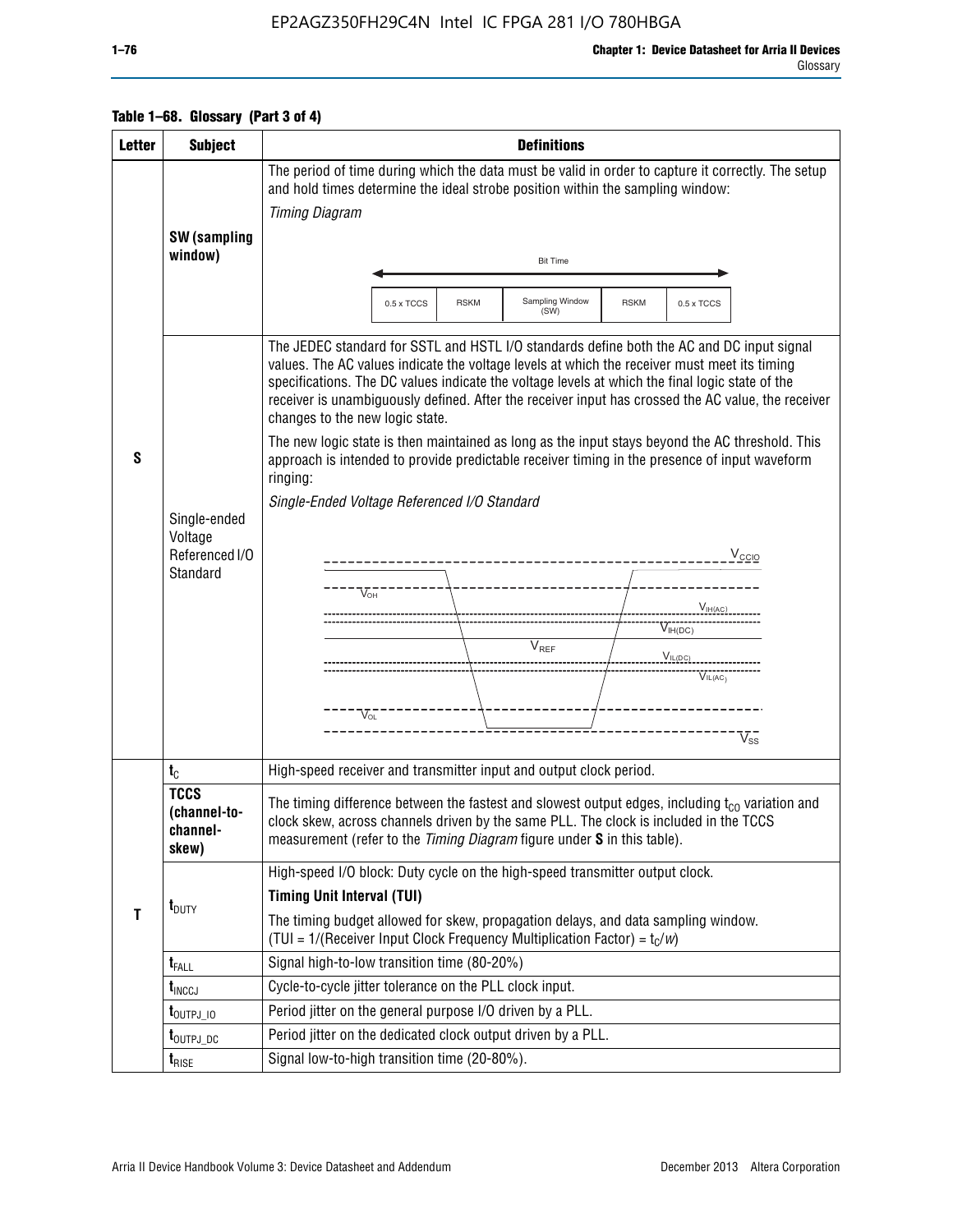**Table 1–68. Glossary (Part 3 of 4)**

| Letter | Subject | Definitions |
|---|---|---|
| S | **SW (sampling window)** | The period of time during which the data must be valid in order to capture it correctly. The setup and hold times determine the ideal strobe position within the sampling window: *Timing Diagram* Bit Time: 0.5 x TCCS, RSKM, Sampling Window (SW), RSKM, 0.5 x TCCS |
| | Single-ended Voltage Referenced I/O Standard | The JEDEC standard for SSTL and HSTL I/O standards define both the AC and DC input signal values. The AC values indicate the voltage levels at which the receiver must meet its timing specifications. The DC values indicate the voltage levels at which the final logic state of the receiver is unambiguously defined. After the receiver input has crossed the AC value, the receiver changes to the new logic state. The new logic state is then maintained as long as the input stays beyond the AC threshold. This approach is intended to provide predictable receiver timing in the presence of input waveform ringing: *Single-Ended Voltage Referenced I/O Standard* ($V_{CCIO}$, $V_{OH}$, $V_{IH(AC)}$, $V_{IH(DC)}$, $V_{REF}$, $V_{IL(DC)}$, $V_{IL(AC)}$, $V_{OL}$, $V_{SS}$) |
| T | $t_C$ | High-speed receiver and transmitter input and output clock period. |
| | **TCCS (channel-to-channel-skew)** | The timing difference between the fastest and slowest output edges, including $t_{CO}$ variation and clock skew, across channels driven by the same PLL. The clock is included in the TCCS measurement (refer to the *Timing Diagram* figure under **S** in this table). |
| | $t_{DUTY}$ | High-speed I/O block: Duty cycle on the high-speed transmitter output clock. **Timing Unit Interval (TUI)** The timing budget allowed for skew, propagation delays, and data sampling window. (TUI = 1/(Receiver Input Clock Frequency Multiplication Factor) = $t_C/w$) |
| | $t_{FALL}$ | Signal high-to-low transition time (80-20%) |
| | $t_{INCCJ}$ | Cycle-to-cycle jitter tolerance on the PLL clock input. |
| | $t_{OUTPJ\_IO}$ | Period jitter on the general purpose I/O driven by a PLL. |
| | $t_{OUTPJ\_DC}$ | Period jitter on the dedicated clock output driven by a PLL. |
| | $t_{RISE}$ | Signal low-to-high transition time (20-80%). |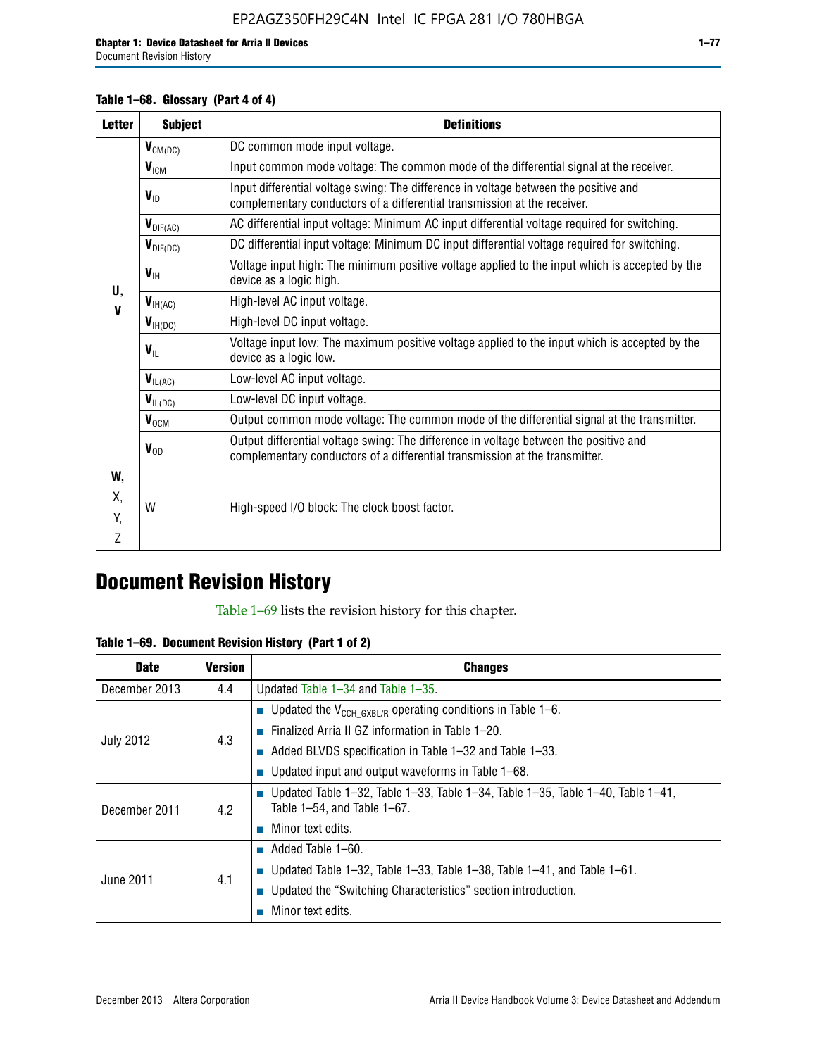**Table 1–68. Glossary (Part 4 of 4)**

| Letter | Subject | Definitions |
|---|---|---|
| U, V | $V_{CM(DC)}$ | DC common mode input voltage. |
| | $V_{ICM}$ | Input common mode voltage: The common mode of the differential signal at the receiver. |
| | $V_{ID}$ | Input differential voltage swing: The difference in voltage between the positive and complementary conductors of a differential transmission at the receiver. |
| | $V_{DIF(AC)}$ | AC differential input voltage: Minimum AC input differential voltage required for switching. |
| | $V_{DIF(DC)}$ | DC differential input voltage: Minimum DC input differential voltage required for switching. |
| | $V_{IH}$ | Voltage input high: The minimum positive voltage applied to the input which is accepted by the device as a logic high. |
| | $V_{IH(AC)}$ | High-level AC input voltage. |
| | $V_{IH(DC)}$ | High-level DC input voltage. |
| | $V_{IL}$ | Voltage input low: The maximum positive voltage applied to the input which is accepted by the device as a logic low. |
| | $V_{IL(AC)}$ | Low-level AC input voltage. |
| | $V_{IL(DC)}$ | Low-level DC input voltage. |
| | $V_{OCM}$ | Output common mode voltage: The common mode of the differential signal at the transmitter. |
| | $V_{OD}$ | Output differential voltage swing: The difference in voltage between the positive and complementary conductors of a differential transmission at the transmitter. |
| W, X, Y, Z | W | High-speed I/O block: The clock boost factor. |

# Document Revision History

Table 1–69 lists the revision history for this chapter.

**Table 1–69. Document Revision History (Part 1 of 2)**

| Date | Version | Changes |
|---|---|---|
| December 2013 | 4.4 | Updated Table 1–34 and Table 1–35. |
| July 2012 | 4.3 | ■ Updated the $V_{CCH\_GXBL/R}$ operating conditions in Table 1–6.<br>■ Finalized Arria II GZ information in Table 1–20.<br>■ Added BLVDS specification in Table 1–32 and Table 1–33.<br>■ Updated input and output waveforms in Table 1–68. |
| December 2011 | 4.2 | ■ Updated Table 1–32, Table 1–33, Table 1–34, Table 1–35, Table 1–40, Table 1–41, Table 1–54, and Table 1–67.<br>■ Minor text edits. |
| June 2011 | 4.1 | ■ Added Table 1–60.<br>■ Updated Table 1–32, Table 1–33, Table 1–38, Table 1–41, and Table 1–61.<br>■ Updated the “Switching Characteristics” section introduction.<br>■ Minor text edits. |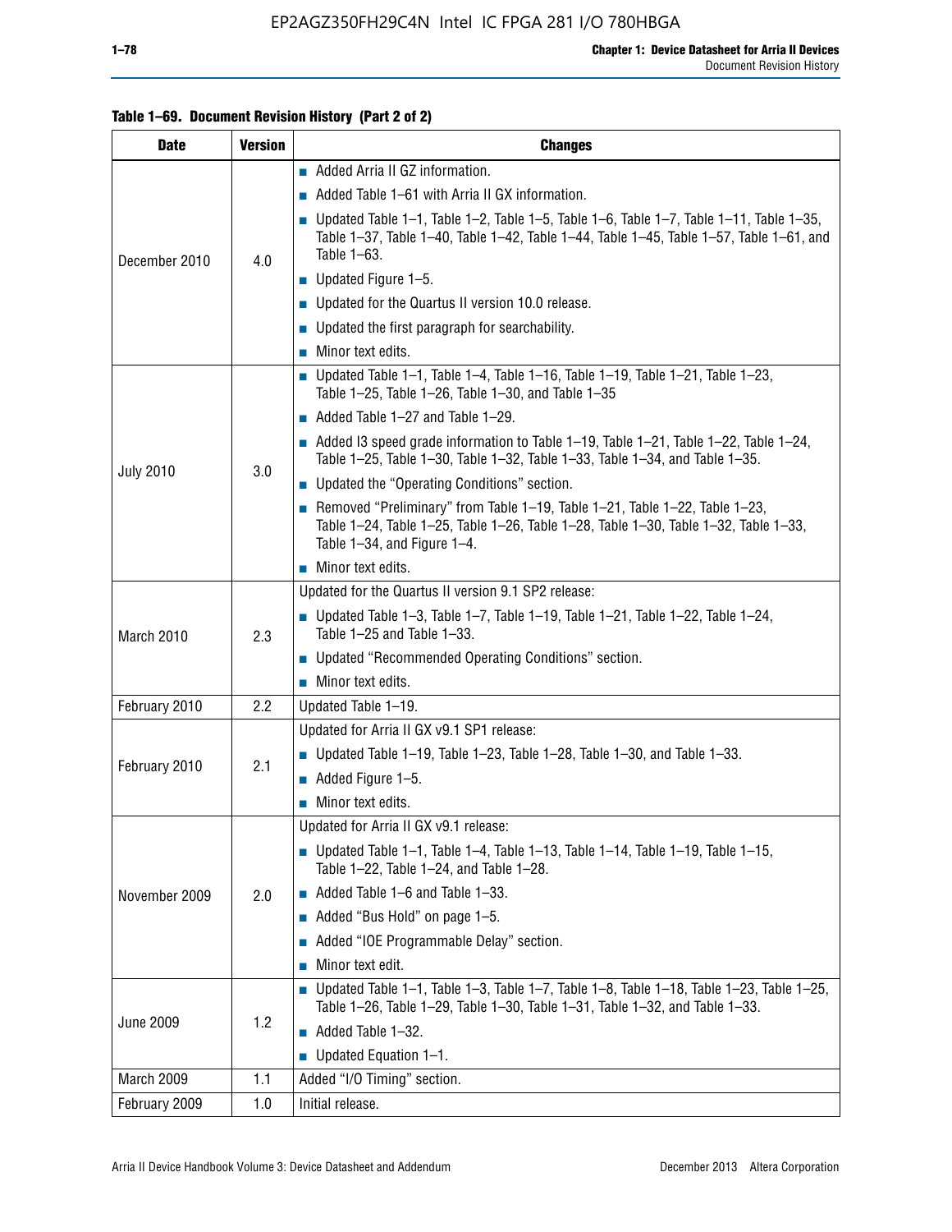**Table 1–69. Document Revision History (Part 2 of 2)**

| Date | Version | Changes |
|---|---|---|
| December 2010 | 4.0 | ■ Added Arria II GZ information.<br>■ Added Table 1–61 with Arria II GX information.<br>■ Updated Table 1–1, Table 1–2, Table 1–5, Table 1–6, Table 1–7, Table 1–11, Table 1–35, Table 1–37, Table 1–40, Table 1–42, Table 1–44, Table 1–45, Table 1–57, Table 1–61, and Table 1–63.<br>■ Updated Figure 1–5.<br>■ Updated for the Quartus II version 10.0 release.<br>■ Updated the first paragraph for searchability.<br>■ Minor text edits. |
| July 2010 | 3.0 | ■ Updated Table 1–1, Table 1–4, Table 1–16, Table 1–19, Table 1–21, Table 1–23, Table 1–25, Table 1–26, Table 1–30, and Table 1–35<br>■ Added Table 1–27 and Table 1–29.<br>■ Added I3 speed grade information to Table 1–19, Table 1–21, Table 1–22, Table 1–24, Table 1–25, Table 1–30, Table 1–32, Table 1–33, Table 1–34, and Table 1–35.<br>■ Updated the "Operating Conditions" section.<br>■ Removed "Preliminary" from Table 1–19, Table 1–21, Table 1–22, Table 1–23, Table 1–24, Table 1–25, Table 1–26, Table 1–28, Table 1–30, Table 1–32, Table 1–33, Table 1–34, and Figure 1–4.<br>■ Minor text edits. |
| March 2010 | 2.3 | Updated for the Quartus II version 9.1 SP2 release:<br>■ Updated Table 1–3, Table 1–7, Table 1–19, Table 1–21, Table 1–22, Table 1–24, Table 1–25 and Table 1–33.<br>■ Updated "Recommended Operating Conditions" section.<br>■ Minor text edits. |
| February 2010 | 2.2 | Updated Table 1–19. |
| February 2010 | 2.1 | Updated for Arria II GX v9.1 SP1 release:<br>■ Updated Table 1–19, Table 1–23, Table 1–28, Table 1–30, and Table 1–33.<br>■ Added Figure 1–5.<br>■ Minor text edits. |
| November 2009 | 2.0 | Updated for Arria II GX v9.1 release:<br>■ Updated Table 1–1, Table 1–4, Table 1–13, Table 1–14, Table 1–19, Table 1–15, Table 1–22, Table 1–24, and Table 1–28.<br>■ Added Table 1–6 and Table 1–33.<br>■ Added "Bus Hold" on page 1–5.<br>■ Added "IOE Programmable Delay" section.<br>■ Minor text edit. |
| June 2009 | 1.2 | ■ Updated Table 1–1, Table 1–3, Table 1–7, Table 1–8, Table 1–18, Table 1–23, Table 1–25, Table 1–26, Table 1–29, Table 1–30, Table 1–31, Table 1–32, and Table 1–33.<br>■ Added Table 1–32.<br>■ Updated Equation 1–1. |
| March 2009 | 1.1 | Added "I/O Timing" section. |
| February 2009 | 1.0 | Initial release. |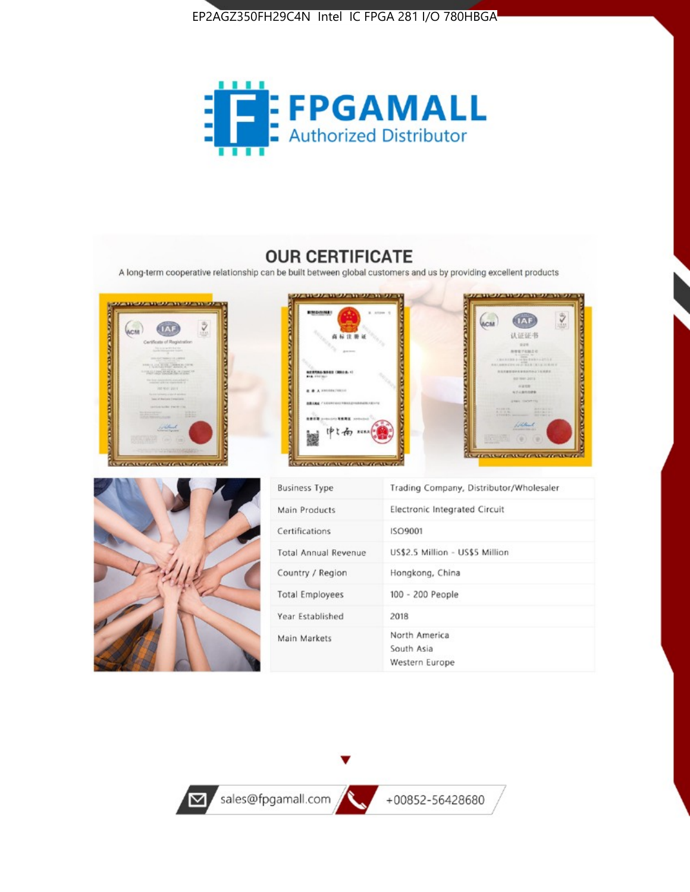FPGAMALL
Authorized Distributor

## OUR CERTIFICATE

A long-term cooperative relationship can be built between global customers and us by providing excellent products

| | |
|---|---|
| Business Type | Trading Company, Distributor/Wholesaler |
| Main Products | Electronic Integrated Circuit |
| Certifications | ISO9001 |
| Total Annual Revenue | US$2.5 Million - US$5 Million |
| Country / Region | Hongkong, China |
| Total Employees | 100 - 200 People |
| Year Established | 2018 |
| Main Markets | North America<br>South Asia<br>Western Europe |

sales@fpgamall.com

+00852-56428680